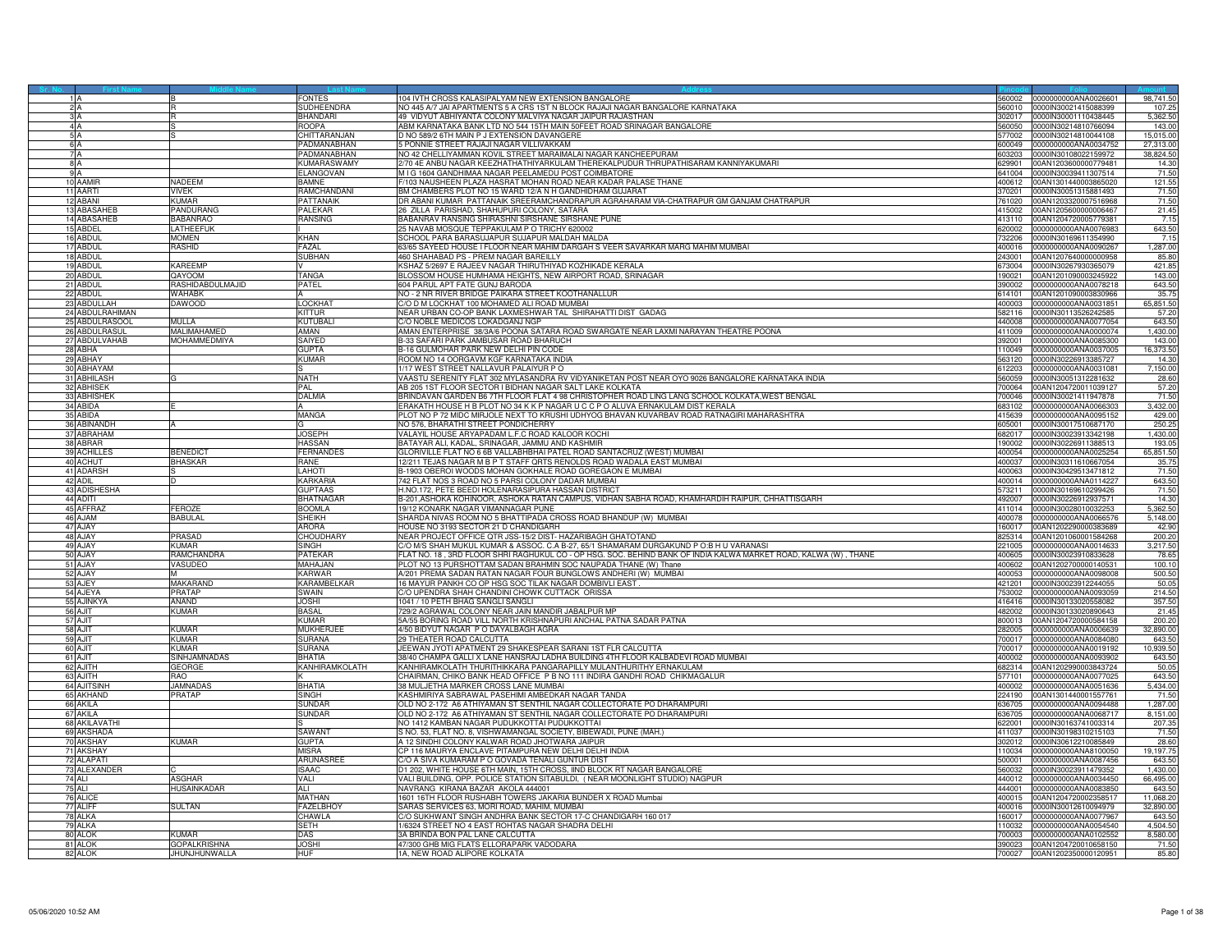| Sr. No. | First Name | Middle Name | Last Name | Address | Pincode | Folio | Amount |
|---|---|---|---|---|---|---|---|
| 1 | A | B | FONTES | 104 IVTH CROSS KALASIPALYAM NEW EXTENSION BANGALORE | 560002 | 0000000000ANA0026601 | 98,741.50 |
| 2 | A | R | SUDHEENDRA | NO 445 A/7 JAI APARTMENTS 5 A CRS 1ST N BLOCK RAJAJI NAGAR BANGALORE KARNATAKA | 560010 | 0000IN30021415088399 | 107.25 |
| 3 | A | R | BHANDARI | 49 VIDYUT ABHIYANTA COLONY MALVIYA NAGAR JAIPUR RAJASTHAN | 302017 | 0000IN30001110438445 | 5,362.50 |
| 4 | A | S | ROOPA | ABM KARNATAKA BANK LTD NO 544 15TH MAIN 50FEET ROAD SRINAGAR BANGALORE | 560050 | 0000IN30214810766094 | 143.00 |
| 5 | A | S | CHITTARANJAN | D NO 589/2 6TH MAIN P J EXTENSION DAVANGERE | 577002 | 0000IN30214810044108 | 15,015.00 |
| 6 | A | | PADMANABHAN | 5 PONNIE STREET RAJAJI NAGAR VILLIVAKKAM | 600049 | 0000000000ANA0034752 | 27,313.00 |
| 7 | A | | PADMANABHAN | NO 42 CHELLIYAMMAN KOVIL STREET MARAIMALAI NAGAR KANCHEEPURAM | 603203 | 0000IN30108022159972 | 38,824.50 |
| 8 | A | | KUMARASWAMY | 2/70 4E ANBU NAGAR KEEZHATHATHIYARKULAM THEREKALPUDUR THRUPATHISARAM KANNIYAKUMARI | 629901 | 00AN1203600000779481 | 14.30 |
| 9 | A | | ELANGOVAN | M I G 1604 GANDHIMAA NAGAR PEELAMEDU POST COIMBATORE | 641004 | 0000IN30039411307514 | 71.50 |
| 10 | AAMIR | NADEEM | BAMNE | F/103 NAUSHEEN PLAZA HASRAT MOHAN ROAD NEAR KADAR PALASE THANE | 400612 | 00AN1301440003865020 | 121.55 |
| 11 | AARTI | VIVEK | RAMCHANDANI | BM CHAMBERS PLOT NO 15 WARD 12/A N H GANDHIDHAM GUJARAT | 370201 | 0000IN30051315881493 | 71.50 |
| 12 | ABANI | KUMAR | PATTANAIK | DR ABANI KUMAR PATTANAIK SREERAMCHANDRAPUR AGRAHARAM VIA-CHATRAPUR GM GANJAM CHATRAPUR | 761020 | 00AN1203320007516968 | 71.50 |
| 13 | ABASAHEB | PANDURANG | PALEKAR | 26 ZILLA PARISHAD, SHAHUPURI COLONY, SATARA | 415002 | 00AN1205600000006467 | 21.45 |
| 14 | ABASAHEB | BABANRAO | RANSING | BABANRAV RANSING SHIRASHNI SIRSHANE SIRSHANE PUNE | 413110 | 00AN1204720005779381 | 7.15 |
| 15 | ABDEL | LATHEEFUK | I | 25 NAVAB MOSQUE TEPPAKULAM P O TRICHY 620002 | 620002 | 0000000000ANA0076983 | 643.50 |
| 16 | ABDUL | MOMEN | KHAN | SCHOOL PARA BARASUJAPUR SUJAPUR MALDAH MALDA | 732206 | 0000IN30169611354990 | 7.15 |
| 17 | ABDUL | RASHID | FAZAL | 63/65 SAYEED HOUSE I FLOOR NEAR MAHIM DARGAH S VEER SAVARKAR MARG MAHIM MUMBAI | 400016 | 0000000000ANA0090267 | 1,287.00 |
| 18 | ABDUL | | SUBHAN | 460 SHAHABAD PS - PREM NAGAR BAREILLY | 243001 | 00AN1207640000000958 | 85.80 |
| 19 | ABDUL | KAREEMP | V | KSHAZ 5/2697 E RAJEEV NAGAR THIRUTHIYAD KOZHIKADE KERALA | 673004 | 0000IN30267930365079 | 421.85 |
| 20 | ABDUL | QAYOOM | TANGA | BLOSSOM HOUSE HUMHAMA HEIGHTS, NEW AIRPORT ROAD, SRINAGAR | 190021 | 00AN1201090003245922 | 143.00 |
| 21 | ABDUL | RASHIDABDULMAJID | PATEL | 604 PARUL APT FATE GUNJ BARODA | 390002 | 0000000000ANA0078218 | 643.50 |
| 22 | ABDUL | WAHABK | A | NO - 2 NR RIVER BRIDGE PAIKARA STREET KOOTHANALLUR | 614101 | 00AN1201090003830966 | 35.75 |
| 23 | ABDULLAH | DAWOOD | LOCKHAT | C/O D M LOCKHAT 100 MOHAMED ALI ROAD MUMBAI | 400003 | 0000000000ANA0031851 | 65,851.50 |
| 24 | ABDULRAHIMAN | | KITTUR | NEAR URBAN CO-OP BANK LAXMESHWAR TAL SHIRAHATTI DIST GADAG | 582116 | 0000IN30113526242585 | 57.20 |
| 25 | ABDULRASOOL | MULLA | KUTUBALI | C/O NOBLE MEDICOS LOKADGANJ NGP | 440008 | 0000000000ANA0077054 | 643.50 |
| 26 | ABDULRASUL | MALIMAHAMED | AMAN | AMAN ENTERPRISE 38/3A/6 POONA SATARA ROAD SWARGATE NEAR LAXMI NARAYAN THEATRE POONA | 411009 | 0000000000ANA0000074 | 1,430.00 |
| 27 | ABDULVAHAB | MOHAMMEDMIYA | SAIYED | B-33 SAFARI PARK JAMBUSAR ROAD BHARUCH | 392001 | 0000000000ANA0085300 | 143.00 |
| 28 | ABHA | | GUPTA | B-16 GULMOHAR PARK NEW DELHI PIN CODE | 110049 | 0000000000ANA0037005 | 16,373.50 |
| 29 | ABHAY | | KUMAR | ROOM NO 14 OORGAVM KGF KARNATAKA INDIA | 563120 | 0000IN30226913385727 | 14.30 |
| 30 | ABHAYAM | | S | 1/17 WEST STREET NALLAVUR PALAIYUR P O | 612203 | 0000000000ANA0031081 | 7,150.00 |
| 31 | ABHILASH | G | NATH | VAASTU SERENITY FLAT 302 MYLASANDRA RV VIDYANIKETAN POST NEAR OYO 9026 BANGALORE KARNATAKA INDIA | 560059 | 0000IN30051312281632 | 28.60 |
| 32 | ABHISEK | | PAL | AB 205 1ST FLOOR SECTOR I BIDHAN NAGAR SALT LAKE KOLKATA | 700064 | 00AN1204720011039127 | 57.20 |
| 33 | ABHISHEK | | DALMIA | BRINDAVAN GARDEN B6 7TH FLOOR FLAT 4 98 CHRISTOPHER ROAD LING LANG SCHOOL KOLKATA,WEST BENGAL | 700046 | 0000IN30021411947878 | 71.50 |
| 34 | ABIDA | E | A | ERAKATH HOUSE H B PLOT NO 34 K K P NAGAR U C C P O ALUVA ERNAKULAM DIST KERALA | 683102 | 0000000000ANA0066303 | 3,432.00 |
| 35 | ABIDA | | MANGA | PLOT NO P 72 MIDC MIRJOLE NEXT TO KRUSHI UDHYOG BHAVAN KUVARBAV ROAD RATNAGIRI MAHARASHTRA | 415639 | 0000000000ANA0095152 | 429.00 |
| 36 | ABINANDH | A | G | NO 576, BHARATHI STREET PONDICHERRY | 605001 | 0000IN30017510687170 | 250.25 |
| 37 | ABRAHAM | | JOSEPH | VALAYIL HOUSE ARYAPADAM L.F.C ROAD KALOOR KOCHI | 682017 | 0000IN30023913342198 | 1,430.00 |
| 38 | ABRAR | | HASSAN | BATAYAR ALI, KADAL, SRINAGAR, JAMMU AND KASHMIR | 190002 | 0000IN30226911388513 | 193.05 |
| 39 | ACHILLES | BENEDICT | FERNANDES | GLORIVILLE FLAT NO 6 6B VALLABHBHAI PATEL ROAD SANTACRUZ (WEST) MUMBAI | 400054 | 0000000000ANA0025254 | 65,851.50 |
| 40 | ACHUT | BHASKAR | RANE | 12/211 TEJAS NAGAR M B P T STAFF QRTS RENOLDS ROAD WADALA EAST MUMBAI | 400037 | 0000IN30311610667054 | 35.75 |
| 41 | ADARSH | S | LAHOTI | B-1903 OBEROI WOODS MOHAN GOKHALE ROAD GOREGAON E MUMBAI | 400063 | 0000IN30429513471812 | 71.50 |
| 42 | ADIL | D | KARKARIA | 742 FLAT NOS 3 ROAD NO 5 PARSI COLONY DADAR MUMBAI | 400014 | 0000000000ANA0114227 | 643.50 |
| 43 | ADISHESHA | | GUPTAAS | H.NO.172, PETE BEEDI HOLENARASIPURA HASSAN DISTRICT | 573211 | 0000IN30169610299426 | 71.50 |
| 44 | ADITI | | BHATNAGAR | B-201,ASHOKA KOHINOOR, ASHOKA RATAN CAMPUS, VIDHAN SABHA ROAD, KHAMHARDIH RAIPUR, CHHATTISGARH | 492007 | 0000IN30226912937571 | 14.30 |
| 45 | AFFRAZ | FEROZE | BOOMLA | 19/12 KONARK NAGAR VIMANNAGAR PUNE | 411014 | 0000IN30028010032253 | 5,362.50 |
| 46 | AJAM | BABULAL | SHEIKH | SHARDA NIVAS ROOM NO 5 BHATTIPADA CROSS ROAD BHANDUP (W) MUMBAI | 400078 | 0000000000ANA0066576 | 5,148.00 |
| 47 | AJAY | | ARORA | HOUSE NO 3193 SECTOR 21 D CHANDIGARH | 160017 | 00AN1202990000383689 | 42.90 |
| 48 | AJAY | PRASAD | CHOUDHARY | NEAR PROJECT OFFICE QTR JSS-15/2 DIST- HAZARIBAGH GHATOTAND | 825314 | 00AN1201060001584268 | 200.20 |
| 49 | AJAY | KUMAR | SINGH | C/O M/S SHAH MUKUL KUMAR & ASSOC. C.A B-27, 65/1 SHAMARAM DURGAKUND P O:B H U VARANASI | 221005 | 0000000000ANA0014633 | 3,217.50 |
| 50 | AJAY | RAMCHANDRA | PATEKAR | FLAT NO. 18 , 3RD FLOOR SHRI RAGHUKUL CO - OP HSG. SOC. BEHIND BANK OF INDIA KALWA MARKET ROAD, KALWA (W) , THANE | 400605 | 0000IN30023910833628 | 78.65 |
| 51 | AJAY | VASUDEO | MAHAJAN | PLOT NO 13 PURSHOTTAM SADAN BRAHMIN SOC NAUPADA THANE (W) Thane | 400602 | 00AN1202700000140531 | 100.10 |
| 52 | AJAY | M | KARWAR | A/201 PREMA SADAN RATAN NAGAR FOUR BUNGLOWS ANDHERI (W) MUMBAI | 400053 | 0000000000ANA0098008 | 500.50 |
| 53 | AJEY | MAKARAND | KARAMBELKAR | 16 MAYUR PANKH CO OP HSG SOC TILAK NAGAR DOMBIVLI EAST . | 421201 | 0000IN30023912244055 | 50.05 |
| 54 | AJEYA | PRATAP | SWAIN | C/O UPENDRA SHAH CHANDINI CHOWK CUTTACK ORISSA | 753002 | 0000000000ANA0093059 | 214.50 |
| 55 | AJINKYA | ANAND | JOSHI | 1041 / 10 PETH BHAG SANGLI SANGLI | 416416 | 0000IN30133020558082 | 357.50 |
| 56 | AJIT | KUMAR | BASAL | 729/2 AGRAWAL COLONY NEAR JAIN MANDIR JABALPUR MP | 482002 | 0000IN30133020890643 | 21.45 |
| 57 | AJIT | | KUMAR | 5A/55 BORING ROAD VILL NORTH KRISHNAPURI ANCHAL PATNA SADAR PATNA | 800013 | 00AN1204720000584158 | 200.20 |
| 58 | AJIT | KUMAR | MUKHERJEE | 4/50 BIDYUT NAGAR P O DAYALBAGH AGRA | 282005 | 0000000000ANA0006639 | 32,890.00 |
| 59 | AJIT | KUMAR | SURANA | 29 THEATER ROAD CALCUTTA | 700017 | 0000000000ANA0084080 | 643.50 |
| 60 | AJIT | KUMAR | SURANA | JEEWAN JYOTI APATMENT 29 SHAKESPEAR SARANI 1ST FLR CALCUTTA | 700017 | 0000000000ANA0019192 | 10,939.50 |
| 61 | AJIT | SINHJAMNADAS | BHATIA | 38/40 CHAMPA GALLI X LANE HANSRAJ LADHA BUILDING 4TH FLOOR KALBADEVI ROAD MUMBAI | 400002 | 0000000000ANA0093902 | 643.50 |
| 62 | AJITH | GEORGE | KANHIRAMKOLATH | KANHIRAMKOLATH THURITHIKKARA PANGARAPILLY MULANTHURITHY ERNAKULAM | 682314 | 00AN1202990003843724 | 50.05 |
| 63 | AJITH | RAO | K | CHAIRMAN, CHIKO BANK HEAD OFFICE P B NO 111 INDIRA GANDHI ROAD CHIKMAGALUR | 577101 | 0000000000ANA0077025 | 643.50 |
| 64 | AJITSINH | JAMNADAS | BHATIA | 38 MULJETHA MARKER CROSS LANE MUMBAI | 400002 | 0000000000ANA0051636 | 5,434.00 |
| 65 | AKHAND | PRATAP | SINGH | KASHMIRIYA SABRAWAL PASEHIMI AMBEDKAR NAGAR TANDA | 224190 | 00AN1301440001557761 | 71.50 |
| 66 | AKILA | | SUNDAR | OLD NO 2-172 A6 ATHIYAMAN ST SENTHIL NAGAR COLLECTORATE PO DHARAMPURI | 636705 | 0000000000ANA0094488 | 1,287.00 |
| 67 | AKILA | | SUNDAR | OLD NO 2-172 A6 ATHIYAMAN ST SENTHIL NAGAR COLLECTORATE PO DHARAMPURI | 636705 | 0000000000ANA0068717 | 8,151.00 |
| 68 | AKILAVATHI | | S | NO 1412 KAMBAN NAGAR PUDUKKOTTAI PUDUKKOTTAI | 622001 | 0000IN30163741003314 | 207.35 |
| 69 | AKSHADA | | SAWANT | S NO. 53, FLAT NO. 8, VISHWAMANGAL SOCIETY, BIBEWADI, PUNE (MAH.) | 411037 | 0000IN30198310215103 | 71.50 |
| 70 | AKSHAY | KUMAR | GUPTA | A 12 SINDHI COLONY KALWAR ROAD JHOTWARA JAIPUR | 302012 | 0000IN30612210085849 | 28.60 |
| 71 | AKSHAY | | MISRA | CP 116 MAURYA ENCLAVE PITAMPURA NEW DELHI DELHI INDIA | 110034 | 0000000000ANA8100050 | 19,197.75 |
| 72 | ALAPATI | | ARUNASREE | C/O A SIVA KUMARAM P O GOVADA TENALI GUNTUR DIST | 500001 | 0000000000ANA0087456 | 643.50 |
| 73 | ALEXANDER | C | ISAAC | D1 202, WHITE HOUSE 6TH MAIN, 15TH CROSS, IIND BLOCK RT NAGAR BANGALORE | 560032 | 0000IN30023911479352 | 1,430.00 |
| 74 | ALI | ASGHAR | VALI | VALI BUILDING, OPP. POLICE STATION SITABULDI, ( NEAR MOONLIGHT STUDIO) NAGPUR | 440012 | 0000000000ANA0034450 | 66,495.00 |
| 75 | ALI | HUSAINKADAR | ALI | NAVRANG KIRANA BAZAR AKOLA 444001 | 444001 | 0000000000ANA0083850 | 643.50 |
| 76 | ALICE | | MATHAN | 1601 16TH FLOOR RUSHABH TOWERS JAKARIA BUNDER X ROAD Mumbai | 400015 | 00AN1204720002358517 | 11,068.20 |
| 77 | ALIFF | SULTAN | FAZELBHOY | SARAS SERVICES 63, MORI ROAD, MAHIM, MUMBAI | 400016 | 0000IN30012610094979 | 32,890.00 |
| 78 | ALKA | | CHAWLA | C/O SUKHWANT SINGH ANDHRA BANK SECTOR 17-C CHANDIGARH 160 017 | 160017 | 0000000000ANA0077967 | 643.50 |
| 79 | ALKA | | SETH | 1/6324 STREET NO 4 EAST ROHTAS NAGAR SHADRA DELHI | 110032 | 0000000000ANA0054540 | 4,504.50 |
| 80 | ALOK | KUMAR | DAS | 3A BRINDA BON PAL LANE CALCUTTA | 700003 | 0000000000ANA0102552 | 8,580.00 |
| 81 | ALOK | GOPALKRISHNA | JOSHI | 47/300 GHB MIG FLATS ELLORAPARK VADODARA | 390023 | 00AN1204720010658150 | 71.50 |
| 82 | ALOK | JHUNJHUNWALLA | HUF | 1A, NEW ROAD ALIPORE KOLKATA | 700027 | 00AN1202350000120951 | 85.80 |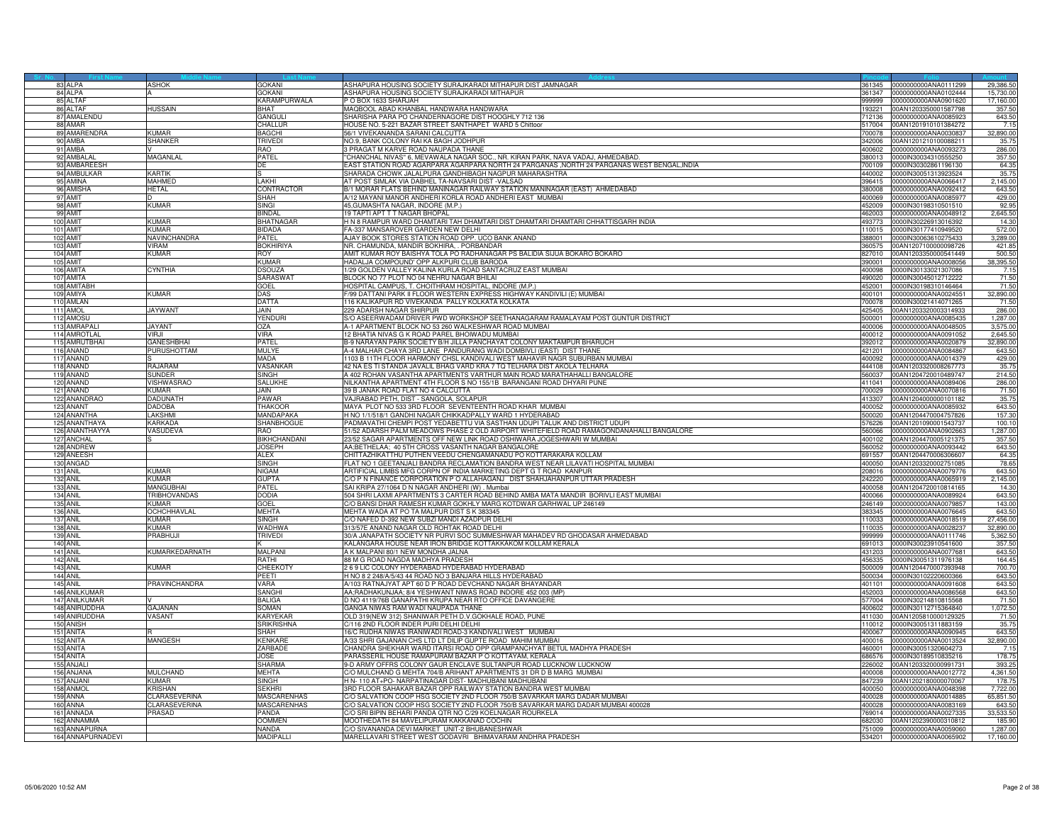| Sr. No. | First Name | Middle Name | Last Name | Address | Pincode | Folio | Amount |
|---|---|---|---|---|---|---|---|
| 83 | ALPA | ASHOK | GOKANI | ASHAPURA HOUSING SOCIETY SURAJKARADI MITHAPUR DIST JAMNAGAR | 361345 | 0000000000ANA0111299 | 29,386.50 |
| 84 | ALPA | A | GOKANI | ASHAPURA HOUSING SOCIETY SURAJKARADI MITHAPUR | 361347 | 0000000000ANA0102444 | 15,730.00 |
| 85 | ALTAF | | KARAMPURWALA | P O BOX 1633 SHARJAH | 999999 | 0000000000ANA0901620 | 17,160.00 |
| 86 | ALTAF | HUSSAIN | BHAT | MAQBOOL ABAD KHANBAL HANDWARA HANDWARA | 193221 | 00AN1203350001587798 | 357.50 |
| 87 | AMALENDU | | GANGULI | SHARISHA PARA PO CHANDERNAGORE DIST HOOGHLY 712 136 | 712136 | 0000000000ANA0085923 | 643.50 |
| 88 | AMAR | | CHALLUR | HOUSE NO. 5-221 BAZAR STREET SANTHAPET WARD 5 Chittoor | 517004 | 00AN1201910101384272 | 7.15 |
| 89 | AMARENDRA | KUMAR | BAGCHI | 56/1 VIVEKANANDA SARANI CALCUTTA | 700078 | 0000000000ANA0030837 | 32,890.00 |
| 90 | AMBA | SHANKER | TRIVEDI | NO.9, BANK COLONY RAI KA BAGH JODHPUR | 342006 | 00AN1201210100088211 | 35.75 |
| 91 | AMBA | V | RAO | 3 PRAGAT M KARVE ROAD NAUPADA THANE | 400602 | 0000000000ANA0093273 | 286.00 |
| 92 | AMBALAL | MAGANLAL | PATEL | "CHANCHAL NIVAS" 6, MEVAWALA NAGAR SOC., NR. KIRAN PARK, NAVA VADAJ, AHMEDABAD. | 380013 | 0000IN30034310555250 | 357.50 |
| 93 | AMBAREESH | | DE | EAST STATION ROAD AGARPARA AGARPARA NORTH 24 PARGANAS ,NORTH 24 PARGANAS WEST BENGAL,INDIA | 700109 | 0000IN30302861196130 | 64.35 |
| 94 | AMBULKAR | KARTIK | S | SHARADA CHOWK JALALPURA GANDHIBAGH NAGPUR MAHARASHTRA | 440002 | 0000IN30051313923524 | 35.75 |
| 95 | AMINA | MAHMED | LAKHI | AT POST SIMLAK VIA DABHEL TA-NAVSARI DIST -VALSAD | 396415 | 0000000000ANA0066417 | 2,145.00 |
| 96 | AMISHA | HETAL | CONTRACTOR | B/1 MORAR FLATS BEHIND MANINAGAR RAILWAY STATION MANINAGAR (EAST) AHMEDABAD | 380008 | 0000000000ANA0092412 | 643.50 |
| 97 | AMIT | D | SHAH | A/12 MAYANI MANOR ANDHERI KORLA ROAD ANDHERI EAST MUMBAI | 400069 | 0000000000ANA0085977 | 429.00 |
| 98 | AMIT | KUMAR | SINGI | 45,GUMASHTA NAGAR, INDORE (M.P.) | 452009 | 0000IN30198310501510 | 92.95 |
| 99 | AMIT | | BINDAL | 19 TAPTI APT T T NAGAR BHOPAL | 462003 | 0000000000ANA0048912 | 2,645.50 |
| 100 | AMIT | KUMAR | BHATNAGAR | H N 8 RAMPUR WARD DHAMTARI TAH DHAMTARI DIST DHAMTARI DHAMTARI CHHATTISGARH INDIA | 493773 | 0000IN30226913016392 | 14.30 |
| 101 | AMIT | KUMAR | BIDADA | FA-337 MANSAROVER GARDEN NEW DELHI | 110015 | 0000IN30177410949520 | 572.00 |
| 102 | AMIT | NAVINCHANDRA | PATEL | AJAY BOOK STORES STATION ROAD OPP. UCO BANK ANAND | 388001 | 0000IN30063610275433 | 3,289.00 |
| 103 | AMIT | VIRAM | BOKHIRIYA | NR. CHAMUNDA, MANDIR BOKHIRA, . PORBANDAR | 360575 | 00AN1207100000098726 | 421.85 |
| 104 | AMIT | KUMAR | ROY | AMIT KUMAR ROY BAISHYA TOLA PO RADHANAGAR PS BALIDIA SIJUA BOKARO BOKARO | 827010 | 00AN1203350000541449 | 500.50 |
| 105 | AMIT | | KUMAR | HADALJA COMPOUND' OPP ALKPURI CLUB BARODA | 390001 | 0000000000ANA0008056 | 38,395.50 |
| 106 | AMITA | CYNTHIA | DSOUZA | 1/29 GOLDEN VALLEY KALINA KURLA ROAD SANTACRUZ EAST MUMBAI | 400098 | 0000IN30133021307086 | 7.15 |
| 107 | AMITA | | SARASWAT | BLOCK NO 77 PLOT NO 04 NEHRU NAGAR BHILAI | 490020 | 0000IN30045012712222 | 71.50 |
| 108 | AMITABH | | GOEL | HOSPITAL CAMPUS, T. CHOITHRAM HOSPITAL, INDORE (M.P.) | 452001 | 0000IN30198310146464 | 71.50 |
| 109 | AMIYA | KUMAR | DAS | F/99 DATTANI PARK II FLOOR WESTERN EXPRESS HIGHWAY KANDIVILI (E) MUMBAI | 400101 | 0000000000ANA0024551 | 32,890.00 |
| 110 | AMLAN | | DATTA | 116 KALIKAPUR RD VIVEKANDA PALLY KOLKATA KOLKATA | 700078 | 0000IN30021414071265 | 71.50 |
| 111 | AMOL | JAYWANT | JAIN | 229 ADARSH NAGAR SHIRPUR | 425405 | 00AN1203320003314933 | 286.00 |
| 112 | AMOSU | | YENDURI | S/O ASEERWADAM DRIVER PWD WORKSHOP SEETHANAGARAM RAMALAYAM POST GUNTUR DISTRICT | 500001 | 0000000000ANA0085435 | 1,287.00 |
| 113 | AMRAPALI | JAYANT | OZA | A-1 APARTMENT BLOCK NO 53 260 WALKESHWAR ROAD MUMBAI | 400006 | 0000000000ANA0048505 | 3,575.00 |
| 114 | AMROTLAL | VIRJI | VIRA | 12 BHATIA NIVAS G K ROAD PAREL BHOIWADU MUMBAI | 400012 | 0000000000ANA0091052 | 2,645.50 |
| 115 | AMRUTBHAI | GANESHBHAI | PATEL | B-9 NARAYAN PARK SOCIETY B/H JILLA PANCHAYAT COLONY MAKTAMPUR BHARUCH | 392012 | 0000000000ANA0020879 | 32,890.00 |
| 116 | ANAND | PURUSHOTTAM | MULYE | A-4 MALHAR CHAYA 3RD LANE PANDURANG WADI DOMBIVLI (EAST) DIST THANE | 421201 | 0000000000ANA0084867 | 643.50 |
| 117 | ANAND | S | MADA | 1103 B 11TH FLOOR HARMONY CHSL KANDIVALI WEST MAHAVIR NAGR SUBURBAN MUMBAI | 400092 | 0000000000ANA0014379 | 429.00 |
| 118 | ANAND | RAJARAM | VASANKAR | 42 NA ES TI STANDA JAVALIL BHAG VARD KRA 7 TQ TELHARA DIST AKOLA TELHARA | 444108 | 00AN1203320008267773 | 35.75 |
| 119 | ANAND | SUNDER | SINGH | A 402 ROHAN VASANTHA APARTMENTS VARTHUR MAIN ROAD MARATHAHALLI BANGALORE | 560037 | 00AN1204720010489747 | 214.50 |
| 120 | ANAND | VISHWASRAO | SALUKHE | NILKANTHA APARTMENT 4TH FLOOR S NO 155/1B BARANGANI ROAD DHYARI PUNE | 411041 | 0000000000ANA0089406 | 286.00 |
| 121 | ANAND | KUMAR | JAIN | 39 B JANAK ROAD FLAT NO 4 CALCUTTA | 700029 | 0000000000ANA0070816 | 71.50 |
| 122 | ANANDRAO | DADUNATH | PAWAR | VAJRABAD PETH, DIST - SANGOLA, SOLAPUR | 413307 | 00AN1204000000101182 | 35.75 |
| 123 | ANANT | DADOBA | THAKOOR | MAYA PLOT NO 533 3RD FLOOR SEVENTEENTH ROAD KHAR MUMBAI | 400052 | 0000000000ANA0085932 | 643.50 |
| 124 | ANANTHA | LAKSHMI | MANDAPAKA | H NO 1/1/518/1 GANDHI NAGAR CHIKKADPALLY WARD 1 HYDERABAD | 500020 | 00AN1204470004757826 | 157.30 |
| 125 | ANANTHAYA | KARKADA | SHANBHOGUE | PADMAVATHI CHEMPI POST YEDABETTU VIA SASTHAN UDUPI TALUK AND DISTRICT UDUPI | 576226 | 00AN1201090001543737 | 100.10 |
| 126 | ANANTHAYYA | VASUDEVA | RAO | 51/52 ADARSH PALM MEADOWS PHASE 2 OLD AIRPORT WHITEFIELD ROAD RAMAGONDANAHALLI BANGALORE | 560066 | 0000000000ANA0902663 | 1,287.00 |
| 127 | ANCHAL | S | BIKHCHANDANI | 23/52 SAGAR APARTMENTS OFF NEW LINK ROAD OSHIWARA JOGESHWARI W MUMBAI | 400102 | 00AN1204470005121375 | 357.50 |
| 128 | ANDREW | | JOSEPH | AA;BETHELAA; 40 5TH CROSS VASANTH NAGAR BANGALORE | 560052 | 0000000000ANA0093442 | 643.50 |
| 129 | ANEESH | | ALEX | CHITTAZHIKATTHU PUTHEN VEEDU CHENGAMANADU PO KOTTARAKARA KOLLAM | 691557 | 00AN1204470006306607 | 64.35 |
| 130 | ANGAD | | SINGH | FLAT NO 1 GEETANJALI BANDRA RECLAMATION BANDRA WEST NEAR LILAVATI HOSPITAL MUMBAI | 400050 | 00AN1203320002751085 | 78.65 |
| 131 | ANIL | KUMAR | NIGAM | ARTIFICIAL LIMBS MFG CORPN OF INDIA MARKETING DEPT G T ROAD KANPUR | 208016 | 0000000000ANA0079776 | 643.50 |
| 132 | ANIL | KUMAR | GUPTA | C/O P N FINANCE CORPORATION P O ALLAHAGANJ DIST SHAHJAHANPUR UTTAR PRADESH | 242220 | 0000000000ANA0065919 | 2,145.00 |
| 133 | ANIL | MANGUBHAI | PATEL | SAI KRIPA 27/1064 D N NAGAR ANDHERI (W) . Mumbai | 400058 | 00AN1204720010814165 | 14.30 |
| 134 | ANIL | TRIBHOVANDAS | DODIA | 504 SHRI LAXMI APARTMENTS 3 CARTER ROAD BEHIND AMBA MATA MANDIR BORIVLI EAST MUMBAI | 400066 | 0000000000ANA0089924 | 643.50 |
| 135 | ANIL | KUMAR | GOEL | C/O BANSI DHAR RAMESH KUMAR GOKHLY MARG KOTDWAR GARHWAL UP 246149 | 246149 | 0000000000ANA0079857 | 143.00 |
| 136 | ANIL | OCHCHHAVLAL | MEHTA | MEHTA WADA AT PO TA MALPUR DIST S K 383345 | 383345 | 0000000000ANA0076645 | 643.50 |
| 137 | ANIL | KUMAR | SINGH | C/O NAFED D-392 NEW SUBZI MANDI AZADPUR DELHI | 110033 | 0000000000ANA0018519 | 27,456.00 |
| 138 | ANIL | KUMAR | WADHWA | 313/57E ANAND NAGAR OLD ROHTAK ROAD DELHI | 110035 | 0000000000ANA0028237 | 32,890.00 |
| 139 | ANIL | PRABHUJI | TRIVEDI | 30/A JANAPATH SOCIETY NR PURVI SOC SUMMESHWAR MAHADEV RD GHODASAR AHMEDABAD | 999999 | 0000000000ANA0111746 | 5,362.50 |
| 140 | ANIL | | K | KALANGARA HOUSE NEAR IRON BRIDGE KOTTAKKAKOM KOLLAM KERALA | 691013 | 0000IN30023910541600 | 357.50 |
| 141 | ANIL | KUMARKEDARNATH | MALPANI | A K MALPANI 80/1 NEW MONDHA JALNA | 431203 | 0000000000ANA0077681 | 643.50 |
| 142 | ANIL | | RATHI | 88 M G ROAD NAGDA MADHYA PRADESH | 456335 | 0000IN30051311976138 | 164.45 |
| 143 | ANIL | KUMAR | CHEEKOTY | 2 6 9 LIC COLONY HYDERABAD HYDERABAD HYDERABAD | 500009 | 00AN1204470007393948 | 700.70 |
| 144 | ANIL | | PEETI | H NO 8 2 248/A/5/43 44 ROAD NO 3 BANJARA HILLS HYDERABAD | 500034 | 0000IN30102220600366 | 643.50 |
| 145 | ANIL | PRAVINCHANDRA | VARA | A/103 RATNAJYAT APT 60 D P ROAD DEVCHAND NAGAR BHAYANDAR | 401101 | 0000000000ANA0091608 | 643.50 |
| 146 | ANILKUMAR | | SANGHI | AA;RADHAKUNJAA; 8/4 YESHWANT NIWAS ROAD INDORE 452 003 (MP) | 452003 | 0000000000ANA0086568 | 643.50 |
| 147 | ANILKUMAR | | BALIGA | D NO 4119/76B GANAPATHI KRUPA NEAR RTO OFFICE DAVANGERE | 577004 | 0000IN30214810815568 | 71.50 |
| 148 | ANIRUDDHA | GAJANAN | SOMAN | GANGA NIWAS RAM WADI NAUPADA THANE | 400602 | 0000IN30112715364840 | 1,072.50 |
| 149 | ANIRUDDHA | VASANT | KARYEKAR | OLD 319(NEW 312) SHANIWAR PETH D.V.GOKHALE ROAD, PUNE | 411030 | 00AN1205810000129325 | 71.50 |
| 150 | ANISH | | SRIKRISHNA | C/116 2ND FLOOR INDER PURI DELHI DELHI | 110012 | 0000IN30051311883159 | 35.75 |
| 151 | ANITA | R | SHAH | 16/C RUDHA NIWAS IRANIWADI ROAD-3 KANDIVALI WEST MUMBAI | 400067 | 0000000000ANA0090945 | 643.50 |
| 152 | ANITA | MANGESH | KENKARE | A/33 SHRI GAJANAN CHS LTD LT DILIP GUPTE ROAD MAHIM MUMBAI | 400016 | 0000000000ANA0013524 | 32,890.00 |
| 153 | ANITA | | ZARBADE | CHANDRA SHEKHAR WARD ITARSI ROAD OPP GRAMPANCHYAT BETUL MADHYA PRADESH | 460001 | 0000IN30051320604273 | 7.15 |
| 154 | ANITA | | JOSE | PARASSERIL HOUSE RAMAPURAM BAZAR P O KOTTAYAM, KERALA | 686576 | 0000IN30189510835216 | 178.75 |
| 155 | ANJALI | | SHARMA | 9-D ARMY OFFRS COLONY GAUR ENCLAVE SULTANPUR ROAD LUCKNOW LUCKNOW | 226002 | 00AN1203320000991731 | 393.25 |
| 156 | ANJANA | MULCHAND | MEHTA | C/O MULCHAND G MEHTA 704/B ARIHANT APARTMENTS 31 DR D B MARG MUMBAI | 400008 | 0000000000ANA0012772 | 4,361.50 |
| 157 | ANJANI | KUMAR | SINGH | H N- 110 AT+PO- NARPATINAGAR DIST- MADHUBANI MADHUBANI | 847239 | 00AN1202180000070067 | 178.75 |
| 158 | ANMOL | KRISHAN | SEKHRI | 3RD FLOOR SAHAKAR BAZAR OPP RAILWAY STATION BANDRA WEST MUMBAI | 400050 | 0000000000ANA0048398 | 7,722.00 |
| 159 | ANNA | CLARASEVERINA | MASCARENHAS | C/O SALVATION COOP HSG SOCIETY 2ND FLOOR 750/B SAVARKAR MARG DADAR MUMBAI | 400028 | 0000000000ANA0014885 | 65,851.50 |
| 160 | ANNA | CLARASEVERINA | MASCARENHAS | C/O SALVATION COOP HSG SOCIETY 2ND FLOOR 750/B SAVARKAR MARG DADAR MUMBAI 400028 | 400028 | 0000000000ANA0083169 | 643.50 |
| 161 | ANNADA | PRASAD | PANDA | C/O SRI BIPIN BEHARI PANDA QTR NO C/29 KOELNAGAR ROURKELA | 769014 | 0000000000ANA0027335 | 33,533.50 |
| 162 | ANNAMMA | | OOMMEN | MOOTHEDATH 84 MAVELIPURAM KAKKANAD COCHIN | 682030 | 00AN1202390000310812 | 185.90 |
| 163 | ANNAPURNA | | NANDA | C/O SIVANANDA DEVI MARKET UNIT-2 BHUBANESHWAR | 751009 | 0000000000ANA0059060 | 1,287.00 |
| 164 | ANNAPURNADEVI | | MADIPALLI | MARELLAVARI STREET WEST GODAVRI BHIMAVARAM ANDHRA PRADESH | 534201 | 0000000000ANA0065902 | 17,160.00 |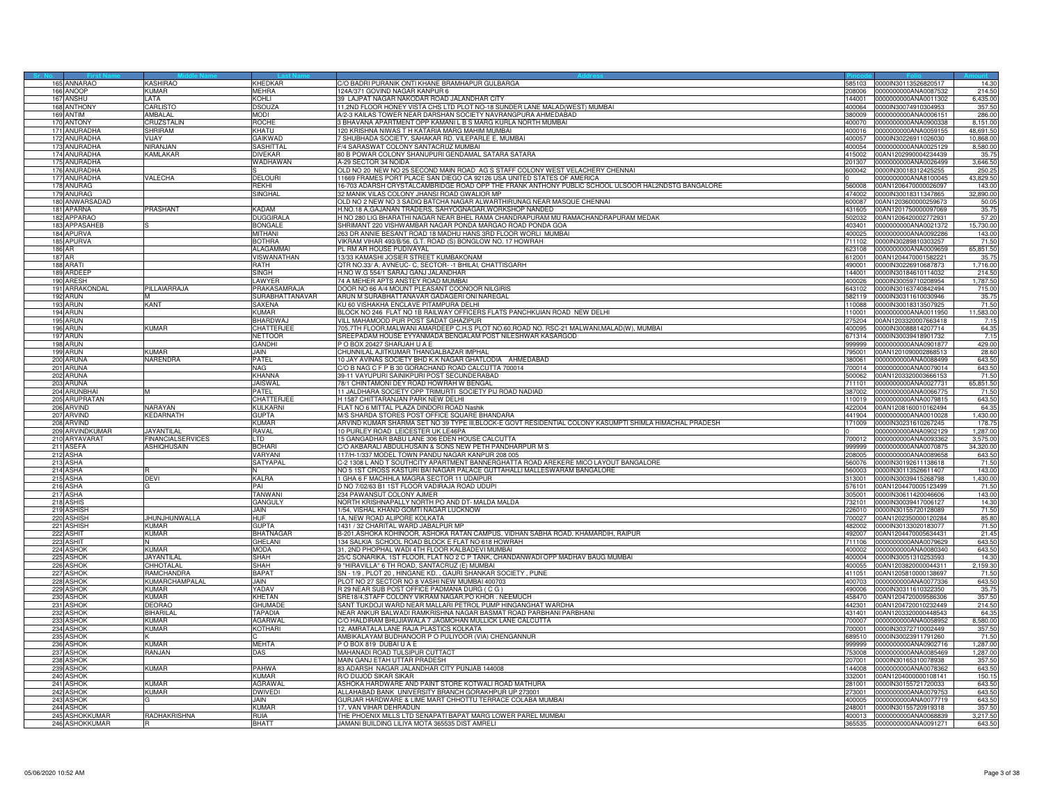| Sr. No. | First Name | Middle Name | Last Name | Address | Pincode | Folio | Amount |
|---|---|---|---|---|---|---|---|
| 165 | ANNARAO | KASHIRAO | KHEDKAR | C/O BADRI PURANIK ONTI KHANE BRAMHAPUR GULBARGA | 585103 | 0000IN30113526820517 | 14.30 |
| 166 | ANOOP | KUMAR | MEHRA | 124A/371 GOVIND NAGAR KANPUR 6 | 208006 | 0000000000ANA0087532 | 214.50 |
| 167 | ANSHU | LATA | KOHLI | 39 LAJPAT NAGAR NAKODAR ROAD JALANDHAR CITY | 144001 | 0000000000ANA0011302 | 6,435.00 |
| 168 | ANTHONY | CARLISTO | DSOUZA | 11,2ND FLOOR HONEY VISTA CHS LTD PLOT NO-18 SUNDER LANE MALAD(WEST) MUMBAI | 400064 | 0000IN30074910304953 | 357.50 |
| 169 | ANTIM | AMBALAL | MODI | A/2-3 KAILAS TOWER NEAR DARSHAN SOCIETY NAVRANGPURA AHMEDABAD | 380009 | 0000000000ANA0006151 | 286.00 |
| 170 | ANTONY | CRUZSTALIN | ROCHE | 3 BHAVANA APARTMENT OPP KAMANI L B S MARG KURLA NORTH MUMBAI | 400070 | 0000000000ANA0900338 | 8,151.00 |
| 171 | ANURADHA | SHRIRAM | KHATU | 120 KRISHNA NIWAS T H KATARIA MARG MAHIM MUMBAI | 400016 | 0000000000ANA0059155 | 48,691.50 |
| 172 | ANURADHA | VIJAY | GAIKWAD | 7 SHUBHADA SOCIETY, SAHAKAR RD, VILEPARLE E, MUMBAI | 400057 | 0000IN30226911026030 | 10,868.00 |
| 173 | ANURADHA | NIRANJAN | SASHITTAL | F/4 SARASWAT COLONY SANTACRUZ MUMBAI | 400054 | 0000000000ANA0025129 | 8,580.00 |
| 174 | ANURADHA | KAMLAKAR | DIVEKAR | 80 B POWAR COLONY SHANUPURI GENDAMAL SATARA SATARA | 415002 | 00AN1202990004234439 | 35.75 |
| 175 | ANURADHA | | WADHAWAN | A-29 SECTOR 34 NOIDA | 201307 | 0000000000ANA0026499 | 3,646.50 |
| 176 | ANURADHA | | S | OLD NO 20 NEW NO 25 SECOND MAIN ROAD AG S STAFF COLONY WEST VELACHERY CHENNAI | 600042 | 0000IN30018312425255 | 250.25 |
| 177 | ANURADHA | VALECHA | DELOURI | 11669 FRAMES PORT PLACE SAN DIEGO CA 92126 USA UNITED STATES OF AMERICA | 0 | 0000000000ANA8100045 | 43,829.50 |
| 178 | ANURAG | | REKHI | 16-703 ADARSH CRYSTALCAMBRIDGE ROAD OPP THE FRANK ANTHONY PUBLIC SCHOOL ULSOOR HAL2NDSTG BANGALORE | 560008 | 00AN1206470000026097 | 143.00 |
| 179 | ANURAG | | SINGHAL | 32 MANIK VILAS COLONY JHANSI ROAD GWALIOR MP | 474002 | 0000IN30018311347865 | 32,890.00 |
| 180 | ANWARSADAD | | | OLD NO 2 NEW NO 3 SADIQ BATCHA NAGAR ALWARTHIRUNAG NEAR MASQUE CHENNAI | 600087 | 00AN1203600000259673 | 50.05 |
| 181 | APARNA | PRASHANT | KADAM | H.NO.18 A,GAJANAN TRADERS, SAHYOGNAGAR,WORKSHOP NANDED | 431605 | 00AN1201750000097069 | 35.75 |
| 182 | APPARAO | | DUGGIRALA | H NO 280 LIG BHARATHI NAGAR NEAR BHEL RAMA CHANDRAPURAM MU RAMACHANDRAPURAM MEDAK | 502032 | 00AN1206420002772931 | 57.20 |
| 183 | APPASAHEB | S | BONGALE | SHRIMANT 220 VISHWAMBAR NAGAR PONDA MARGAO ROAD PONDA GOA | 403401 | 0000000000ANA0021372 | 15,730.00 |
| 184 | APURVA | | MITHANI | 263 DR ANNIE BESANT ROAD 18 MADHU HANS 3RD FLOOR WORLI MUMBAI | 400025 | 0000000000ANA0092286 | 143.00 |
| 185 | APURVA | | BOTHRA | VIKRAM VIHAR 493/B/56, G.T. ROAD (S) BONGLOW NO. 17 HOWRAH | 711102 | 0000IN30289810303257 | 71.50 |
| 186 | AR | | ALAGAMMAI | PL RM AR HOUSE PUDIVAYAL | 623108 | 0000000000ANA0009659 | 65,851.50 |
| 187 | AR | | VISWANATHAN | 13/33 KAMASHI JOSIER STREET KUMBAKONAM | 612001 | 00AN1204470001582221 | 35.75 |
| 188 | ARATI | | RATH | QTR NO.33/ A, AVNEUC- C, SECTOR- -1 BHILAI, CHATTISGARH | 490001 | 0000IN30226910687873 | 1,716.00 |
| 189 | ARDEEP | | SINGH | H.NO W.G 554/1 SARAJ GANJ JALANDHAR | 144001 | 0000IN30184610114032 | 214.50 |
| 190 | ARESH | | LAWYER | 74 A MEHER APTS ANSTEY ROAD MUMBAI | 400026 | 0000IN30059710208954 | 1,787.50 |
| 191 | ARRAKONDAL | PILLAIARRAJA | PRAKASAMRAJA | DOOR NO 66 A/4 MOUNT PLEASANT COONOOR NILGIRIS | 643102 | 0000IN30163740842494 | 715.00 |
| 192 | ARUN | M | SURABHATTANAVAR | ARUN M SURABHATTANAVAR GADAGERI ONI NAREGAL | 582119 | 0000IN30311610030946 | 35.75 |
| 193 | ARUN | KANT | SAXENA | KU 60 VISHAKHA ENCLAVE PITAMPURA DELHI | 110088 | 0000IN30018313507925 | 71.50 |
| 194 | ARUN | | KUMAR | BLOCK NO 246 FLAT NO 1B RAILWAY OFFICERS FLATS PANCHKUIAN ROAD NEW DELHI | 110001 | 0000000000ANA0011950 | 11,583.00 |
| 195 | ARUN | | BHARDWAJ | VILL MAHAMOOD PUR POST SADAT GHAZIPUR | 275204 | 00AN1203320007663418 | 7.15 |
| 196 | ARUN | KUMAR | CHATTERJEE | 705,7TH FLOOR,MALWANI AMARDEEP C.H.S PLOT NO.60,ROAD NO. RSC-21 MALWANI,MALAD(W), MUMBAI | 400095 | 0000IN30088814207714 | 64.35 |
| 197 | ARUN | | NETTOOR | SREEPADAM HOUSE EYYANMADA BENGALAM POST NILESHWAR KASARGOD | 671314 | 0000IN30039418901732 | 7.15 |
| 198 | ARUN | | GANDHI | P O BOX 20427 SHARJAH U A E | 999999 | 0000000000ANA0901877 | 429.00 |
| 199 | ARUN | KUMAR | JAIN | CHUNNILAL AJITKUMAR THANGALBAZAR IMPHAL | 795001 | 00AN1201090002868513 | 28.60 |
| 200 | ARUNA | NARENDRA | PATEL | 10 JAY AVINAS SOCIETY BHD K.K NAGAR GHATLODIA AHMEDABAD | 380061 | 0000000000ANA0088499 | 643.50 |
| 201 | ARUNA | | NAG | C/O B NAG C F P B 30 GORACHAND ROAD CALCUTTA 700014 | 700014 | 0000000000ANA0079014 | 643.50 |
| 202 | ARUNA | | KHANNA | 39-11 VAYUPURI SAINIKPURI POST SECUNDERABAD | 500062 | 00AN1203320003666153 | 71.50 |
| 203 | ARUNA | | JAISWAL | 78/1 CHINTAMONI DEY ROAD HOWRAH W BENGAL | 711101 | 0000000000ANA0027731 | 65,851.50 |
| 204 | ARUNBHAI | M | PATEL | 11 JALDHARA SOCIETY OPP TRIMURTI SOCIETY PIJ ROAD NADIAD | 387002 | 0000000000ANA0066775 | 71.50 |
| 205 | ARUPRATAN | | CHATTERJEE | H 1587 CHITTARANJAN PARK NEW DELHI | 110019 | 0000000000ANA0079815 | 643.50 |
| 206 | ARVIND | NARAYAN | KULKARNI | FLAT NO 6 MITTAL PLAZA DINDORI ROAD Nashik | 422004 | 00AN1208160010162494 | 64.35 |
| 207 | ARVIND | KEDARNATH | GUPTA | M/S SHARDA STORES POST OFFICE SQUARE BHANDARA | 441904 | 0000000000ANA0010028 | 1,430.00 |
| 208 | ARVIND | | KUMAR | ARVIND KUMAR SHARMA SET NO 39 TYPE III,BLOCK-E GOVT RESIDENTIAL COLONY KASUMPTI SHIMLA HIMACHAL PRADESH | 171009 | 0000IN30231610267245 | 178.75 |
| 209 | ARVINDKUMAR | JAYANTILAL | RAVAL | 10 PURLEY ROAD LEICESTER UK LE46PA | 0 | 0000000000ANA0902129 | 1,287.00 |
| 210 | ARYAVARAT | FINANCIALSERVICES | LTD | 15 GANGADHAR BABU LANE 306 EDEN HOUSE CALCUTTA | 700012 | 0000000000ANA0093362 | 3,575.00 |
| 211 | ASEFA | ASHIQHUSAIN | BOHARI | C/O AKBARALI ABDULHUSAIN & SONS NEW PETH PANDHARPUR M S | 999999 | 0000000000ANA0070875 | 34,320.00 |
| 212 | ASHA | | VARYANI | 117/H-1/337 MODEL TOWN PANDU NAGAR KANPUR 208 005 | 208005 | 0000000000ANA0089658 | 643.50 |
| 213 | ASHA | | SATYAPAL | C-2 1308 L AND T SOUTHCITY APARTMENT BANNERGHATTA ROAD AREKERE MICO LAYOUT BANGALORE | 560076 | 0000IN30192611138618 | 71.50 |
| 214 | ASHA | R | N | NO 5 1ST CROSS KASTURI BAI NAGAR PALACE GUTTAHALLI MALLESWARAM BANGALORE | 560003 | 0000IN30113526611407 | 143.00 |
| 215 | ASHA | DEVI | KALRA | 1 GHA 6 F MACHHLA MAGRA SECTOR 11 UDAIPUR | 313001 | 0000IN30039415268798 | 1,430.00 |
| 216 | ASHA | G | PAI | D NO 7/02/63 B1 1ST FLOOR VADIRAJA ROAD UDUPI | 576101 | 00AN1204470005123499 | 71.50 |
| 217 | ASHA | | TANWANI | 234 PAWANSUT COLONY AJMER | 305001 | 0000IN30611420046606 | 143.00 |
| 218 | ASHIS | | GANGULY | NORTH KRISHNAPALLY NORTH PO AND DT- MALDA MALDA | 732101 | 0000IN30039417006127 | 14.30 |
| 219 | ASHISH | | JAIN | 1/54, VISHAL KHAND GOMTI NAGAR LUCKNOW | 226010 | 0000IN30155720128089 | 71.50 |
| 220 | ASHISH | JHUNJHUNWALLA | HUF | 1A, NEW ROAD ALIPORE KOLKATA | 700027 | 00AN1202350000120284 | 85.80 |
| 221 | ASHISH | KUMAR | GUPTA | 1431 / 32 CHARITAL WARD JABALPUR MP | 482002 | 0000IN30133020183077 | 71.50 |
| 222 | ASHIT | KUMAR | BHATNAGAR | B-201,ASHOKA KOHINOOR, ASHOKA RATAN CAMPUS, VIDHAN SABHA ROAD, KHAMARDIH, RAIPUR | 492007 | 00AN1204470005634431 | 21.45 |
| 223 | ASHIT | N | GHELANI | 134 SALKIA SCHOOL ROAD BLOCK E FLAT NO 618 HOWRAH | 711106 | 0000000000ANA0079629 | 643.50 |
| 224 | ASHOK | KUMAR | MODA | 31, 2ND PHOPHAL WADI 4TH FLOOR KALBADEVI MUMBAI | 400002 | 0000000000ANA0080340 | 643.50 |
| 225 | ASHOK | JAYANTILAL | SHAH | 25/C SONARIKA, 1ST FLOOR, FLAT NO 2 C P TANK, CHANDANWADI OPP MADHAV BAUG MUMBAI | 400004 | 0000IN30051310253593 | 14.30 |
| 226 | ASHOK | CHHOTALAL | SHAH | 9 "HIRAVILLA" 6 TH ROAD, SANTACRUZ (E) MUMBAI | 400055 | 00AN1203820000044311 | 2,159.30 |
| 227 | ASHOK | RAMCHANDRA | BAPAT | SN - 1/9 , PLOT 20 , HINGANE KD. , GAURI SHANKAR SOCIETY , PUNE | 411051 | 00AN1205810000138697 | 71.50 |
| 228 | ASHOK | KUMARCHAMPALAL | JAIN | PLOT NO 27 SECTOR NO 8 VASHI NEW MUMBAI 400703 | 400703 | 0000000000ANA0077336 | 643.50 |
| 229 | ASHOK | KUMAR | YADAV | R 29 NEAR SUB POST OFFICE PADMANA DURG ( C G ) | 490006 | 0000IN30311610322350 | 35.75 |
| 230 | ASHOK | KUMAR | KHETAN | SRE18/4,STAFF COLONY VIKRAM NAGAR,PO KHOR . NEEMUCH | 458470 | 00AN1204720009586306 | 357.50 |
| 231 | ASHOK | DEORAO | GHUMADE | SANT TUKDOJI WARD NEAR MALLARI PETROL PUMP HINGANGHAT WARDHA | 442301 | 00AN1204720010232449 | 214.50 |
| 232 | ASHOK | BIHARILAL | TAPADIA | NEAR ANKUR BALWADI RAMKRISHNA NAGAR BASMAT ROAD PARBHANI PARBHANI | 431401 | 00AN1203320000448543 | 64.35 |
| 233 | ASHOK | KUMAR | AGARWAL | C/O HALDIRAM BHUJIAWALA 7 JAGMOHAN MULLICK LANE CALCUTTA | 700007 | 0000000000ANA0058952 | 8,580.00 |
| 234 | ASHOK | KUMAR | KOTHARI | 12, AMRATALA LANE RAJA PLASTICS KOLKATA | 700001 | 0000IN30372710002449 | 357.50 |
| 235 | ASHOK | K | C | AMBIKALAYAM BUDHANOOR P O PULIYOOR (VIA) CHENGANNUR | 689510 | 0000IN30023911791260 | 71.50 |
| 236 | ASHOK | KUMAR | MEHTA | P O BOX 819 DUBAI U A E | 999999 | 0000000000ANA0902716 | 1,287.00 |
| 237 | ASHOK | RANJAN | DAS | MAHANADI ROAD TULSIPUR CUTTACT | 753008 | 0000000000ANA0085469 | 1,287.00 |
| 238 | ASHOK | | | MAIN GANJ ETAH UTTAR PRADESH | 207001 | 0000IN30165310078938 | 357.50 |
| 239 | ASHOK | KUMAR | PAHWA | 83 ADARSH NAGAR JALANDHAR CITY PUNJAB 144008 | 144008 | 0000000000ANA0078362 | 643.50 |
| 240 | ASHOK | | KUMAR | R/O DUJOD SIKAR SIKAR | 332001 | 00AN1204000000108141 | 150.15 |
| 241 | ASHOK | KUMAR | AGRAWAL | ASHOKA HARDWARE AND PAINT STORE KOTWALI ROAD MATHURA | 281001 | 0000IN30155721720033 | 643.50 |
| 242 | ASHOK | KUMAR | DWIVEDI | ALLAHABAD BANK UNIVERSITY BRANCH GORAKHPUR UP 273001 | 273001 | 0000000000ANA0079753 | 643.50 |
| 243 | ASHOK | G | JAIN | GURJAR HARDWARE & LIME MART CHHOTTU TERRACE COLABA MUMBAI | 400005 | 0000000000ANA0077719 | 643.50 |
| 244 | ASHOK | | KUMAR | 17, VAN VIHAR DEHRADUN | 248001 | 0000IN30155720919318 | 357.50 |
| 245 | ASHOKKUMAR | RADHAKRISHNA | RUIA | THE PHOENIX MILLS LTD SENAPATI BAPAT MARG LOWER PAREL MUMBAI | 400013 | 0000000000ANA0068839 | 3,217.50 |
| 246 | ASHOKKUMAR | R | BHATT | JAMANI BUILDING LILIYA MOTA 365535 DIST AMRELI | 365535 | 0000000000ANA0091271 | 643.50 |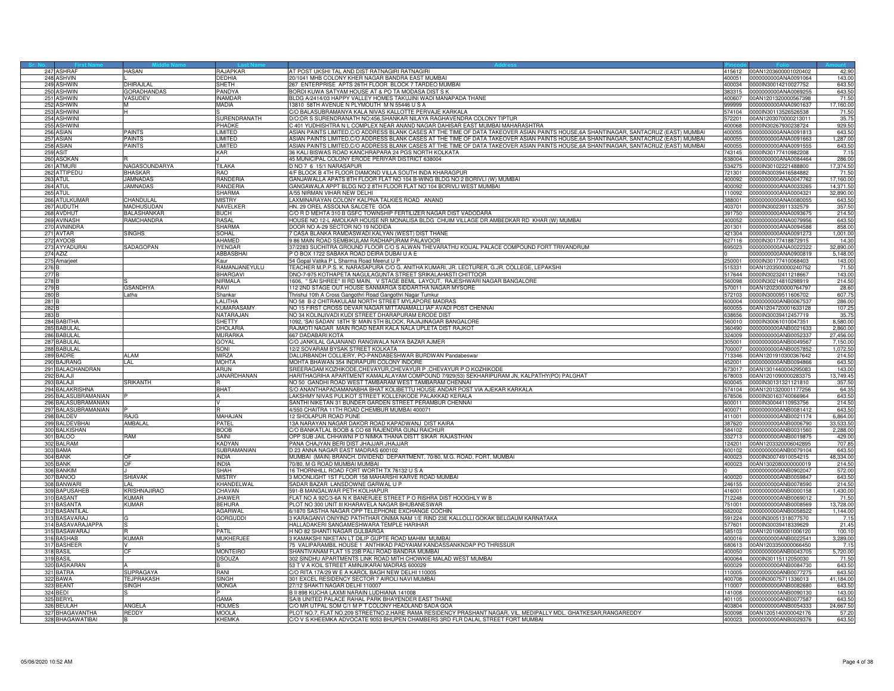| Sr. No. | First Name | Middle Name | Last Name | Address | Pincode | Folio | Amount |
|---|---|---|---|---|---|---|---|
| 247 | ASHRAF | HASAN | RAJAPKAR | AT POST UKSHI TAL AND DIST RATNAGIRI RATNAGIRI | 415612 | 00AN1203600001020402 | 42.90 |
| 248 | ASHVIN | L | DEDHIA | 20/1041 MHB COLONY KHER NAGAR BANDRA EAST MUMBAI | 400051 | 0000000000ANA0091064 | 143.00 |
| 249 | ASHWIN | DHIRAJLAL | SHETH | 267 ENTERPRISE APTS 26TH FLOOR BLOCK 7 TARDEO MUMBAI | 400034 | 0000IN30014210027752 | 643.50 |
| 250 | ASHWIN | GORADHANDAS | PANDYA | BORDI KUWA SATYAM HOUSE AT & PO TA MODASA DIST S K | 383315 | 0000000000ANA0069255 | 643.50 |
| 251 | ASHWIN | VASUDEV | INAMDAR | BLDG A/2414/03 HAPPY VALLEY HOMES TAKUJINI WADI MANAPADA THANE | 400607 | 00AN1201320000567398 | 71.50 |
| 252 | ASHWIN | M | MADIA | 13810 58TH AVENUE N PLYMOUTH M N 55446 U S A | 999999 | 0000000000ANA0901637 | 17,160.00 |
| 253 | ASHWINI | H | S | C/O BALASUBRAMANYA KALA NIVAS KALLOTTE PERVAJE KARKALA | 574104 | 0000IN30113526526538 | 71.50 |
| 254 | ASHWINI | | SURENDRANATH | D/O:DR S SURENDRANATH NO:456,SHANKAR NILAYA RAGHAVENDRA COLONY TIPTUR | 572201 | 00AN1203070000213011 | 35.75 |
| 255 | ASHWINI | | PHADKE | C 401 YUDHISHTRA N L COMPLEX NEAR ANAND NAGAR DAHISAR EAST MUMBAI MAHARASHTRA | 400068 | 0000IN30267930238724 | 929.50 |
| 256 | ASIAN | PAINTS | LIMITED | ASIAN PAINTS LIMITED,C/O ADDRESS BLANK CASES AT THE TIME OF DATA TAKEOVER ASIAN PAINTS HOUSE,6A SHANTINAGAR, SANTACRUZ (EAST) MUMBAI | 400055 | 0000000000ANA0091813 | 643.50 |
| 257 | ASIAN | PAINTS | LIMITED | ASIAN PAINTS LIMITED,C/O ADDRESS BLANK CASES AT THE TIME OF DATA TAKEOVER ASIAN PAINTS HOUSE,6A SHANTINAGAR, SANTACRUZ (EAST) MUMBAI | 400055 | 0000000000ANA0091663 | 1,287.00 |
| 258 | ASIAN | PAINTS | LIMITED | ASIAN PAINTS LIMITED,C/O ADDRESS BLANK CASES AT THE TIME OF DATA TAKEOVER ASIAN PAINTS HOUSE,6A SHANTINAGAR, SANTACRUZ (EAST) MUMBAI | 400055 | 0000000000ANA0091555 | 643.50 |
| 259 | ASIT | | KAR | 36 KALI BISWAS ROAD KANCHRAPARA 24 PGS NORTH KOLKATA | 743145 | 0000IN30177410982208 | 7.15 |
| 260 | ASOKAN | R | J | 45 MUNICIPAL COLONY ERODE PERIYAR DISTRICT 638004 | 638004 | 0000000000ANA0084464 | 286.00 |
| 261 | ATMURI | NAGASOUNDARYA | TILAKA | D NO 7 6 15/1 NARASAPUR | 534275 | 0000IN30102221488800 | 17,374.50 |
| 262 | ATTIPEDU | BHASKAR | RAO | 4/F BLOCK B 4TH FLOOR DIAMOND VILLA SOUTH INDA KHARAGPUR | 721301 | 0000IN30039416584882 | 71.50 |
| 263 | ATUL | JAMNADAS | RANDERIA | GANJAWALLA APATS 8TH FLOOR FLAT NO 104 B-WING BLDG NO 2 BORIVLI (W) MUMBAI | 400092 | 0000000000ANA0047762 | 17,160.00 |
| 264 | ATUL | JAMNADAS | RANDERIA | GANGAWALA APPT BLDG NO 2 8TH FLOOR FLAT NO 104 BORIVLI WEST MUMBAI | 400092 | 0000000000ANA0033265 | 14,371.50 |
| 265 | ATUL | | SHARMA | A/55 NIRMAN VIHAR NEW DELHI | 110092 | 0000000000ANA0004321 | 32,890.00 |
| 266 | ATULKUMAR | CHANDULAL | MISTRY | LAXMINARAYAN COLONY KALPNA TALKIES ROAD ANAND | 388001 | 0000000000ANA0080055 | 643.50 |
| 267 | AUDUTH | MADHUSUDAN | NAVELKER | HN. 29 OREL ASSOLNA SALCETE GOA | 403701 | 0000IN30023911332579 | 357.50 |
| 268 | AVDHUT | BALASHANKAR | BUCH | C/O R D MEHTA 310 B GSFC TOWNSHIP FERTILIZER NAGAR DIST VADODARA | 391750 | 0000000000ANA0093675 | 214.50 |
| 269 | AVINASH | RAMCHANDRA | RASAL | HOUSE NO 12-L AMOLKAR HOUSE NR MONALISA BLDG CHUIM VILLAGE DR AMBEDKAR RD KHAR (W) MUMBAI | 400052 | 0000000000ANA0079956 | 643.50 |
| 270 | AVNINDRA | | SHARMA | DOOR NO A-29 SECTOR NO 19 NODIDA | 201301 | 0000000000ANA0094586 | 858.00 |
| 271 | AVTAR | SINGHS | SOHAL | 7 CASA BLANKA RAMDASWADI KALYAN (WEST) DIST THANE | 421304 | 0000000000ANA0091273 | 1,001.00 |
| 272 | AYOOB | | AHAMED | 9 86 MAIN ROAD SEMBIKULAM RADHAPURAM PALAVOOR | 627116 | 0000IN30177418872915 | 14.30 |
| 273 | AYYADURAI | SADAGOPAN | IYENGAR | 37/2283 SUCHITRA GROUND FLOOR C/O S ALWAN THEVARATHU KOIJAL PALACE COMPOUND FORT TRIVANDRUM | 695023 | 0000000000ANA0022322 | 32,890.00 |
| 274 | AZIZ | | ABBASBHAI | P O BOX 1722 SABAKA ROAD DEIRA DUBAI U A E | 0 | 0000000000ANA0900819 | 5,148.00 |
| 275 | Amarjeet | | Kaur | 54 Gopal Vatika P L Sharma Road Meerut U P | 250001 | 0000IN30177410068403 | 143.00 |
| 276 | B | | RAMANJANEYULU | TEACHER M.P.P.S. K. NARASAPURA C/O G. ANITHA KUMARI, JR. LECTURER, G.JR. COLLEGE, LEPAKSHI | 515331 | 00AN1203500000240752 | 71.50 |
| 277 | B | | BHARGAVI | DNO-7-975 KOTHAPETA NAGULAGUNTA STREET SRIKALAHASTI CHITTOOR | 517644 | 0000IN30232411218667 | 143.00 |
| 278 | B | S | NIRMALA | 1606, " SAI SHREE" III RD MAIN, V STAGE BEML LAYOUT, RAJESHWARI NAGAR BANGALORE | 560098 | 0000IN30214810298919 | 214.50 |
| 279 | B | GSANDHYA | RAVI | 112 2ND STAGE OUT HOUSE SANMARGA SIDDARTHA NAGAR MYSORE | 570011 | 00AN1202300000764797 | 28.60 |
| 280 | B | Latha | Shankar | Thrishul 10th A Cross Gangothri Road Gangothri Nagar Tumkur | 572103 | 0000IN30009511606702 | 607.75 |
| 281 | B | | LALITHA | NO 58 B-2 CHITRAKULAM NORTH STREET MYLAPORE MADRAS | 600004 | 0000000000ANB0067537 | 286.00 |
| 282 | B | | KUMARASAMY | NO 15 FIRST CROSS DEVAR NAGAR MITTANAMALLI IAF AVADI POST CHENNAI | 600055 | 00AN1204720001633128 | 107.25 |
| 283 | B | | NATARAJAN | NO 34 KOLINJIVADI KUDI STREET DHARAPURAM ERODE DIST | 638656 | 0000IN30039412457719 | 35.75 |
| 284 | BABITHA | | SHETTY | 1092, 'SAI SADAN' 18TH 'B' MAIN 5TH BLOCK, RAJAJINAGAR BANGALORE | 560010 | 0000IN30061010047351 | 8,580.00 |
| 285 | BABULAL | | DHOLARIA | RAJMOTI NAGAR MAIN ROAD NEAR KALA NALA UPLETA DIST RAJKOT | 360490 | 0000000000ANB0021633 | 2,860.00 |
| 286 | BABULAL | | MURARKA | 667 DADABARI KOTA | 324009 | 0000000000ANB0052337 | 27,456.00 |
| 287 | BABULAL | | GOYAL | C/O JANKILAL GAJANAND RANGWALA NAYA BAZAR AJMER | 305001 | 0000000000ANB0049567 | 7,150.00 |
| 288 | BABULAL | | SONI | 12/2 SOVARAM BYSAK STREET KOLKATA | 700007 | 0000000000ANB0057852 | 1,072.50 |
| 289 | BADRE | ALAM | MIRZA | DALURBANDH COLLIERY, PO-PANDABESHWAR BURDWAN Pandabeswar | 713346 | 00AN1201910300367642 | 214.50 |
| 290 | BAJRANG | LAL | MOHTA | MOHTA BHAWAN 354 INDRAPURI COLONY INDORE | 452001 | 0000000000ANB0094866 | 643.50 |
| 291 | BALACHANDRAN | | ARUN | SREERAGAM KOZHIKODE,CHEVAYUR,CHEVAYUR P ,CHEVAYUR P O KOZHIKODE | 673017 | 00AN1301440004295083 | 143.00 |
| 292 | BALAJI | | JANARDHANAN | HARITHAGRIHA APARTMENT KAMALALAYAM COMPOUND 7/929(53) SEKHARIPURAM JN, KALPATHY(PO) PALGHAT | 678003 | 00AN1201090000283375 | 13,749.45 |
| 293 | BALAJI | SRIKANTH | R | NO 50 GANDHI ROAD WEST TAMBARAM WEST TAMBARAM CHENNAI | 600045 | 0000IN30131321121810 | 357.50 |
| 294 | BALAKRISHNA | | BHAT | S/O ANANTHAPADAMANABHA BHAT KOLIBETTU HOUSE ANDAR POST VIA AJEKAR KARKALA | 574104 | 00AN1201320001177256 | 64.35 |
| 295 | BALASUBRAMANIAN | P | A | LAKSHMY NIVAS PULIKOT STREET KOLLENKODE PALAKKAD KERALA | 678506 | 0000IN30163740066964 | 643.50 |
| 296 | BALASUBRAMANIAN | | V | SANTHI NIKETAN 31 BUNDER GARDEN STREET PERAMBUR CHENNAI | 600011 | 0000IN30044110953756 | 214.50 |
| 297 | BALASUBRAMANIAN | P | R | 4/550 CHAITRA 11TH ROAD CHEMBUR MUMBAI 400071 | 400071 | 0000000000ANB0081412 | 643.50 |
| 298 | BALDEV | RAJG | MAHAJAN | 12 SHOLAPUR ROAD PUNE | 411001 | 0000000000ANB0021174 | 6,864.00 |
| 299 | BALDEVBHAI | AMBALAL | PATEL | 13A NARAYAN NAGAR DAKOR ROAD KAPADWANJ DIST KAIRA | 387620 | 0000000000ANB0006790 | 33,533.50 |
| 300 | BALKISHAN | | BOOB | C/O BANKATLAL BOOB & CO 68 RAJENDRA GUNJ RAICHUR | 584102 | 0000000000ANB0031560 | 2,288.00 |
| 301 | BALOO | RAM | SAINI | OPP SUB JAIL CHHAWNI P O NIMKA THANA DISTT SIKAR RAJASTHAN | 332713 | 0000000000ANB0019875 | 429.00 |
| 302 | BALRAM | | KADYAN | PANA CHAJYAN BERI DIST JHAJJAR JHAJJAR | 124201 | 00AN1203320006042895 | 707.85 |
| 303 | BAMA | | SUBRAMANIAN | D 23 ANNA NAGAR EAST MADRAS 600102 | 600102 | 0000000000ANB0079104 | 643.50 |
| 304 | BANK | OF | INDIA | MUMBAI (MAIN) BRANCH, DIVIDEND DEPARTMENT, 70/80, M.G. ROAD, FORT, MUMBAI | 400023 | 0000IN30074910054215 | 48,334.00 |
| 305 | BANK | OF | INDIA | 70/80, M G ROAD MUMBAI MUMBAI | 400023 | 00AN1302080000000019 | 214.50 |
| 306 | BANKIM | J | SHAH | 16 THORNHILL ROAD FORT WORTH TX 76132 U S A | 0 | 0000000000ANB0902047 | 572.00 |
| 307 | BANOO | SHIAVAK | MISTRY | 3 MOONLIGHT 1ST FLOOR 158 MAHARSHI KARVE ROAD MUMBAI | 400020 | 0000000000ANB0059847 | 643.50 |
| 308 | BANWARI | LAL | KHANDELWAL | SADAR BAZAR LANSDOWNE GARWAL U P | 246155 | 0000000000ANB0078590 | 214.50 |
| 309 | BAPUSAHEB | KRISHNAJIRAO | CHAVAN | 591-B MANGALWAR PETH KOLHAPUR | 416001 | 0000000000ANB0000158 | 1,430.00 |
| 310 | BASANT | KUMAR | JHAWER | FLAT NO A 92C/3-6A N K BANERJEE STREET P O RISHRA DIST HOOGHLY W B | 712248 | 0000000000ANB0069012 | 71.50 |
| 311 | BASANTA | KUMAR | BEHURA | PLOT NO 300 UNIT III KHARAVELA NAGAR BHUBANESWAR | 751001 | 0000000000ANB0008569 | 13,728.00 |
| 312 | BASANTILAL | | AGARWAL | 6/1870 SASTHA NAGAR OPP TELEPHONE EXCHANGE COCHIN | 682002 | 0000000000ANB0058522 | 1,144.00 |
| 313 | BASAVARAJ | G | GORGUDDI | 3 KARAGANVI ONIYIND PATHTHAR ONIMA NAM 1/E RIND 23E KALLOLLI GOKAK BELGAUM KARNATAKA | 591224 | 0000IN30051318077570 | 7.15 |
| 314 | BASAVARAJAPPA | S | L | HALLADAKERI SANGAMESHWARA TEMPLE HARIHAR | 577601 | 0000IN30039418339629 | 21.45 |
| 315 | BASAWARAJ | R | PATIL | H NO 82 SHANTI NAGAR GULBARGA | 585103 | 00AN1201060001006120 | 100.10 |
| 316 | BASHAB | KUMAR | MUKHERJEE | 3 KAMAKSHI NIKETAN LT DILIP GUPTE ROAD MAHIM MUMBAI | 400016 | 0000000000ANB0022541 | 3,289.00 |
| 317 | BASHEER | V | S | 75 VALIPARAMBIL HOUSE 1 ANTHIKAD PADYAIAM KANDASSANKNDAP PO THRISSUR | 680613 | 00AN1203350000066450 | 7.15 |
| 318 | BASIL | CF | MONTEIRO | SHANTIVANAM FLAT 15 23B PALI ROAD BANDRA MUMBAI | 400050 | 0000000000ANB0043705 | 5,720.00 |
| 319 | BASIL | | DSOUZA | 302 SINDHU APARTMENTS LINK ROAD MITH CHOWKIE MALAD WEST MUMBAI | 400064 | 0000IN30115112050030 | 71.50 |
| 320 | BASKARAN | A | B | 53 T V A KOIL STREET AMINJIKARAI MADRAS 600029 | 600029 | 0000000000ANB0084730 | 643.50 |
| 321 | BATRA | SUPRAGAYA | RANI | C/O RITA 17A/29 W E A KAROL BAGH NEW DELHI 110005 | 110005 | 0000000000ANB0077275 | 643.50 |
| 322 | BAWA | TEJPRAKASH | SINGH | 301 EXCEL RESIDENCY SECTOR 7 AIROLI NAVI MUMBAI | 400708 | 0000IN30075711336013 | 41,184.00 |
| 323 | BEANT | SINGH | MONGA | 27/12 SHAKTI NAGAR DELHI 110007 | 110007 | 0000000000ANB0082680 | 643.50 |
| 324 | BEDI | S | P | B II 898 KUCHA LAXMI NARAIN LUDHIANA 141008 | 141008 | 0000000000ANB0090130 | 143.00 |
| 325 | BERYL | | GAMA | SA/8 UNITED PALACE RAHAL PARK BHAYENDER EAST THANE | 401105 | 0000000000ANB0077587 | 643.50 |
| 326 | BEULAH | ANGELA | HOLMES | C/O MR UTPAL SOM C/1 M P T COLONY HEADLAND SADA GOA | 403804 | 0000000000ANB0054333 | 24,667.50 |
| 327 | BHAGAVANTHA | REDDY | MOOLA | PLOT NO.7, FLAT NO.209 STREETNO.2,HARE RAMA RESIDENCY PRASHANT NAGAR, VIL. MEDIPALLY MDL. GHATKESAR,RANGAREDDY | 500098 | 00AN1205140000042176 | 57.20 |
| 328 | BHAGAWATIBAI | B | KHEMKA | C/O V S KHEEMKA ADVOCATE 9053 BHUPEN CHAMBERS 3RD FLR DALAL STREET FORT MUMBAI | 400023 | 0000000000ANB0029376 | 643.50 |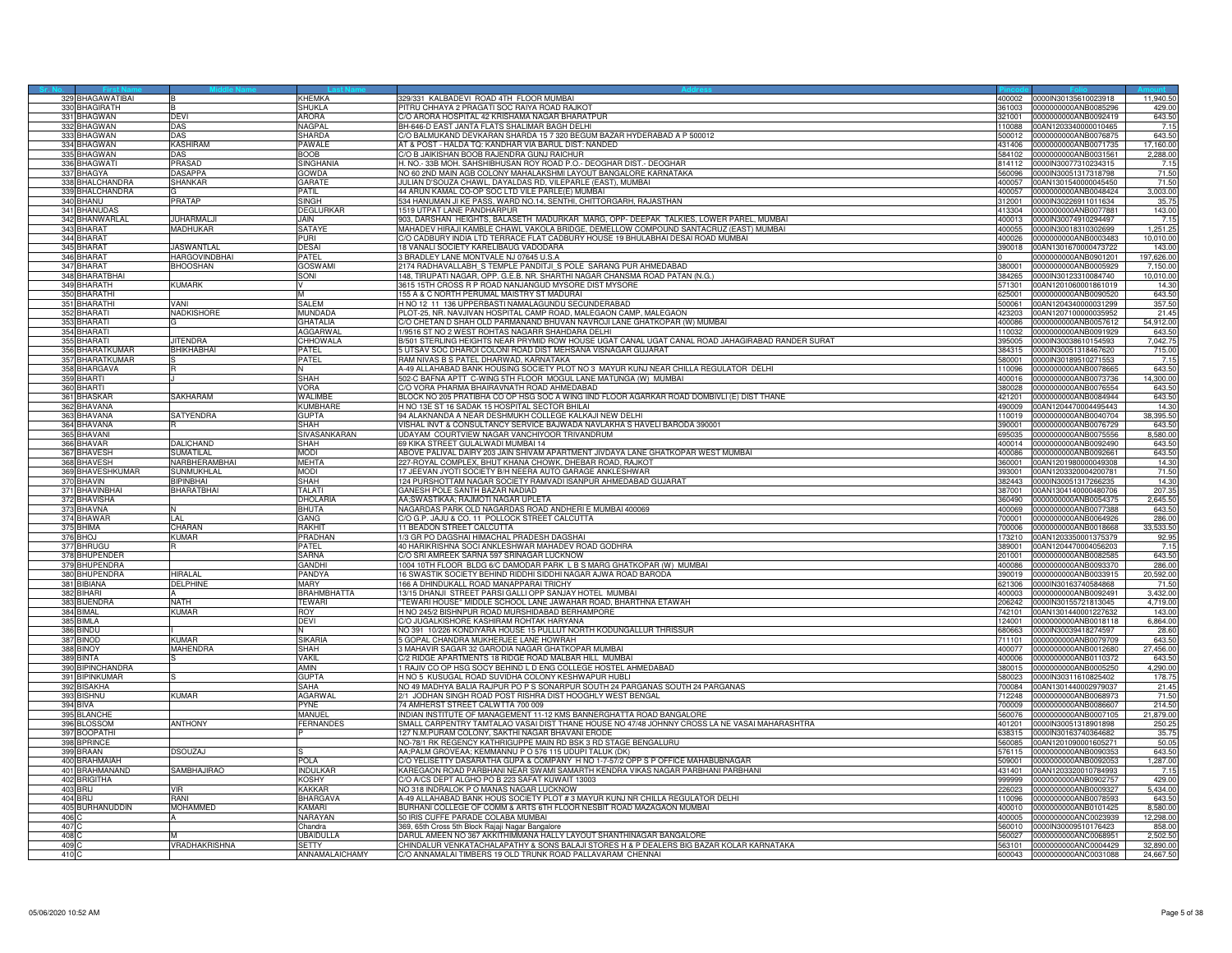| Sr. No. | First Name | Middle Name | Last Name | Address | Pincode | Folio | Amount |
|---|---|---|---|---|---|---|---|
| 329 | BHAGAWATIBAI | B | KHEMKA | 329/331 KALBADEVI ROAD 4TH FLOOR MUMBAI | 400002 | 0000IN30135610023918 | 11,940.50 |
| 330 | BHAGIRATH | B | SHUKLA | PITRU CHHAYA 2 PRAGATI SOC RAIYA ROAD RAJKOT | 361003 | 0000000000ANB0085296 | 429.00 |
| 331 | BHAGWAN | DEVI | ARORA | C/O ARORA HOSPITAL 42 KRISHAMA NAGAR BHARATPUR | 321001 | 0000000000ANB0092419 | 643.50 |
| 332 | BHAGWAN | DAS | NAGPAL | BH-646-D EAST JANTA FLATS SHALIMAR BAGH DELHI | 110088 | 00AN1203340000010465 | 7.15 |
| 333 | BHAGWAN | DAS | SHARDA | C/O BALMUKAND DEVKARAN SHARDA 15 7 320 BEGUM BAZAR HYDERABAD A P 500012 | 500012 | 0000000000ANB0076875 | 643.50 |
| 334 | BHAGWAN | KASHIRAM | PAWALE | AT & POST - HALDA TQ: KANDHAR VIA BARUL DIST: NANDED | 431406 | 0000000000ANB0071735 | 17,160.00 |
| 335 | BHAGWAN | DAS | BOOB | C/O B JAIKISHAN BOOB RAJENDRA GUNJ RAICHUR | 584102 | 0000000000ANB0031561 | 2,288.00 |
| 336 | BHAGWATI | PRASAD | SINGHANIA | H. NO.- 33B MOH. SAHSHIBHUSAN ROY ROAD P.O.- DEOGHAR DIST.- DEOGHAR | 814112 | 0000IN30077310234315 | 7.15 |
| 337 | BHAGYA | DASAPPA | GOWDA | NO 60 2ND MAIN AGB COLONY MAHALAKSHMI LAYOUT BANGALORE KARNATAKA | 560096 | 0000IN30051317318798 | 71.50 |
| 338 | BHALCHANDRA | SHANKAR | GARATE | JULIAN D'SOUZA CHAWL, DAYALDAS RD, VILEPARLE (EAST), MUMBAI | 400057 | 00AN1301540000045450 | 71.50 |
| 339 | BHALCHANDRA | G | PATIL | 44 ARUN KAMAL CO-OP SOC LTD VILE PARLE(E) MUMBAI | 400057 | 0000000000ANB0048424 | 3,003.00 |
| 340 | BHANU | PRATAP | SINGH | 534 HANUMAN JI KE PASS, WARD NO.14, SENTHI, CHITTORGARH, RAJASTHAN | 312001 | 0000IN30226911011634 | 35.75 |
| 341 | BHANUDAS | | DEGLURKAR | 1519 UTPAT LANE PANDHARPUR | 413304 | 0000000000ANB0077881 | 143.00 |
| 342 | BHANWARLAL | JUHARMALJI | JAIN | 903, DARSHAN HEIGHTS, BALASETH MADURKAR MARG, OPP- DEEPAK TALKIES, LOWER PAREL, MUMBAI | 400013 | 0000IN30074910294497 | 7.15 |
| 343 | BHARAT | MADHUKAR | SATAYE | MAHADEV HIRAJI KAMBLE CHAWL VAKOLA BRIDGE, DEMELLOW COMPOUND SANTACRUZ (EAST) MUMBAI | 400055 | 0000IN30018310302699 | 1,251.25 |
| 344 | BHARAT | | PURI | C/O CADBURY INDIA LTD TERRACE FLAT CADBURY HOUSE 19 BHULABHAI DESAI ROAD MUMBAI | 400026 | 0000000000ANB0003483 | 10,010.00 |
| 345 | BHARAT | JASWANTLAL | DESAI | 18 VANALI SOCIETY KARELIBAUG VADODARA | 390018 | 00AN1301670000473722 | 143.00 |
| 346 | BHARAT | HARGOVINDBHAI | PATEL | 3 BRADLEY LANE MONTVALE NJ 07645 U.S.A | 0 | 0000000000ANB0901201 | 197,626.00 |
| 347 | BHARAT | BHOOSHAN | GOSWAMI | 2174 RADHAVALLABH_S TEMPLE PANDITJI_S POLE SARANG PUR AHMEDABAD | 380001 | 0000000000ANB0005929 | 7,150.00 |
| 348 | BHARATBHAI | | SONI | 148, TIRUPATI NAGAR, OPP. G.E.B. NR. SHARTHI NAGAR CHANSMA ROAD PATAN (N.G.) | 384265 | 0000IN30123310084740 | 10,010.00 |
| 349 | BHARATH | KUMARK | V | 3615 15TH CROSS R P ROAD NANJANGUD MYSORE DIST MYSORE | 571301 | 00AN1201060001861019 | 14.30 |
| 350 | BHARATHI | | M | 155 A & C NORTH PERUMAL MAISTRY ST MADURAI | 625001 | 0000000000ANB0090520 | 643.50 |
| 351 | BHARATHI | VANI | SALEM | H NO 12 11 136 UPPERBASTI NAMALAGUNDU SECUNDERABAD | 500061 | 00AN1204340000031299 | 357.50 |
| 352 | BHARATI | NADKISHORE | MUNDADA | PLOT-25, NR. NAVJIVAN HOSPITAL CAMP ROAD, MALEGAON CAMP, MALEGAON | 423203 | 00AN1207100000035952 | 21.45 |
| 353 | BHARATI | G | GHATALIA | C/O CHETAN D SHAH OLD PARMANAND BHUVAN NAVROJI LANE GHATKOPAR (W) MUMBAI | 400086 | 0000000000ANB0057612 | 54,912.00 |
| 354 | BHARATI | | AGGARWAL | 1/9516 ST NO 2 WEST ROHTAS NAGARR SHAHDARA DELHI | 110032 | 0000000000ANB0091929 | 643.50 |
| 355 | BHARATI | JITENDRA | CHHOWALA | B/501 STERLING HEIGHTS NEAR PRYMID ROW HOUSE UGAT CANAL UGAT CANAL ROAD JAHAGIRABAD RANDER SURAT | 395005 | 0000IN30038610154593 | 7,042.75 |
| 356 | BHARATKUMAR | BHIKHABHAI | PATEL | 5 UTSAV SOC DHAROI COLONI ROAD DIST MEHSANA VISNAGAR GUJARAT | 384315 | 0000IN30051318467620 | 715.00 |
| 357 | BHARATKUMAR | S | PATEL | RAM NIVAS B S PATEL DHARWAD, KARNATAKA | 580001 | 0000IN30189510271553 | 7.15 |
| 358 | BHARGAVA | R | N | A-49 ALLAHABAD BANK HOUSING SOCIETY PLOT NO 3 MAYUR KUNJ NEAR CHILLA REGULATOR DELHI | 110096 | 0000000000ANB0078665 | 643.50 |
| 359 | BHARTI | J | SHAH | 502-C SAFNA APTT C-WING 5TH FLOOR MOGUL LANE MATUNGA (W) MUMBAI | 400016 | 0000000000ANB0073736 | 14,300.00 |
| 360 | BHARTI | | VORA | C/O VORA PHARMA BHAIRAVNATH ROAD AHMEDABAD | 380028 | 0000000000ANB0076554 | 643.50 |
| 361 | BHASKAR | SAKHARAM | WALIMBE | BLOCK NO 205 PRATIBHA CO OP HSG SOC A WING IIND FLOOR AGARKAR ROAD DOMBIVLI (E) DIST THANE | 421201 | 0000000000ANB0084944 | 643.50 |
| 362 | BHAVANA | | KUMBHARE | H NO 13E ST 16 SADAK 15 HOSPITAL SECTOR BHILAI | 490009 | 00AN1204470004495443 | 14.30 |
| 363 | BHAVANA | SATYENDRA | GUPTA | 94 ALAKNANDA A NEAR DESHMUKH COLLEGE KALKAJI NEW DELHI | 110019 | 0000000000ANB0040704 | 38,395.50 |
| 364 | BHAVANA | R | SHAH | VISHAL INVT & CONSULTANCY SERVICE BAJWADA NAVLAKHA S HAVELI BARODA 390001 | 390001 | 0000000000ANB0076729 | 643.50 |
| 365 | BHAVANI | | SIVASANKARAN | UDAYAM COURTVIEW NAGAR VANCHIYOOR TRIVANDRUM | 695035 | 0000000000ANB0075556 | 8,580.00 |
| 366 | BHAVAR | DALICHAND | SHAH | 69 KIKA STREET GULALWADI MUMBAI 14 | 400014 | 0000000000ANB0092490 | 643.50 |
| 367 | BHAVESH | SUMATILAL | MODI | ABOVE PALIVAL DAIRY 203 JAIN SHIVAM APARTMENT JIVDAYA LANE GHATKOPAR WEST MUMBAI | 400086 | 0000000000ANB0092661 | 643.50 |
| 368 | BHAVESH | NARBHERAMBHAI | MEHTA | 227-ROYAL COMPLEX, BHUT KHANA CHOWK, DHEBAR ROAD, RAJKOT | 360001 | 00AN1201980000049308 | 14.30 |
| 369 | BHAVESHKUMAR | SUNMUKHLAL | MODI | 17 JEEVAN JYOTI SOCIETY B/H NEERA AUTO GARAGE ANKLESHWAR | 393001 | 00AN1203320004200781 | 71.50 |
| 370 | BHAVIN | BIPINBHAI | SHAH | 124 PURSHOTTAM NAGAR SOCIETY RAMVADI ISANPUR AHMEDABAD GUJARAT | 382443 | 0000IN30051317266235 | 14.30 |
| 371 | BHAVINBHAI | BHARATBHAI | TALATI | GANESH POLE SANTH BAZAR NADIAD | 387001 | 00AN1304140000480706 | 207.35 |
| 372 | BHAVISHA | | DHOLARIA | AA;SWASTIKAA; RAJMOTI NAGAR UPLETA | 360490 | 0000000000ANB0054375 | 2,645.50 |
| 373 | BHAVNA | N | BHUTA | NAGARDAS PARK OLD NAGARDAS ROAD ANDHERI E MUMBAI 400069 | 400069 | 0000000000ANB0077388 | 643.50 |
| 374 | BHAWAR | LAL | GANG | C/O G.P. JAJU & CO. 11 POLLOCK STREET CALCUTTA | 700001 | 0000000000ANB0064926 | 286.00 |
| 375 | BHIMA | CHARAN | RAKHIT | 11 BEADON STREET CALCUTTA | 700006 | 0000000000ANB0018668 | 33,533.50 |
| 376 | BHOJ | KUMAR | PRADHAN | 1/3 GR PO DAGSHAI HIMACHAL PRADESH DAGSHAI | 173210 | 00AN1203350001375379 | 92.95 |
| 377 | BHRUGU | R | PATEL | 40 HARIKRISHNA SOCI ANKLESHWAR MAHADEV ROAD GODHRA | 389001 | 00AN1204470004056203 | 7.15 |
| 378 | BHUPENDER | | SARNA | C/O SRI AMREEK SARNA 597 SRINAGAR LUCKNOW | 201001 | 0000000000ANB0082585 | 643.50 |
| 379 | BHUPENDRA | | GANDHI | 1004 10TH FLOOR BLDG 6/C DAMODAR PARK L B S MARG GHATKOPAR (W) MUMBAI | 400086 | 0000000000ANB0093370 | 286.00 |
| 380 | BHUPENDRA | HIRALAL | PANDYA | 16 SWASTIK SOCIETY BEHIND RIDDHI SIDDHI NAGAR AJWA ROAD BARODA | 390019 | 0000000000ANB0033915 | 20,592.00 |
| 381 | BIBIANA | DELPHINE | MARY | 166 A DHINDUKALL ROAD MANAPPARAI TRICHY | 621306 | 0000IN30163740584868 | 71.50 |
| 382 | BIHARI | A | BRAHMBHATTA | 13/15 DHANJI STREET PARSI GALLI OPP SANJAY HOTEL MUMBAI | 400003 | 0000000000ANB0092491 | 3,432.00 |
| 383 | BIJENDRA | NATH | TEWARI | "TEWARI HOUSE" MIDDLE SCHOOL LANE JAWAHAR ROAD, BHARTHNA ETAWAH | 206242 | 0000IN30155721813045 | 4,719.00 |
| 384 | BIMAL | KUMAR | ROY | H NO 245/2 BISHNPUR ROAD MURSHIDABAD BERHAMPORE | 742101 | 00AN1301440001227632 | 143.00 |
| 385 | BIMLA | | DEVI | C/O JUGALKISHORE KASHIRAM ROHTAK HARYANA | 124001 | 0000000000ANB0018118 | 6,864.00 |
| 386 | BINDU | I | N | NO 391 10/226 KONDIYARA HOUSE 15 PULLUT NORTH KODUNGALLUR THRISSUR | 680663 | 0000IN30039418274597 | 28.60 |
| 387 | BINOD | KUMAR | SIKARIA | 5 GOPAL CHANDRA MUKHERJEE LANE HOWRAH | 711101 | 0000000000ANB0079709 | 643.50 |
| 388 | BINOY | MAHENDRA | SHAH | 3 MAHAVIR SAGAR 32 GARODIA NAGAR GHATKOPAR MUMBAI | 400077 | 0000000000ANB0012680 | 27,456.00 |
| 389 | BINTA | S | VAKIL | C/2 RIDGE APARTMENTS 18 RIDGE ROAD MALBAR HILL MUMBAI | 400006 | 0000000000ANB0110372 | 643.50 |
| 390 | BIPINCHANDRA | | AMIN | 1 RAJIV CO OP HSG SOCY BEHIND L D ENG COLLEGE HOSTEL AHMEDABAD | 380015 | 0000000000ANB0005250 | 4,290.00 |
| 391 | BIPINKUMAR | S | GUPTA | H NO 5 KUSUGAL ROAD SUVIDHA COLONY KESHWAPUR HUBLI | 580023 | 0000IN30311610825402 | 178.75 |
| 392 | BISAKHA | | SAHA | NO 49 MADHYA BALIA RAJPUR PO P S SONARPUR SOUTH 24 PARGANAS SOUTH 24 PARGANAS | 700084 | 00AN1301440002979037 | 21.45 |
| 393 | BISHNU | KUMAR | AGARWAL | 2/1 JODHAN SINGH ROAD POST RISHRA DIST HOOGHLY WEST BENGAL | 712248 | 0000000000ANB0068973 | 71.50 |
| 394 | BIVA | | PYNE | 74 AMHERST STREET CALWTTA 700 009 | 700009 | 0000000000ANB0086607 | 214.50 |
| 395 | BLANCHE | | MANUEL | INDIAN INSTITUTE OF MANAGEMENT 11-12 KMS BANNERGHATTA ROAD BANGALORE | 560076 | 0000000000ANB0007105 | 21,879.00 |
| 396 | BLOSSOM | ANTHONY | FERNANDES | SMALL CARPENTRY TAMTALAO VASAI DIST THANE HOUSE NO 47/48 JOHNNY CROSS LA NE VASAI MAHARASHTRA | 401201 | 0000IN30051318901898 | 250.25 |
| 397 | BOOPATHI | | P | 127 N.M.PURAM COLONY, SAKTHI NAGAR BHAVANI ERODE | 638315 | 0000IN30163740364682 | 35.75 |
| 398 | BPRINCE | | | NO-78/1 RK REGENCY KATHRIGUPPE MAIN RD BSK 3 RD STAGE BENGALURU | 560085 | 00AN1201090001605271 | 50.05 |
| 399 | BRAAN | DSOUZAJ | S | AA;PALM GROVEAA; KEMMANNU P O 576 115 UDUPI TALUK (DK) | 576115 | 0000000000ANB0090353 | 643.50 |
| 400 | BRAHMAIAH | | POLA | C/O YELISETTY DASARATHA GUPA & COMPANY H NO 1-7-57/2 OPP S P OFFICE MAHABUBNAGAR | 509001 | 0000000000ANB0092053 | 1,287.00 |
| 401 | BRAHMANAND | SAMBHAJIRAO | INDULKAR | KAREGAON ROAD PARBHANI NEAR SWAMI SAMARTH KENDRA VIKAS NAGAR PARBHANI PARBHANI | 431401 | 00AN1203320010784993 | 7.15 |
| 402 | BRIGITHA | | KOSHY | C/O A/CS DEPT ALGHO PO B 223 SAFAT KUWAIT 13003 | 999999 | 0000000000ANB0902757 | 429.00 |
| 403 | BRIJ | VIR | KAKKAR | NO 318 INDRALOK P O MANAS NAGAR LUCKNOW | 226023 | 0000000000ANB0009327 | 5,434.00 |
| 404 | BRIJ | RANI | BHARGAVA | A-49 ALLAHABAD BANK HOUS SOCIETY PLOT # 3 MAYUR KUNJ NR CHILLA REGULATOR DELHI | 110096 | 0000000000ANB0078593 | 643.50 |
| 405 | BURHANUDDIN | MOHAMMED | KAMARI | BURHANI COLLEGE OF COMM & ARTS 6TH FLOOR NESBIT ROAD MAZAGAON MUMBAI | 400010 | 0000000000ANB0101425 | 8,580.00 |
| 406 | C | A | NARAYAN | 50 IRIS CUFFE PARADE COLABA MUMBAI | 400005 | 0000000000ANC0023939 | 12,298.00 |
| 407 | C | | Chandra | 369, 65th Cross 5th Block Rajaji Nagar Bangalore | 560010 | 0000IN30009510176423 | 858.00 |
| 408 | C | M | UBAIDULLA | DARUL AMEEN NO 367 AKKITHIMMANA HALLY LAYOUT SHANTHINAGAR BANGALORE | 560027 | 0000000000ANC0068951 | 2,502.50 |
| 409 | C | VRADHAKRISHNA | SETTY | CHINDALUR VENKATACHALAPATHY & SONS BALAJI STORES H & P DEALERS BIG BAZAR KOLAR KARNATAKA | 563101 | 0000000000ANC0004429 | 32,890.00 |
| 410 | C | | ANNAMALAICHAMY | C/O ANNAMALAI TIMBERS 19 OLD TRUNK ROAD PALLAVARAM CHENNAI | 600043 | 0000000000ANC0031088 | 24,667.50 |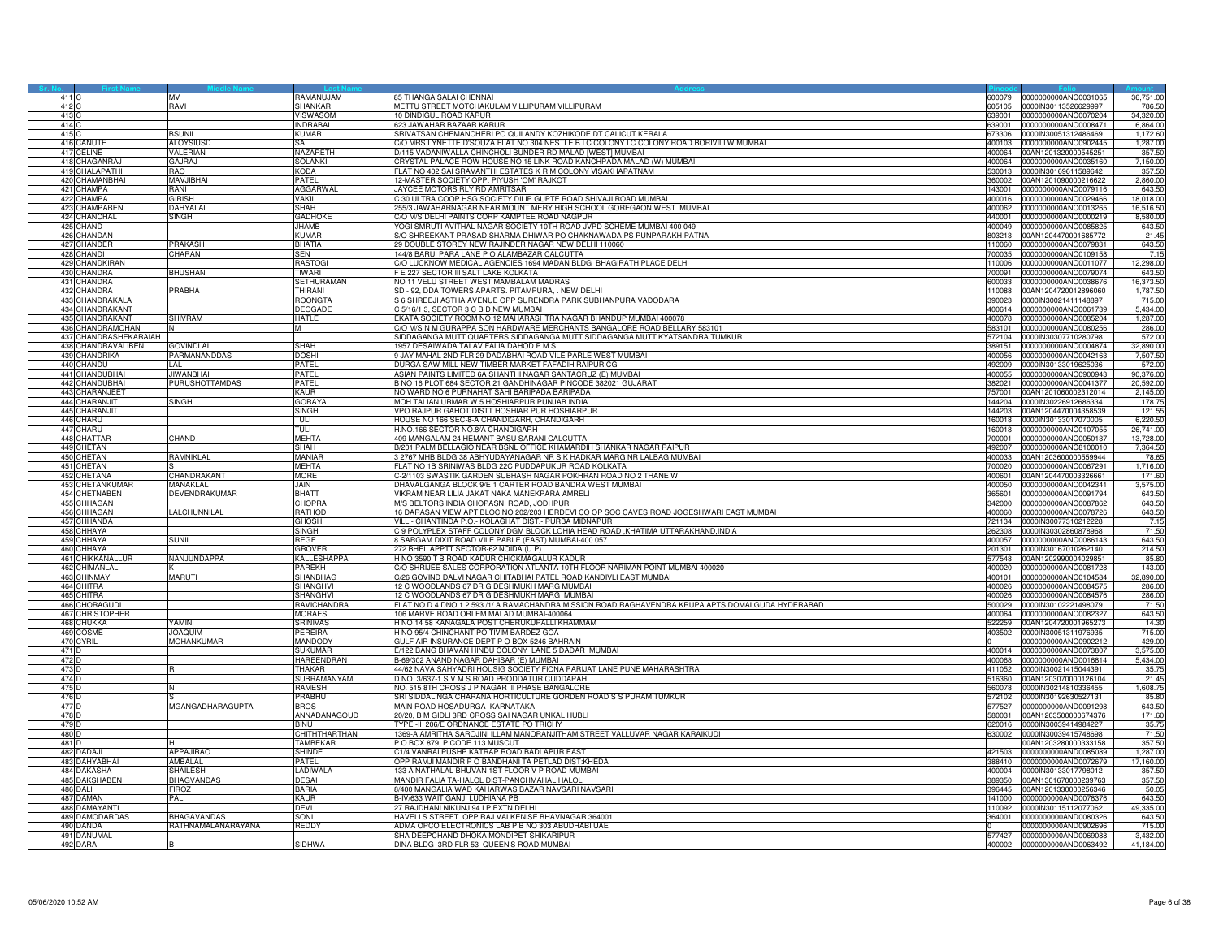| Sr. No. | First Name | Middle Name | Last Name | Address | Pincode | Folio | Amount |
|---|---|---|---|---|---|---|---|
| 411 | C | MV | RAMANUJAM | 85 THANGA SALAI CHENNAI | 600079 | 0000000000ANC0031065 | 36,751.00 |
| 412 | C | RAVI | SHANKAR | METTU STREET MOTCHAKULAM VILLIPURAM VILLIPURAM | 605105 | 0000IN30113526629997 | 786.50 |
| 413 | C | | VISWASOM | 10 DINDIGUL ROAD KARUR | 639001 | 0000000000ANC0070204 | 34,320.00 |
| 414 | C | | INDRABAI | 623 JAWAHAR BAZAAR KARUR | 639001 | 0000000000ANC0008471 | 6,864.00 |
| 415 | C | BSUNIL | KUMAR | SRIVATSAN CHEMANCHERI PO QUILANDY KOZHIKODE DT CALICUT KERALA | 673306 | 0000IN30051312486469 | 1,172.60 |
| 416 | CANUTE | ALOYSIUSD | SA | C/O MRS LYNETTE D'SOUZA FLAT NO 304 NESTLE B I C COLONY I C COLONY ROAD BORIVILI W MUMBAI | 400103 | 0000000000ANC0902445 | 1,287.00 |
| 417 | CELINE | VALERIAN | NAZARETH | D/115 VADANIWALLA CHINCHOLI BUNDER RD MALAD [WEST] MUMBAI | 400064 | 00AN1201320000545251 | 357.50 |
| 418 | CHAGANRAJ | GAJRAJ | SOLANKI | CRYSTAL PALACE ROW HOUSE NO 15 LINK ROAD KANCHPADA MALAD (W) MUMBAI | 400064 | 0000000000ANC0035160 | 7,150.00 |
| 419 | CHALAPATHI | RAO | KODA | FLAT NO 402 SAI SRAVANTHI ESTATES K R M COLONY VISAKHAPATNAM | 530013 | 0000IN30169611589642 | 357.50 |
| 420 | CHAMANBHAI | MAVJIBHAI | PATEL | 12-MASTER SOCIETY OPP. PIYUSH 'OM' RAJKOT | 360002 | 00AN1201090000216622 | 2,860.00 |
| 421 | CHAMPA | RANI | AGGARWAL | JAYCEE MOTORS RLY RD AMRITSAR | 143001 | 0000000000ANC0079116 | 643.50 |
| 422 | CHAMPA | GIRISH | VAKIL | C 30 ULTRA COOP HSG SOCIETY DILIP GUPTE ROAD SHIVAJI ROAD MUMBAI | 400016 | 0000000000ANC0029466 | 18,018.00 |
| 423 | CHAMPABEN | DAHYALAL | SHAH | 255/3 JAWAHARNAGAR NEAR MOUNT MERY HIGH SCHOOL GOREGAON WEST MUMBAI | 400062 | 0000000000ANC0013265 | 16,516.50 |
| 424 | CHANCHAL | SINGH | GADHOKE | C/O M/S DELHI PAINTS CORP KAMPTEE ROAD NAGPUR | 440001 | 0000000000ANC0000219 | 8,580.00 |
| 425 | CHAND | | JHAMB | YOGI SMRUTI AVITHAL NAGAR SOCIETY 10TH ROAD JVPD SCHEME MUMBAI 400 049 | 400049 | 0000000000ANC0085825 | 643.50 |
| 426 | CHANDAN | | KUMAR | S/O SHREEKANT PRASAD SHARMA DHIWAR PO CHAKNAWADA PS PUNPARAKH PATNA | 803213 | 00AN1204470001685772 | 21.45 |
| 427 | CHANDER | PRAKASH | BHATIA | 29 DOUBLE STOREY NEW RAJINDER NAGAR NEW DELHI 110060 | 110060 | 0000000000ANC0079831 | 643.50 |
| 428 | CHANDI | CHARAN | SEN | 144/8 BARUI PARA LANE P O ALAMBAZAR CALCUTTA | 700035 | 0000000000ANC0109158 | 7.15 |
| 429 | CHANDKIRAN | | RASTOGI | C/O LUCKNOW MEDICAL AGENCIES 1694 MADAN BLDG BHAGIRATH PLACE DELHI | 110006 | 0000000000ANC0011077 | 12,298.00 |
| 430 | CHANDRA | BHUSHAN | TIWARI | F E 227 SECTOR III SALT LAKE KOLKATA | 700091 | 0000000000ANC0079074 | 643.50 |
| 431 | CHANDRA | | SETHURAMAN | NO 11 VELU STREET WEST MAMBALAM MADRAS | 600033 | 0000000000ANC0038676 | 16,373.50 |
| 432 | CHANDRA | PRABHA | THIRANI | SD - 92, DDA TOWERS APARTS. PITAMPURA, . NEW DELHI | 110088 | 00AN1204720012896060 | 1,787.50 |
| 433 | CHANDRAKALA | | ROONGTA | S 6 SHREEJI ASTHA AVENUE OPP SURENDRA PARK SUBHANPURA VADODARA | 390023 | 0000IN30021411148897 | 715.00 |
| 434 | CHANDRAKANT | | DEOGADE | C 5/16/1:3, SECTOR 3 C B D NEW MUMBAI | 400614 | 0000000000ANC0061739 | 5,434.00 |
| 435 | CHANDRAKANT | SHIVRAM | HATLE | EKATA SOCIETY ROOM NO 12 MAHARASHTRA NAGAR BHANDUP MUMBAI 400078 | 400078 | 0000000000ANC0085204 | 1,287.00 |
| 436 | CHANDRAMOHAN | N | M | C/O M/S N M GURAPPA SON HARDWARE MERCHANTS BANGALORE ROAD BELLARY 583101 | 583101 | 0000000000ANC0080256 | 286.00 |
| 437 | CHANDRASHEKARAIAH | | | SIDDAGANGA MUTT QUARTERS SIDDAGANGA MUTT SIDDAGANGA MUTT KYATSANDRA TUMKUR | 572104 | 0000IN30307710280798 | 572.00 |
| 438 | CHANDRAVALIBEN | GOVINDLAL | SHAH | 1957 DESAIWADA TALAV FALIA DAHOD P M S | 389151 | 0000000000ANC0004874 | 32,890.00 |
| 439 | CHANDRIKA | PARMANANDDAS | DOSHI | 9 JAY MAHAL 2ND FLR 29 DADABHAI ROAD VILE PARLE WEST MUMBAI | 400056 | 0000000000ANC0042163 | 7,507.50 |
| 440 | CHANDU | LAL | PATEL | DURGA SAW MILL NEW TIMBER MARKET FAFADIH RAIPUR CG | 492009 | 0000IN30133019625036 | 572.00 |
| 441 | CHANDUBHAI | JIWANBHAI | PATEL | ASIAN PAINTS LIMITED 6A SHANTHI NAGAR SANTACRUZ (E) MUMBAI | 400055 | 0000000000ANC0900943 | 90,376.00 |
| 442 | CHANDUBHAI | PURUSHOTTAMDAS | PATEL | B NO 16 PLOT 684 SECTOR 21 GANDHINAGAR PINCODE 382021 GUJARAT | 382021 | 0000000000ANC0041377 | 20,592.00 |
| 443 | CHARANJEET | | KAUR | NO WARD NO 6 PURNAHAT SAHI BARIPADA BARIPADA | 757001 | 00AN1201060002312014 | 2,145.00 |
| 444 | CHARANJIT | SINGH | GORAYA | MOH TALIAN URMAR W 5 HOSHIARPUR PUNJAB INDIA | 144204 | 0000IN30226912686334 | 178.75 |
| 445 | CHARANJIT | | SINGH | VPO RAJPUR GAHOT DISTT HOSHIAR PUR HOSHIARPUR | 144203 | 00AN1204470004358539 | 121.55 |
| 446 | CHARU | | TULI | HOUSE NO 166 SEC-8-A CHANDIGARH, CHANDIGARH | 160018 | 0000IN30133017070005 | 6,220.50 |
| 447 | CHARU | | TULI | H.NO.166 SECTOR NO.8/A CHANDIGARH | 160018 | 0000000000ANC0107055 | 26,741.00 |
| 448 | CHATTAR | CHAND | MEHTA | 409 MANGALAM 24 HEMANT BASU SARANI CALCUTTA | 700001 | 0000000000ANC0050137 | 13,728.00 |
| 449 | CHETAN | | SHAH | B/201 PALM BELLAGIO NEAR BSNL OFFICE KHAMARDIH SHANKAR NAGAR RAIPUR | 492007 | 0000000000ANC8100010 | 7,364.50 |
| 450 | CHETAN | RAMNIKLAL | MANIAR | 3 2767 MHB BLDG 38 ABHYUDAYANAGAR NR S K HADKAR MARG NR LALBAG MUMBAI | 400033 | 00AN1203600000559944 | 78.65 |
| 451 | CHETAN | S | MEHTA | FLAT NO 1B SRINIWAS BLDG 22C PUDDAPUKUR ROAD KOLKATA | 700020 | 0000000000ANC0067291 | 1,716.00 |
| 452 | CHETANA | CHANDRAKANT | MORE | C-2/1103 SWASTIK GARDEN SUBHASH NAGAR POKHRAN ROAD NO 2 THANE W | 400601 | 00AN1204470003326661 | 171.60 |
| 453 | CHETANKUMAR | MANAKLAL | JAIN | DHAVALGANGA BLOCK 9/E 1 CARTER ROAD BANDRA WEST MUMBAI | 400050 | 0000000000ANC0042341 | 3,575.00 |
| 454 | CHETNABEN | DEVENDRAKUMAR | BHATT | VIKRAM NEAR LILIA JAKAT NAKA MANEKPARA AMRELI | 365601 | 0000000000ANC0091794 | 643.50 |
| 455 | CHHAGAN | | CHOPRA | M/S BELTORS INDIA CHOPASNI ROAD, JODHPUR | 342000 | 0000000000ANC0087862 | 643.50 |
| 456 | CHHAGAN | LALCHUNNILAL | RATHOD | 16 DARASAN VIEW APT BLOC NO 202/203 HERDEVI CO OP SOC CAVES ROAD JOGESHWARI EAST MUMBAI | 400060 | 0000000000ANC0078726 | 643.50 |
| 457 | CHHANDA | | GHOSH | VILL:- CHANTINDA P.O.- KOLAGHAT DIST.- PURBA MIDNAPUR | 721134 | 0000IN30077310212228 | 7.15 |
| 458 | CHHAYA | | SINGH | C 9 POLYPLEX STAFF COLONY DGM BLOCK LOHIA HEAD ROAD ,KHATIMA UTTARAKHAND,INDIA | 262308 | 0000IN30302860878968 | 71.50 |
| 459 | CHHAYA | SUNIL | REGE | 8 SARGAM DIXIT ROAD VILE PARLE (EAST) MUMBAI-400 057 | 400057 | 0000000000ANC0086143 | 643.50 |
| 460 | CHHAYA | | GROVER | 272 BHEL APPTT SECTOR-62 NOIDA (U.P) | 201301 | 0000IN30167010262140 | 214.50 |
| 461 | CHIKKANALLUR | NANJUNDAPPA | KALLESHAPPA | H NO 3590 T B ROAD KADUR CHICKMAGALUR KADUR | 577548 | 00AN1202990004029851 | 85.80 |
| 462 | CHIMANLAL | K | PAREKH | C/O SHRIJEE SALES CORPORATION ATLANTA 10TH FLOOR NARIMAN POINT MUMBAI 400020 | 400020 | 0000000000ANC0081728 | 143.00 |
| 463 | CHINMAY | MARUTI | SHANBHAG | C/26 GOVIND DALVI NAGAR CHITABHAI PATEL ROAD KANDIVLI EAST MUMBAI | 400101 | 0000000000ANC0104584 | 32,890.00 |
| 464 | CHITRA | | SHANGHVI | 12 C WOODLANDS 67 DR G DESHMUKH MARG MUMBAI | 400026 | 0000000000ANC0084575 | 286.00 |
| 465 | CHITRA | | SHANGHVI | 12 C WOODLANDS 67 DR G DESHMUKH MARG MUMBAI | 400026 | 0000000000ANC0084576 | 286.00 |
| 466 | CHORAGUDI | | RAVICHANDRA | FLAT NO D 4 DNO 1 2 593 /1/ A RAMACHANDRA MISSION ROAD RAGHAVENDRA KRUPA APTS DOMALGUDA HYDERABAD | 500029 | 0000IN30102221498079 | 71.50 |
| 467 | CHRISTOPHER | | MORAES | 106 MARVE ROAD ORLEM MALAD MUMBAI-400064 | 400064 | 0000000000ANC0082327 | 643.50 |
| 468 | CHUKKA | YAMINI | SRINIVAS | H NO 14 58 KANAGALA POST CHERUKUPALLI KHAMMAM | 522259 | 00AN1204720001965273 | 14.30 |
| 469 | COSME | JOAQUIM | PEREIRA | H NO 95/4 CHINCHANT PO TIVIM BARDEZ GOA | 403502 | 0000IN30051311976935 | 715.00 |
| 470 | CYRIL | MOHANKUMAR | MANDODY | GULF AIR INSURANCE DEPT P O BOX 5246 BAHRAIN | 0 | 0000000000ANC0902212 | 429.00 |
| 471 | D | | SUKUMAR | E/122 BANG BHAVAN HINDU COLONY LANE 5 DADAR MUMBAI | 400014 | 0000000000AND0073807 | 3,575.00 |
| 472 | D | | HAREENDRAN | B-69/302 ANAND NAGAR DAHISAR (E) MUMBAI | 400068 | 0000000000AND0016814 | 5,434.00 |
| 473 | D | R | THAKAR | 44/62 NAVA SAHYADRI HOUSIG SOCIETY FIONA PARIJAT LANE PUNE MAHARASHTRA | 411052 | 0000IN30021415044391 | 35.75 |
| 474 | D | | SUBRAMANYAM | D NO. 3/637-1 S V M S ROAD PRODDATUR CUDDAPAH | 516360 | 00AN1203070000126104 | 21.45 |
| 475 | D | N | RAMESH | NO. 515 8TH CROSS J P NAGAR III PHASE BANGALORE | 560078 | 0000IN30214810336455 | 1,608.75 |
| 476 | D | S | PRABHU | SRI SIDDALINGA CHARANA HORTICULTURE GORDEN ROAD S S PURAM TUMKUR | 572102 | 0000IN30192630527131 | 85.80 |
| 477 | D | MGANGADHARAGUPTA | BROS | MAIN ROAD HOSADURGA KARNATAKA | 577527 | 0000000000AND0091298 | 643.50 |
| 478 | D | | ANNADANAGOUD | 20/20, B M GIDLI 3RD CROSS SAI NAGAR UNKAL HUBLI | 580031 | 00AN1203500000674376 | 171.60 |
| 479 | D | | BINU | TYPE -II 206/E ORDNANCE ESTATE PO TRICHY | 620016 | 0000IN30039414984227 | 35.75 |
| 480 | D | | CHITHTHARTHAN | 1369-A AMRITHA SAROJINI ILLAM MANORANJITHAM STREET VALLUVAR NAGAR KARAIKUDI | 630002 | 0000IN30039415748698 | 71.50 |
| 481 | D | H | TAMBEKAR | P O BOX 879, P CODE 113 MUSCUT | | 00AN1203280000333158 | 357.50 |
| 482 | DADAJI | APPAJIRAO | SHINDE | C1/4 VANRAI PUSHP KATRAP ROAD BADLAPUR EAST | 421503 | 0000000000AND0085089 | 1,287.00 |
| 483 | DAHYABHAI | AMBALAL | PATEL | OPP RAMJI MANDIR P O BANDHANI TA PETLAD DIST:KHEDA | 388410 | 0000000000AND0072679 | 17,160.00 |
| 484 | DAKASHA | SHAILESH | LADIWALA | 133 A NATHALAL BHUVAN 1ST FLOOR V P ROAD MUMBAI | 400004 | 0000IN30133017798012 | 357.50 |
| 485 | DAKSHABEN | BHAGVANDAS | DESAI | MANDIR FALIA TA-HALOL DIST-PANCHMAHAL HALOL | 389350 | 00AN1301670000239763 | 357.50 |
| 486 | DALI | FIROZ | BARIA | 8/400 MANGALIA WAD KAHARWAS BAZAR NAVSARI NAVSARI | 396445 | 00AN1201330000256346 | 50.05 |
| 487 | DAMAN | PAL | KAUR | B-IV/633 WAIT GANJ LUDHIANA PB | 141000 | 0000000000AND0078376 | 643.50 |
| 488 | DAMAYANTI | | DEVI | 27 RAJDHANI NIKUNJ 94 I P EXTN DELHI | 110092 | 0000IN30115112077062 | 49,335.00 |
| 489 | DAMODARDAS | BHAGAVANDAS | SONI | HAVELI S STREET OPP RAJ VALKENISE BHAVNAGAR 364001 | 364001 | 0000000000AND0080326 | 643.50 |
| 490 | DANDA | RATHNAMALANARAYANA | REDDY | ADMA OPCO ELECTRONICS LAB P B NO 303 ABUDHABI UAE | 0 | 0000000000AND0902696 | 715.00 |
| 491 | DANUMAL | | | SHA DEEPCHAND DHOKA MONDIPET SHIKARIPUR | 577427 | 0000000000AND0069088 | 3,432.00 |
| 492 | DARA | B | SIDHWA | DINA BLDG 3RD FLR 53 QUEEN'S ROAD MUMBAI | 400002 | 0000000000AND0063492 | 41,184.00 |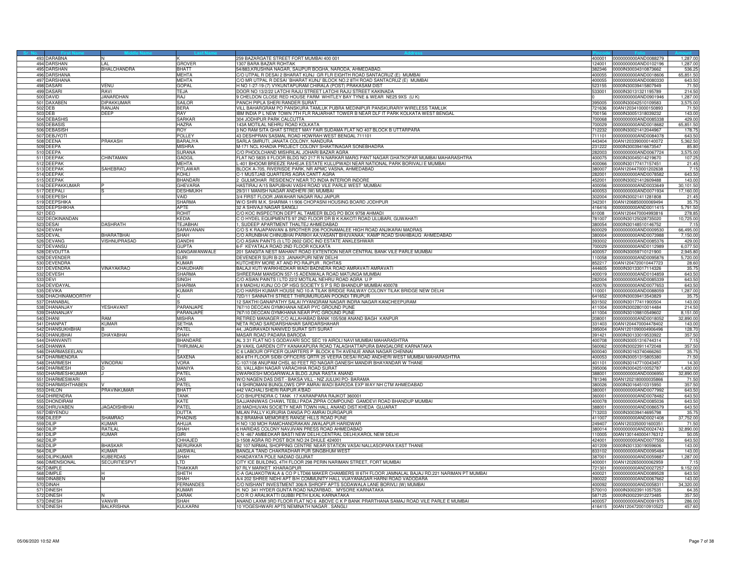| Sr. No. | First Name | Middle Name | Last Name | Address | Pincode | Folio | Amount |
|---|---|---|---|---|---|---|---|
| 493 | DARABNA | N | K | 259 BAZARGATE STREET FORT MUMBAI 400 001 | 400001 | 0000000000AND0088279 | 1,287.00 |
| 494 | DARSHAN | LAL | GROVER | 1307 BARA BAZAR ROHTAK | 124001 | 0000000000AND0102196 | 1,287.00 |
| 495 | DARSHAN | BHALCHANDRA | BHATT | 54/883,KRUSHNA NAGAR, SAIJPUR BOGHA, NARODA, AHMEDABAD. | 382346 | 0000IN30034310873662 | 536.25 |
| 496 | DARSHANA | | MEHTA | C/O UTPAL R DESAI 2 BHARAT KUNJ GR FLR EIGHTH ROAD SANTACRUZ (E) MUMBAI | 400055 | 0000000000AND0018606 | 65,851.50 |
| 497 | DARSHANA | | MEHTA | C/O MR UTPAL R DESAI 'BHARAT KUNJ' BLOCK NO.2 8TH ROAD SANTACRUZ (E) MUMBAI | 400055 | 0000000000AND0080330 | 643.50 |
| 498 | DASARI | VENU | GOPAL | H NO 1-27-19-(7) VYKUNTAPURAM CHIRALA (POST) PRAKASAM DIST | 523155 | 0000IN30039415807949 | 71.50 |
| 499 | DASARI | RAVI | TEJA | DOOR NO 13/2/22 LATCHI RAJU STREET LATCHI RAJU STREET KAKINADA | 533001 | 0000IN30131321195789 | 214.50 |
| 500 | DAVID | JANARDHAN | RAJ | 9 CHELDON CLOSE RED HOUSE FARM WHITLEY BAY TYNE & WEAR NE25 9XS (U K) | 0 | 0000000000AND0901946 | 1,287.00 |
| 501 | DAXABEN | DIPAKKUMAR | SAILOR | PANCH PIPLA SHERI RANDER SURAT. | 395005 | 0000IN30042510109583 | 3,575.00 |
| 502 | DEB | RANJAN | BERA | VILL BAHARGRAM PO PANSKURA TAMLUK PUBRA MEDINIPUR PANSKURARIY WIRELESS TAMLUK | 721636 | 00AN1203410000150893 | 71.50 |
| 503 | DEB | DEEP | RAY | IBM INDIA P L NEW TOWN 7TH FLR RAJARHAT TOWER B NEAR DLF IT PARK KOLKATA WEST BENGAL | 700156 | 0000IN30051318039232 | 143.00 |
| 504 | DEBASHIS | | SARKAR | 304 JODHPUR PARK CALCUTTA | 700068 | 0000000000AND0085338 | 429.00 |
| 505 | DEBASIS | | HAZRA | 143A MOTILAL NEHRU ROAD KOLKATA | 700029 | 0000000000AND0018682 | 65,851.50 |
| 506 | DEBASISH | | ROY | 3 NO RAM SITA GHAT STREET MAY FAIR SUDAMA FLAT NO 407 BLOCK B UTTARPARA | 712232 | 0000IN30021412044967 | 178.75 |
| 507 | DEBJYOTI | | POLLEY | 43 DESHPRAN SASMAL ROAD HOWRAH WEST BENGAL 711101 | 711101 | 0000000000AND0084078 | 643.50 |
| 508 | DEENA | PRAKASH | BARALIYA | SARLA SMRUTI, JANATA COLONY, NANDURA | 443404 | 00AN1203390000140072 | 5,362.50 |
| 509 | DEEPA | | MISHRA | M-171 NCL KHADIA PROJECT COLONY SHAKTINAGAR SONEBHADRA | 231222 | 0000IN30039416673547 | 85.80 |
| 510 | DEEPA | | SURANA | C/O PHOOLCHAND MISHRILAL JOHARI BAZAR AGRA | 282003 | 0000000000AND0067724 | 3,575.00 |
| 511 | DEEPAK | CHINTAMAN | GADGIL | FLAT NO 5835 II FLOOR BLDG NO 217 R N NARKAR MARG PANT NAGAR GHATKOPAR MUMBAI MAHARASHTRA | 400075 | 0000IN30045014219670 | 107.25 |
| 512 | DEEPAK | | MEHTA | L-401 BHOOMI BREEZE RAHEJA ESTATE KULUPWADI NEAR NATIONAL PARK BORIVALI E MUMBAI | 400066 | 0000IN30177417157451 | 21.45 |
| 513 | DEEPAK | SAHEBRAO | PITLAWAR | BLOCK A-705, RIVERISDE PARK, NR APMC VASNA, AHMEDABAD | 380007 | 00AN1204470001202638 | 7.15 |
| 514 | DEEPAK | | KOHLI | C-1 MUSTJAB QUARTERS AGRA CANTT AGRA | 282001 | 0000000000AND0078582 | 643.50 |
| 515 | DEEPAK | | BHANDARI | 2 GULMOHAR RESIDENCY NEAR TO INDIA INTERIOR INDORE | 452001 | 0000IN30021412609488 | 143.00 |
| 516 | DEEPAKKUMAR | P | GHEVARIA | HASTIRAJ A/15 BAPUBHAI VASHI ROAD VILE PARLE WEST MUMBAI | 400056 | 0000000000AND0033649 | 30,101.50 |
| 517 | DEEPALI | S | DESHMUKH | 29/311 MANISH NAGAR ANDHERI (W) MUMBAI | 400053 | 0000000000AND0071934 | 17,160.00 |
| 518 | DEEPESH | | VAID | 3/4 FIRST FLOOR JAWAHAR NAGAR RAJ JAIPUR | 302004 | 0000IN30021411281808 | 21.45 |
| 519 | DEEPSHIKA | | SHARMA | W/O SHRI M.K. SHARMA 11/906 CHOPASNI HOUSING BOARD JODHPUR | 342301 | 00AN1206850000069494 | 35.75 |
| 520 | DEEPSHIKHA | | APTE | 32 A SHIVAJI NAGAR SANGLI | 416416 | 0000000000AND0011415 | 5,791.50 |
| 521 | DEO | | ROHIT | C/O KOC INSPECTION DEPT AL TAMEER BLDG PO BOX 9758 AHMADI | 61008 | 00AN1204470004993816 | 278.85 |
| 522 | DEOKINANDAN | | KEDIA | C O HYDEL EQUIPMENTS 97 2ND FLOOR DR B K KAKOTI ROAD ULUBARI, GUWAHATI | 781007 | 0000IN30125028735020 | 10,725.00 |
| 523 | DESAI | DASHRATH | TEJABHAI | 1, SUDEEP APARTMENT THALTEJ AHMEDABAD | 380054 | 0000IN30148510146752 | 7.15 |
| 524 | DEVAHI | | SARAVANAN | C/O S K RAJAPANVAN & BROTHER 206 POONAMALEE HIGH ROAD ANJIKARAI MADRAS | 600029 | 0000000000AND0009530 | 66,495.00 |
| 525 | DEVAL | BHARATBHAI | SHAH | C/O ARUNBHAI CHINUBHAI PARIKH AA;VASANT BHUVANAA; KAMP ROAD SHAHIBAUG AHMEDABAD | 380004 | 0000000000AND0073988 | 7,150.00 |
| 526 | DEVANG | VISHNUPRASAD | GANDHI | C/O ASIAN PAINTS (I) LTD 2602 GIDC IND ESTATE ANKLESHWAR | 393002 | 0000000000AND0085376 | 429.00 |
| 527 | DEVANSU | | GUPTA | 6-F KEYATALA ROAD 2ND FLOOR KOLKATA | 700029 | 0000000000AND0112989 | 6,077.50 |
| 528 | DEVDUTTA | | GANGAWANWALE | 201 SANGITA NEST MAHANT ROAD EXTENTION NEAR CENTRAL BANK VILE PARLE MUMBAI | 400057 | 0000IN30059710121900 | 2,945.80 |
| 529 | DEVENDER | | SURI | DEVENDER SURI B-2/3 JANAKPURI NEW DELHI | 110058 | 0000000000AND0095876 | 5,720.00 |
| 530 | DEVENDRA | | KUMAR | KUTCHERY MORE AT AND PO RAJPUR . ROHTAS | 852217 | 00AN1204720010447723 | 28.60 |
| 531 | DEVENDRA | VINAYAKRAO | CHAUDHARI | BALAJI KUTI WARKHEDKAR WADI BADNERA ROAD AMRAVATI AMRAVATI | 444605 | 0000IN30133017114326 | 35.75 |
| 532 | DEVESH | | SHARMA | SHREERAM MANSION 557-15 ADENWALA ROAD MATUNGA MUMBAI | 400019 | 0000000000AND0104859 | 643.50 |
| 533 | DEVI | | SINGH | C/O ASIAN PAINTS I LTD 22/2 MOTILAL NEHRU ROAD AGRA U P | 282004 | 0000000000AND0085339 | 643.50 |
| 534 | DEVIDAYAL | | SHARMA | 8 9 MADHU KUNJ CO OP HSG SOCIETY S P S RD BHANDUP MUMBAI 400078 | 400076 | 0000000000AND0077653 | 643.50 |
| 535 | DEVIKA | | KUMAR | C/O HARSH KUMAR HOUSE NO 10-A TILAK BRIDGE RAILWAY COLONY TILAK BRIDGE NEW DELHI | 110001 | 0000000000AND0088059 | 1,287.00 |
| 536 | DHACHINAMOORTHY | | C | 72D/11 SANNATHI STREET THIRUMURUGAN POONDI TIRUPUR | 641652 | 0000IN30039413543829 | 35.75 |
| 537 | DHANABAL | | S | 12 SAKTHI GANAPATHY SALAI IYYANGRAM NAGAR INDRA NAGAR KANCHEEPURAM | 631502 | 0000IN30177411900504 | 143.00 |
| 538 | DHANANJAY | YESHAVANT | PARANJAPE | 767/10 DECCAN GYMKHANA NEAR PYC GROUND PUNE | 411004 | 0000IN30028010014484 | 214.50 |
| 539 | DHANANJAY | | PARANJAPE | 767\10 DECCAN GYMKHANA NEAR PYC GROUND PUNE | 411004 | 0000IN30109810549602 | 8,151.00 |
| 540 | DHANI | RAM | MISHRA | RETIRED MANAGER C/O ALLAHABAD BANK 105/508 ANAND BAGH KANPUR | 208001 | 0000000000AND0018052 | 32,890.00 |
| 541 | DHANPAT | KUMAR | SETHIA | NETA ROAD SARDARSHAHAR SARDARSHAHAR | 331403 | 00AN1204470004478402 | 143.00 |
| 542 | DHANSUKHBHAI | B | PATEL | 44, JAGIRAVADI NANIVED SURAT SITI SURAT | 395004 | 00AN1201090004906496 | 128.70 |
| 543 | DHANUBHAI | DHAYABHAI | SHAH | MASAR ROAD PADARA BARODA | 391421 | 0000IN30133019533922 | 357.50 |
| 544 | DHANVANTI | | BHANDARE | AL 3 31 FLAT NO 5 GODAVARI SOC SEC 19 AIROLI NAVI MUMBAI MAHARASHTRA | 400708 | 0000IN30051316744314 | 7.15 |
| 545 | DHANWA | | THIRUMALAI | 29 VAKIL GARDEN CITY KANAKAPURA ROAD TALAGHATTAPURA BANGALORE KARNATAKA | 560062 | 0000IN30023911472048 | 357.50 |
| 546 | DHARMASEELAN | | T | C 6 LABOUR OFFICER QUARTERS P BLOCK 6 TH AVENUE ANNA NAGAR CHENNAI | 600040 | 0000IN30163740466260 | 35.75 |
| 547 | DHARMENDRA | | SAXENA | 804 8TH FLOOR SIDBI OFFICERS QRTR 25 VEERA DESAI ROAD ANDHERI WEST MUMBAI MAHARASHTRA | 400053 | 0000IN30051315805380 | 71.50 |
| 548 | DHARMESH | VINODRAI | VORA | C-107/108 ANUPAM CHSL 60 FEET RD NAGAR GANESH MANDIR BHAYANDAR W THANE | 401101 | 0000IN30147710043457 | 14.30 |
| 549 | DHARMESH | D | MANIYA | 50, VALLABH NAGAR VARACHHA ROAD SURAT | 395006 | 0000IN30042510052787 | 1,430.00 |
| 550 | DHARMESHKUMAR | J | PATEL | DWARKESH MOGARIWALA BLDG JUNA RASTA ANAND | 388001 | 0000000000AND0006950 | 32,890.00 |
| 551 | DHARMESWARI | | DAS | W/O NAGEN DAS DIST - BAKSA VILL - NIZ JULUKI PO- BARAMA | 781346 | 00AN1202180000035866 | 71.50 |
| 552 | DHARMISHTHABEN | V | PATEL | 14 SHIROMANI BUNGLOWS OPP AMRAI WADI BARODA EXP WAY NH CTM AHMEDABAD | 380026 | 0000IN30164510315950 | 357.50 |
| 553 | DHILON | PRAVINKUMAR | BHATT | 442 VACHALI SHERI RAIPUR A'BAD | 380001 | 0000000000AND0077992 | 643.50 |
| 554 | DHIRENDRA | | TANK | C/O BHUPENDRA C TANK 17 KARANPARA RAJKOT 360001 | 360001 | 0000000000AND0078482 | 643.50 |
| 555 | DHONDIRAM | | KATE | SAJJANNIWAS CHAWL TEBLI PADA ZIPRA COMPOUND GAMDEVI ROAD BHANDUP MUMBAI | 400078 | 0000000000AND0085036 | 643.50 |
| 556 | DHRUVABEN | JAGADISHBHAI | PATEL | 20 MADHUVAN SOCIETY NEAR TOWN HALL ANAND DIST KHEDA GUJARAT | 388001 | 0000000000AND0086579 | 643.50 |
| 557 | DIBYENDU | | DUTTA | MILAN PALLY KURURIA DANGA PO AMRAI DURGAPUR | 713203 | 0000IN30039414695798 | 35.75 |
| 558 | DILEEP | SHAMRAO | PHADNIS | B-2 BRAMHA MEMORIES RANGE HILLS ROAD PUNE | 411007 | 0000000000AND0021408 | 37,752.00 |
| 559 | DILIP | KUMAR | AHUJA | H NO 130 MOH RAMCHANDRAKAN JWALAPUR HARIDWAR | 249407 | 00AN1203350001600351 | 71.50 |
| 560 | DILIP | RATILAL | SHAH | 6 HARIDAS COLONY NAVJIVAN PRESS ROAD AHMEDABAD | 380014 | 0000000000AND0024743 | 32,890.00 |
| 561 | DILIP | KUMAR | GIRI | C N -467 AMBEDKAR BASTI NEW DELHI,CENTRAL DELHI,KAROL NEW DELHI | 110005 | 00AN1301440004176312 | 50.05 |
| 562 | DILIP | | CHHAJED | 3-1508 AGRA RD POST BOX NO 24 DHULE 424001 | 424001 | 0000000000AND0077550 | 643.50 |
| 563 | DILIP | BHASKAR | NERURKAR | B2 107 NIRMAL SHOPPING CENTRE NEAR STATION VASAI NALLASOPARA EAST THANE | 401209 | 0000IN30133019059606 | 143.00 |
| 564 | DILIP | KUMAR | JAISWAL | BANGLA TAND CHAKRADHAR PUR SINGBHUM WEST | 833102 | 0000000000AND0095484 | 143.00 |
| 565 | DILIPKUMAR | KUBERDAS | SHAH | KHADAYATA POLE NADIAD GUJRAT | 387001 | 0000000000AND0059887 | 1,287.00 |
| 566 | DIMENSIONAL | SECURITIESPVT | LTD | CITY ICE BUILDING, 4TH FLOOR 298 PERIN NARIMAN STREET, FORT MUMBAI | 400001 | 00AN1202650000062959 | 7.15 |
| 567 | DIMPLE | | THAKKAR | 97 RLY MARKET KHARAGPUR | 721301 | 0000000000AND0027257 | 9,152.00 |
| 568 | DIMPLE | H | SHETH | C-A GALIAKOTWALA & CO P LTD66 MAKER CHAMBERS III 6TH FLOOR JAMNALAL BAJAJ RD,221 NARIMAN PT MUMBAI | 400021 | 0000000000AND0089528 | 643.50 |
| 569 | DINABEN | M | SHAH | A/4 202 SHREE NIDHI APT B/H COMMUNITY HALL VIJAYANAGAR HARNI ROAD VADODARA | 390022 | 0000000000AND0067662 | 143.00 |
| 570 | DINAH | | FERNANDES | C/O NISHANT INVESTMENT 306/A SHROFF APTS SODAWALA LANE BORIVLI (W) MUMBAI | 400092 | 0000000000AND0058311 | 34,320.00 |
| 571 | DINESH | | KUMAR | H. NO 341 HYDER GUNTA ROAD NAZARBAD, MYSORE KARNATAKA | 570010 | 0000IN30023911057535 | 64.35 |
| 572 | DINESH | N | DARAK | C/O R O ARALIKATTI GUBBI PETH ILKAL KARNATAKA | 587125 | 0000IN30023912273485 | 357.50 |
| 573 | DINESH | VANVIR | SHAH | ANAND LAXMI 3RD FLOOR FLAT NO 6 ABOVE C K P BANK PRARTHANA SAMAJ ROAD VILE PARLE E MUMBAI | 400057 | 0000000000AND0091975 | 286.00 |
| 574 | DINESH | BALKRISHNA | KULKARNI | 10 YOGESHWARI APTS NEMINATH NAGAR . SANGLI | 416415 | 00AN1204720010910522 | 457.60 |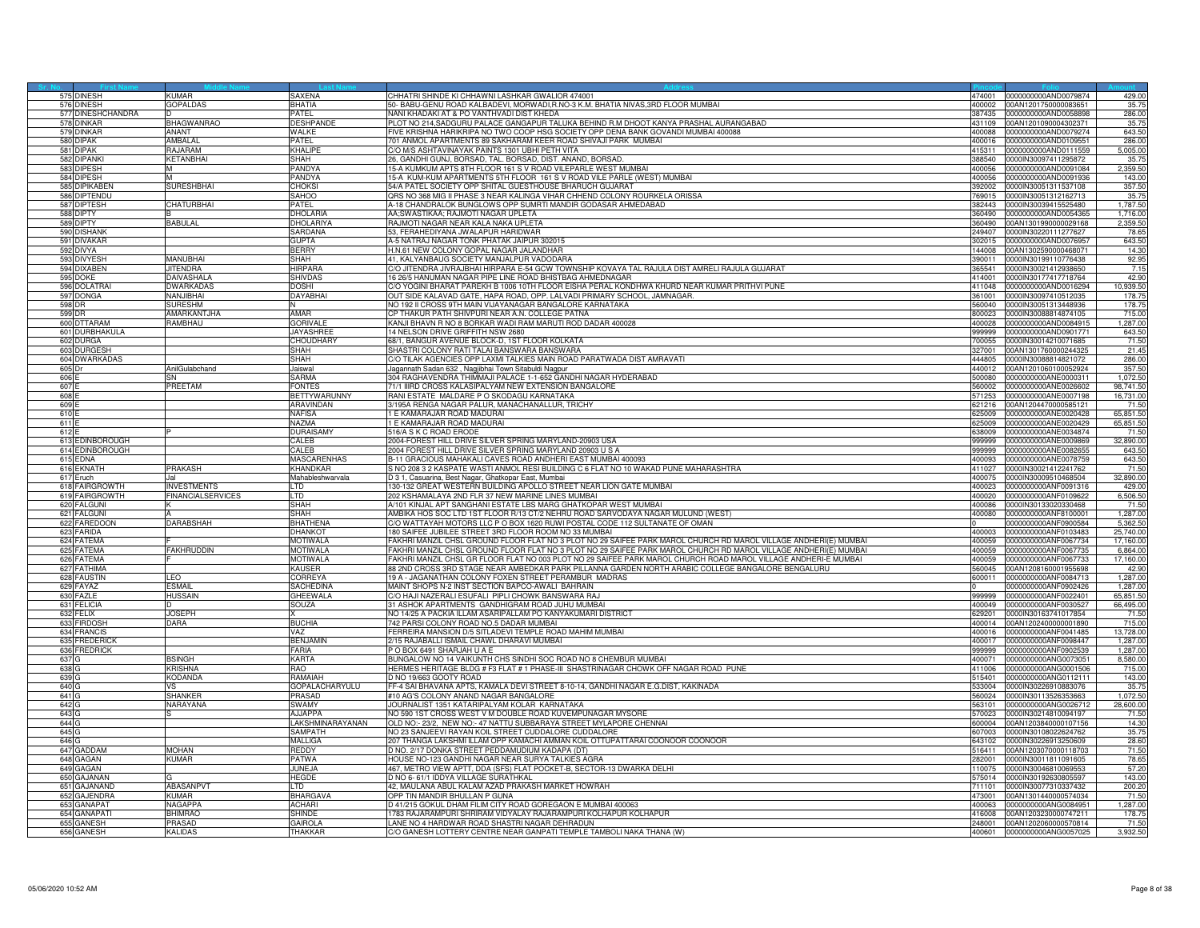| Sr. No. | First Name | Middle Name | Last Name | Address | Pincode | Folio | Amount |
|---|---|---|---|---|---|---|---|
| 575 | DINESH | KUMAR | SAXENA | CHHATRI SHINDE KI CHHAWNI LASHKAR GWALIOR 474001 | 474001 | 0000000000AND0079874 | 429.00 |
| 576 | DINESH | GOPALDAS | BHATIA | 50- BABU-GENU ROAD KALBADEVI, MORWADI,R.NO-3 K.M. BHATIA NIVAS,3RD FLOOR MUMBAI | 400002 | 00AN1201750000083651 | 35.75 |
| 577 | DINESHCHANDRA | D | PATEL | NANI KHADAKI AT & PO VANTHVADI DIST KHEDA | 387435 | 0000000000AND0058898 | 286.00 |
| 578 | DINKAR | BHAGWANRAO | DESHPANDE | PLOT NO 214,SADGURU PALACE GANGAPUR TALUKA BEHIND R.M DHOOT KANYA PRASHAL AURANGABAD | 431109 | 00AN1201090004302371 | 35.75 |
| 579 | DINKAR | ANANT | WALKE | FIVE KRISHNA HARIKRIPA NO TWO COOP HSG SOCIETY OPP DENA BANK GOVANDI MUMBAI 400088 | 400088 | 0000000000AND0079274 | 643.50 |
| 580 | DIPAK | AMBALAL | PATEL | 701 ANMOL APARTMENTS 89 SAKHARAM KEER ROAD SHIVAJI PARK MUMBAI | 400016 | 0000000000AND0109551 | 286.00 |
| 581 | DIPAK | RAJARAM | KHALIPE | C/O M/S ASHTAVINAYAK PAINTS 1301 UBHI PETH VITA | 415311 | 0000000000AND0111559 | 5,005.00 |
| 582 | DIPANKI | KETANBHAI | SHAH | 26, GANDHI GUNJ, BORSAD, TAL. BORSAD, DIST. ANAND, BORSAD. | 388540 | 0000IN30097411295872 | 35.75 |
| 583 | DIPESH | M | PANDYA | 15-A KUMKUM APTS 8TH FLOOR 161 S V ROAD VILEPARLE WEST MUMBAI | 400056 | 0000000000AND0091084 | 2,359.50 |
| 584 | DIPESH | M | PANDYA | 15-A KUM-KUM APARTMENTS 5TH FLOOR 161 S V ROAD VILE PARLE (WEST) MUMBAI | 400056 | 0000000000AND0091936 | 143.00 |
| 585 | DIPIKABEN | SURESHBHAI | CHOKSI | 54/A PATEL SOCIETY OPP SHITAL GUESTHOUSE BHARUCH GUJARAT | 392002 | 0000IN30051311537108 | 357.50 |
| 586 | DIPTENDU | | SAHOO | QRS NO 368 MIG II PHASE 3 NEAR KALINGA VIHAR CHHEND COLONY ROURKELA ORISSA | 769015 | 0000IN30051312162713 | 35.75 |
| 587 | DIPTESH | CHATURBHAI | PATEL | A-18 CHANDRALOK BUNGLOWS OPP SUMRTI MANDIR GODASAR AHMEDABAD | 382443 | 0000IN30039415525480 | 1,787.50 |
| 588 | DIPTY | B | DHOLARIA | AA;SWASTIKAA; RAJMOTI NAGAR UPLETA | 360490 | 0000000000AND0054365 | 1,716.00 |
| 589 | DIPTY | BABULAL | DHOLARIYA | RAJMOTI NAGAR NEAR KALA NAKA UPLETA | 360490 | 00AN1301990000029168 | 2,359.50 |
| 590 | DISHANK | | SARDANA | 53, FERAHEDIYANA JWALAPUR HARIDWAR | 249407 | 0000IN30220111277627 | 78.65 |
| 591 | DIVAKAR | | GUPTA | A-5 NATRAJ NAGAR TONK PHATAK JAIPUR 302015 | 302015 | 0000000000AND0076957 | 643.50 |
| 592 | DIVYA | | BERRY | H.N.61 NEW COLONY GOPAL NAGAR JALANDHAR | 144008 | 00AN1302590000468071 | 14.30 |
| 593 | DIVYESH | MANUBHAI | SHAH | 41, KALYANBAUG SOCIETY MANJALPUR VADODARA | 390011 | 0000IN30199110776438 | 92.95 |
| 594 | DIXABEN | JITENDRA | HIRPARA | C/O JITENDRA JIVRAJBHAI HIRPARA E-54 GCW TOWNSHIP KOVAYA TAL RAJULA DIST AMRELI RAJULA GUJARAT | 365541 | 0000IN30021412938650 | 7.15 |
| 595 | DOKE | DAIVASHALA | SHIVDAS | 16 26/5 HANUMAN NAGAR PIPE LINE ROAD BHISTBAG AHMEDNAGAR | 414001 | 0000IN30177417718764 | 42.90 |
| 596 | DOLATRAI | DWARKADAS | DOSHI | C/O YOGINI BHARAT PAREKH B 1006 10TH FLOOR EISHA PERAL KONDHWA KHURD NEAR KUMAR PRITHVI PUNE | 411048 | 0000000000AND0016294 | 10,939.50 |
| 597 | DONGA | NANJIBHAI | DAYABHAI | OUT SIDE KALAVAD GATE, HAPA ROAD, OPP. LALVADI PRIMARY SCHOOL, JAMNAGAR. | 361001 | 0000IN30097410512035 | 178.75 |
| 598 | DR | SURESHM | N | NO 192 II CROSS 9TH MAIN VIJAYANAGAR BANGALORE KARNATAKA | 560040 | 0000IN30051313448936 | 178.75 |
| 599 | DR | AMARKANTJHA | AMAR | CP THAKUR PATH SHIVPURI NEAR A.N. COLLEGE PATNA | 800023 | 0000IN30088814874105 | 715.00 |
| 600 | DTTARAM | RAMBHAU | GORIVALE | KANJI BHAVN R NO 8 BORKAR WADI RAM MARUTI ROD DADAR 400028 | 400028 | 0000000000AND0084915 | 1,287.00 |
| 601 | DURBHAKULA | | JAYASHREE | 14 NELSON DRIVE GRIFFITH NSW 2680 | 999999 | 0000000000AND0901771 | 643.50 |
| 602 | DURGA | | CHOUDHARY | 68/1, BANGUR AVENUE BLOCK-D, 1ST FLOOR KOLKATA | 700055 | 0000IN30014210071685 | 71.50 |
| 603 | DURGESH | | SHAH | SHASTRI COLONY RATI TALAI BANSWARA BANSWARA | 327001 | 00AN1301760000244325 | 21.45 |
| 604 | DWARKADAS | | SHAH | C/O TILAK AGENCIES OPP LAXMI TALKIES MAIN ROAD PARATWADA DIST AMRAVATI | 444805 | 0000IN30088814821072 | 286.00 |
| 605 | Dr | AnilGulabchand | Jaiswal | Jagannath Sadan 632 , Nagjibhai Town Sitabuldi Nagpur | 440012 | 00AN1201060100052924 | 357.50 |
| 606 | E | SN | SARMA | 304 RAGHAVENDRA THIMMAJI PALACE 1-1-652 GANDHI NAGAR HYDERABAD | 500080 | 0000000000ANE0000311 | 1,072.50 |
| 607 | E | PREETAM | FONTES | 71/1 IIIRD CROSS KALASIPALYAM NEW EXTENSION BANGALORE | 560002 | 0000000000ANE0026602 | 98,741.50 |
| 608 | E | | BETTYWARUNNY | RANI ESTATE MALDARE P O SKODAGU KARNATAKA | 571253 | 0000000000ANE0007198 | 16,731.00 |
| 609 | E | | ARAVINDAN | 3/195A RENGA NAGAR PALUR, MANACHANALLUR, TRICHY | 621216 | 00AN1204470000585121 | 71.50 |
| 610 | E | | NAFISA | 1 E KAMARAJAR ROAD MADURAI | 625009 | 0000000000ANE0020428 | 65,851.50 |
| 611 | E | | NAZMA | 1 E KAMARAJAR ROAD MADURAI | 625009 | 0000000000ANE0020429 | 65,851.50 |
| 612 | E | P | DURAISAMY | 516/A S K C ROAD ERODE | 638009 | 0000000000ANE0034874 | 71.50 |
| 613 | EDINBOROUGH | | CALEB | 2004-FOREST HILL DRIVE SILVER SPRING MARYLAND-20903 USA | 999999 | 0000000000ANE0009869 | 32,890.00 |
| 614 | EDINBOROUGH | | CALEB | 2004 FOREST HILL DRIVE SILVER SPRING MARYLAND 20903 U S A | 999999 | 0000000000ANE0082655 | 643.50 |
| 615 | EDNA | | MASCARENHAS | B-11 GRACIOUS MAHAKALI CAVES ROAD ANDHERI EAST MUMBAI 400093 | 400093 | 0000000000ANE0078759 | 643.50 |
| 616 | EKNATH | PRAKASH | KHANDKAR | S NO 208 3 2 KASPATE WASTI ANMOL RESI BUILDING C 6 FLAT NO 10 WAKAD PUNE MAHARASHTRA | 411027 | 0000IN30021412241762 | 71.50 |
| 617 | Eruch | Jal | Mahableshwarvala | D 3 1, Casuarina, Best Nagar, Ghatkopar East, Mumbai | 400075 | 0000IN30009510468504 | 32,890.00 |
| 618 | FAIRGROWTH | INVESTMENTS | LTD | 130-132 GREAT WESTERN BUILDING APOLLO STREET NEAR LION GATE MUMBAI | 400023 | 0000000000ANF0091316 | 429.00 |
| 619 | FAIRGROWTH | FINANCIALSERVICES | LTD | 202 KSHAMALAYA 2ND FLR 37 NEW MARINE LINES MUMBAI | 400020 | 0000000000ANF0109622 | 6,506.50 |
| 620 | FALGUNI | K | SHAH | A/101 KINJAL APT SANGHANI ESTATE LBS MARG GHATKOPAR WEST MUMBAI | 400086 | 0000IN30133020330468 | 71.50 |
| 621 | FALGUNI | A | SHAH | AMBIKA HOS SOC LTD 1ST FLOOR R/13 CT/2 NEHRU ROAD SARVODAYA NAGAR MULUND (WEST) | 400080 | 0000000000ANF8100001 | 1,287.00 |
| 622 | FAREDOON | DARABSHAH | BHATHENA | C/O WATTAYAH MOTORS LLC P O BOX 1620 RUWI POSTAL CODE 112 SULTANATE OF OMAN | 0 | 0000000000ANF0900584 | 5,362.50 |
| 623 | FARIDA | | DHANKOT | 180 SAIFEE JUBILEE STREET 3RD FLOOR ROOM NO 33 MUMBAI | 400003 | 0000000000ANF0103483 | 25,740.00 |
| 624 | FATEMA | F | MOTIWALA | FAKHRI MANZIL CHSL GROUND FLOOR FLAT NO 3 PLOT NO 29 SAIFEE PARK MAROL CHURCH RD MAROL VILLAGE ANDHERI(E) MUMBAI | 400059 | 0000000000ANF0067734 | 17,160.00 |
| 625 | FATEMA | FAKHRUDDIN | MOTIWALA | FAKHRI MANZIL CHSL GROUND FLOOR FLAT NO 3 PLOT NO 29 SAIFEE PARK MAROL CHURCH RD MAROL VILLAGE ANDHERI(E) MUMBAI | 400059 | 0000000000ANF0067735 | 6,864.00 |
| 626 | FATEMA | F | MOTIWALA | FAKHRI MANZIL CHSL GR FLOOR FLAT NO 003 PLOT NO 29 SAIFEE PARK MAROL CHURCH ROAD MAROL VILLAGE ANDHERI-E MUMBAI | 400059 | 0000000000ANF0067733 | 17,160.00 |
| 627 | FATHIMA | | KAUSER | 88 2ND CROSS 3RD STAGE NEAR AMBEDKAR PARK PILLANNA GARDEN NORTH ARABIC COLLEGE BANGALORE BENGALURU | 560045 | 00AN1208160001955698 | 42.90 |
| 628 | FAUSTIN | LEO | CORREYA | 19 A - JAGANATHAN COLONY FOXEN STREET PERAMBUR MADRAS | 600011 | 0000000000ANF0084713 | 1,287.00 |
| 629 | FAYAZ | ESMAIL | SACHEDINA | MAINT SHOPS N-2 INST SECTION BAPCO-AWALI BAHRAIN | 0 | 0000000000ANF0902426 | 1,287.00 |
| 630 | FAZLE | HUSSAIN | GHEEWALA | C/O HAJI NAZERALI ESUFALI PIPLI CHOWK BANSWARA RAJ | 999999 | 0000000000ANF0022401 | 65,851.50 |
| 631 | FELICIA | D | SOUZA | 31 ASHOK APARTMENTS GANDHIGRAM ROAD JUHU MUMBAI | 400049 | 0000000000ANF0030527 | 66,495.00 |
| 632 | FELIX | JOSEPH | X | NO 14/25 A PACKIA ILLAM ASARIPALLAM PO KANYAKUMARI DISTRICT | 629201 | 0000IN30163741017854 | 71.50 |
| 633 | FIRDOSH | DARA | BUCHIA | 742 PARSI COLONY ROAD NO.5 DADAR MUMBAI | 400014 | 00AN1202400000001890 | 715.00 |
| 634 | FRANCIS | | VAZ | FERREIRA MANSION D/5 SITLADEVI TEMPLE ROAD MAHIM MUMBAI | 400016 | 0000000000ANF0041485 | 13,728.00 |
| 635 | FREDERICK | | BENJAMIN | 2/15 RAJABALLI ISMAIL CHAWL DHARAVI MUMBAI | 400017 | 0000000000ANF0098447 | 1,287.00 |
| 636 | FREDRICK | | FARIA | P O BOX 6491 SHARJAH U A E | 999999 | 0000000000ANF0902539 | 1,287.00 |
| 637 | G | BSINGH | KARTA | BUNGALOW NO 14 VAIKUNTH CHS SINDHI SOC ROAD NO 8 CHEMBUR MUMBAI | 400071 | 0000000000ANG0073051 | 8,580.00 |
| 638 | G | KRISHNA | RAO | HERMES HERITAGE BLDG # F3 FLAT # 1 PHASE-III SHASTRINAGAR CHOWK OFF NAGAR ROAD PUNE | 411006 | 0000000000ANG0001506 | 715.00 |
| 639 | G | KODANDA | RAMAIAH | D NO 19/663 GOOTY ROAD | 515401 | 0000000000ANG0112111 | 143.00 |
| 640 | G | VS | GOPALACHARYULU | FF-4 SAI BHAVANA APTS, KAMALA DEVI STREET 8-10-14, GANDHI NAGAR E.G.DIST, KAKINADA | 533004 | 0000IN30226910883076 | 35.75 |
| 641 | G | SHANKER | PRASAD | #10 AG'S COLONY ANAND NAGAR BANGALORE | 560024 | 0000IN30113526353663 | 1,072.50 |
| 642 | G | NARAYANA | SWAMY | JOURNALIST 1351 KATARIPALYAM KOLAR KARNATAKA | 563101 | 0000000000ANG0026712 | 28,600.00 |
| 643 | G | S | AJJAPPA | NO 590 1ST CROSS WEST V M DOUBLE ROAD KUVEMPUNAGAR MYSORE | 570023 | 0000IN30214810094197 | 71.50 |
| 644 | G | | LAKSHMINARAYANAN | OLD NO:- 23/2, NEW NO:- 47 NATTU SUBBARAYA STREET MYLAPORE CHENNAI | 600004 | 00AN1203840000107156 | 14.30 |
| 645 | G | | SAMPATH | NO 23 SANJEEVI RAYAN KOIL STREET CUDDALORE CUDDALORE | 607003 | 0000IN30108022624762 | 35.75 |
| 646 | G | | MALLIGA | 207 THANGA LAKSHMI ILLAM OPP KAMACHI AMMAN KOIL OTTUPATTARAI COONOOR COONOOR | 643102 | 0000IN30226913250609 | 28.60 |
| 647 | GADDAM | MOHAN | REDDY | D NO. 2/17 DONKA STREET PEDDAMUDIUM KADAPA (DT) | 516411 | 00AN1203070000118703 | 71.50 |
| 648 | GAGAN | KUMAR | PATWA | HOUSE NO-123 GANDHI NAGAR NEAR SURYA TALKIES AGRA | 282001 | 0000IN30011811091605 | 78.65 |
| 649 | GAGAN | | JUNEJA | 467, METRO VIEW APTT, DDA (SFS) FLAT POCKET-B, SECTOR-13 DWARKA DELHI | 110075 | 0000IN30046810069553 | 57.20 |
| 650 | GAJANAN | G | HEGDE | D NO 6- 61/1 IDDYA VILLAGE SURATHKAL | 575014 | 0000IN30192630805597 | 143.00 |
| 651 | GAJANAND | ABASANPVT | LTD | 42, MAULANA ABUL KALAM AZAD PRAKASH MARKET HOWRAH | 711101 | 0000IN30077310337432 | 200.20 |
| 652 | GAJENDRA | KUMAR | BHARGAVA | OPP TIN MANDIR BHULLAN P GUNA | 473001 | 00AN1301440000574034 | 71.50 |
| 653 | GANAPAT | NAGAPPA | ACHARI | D 41/215 GOKUL DHAM FILIM CITY ROAD GOREGAON E MUMBAI 400063 | 400063 | 0000000000ANG0084951 | 1,287.00 |
| 654 | GANAPATI | BHIMRAO | SHINDE | 1783 RAJARAMPURI SHRIRAM VIDYALAY RAJARAMPURI KOLHAPUR KOLHAPUR | 416008 | 00AN1203230000747211 | 178.75 |
| 655 | GANESH | PRASAD | GAIROLA | LANE NO 4 HARDWAR ROAD SHASTRI NAGAR DEHRADUN | 248001 | 00AN1202060000570814 | 71.50 |
| 656 | GANESH | KALIDAS | THAKKAR | C/O GANESH LOTTERY CENTRE NEAR GANPATI TEMPLE TAMBOLI NAKA THANA (W) | 400601 | 0000000000ANG0057025 | 3,932.50 |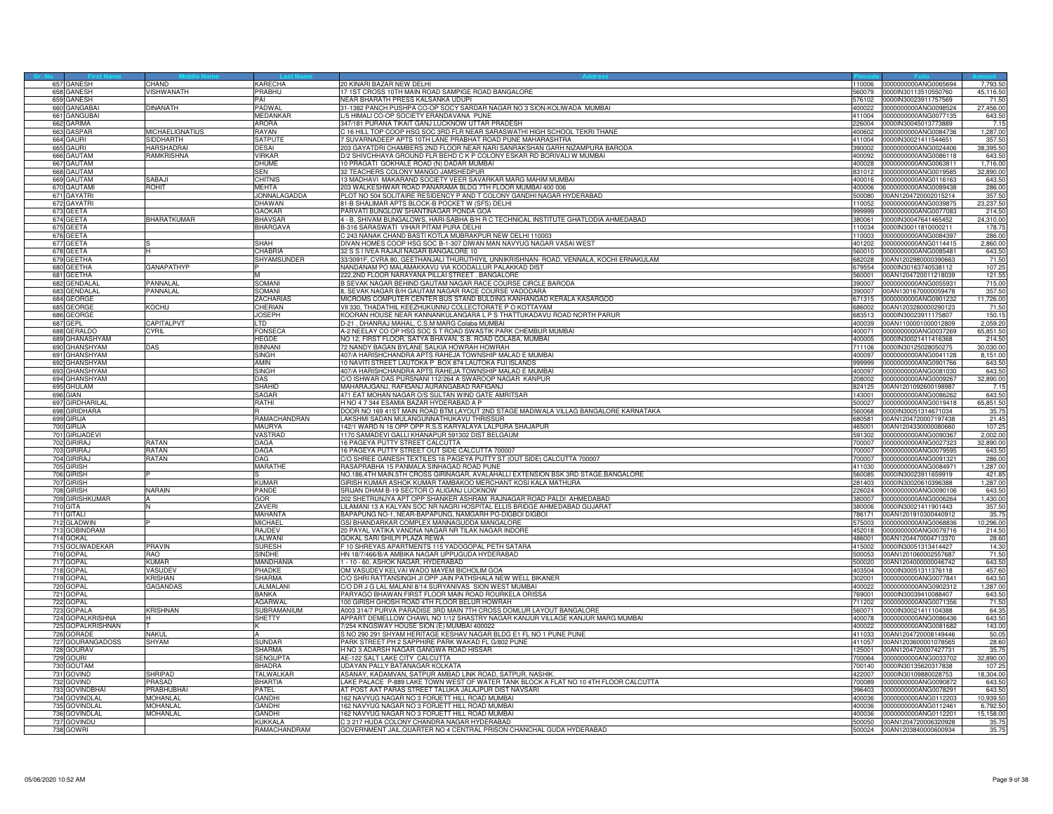| Sr. No. | First Name | Middle Name | Last Name | Address | Pincode | Folio | Amount |
|---|---|---|---|---|---|---|---|
| 657 | GANESH | CHAND | KARECHA | 20 KINARI BAZAR NEW DELHI | 110006 | 0000000000ANG0065694 | 7,793.50 |
| 658 | GANESH | VISHWANATH | PRABHU | 17 1ST CROSS 10TH MAIN ROAD SAMPIGE ROAD BANGALORE | 560079 | 0000IN30113510550760 | 45,116.50 |
| 659 | GANESH | | PAI | NEAR BHARATH PRESS KALSANKA UDUPI | 576102 | 0000IN30023911757569 | 71.50 |
| 660 | GANGABAI | DINANATH | PADWAL | 31-1382 PANCH PUSHPA CO-OP SOCY SARDAR NAGAR NO 3 SION-KOLIWADA MUMBAI | 400022 | 0000000000ANG0098524 | 27,456.00 |
| 661 | GANGUBAI | | MEDANKAR | L/5 HIMALI CO-OP SOCIETY ERANDAVANA PUNE | 411004 | 0000000000ANG0077135 | 643.50 |
| 662 | GARIMA | | ARORA | 347/181 PURANA TIKAIT GANJ LUCKNOW UTTAR PRADESH | 226004 | 0000IN30045013773889 | 7.15 |
| 663 | GASPAR | MICHAELIGNATIUS | RAYAN | C 16 HILL TOP COOP HSG SOC 3RD FLR NEAR SARASWATHI HIGH SCHOOL TEKRI THANE | 400602 | 0000000000ANG0084736 | 1,287.00 |
| 664 | GAURI | SIDDHARTH | SATPUTE | 7 SUVARNADEEP APTS 10TH LANE PRABHAT ROAD PUNE MAHARASHTRA | 411004 | 0000IN30021411544651 | 357.50 |
| 665 | GAURI | HARSHADRAI | DESAI | 203 GAYATDRI CHAMBERS 2ND FLOOR NEAR NARI SANRAKSHAN GARH NIZAMPURA BARODA | 390002 | 0000000000ANG0024406 | 38,395.50 |
| 666 | GAUTAM | RAMKRISHNA | VIRKAR | D/2 SHIVCHHAYA GROUND FLR BEHD C K P COLONY ESKAR RD BORIVALI W MUMBAI | 400092 | 0000000000ANG0086118 | 643.50 |
| 667 | GAUTAM | | DHUME | 10 PRAGATI GOKHALE ROAD (N) DADAR MUMBAI | 400028 | 0000000000ANG0063811 | 1,716.00 |
| 668 | GAUTAM | | SEN | 32 TEACHERS COLONY MANGO JAMSHEDPUR | 831012 | 0000000000ANG0019585 | 32,890.00 |
| 669 | GAUTAM | SABAJI | CHITNIS | 13 MADHAVI MAKARAND SOCIETY VEER SAVARKAR MARG MAHIM MUMBAI | 400016 | 0000000000ANG0116163 | 643.50 |
| 670 | GAUTAMI | ROHIT | MEHTA | 203 WALKESHWAR ROAD PANARAMA BLDG 7TH FLOOR MUMBAI 400 006 | 400006 | 0000000000ANG0089438 | 286.00 |
| 671 | GAYATRI | | JONNALAGADDA | PLOT NO 504 SOLITAIRE RESIDENCY P AND T COLONY GANDHI NAGAR HYDERABAD | 500080 | 00AN1204720002015214 | 357.50 |
| 672 | GAYATRI | | DHAWAN | 81-B SHALIMAR APTS BLOCK-B POCKET W (SFS) DELHI | 110052 | 0000000000ANG0039875 | 23,237.50 |
| 673 | GEETA | | GAOKAR | PARVATI BUNGLOW SHANTINAGAR PONDA GOA | 999999 | 0000000000ANG0077083 | 214.50 |
| 674 | GEETA | BHARATKUMAR | BHAVSAR | 4 - B, SHIVAM BUNGALOWS, HARI-SABHA B/H R C TECHNICAL INSTITUTE GHATLODIA AHMEDABAD | 380061 | 0000IN30047641465452 | 24,310.00 |
| 675 | GEETA | | BHARGAVA | B-316 SARASWATI VIHAR PITAM PURA DELHI | 110034 | 0000IN30011810000211 | 178.75 |
| 676 | GEETA | | | C 243 NANAK CHAND BASTI KOTLA MUBRAKPUR NEW DELHI 110003 | 110003 | 0000000000ANG0084397 | 286.00 |
| 677 | GEETA | S | SHAH | DIVAN HOMES COOP HSG SOC B-1-307 DIWAN MAN NAVYUG NAGAR VASAI WEST | 401202 | 0000000000ANG0114415 | 2,860.00 |
| 678 | GEETA | H | CHABRIA | 32 S S I IVEA RAJAJI NAGAR BANGALORE 10 | 560010 | 0000000000ANG0085481 | 643.50 |
| 679 | GEETHA | | SHYAMSUNDER | 33/3091F, CVRA 80, GEETHANJALI THURUTHIYIL UNNIKRISHNAN- ROAD, VENNALA, KOCHI ERNAKULAM | 682028 | 00AN1202980000390663 | 71.50 |
| 680 | GEETHA | GANAPATHYP | P | NANDANAM PO MALAMAKKAVU VIA KOODALLUR PALAKKAD DIST | 679554 | 0000IN30163740538112 | 107.25 |
| 681 | GEETHA | | M | 222,2ND FLOOR NARAYANA PILLAI STREET . BANGALORE | 560001 | 00AN1204720011218039 | 121.55 |
| 682 | GENDALAL | PANNALAL | SOMANI | B SEVAK NAGAR BEHIND GAUTAM NAGAR RACE COURSE CIRCLE BARODA | 390007 | 0000000000ANG0055931 | 715.00 |
| 683 | GENDALAL | PANNALAL | SOMANI | 8, SEVAK NAGAR B/H GAUTAM NAGAR RACE COURSE VADODARA | 390007 | 00AN1301670000059478 | 357.50 |
| 684 | GEORGE | | ZACHARIAS | MICROMS COMPUTER CENTER BUS STAND BULDING KANHANGAD KERALA KASARGOD | 671315 | 0000000000ANG0901232 | 11,726.00 |
| 685 | GEORGE | KOCHU | CHERIAN | VII 330, THADATHIL KEEZHUKUNNU COLLECTORATE P O KOTTAYAM | 686002 | 00AN1203280000290123 | 71.50 |
| 686 | GEORGE | | JOSEPH | KOORAN HOUSE NEAR KANNANKULANGARA L P S THATTUKADAVU ROAD NORTH PARUR | 683513 | 0000IN30023911175807 | 150.15 |
| 687 | GEPL | CAPITALPVT | LTD | D-21 , DHANRAJ MAHAL, C.S.M MARG Colaba MUMBAI | 400039 | 00AN1100001000012809 | 2,059.20 |
| 688 | GERALDO | CYRIL | FONSECA | A-2 NEELAY CO OP HSG SOC S T ROAD SWASTIK PARK CHEMBUR MUMBAI | 400071 | 0000000000ANG0037269 | 65,851.50 |
| 689 | GHANASHYAM | | HEGDE | NO 12, FIRST FLOOR, SATYA BHAVAN, S.B. ROAD COLABA, MUMBAI | 400005 | 0000IN30021411416368 | 214.50 |
| 690 | GHANSHYAM | DAS | BINNANI | 72 NANDY BAGAN BYLANE SALKIA HOWRAH HOWRAH | 711106 | 0000IN30125028050275 | 30,030.00 |
| 691 | GHANSHYAM | | SINGH | 407/A HARISHCHANDRA APTS RAHEJA TOWNSHIP MALAD E MUMBAI | 400097 | 0000000000ANG0041128 | 8,151.00 |
| 692 | GHANSHYAM | | AMIN | 10 NAVITI STREET LAUTOKA P BOX 874 LAUTOKA FIJI ISLANDS | 999999 | 0000000000ANG0901766 | 643.50 |
| 693 | GHANSHYAM | | SINGH | 407/A HARISHCHANDRA APTS RAHEJA TOWNSHIP MALAD E MUMBAI | 400097 | 0000000000ANG0081030 | 643.50 |
| 694 | GHANSHYAM | | DAS | C/O ISHWAR DAS PURSNANI 112/264 A SWAROOP NAGAR KANPUR | 208002 | 0000000000ANG0009267 | 32,890.00 |
| 695 | GHULAM | | SHAHID | MAHARAJGANJ, RAFIGANJ AURANGABAD RAFIGANJ | 824125 | 00AN1201092600198987 | 7.15 |
| 696 | GIAN | | SAGAR | 471 EAT MOHAN NAGAR O/S SULTAN WIND GATE AMRITSAR | 143001 | 0000000000ANG0086262 | 643.50 |
| 697 | GIRDHARILAL | | RATHI | H NO 4 7 344 ESAMIA BAZAR HYDERABAD A P | 500027 | 0000000000ANG0019418 | 65,851.50 |
| 698 | GIRIDHARA | | R | DOOR NO 169 41ST MAIN ROAD BTM LAYOUT 2ND STAGE MADIWALA VILLAG BANGALORE KARNATAKA | 560068 | 0000IN30051314671034 | 35.75 |
| 699 | GIRIJA | | RAMACHANDRAN | LAKSHMI SADAN MULANGUNNATHUKAVU THRISSUR | 680581 | 00AN1204720007197438 | 21.45 |
| 700 | GIRIJA | | MAURYA | 142/1 WARD N 16 OPP OPP R.S.S KARYALAYA LALPURA SHAJAPUR | 465001 | 00AN1204330000080660 | 107.25 |
| 701 | GIRIJADEVI | | VASTRAD | 1170 SAMADEVI GALLI KHANAPUR 591302 DIST BELGAUM | 591302 | 0000000000ANG0090367 | 2,002.00 |
| 702 | GIRIRAJ | RATAN | DAGA | 16 PAGEYA PUTTY STREET CALCUTTA | 700007 | 0000000000ANG0027323 | 32,890.00 |
| 703 | GIRIRAJ | RATAN | DAGA | 16 PAGEYA PUTTY STREET OUT SIDE CALCUTTA 700007 | 700007 | 0000000000ANG0079595 | 643.50 |
| 704 | GIRIRAJ | RATAN | DAG | C/O SHREE GANESH TEXTILES 16 PAGEYA PUTTY ST (OUT SIDE) CALCUTTA 700007 | 700007 | 0000000000ANG0091321 | 286.00 |
| 705 | GIRISH | | MARATHE | RASAPRABHA 15 PANMALA SINHAGAD ROAD PUNE | 411030 | 0000000000ANG0084971 | 1,287.00 |
| 706 | GIRISH | | S | NO.186,4TH MAIN,5TH CROSS GIRINAGAR, AVALAHALLI EXTENSION BSK 3RD STAGE,BANGALORE | 560085 | 0000IN30023911659919 | 421.85 |
| 707 | GIRISH | | KUMAR | GIRISH KUMAR ASHOK KUMAR TAMBAKOO MERCHANT KOSI KALA MATHURA | 281403 | 0000IN30020610396388 | 1,287.00 |
| 708 | GIRISH | NARAIN | PANDE | SRIJAN DHAM B-19 SECTOR O ALIGANJ LUCKNOW | 226024 | 0000000000ANG0090106 | 643.50 |
| 709 | GIRISHKUMAR | A | GOR | 202 SHETRUNJYA APT OPP SHANKER ASHRAM RAJNAGAR ROAD PALDI AHMEDABAD | 380007 | 0000000000ANG0006264 | 1,430.00 |
| 710 | GITA | N | ZAVERI | LILAMANI 13 A KALYAN SOC NR NAGRI HOSPITAL ELLIS BRIDGE AHMEDABAD GUJARAT | 380006 | 0000IN30021411901443 | 357.50 |
| 711 | GITALI | | MAHANTA | BAPAPUNG NO-1, NEAR-BAPAPUNG, NAMGARH PO-DIGBOI DIGBOI | 786171 | 00AN1201910300440912 | 35.75 |
| 712 | GLADWIN | P | MICHAEL | GSI BHANDARKAR COMPLEX MANNAGUDDA MANGALORE | 575003 | 0000000000ANG0068836 | 10,296.00 |
| 713 | GOBINDRAM | | RAJDEV | 20 PAYAL VATIKA VANDNA NAGAR NR TILAK NAGAR INDORE | 452018 | 0000000000ANG0079716 | 214.50 |
| 714 | GOKAL | | LALWANI | GOKAL SARI SHILPI PLAZA REWA | 486001 | 00AN1204470004713370 | 28.60 |
| 715 | GOLIWADEKAR | PRAVIN | SURESH | F 10 SHREYAS APARTMENTS 115 YADOGOPAL PETH SATARA | 415002 | 0000IN30051313414427 | 14.30 |
| 716 | GOPAL | RAO | SINDHE | HN 18/7/466/B/A AMBIKA NAGAR UPPUGUDA HYDERABAD | 500053 | 00AN1201060002557687 | 71.50 |
| 717 | GOPAL | KUMAR | MANDHANIA | 1 - 10 - 60, ASHOK NAGAR, HYDERABAD | 500020 | 00AN1204000000046742 | 643.50 |
| 718 | GOPAL | VASUDEV | PHADKE | OM VASUDEV KELVAI WADO MAYEM BICHOLIM GOA | 403504 | 0000IN30051311376118 | 457.60 |
| 719 | GOPAL | KRISHAN | SHARMA | C/O SHRI RATTANSINGH JI OPP JAIN PATHSHALA NEW WELL BIKANER | 302001 | 0000000000ANG0077841 | 643.50 |
| 720 | GOPAL | GAGANDAS | LALMALANI | C/O DR J G LAL MALANI 8/14 SURYANIVAS SION WEST MUMBAI | 400022 | 0000000000ANG0902312 | 1,287.00 |
| 721 | GOPAL | | BANKA | PARYAGO BHAWAN FIRST FLOOR MAIN ROAD ROURKELA ORISSA | 769001 | 0000IN30039410088407 | 643.50 |
| 722 | GOPAL | | AGARWAL | 100 GIRISH GHOSH ROAD 4TH FLOOR BELUR HOWRAH | 711202 | 0000000000ANG0071356 | 71.50 |
| 723 | GOPALA | KRISHNAN | SUBRAMANIUM | A003 314/7 PURVA PARADISE 3RD MAIN 7TH CROSS DOMLUR LAYOUT BANGALORE | 560071 | 0000IN30021411104388 | 64.35 |
| 724 | GOPALKRISHNA | H | SHETTY | APPART DEMELLOW CHAWL NO 1/12 SHASTRY NAGAR KANJUR VILLAGE KANJUR MARG MUMBAI | 400078 | 0000000000ANG0086436 | 643.50 |
| 725 | GOPALKRISHNAN | T | K | 7/254 KINGSWAY HOUSE SION (E) MUMBAI 400022 | 400022 | 0000000000ANG0081682 | 143.00 |
| 726 | GORADE | NAKUL | A | S NO 290 291 SHYAM HERITAGE KESHAV NAGAR BLDG E1 FL NO 1 PUNE PUNE | 411033 | 00AN1204720008149446 | 50.05 |
| 727 | GOURANGADOSS | SHYAM | SUNDAR | PARK STREET PH 2 SAPPHIRE PARK WAKAD FL G/802 PUNE | 411057 | 00AN1203600001078565 | 28.60 |
| 728 | GOURAV | | SHARMA | H NO 3 ADARSH NAGAR GANGWA ROAD HISSAR | 125001 | 00AN1204720007427731 | 35.75 |
| 729 | GOURI | | SENGUPTA | AE-122 SALT LAKE CITY CALCUTTA | 700064 | 0000000000ANG0033702 | 32,890.00 |
| 730 | GOUTAM | | BHADRA | UDAYAN PALLY BATANAGAR KOLKATA | 700140 | 0000IN30135620317838 | 107.25 |
| 731 | GOVIND | SHRIPAD | TALWALKAR | ASANAY, KADAMVAN, SATPUR AMBAD LINK ROAD, SATPUR, NASHIK. | 422007 | 0000IN30109880028753 | 18,304.00 |
| 732 | GOVIND | PRASAD | BHARTIA | LAKE PALACE P-889 LAKE TOWN WEST OF WATER TANK BLOCK A FLAT NO 10 4TH FLOOR CALCUTTA | 700089 | 0000000000ANG0090872 | 643.50 |
| 733 | GOVINDBHAI | PRABHUBHAI | PATEL | AT POST AAT PARAS STREET TALUKA JALAJPUR DIST NAVSARI | 396403 | 0000000000ANG0078291 | 643.50 |
| 734 | GOVINDLAL | MOHANLAL | GANDHI | 162 NAVYUG NAGAR NO 3 FORJETT HILL ROAD MUMBAI | 400036 | 0000000000ANG0112203 | 10,939.50 |
| 735 | GOVINDLAL | MOHANLAL | GANDHI | 162 NAVYUG NAGAR NO 3 FORJETT HILL ROAD MUMBAI | 400036 | 0000000000ANG0112461 | 6,792.50 |
| 736 | GOVINDLAL | MOHANLAL | GANDHI | 162 NAVYUG NAGAR NO 3 FORJETT HILL ROAD MUMBAI | 400036 | 0000000000ANG0112201 | 15,158.00 |
| 737 | GOVINDU | | KUKKALA | C 3 217 HUDA COLONY CHANDRA NAGAR HYDERABAD | 500050 | 00AN1204720006320928 | 35.75 |
| 738 | GOWRI | | RAMACHANDRAM | GOVERNMENT JAIL,QUARTER NO 4 CENTRAL PRISON CHANCHAL GUDA HYDERABAD | 500024 | 00AN1203840000600934 | 35.75 |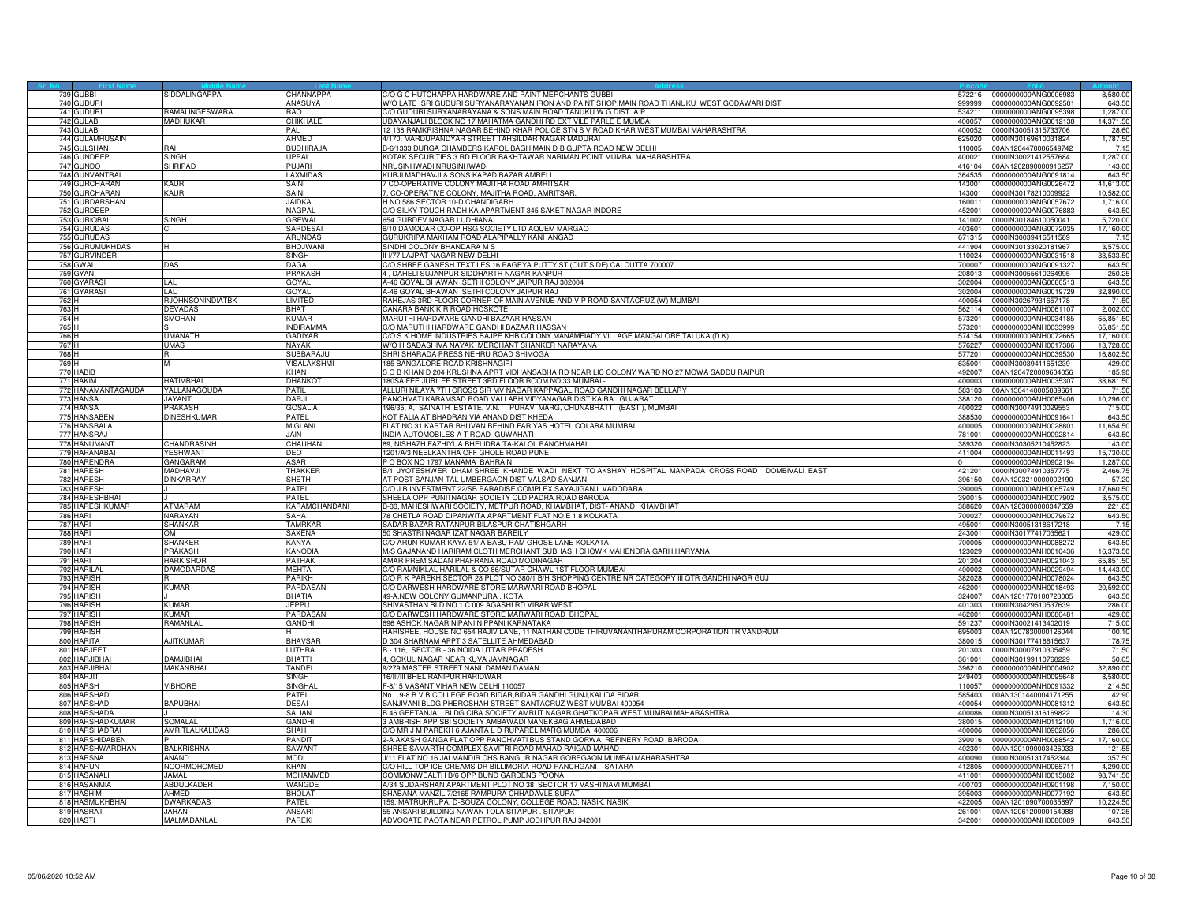| Sr. No. | First Name | Middle Name | Last Name | Address | Pincode | Folio | Amount |
|---|---|---|---|---|---|---|---|
| 739 | GUBBI | SIDDALINGAPPA | CHANNAPPA | C/O G C HUTCHAPPA HARDWARE AND PAINT MERCHANTS GUBBI | 572216 | 0000000000ANG0006983 | 8,580.00 |
| 740 | GUDURI | | ANASUYA | W/O LATE SRI GUDURI SURYANARAYANAN IRON AND PAINT SHOP,MAIN ROAD THANUKU WEST GODAWARI DIST | 999999 | 0000000000ANG0092501 | 643.50 |
| 741 | GUDURI | RAMALINGESWARA | RAO | C/O GUDURI SURYANARAYANA & SONS MAIN ROAD TANUKU W G DIST A P | 534211 | 0000000000ANG0095398 | 1,287.00 |
| 742 | GULAB | MADHUKAR | CHIKHALE | UDAYANJALI BLOCK NO 17 MAHATMA GANDHI RD EXT VILE PARLE E MUMBAI | 400057 | 0000000000ANG0012138 | 14,371.50 |
| 743 | GULAB | | PAL | 12 138 RAMKRISHNA NAGAR BEHIND KHAR POLICE STN S V ROAD KHAR WEST MUMBAI MAHARASHTRA | 400052 | 0000IN30051315733706 | 28.60 |
| 744 | GULAMHUSAIN | | AHMED | 4/170, MARDUPANDYAR STREET TAHSILDAR NAGAR MADURAI | 625020 | 0000IN30169610031824 | 1,787.50 |
| 745 | GULSHAN | RAI | BUDHIRAJA | B-6/1333 DURGA CHAMBERS KAROL BAGH MAIN D B GUPTA ROAD NEW DELHI | 110005 | 00AN1204470006549742 | 7.15 |
| 746 | GUNDEEP | SINGH | UPPAL | KOTAK SECURITIES 3 RD FLOOR BAKHTAWAR NARIMAN POINT MUMBAI MAHARASHTRA | 400021 | 0000IN30021412557684 | 1,287.00 |
| 747 | GUNDO | SHRIPAD | PUJARI | NRUSINHWADI NRUSINHWADI | 416104 | 00AN1202890000916257 | 143.00 |
| 748 | GUNVANTRAI | | LAXMIDAS | KURJI MADHAVJI & SONS KAPAD BAZAR AMRELI | 364535 | 0000000000ANG0091814 | 643.50 |
| 749 | GURCHARAN | KAUR | SAINI | 7 CO-OPERATIVE COLONY MAJITHA ROAD AMRITSAR | 143001 | 0000000000ANG0026472 | 41,613.00 |
| 750 | GURCHARAN | KAUR | SAINI | 7, CO-OPERATIVE COLONY, MAJITHA ROAD, AMRITSAR. | 143001 | 0000IN30178210009922 | 10,582.00 |
| 751 | GURDARSHAN | | JAIDKA | H NO 586 SECTOR 10-D CHANDIGARH | 160011 | 0000000000ANG0057672 | 1,716.00 |
| 752 | GURDEEP | | NAGPAL | C/O SILKY TOUCH RADHIKA APARTMENT 345 SAKET NAGAR INDORE | 452001 | 0000000000ANG0076883 | 643.50 |
| 753 | GURIQBAL | SINGH | GREWAL | 654 GURDEV NAGAR LUDHIANA | 141002 | 0000IN30184610050041 | 5,720.00 |
| 754 | GURUDAS | C | SARDESAI | 6/10 DAMODAR CO-OP HSG SOCIETY LTD AQUEM MARGAO | 403601 | 0000000000ANG0072035 | 17,160.00 |
| 755 | GURUDAS | | ARUNDAS | GURUKRIPA MAKHAM ROAD ALAPIPALLY KANHANGAD | 671315 | 0000IN30039416511589 | 7.15 |
| 756 | GURUMUKHDAS | H | BHOJWANI | SINDHI COLONY BHANDARA M S | 441904 | 0000IN30133020181967 | 3,575.00 |
| 757 | GURVINDER | | SINGH | II-I/77 LAJPAT NAGAR NEW DELHI | 110024 | 0000000000ANG0031518 | 33,533.50 |
| 758 | GWAL | DAS | DAGA | C/O SHREE GANESH TEXTILES 16 PAGEYA PUTTY ST (OUT SIDE) CALCUTTA 700007 | 700007 | 0000000000ANG0091327 | 643.50 |
| 759 | GYAN | | PRAKASH | 4 , DAHELI SUJANPUR SIDDHARTH NAGAR KANPUR | 208013 | 0000IN30055610264995 | 250.25 |
| 760 | GYARASI | LAL | GOYAL | A-46 GOYAL BHAWAN SETHI COLONY JAIPUR RAJ 302004 | 302004 | 0000000000ANG0080513 | 643.50 |
| 761 | GYARASI | LAL | GOYAL | A-46 GOYAL BHAWAN SETHI COLONY JAIPUR RAJ | 302004 | 0000000000ANG0019729 | 32,890.00 |
| 762 | H | RJOHNSONINDIATBK | LIMITED | RAHEJAS 3RD FLOOR CORNER OF MAIN AVENUE AND V P ROAD SANTACRUZ (W) MUMBAI | 400054 | 0000IN30267931657178 | 71.50 |
| 763 | H | DEVADAS | BHAT | CANARA BANK K R ROAD HOSKOTE | 562114 | 0000000000ANH0061107 | 2,002.00 |
| 764 | H | SMOHAN | KUMAR | MARUTHI HARDWARE GANDHI BAZAAR HASSAN | 573201 | 0000000000ANH0034185 | 65,851.50 |
| 765 | H | S | INDIRAMMA | C/O MARUTHI HARDWARE GANDHI BAZAAR HASSAN | 573201 | 0000000000ANH0033999 | 65,851.50 |
| 766 | H | UMANATH | GADIYAR | C/O S K HOME INDUSTRIES BAJPE KHB COLONY MANAMFIADY VILLAGE MANGALORE TALUKA (D.K) | 574154 | 0000000000ANH0072665 | 17,160.00 |
| 767 | H | UMAS | NAYAK | W/O H SADASHIVA NAYAK MERCHANT SHANKER NARAYANA | 576227 | 0000000000ANH0017386 | 13,728.00 |
| 768 | H | R | SUBBARAJU | SHRI SHARADA PRESS NEHRU ROAD SHIMOGA | 577201 | 0000000000ANH0039530 | 16,802.50 |
| 769 | H | M | VISALAKSHMI | 185 BANGALORE ROAD KRISHNAGIRI | 635001 | 0000IN30039411651239 | 429.00 |
| 770 | HABIB | | KHAN | S O B KHAN D 204 KRUSHNA APRT VIDHANSABHA RD NEAR LIC COLONY WARD NO 27 MOWA SADDU RAIPUR | 492007 | 00AN1204720009604056 | 185.90 |
| 771 | HAKIM | HATIMBHAI | DHANKOT | 180SAIFEE JUBILEE STREET 3RD FLOOR ROOM NO 33 MUMBAI - | 400003 | 0000000000ANH0035307 | 38,681.50 |
| 772 | HANAMANTAGAUDA | YALLANAGOUDA | PATIL | ALLURI NILAYA 7TH CROSS SIR MV NAGAR KAPPAGAL ROAD GANDHI NAGAR BELLARY | 583103 | 00AN1304140005889661 | 71.50 |
| 773 | HANSA | JAYANT | DARJI | PANCHVATI KARAMSAD ROAD VALLABH VIDYANAGAR DIST KAIRA GUJARAT | 388120 | 0000000000ANH0065406 | 10,296.00 |
| 774 | HANSA | PRAKASH | GOSALIA | 196/35, A SAINATH ESTATE, V.N. PURAV MARG, CHUNABHATTI (EAST ), MUMBAI | 400022 | 0000IN30074910029553 | 715.00 |
| 775 | HANSABEN | DINESHKUMAR | PATEL | KOT FALIA AT BHADRAN VIA ANAND DIST KHEDA | 388530 | 0000000000ANH0091641 | 643.50 |
| 776 | HANSBALA | | MIGLANI | FLAT NO 31 KARTAR BHUVAN BEHIND FARIYAS HOTEL COLABA MUMBAI | 400005 | 0000000000ANH0028801 | 11,654.50 |
| 777 | HANSRAJ | | JAIN | INDIA AUTOMOBILES A T ROAD GUWAHATI | 781001 | 0000000000ANH0092814 | 643.50 |
| 778 | HANUMANT | CHANDRASINH | CHAUHAN | 69, NISHAZH FAZHIYUA BHELIDRA TA-KALOL PANCHMAHAL | 389320 | 0000IN30305210452823 | 143.00 |
| 779 | HARANABAI | YESHWANT | DEO | 1201/A/3 NEELKANTHA OFF GHOLE ROAD PUNE | 411004 | 0000000000ANH0011493 | 15,730.00 |
| 780 | HARENDRA | GANGARAM | ASAR | P O BOX NO 1797 MANAMA BAHRAIN | 0 | 0000000000ANH0902194 | 1,287.00 |
| 781 | HARESH | MADHAVJI | THAKKER | B/1 JYOTESHWER DHAM SHREE KHANDE WADI NEXT TO AKSHAY HOSPITAL MANPADA CROSS ROAD DOMBIVALI EAST | 421201 | 0000IN30074910357775 | 2,466.75 |
| 782 | HARESH | DINKARRAY | SHETH | AT POST SANJAN TAL UMBERGAON DIST VALSAD SANJAN | 396150 | 00AN1203210000002190 | 57.20 |
| 783 | HARESH | J | PATEL | C/O J B INVESTMENT 22/SB PARADISE COMPLEX SAYAJIGANJ VADODARA | 390005 | 0000000000ANH0065749 | 17,660.50 |
| 784 | HARESHBHAI | J | PATEL | SHEELA OPP PUNITNAGAR SOCIETY OLD PADRA ROAD BARODA | 390015 | 0000000000ANH0007902 | 3,575.00 |
| 785 | HARESHKUMAR | ATMARAM | KARAMCHANDANI | B-33, MAHESHWARI SOCIETY, METPUR ROAD, KHAMBHAT, DIST- ANAND, KHAMBHAT | 388620 | 00AN1203000000347659 | 221.65 |
| 786 | HARI | NARAYAN | SAHA | 78 CHETLA ROAD DIPANWITA APARTMENT FLAT NO E 1 8 KOLKATA | 700027 | 0000000000ANH0079672 | 643.50 |
| 787 | HARI | SHANKAR | TAMRKAR | SADAR BAZAR RATANPUR BILASPUR CHATISHGARH | 495001 | 0000IN30051318617218 | 7.15 |
| 788 | HARI | OM | SAXENA | 50 SHASTRI NAGAR IZAT NAGAR BAREILY | 243001 | 0000IN30177417035621 | 429.00 |
| 789 | HARI | SHANKER | KANYA | C/O ARUN KUMAR KAYA 51/ A BABU RAM GHOSE LANE KOLKATA | 700005 | 0000000000ANH0088272 | 643.50 |
| 790 | HARI | PRAKASH | KANODIA | M/S GAJANAND HARIRAM CLOTH MERCHANT SUBHASH CHOWK MAHENDRA GARH HARYANA | 123029 | 0000000000ANH0010436 | 16,373.50 |
| 791 | HARI | HARKISHOR | PATHAK | AMAR PREM SADAN PHAFRANA ROAD MODINAGAR | 201204 | 0000000000ANH0021043 | 65,851.50 |
| 792 | HARILAL | DAMODARDAS | MEHTA | C/O RAMNIKLAL HARILAL & CO 86/SUTAR CHAWL 1ST FLOOR MUMBAI | 400002 | 0000000000ANH0029494 | 14,443.00 |
| 793 | HARISH | R | PARIKH | C/O R K PAREKH,SECTOR 28 PLOT NO 380/1 B/H SHOPPING CENTRE NR CATEGORY III QTR GANDHI NAGR GUJ | 382028 | 0000000000ANH0078024 | 643.50 |
| 794 | HARISH | KUMAR | PARDASANI | C/O DARWESH HARDWARE STORE MARWARI ROAD BHOPAL | 462001 | 0000000000ANH0018493 | 20,592.00 |
| 795 | HARISH | J | BHATIA | 49-A,NEW COLONY GUMANPURA . KOTA | 324007 | 00AN1201770100723005 | 643.50 |
| 796 | HARISH | KUMAR | JEPPU | SHIVASTHAN BLD NO 1 C 009 AGASHI RD VIRAR WEST | 401303 | 0000IN30429510537639 | 286.00 |
| 797 | HARISH | KUMAR | PARDASANI | C/O DARWESH HARDWARE STORE MARWARI ROAD BHOPAL | 462001 | 0000000000ANH0080481 | 429.00 |
| 798 | HARISH | RAMANLAL | GANDHI | 696 ASHOK NAGAR NIPANI NIPPANI KARNATAKA | 591237 | 0000IN30021413402019 | 715.00 |
| 799 | HARISH | | H | HARISREE, HOUSE NO 654 RAJIV LANE, 11 NATHAN CODE THIRUVANANTHAPURAM CORPORATION TRIVANDRUM | 695003 | 00AN1207830000126044 | 100.10 |
| 800 | HARITA | AJITKUMAR | BHAVSAR | D 304 SHARNAM APPT 3 SATELLITE AHMEDABAD | 380015 | 0000IN30177416615637 | 178.75 |
| 801 | HARJEET | | LUTHRA | B - 116, SECTOR - 36 NOIDA UTTAR PRADESH | 201303 | 0000IN30007910305459 | 71.50 |
| 802 | HARJIBHAI | DAMJIBHAI | BHATTI | 4, GOKUL NAGAR NEAR KUVA JAMNAGAR | 361001 | 0000IN30199110768229 | 50.05 |
| 803 | HARJIBHAI | MAKANBHAI | TANDEL | 9/279 MASTER STREET NANI DAMAN DAMAN | 396210 | 0000000000ANH0004902 | 32,890.00 |
| 804 | HARJIT | | SINGH | 16/III/III BHEL RANIPUR HARIDWAR | 249403 | 0000000000ANH0095648 | 8,580.00 |
| 805 | HARSH | VIBHORE | SINGHAL | F-8/15 VASANT VIHAR NEW DELHI 110057 | 110057 | 0000000000ANH0091332 | 214.50 |
| 806 | HARSHAD | | PATEL | No 9-8 B.V.B COLLEGE ROAD BIDAR,BIDAR GANDHI GUNJ,KALIDA BIDAR | 585403 | 00AN1301440004171255 | 42.90 |
| 807 | HARSHAD | BAPUBHAI | DESAI | SANJIVANI BLDG PHEROSHAH STREET SANTACRUZ WEST MUMBAI 400054 | 400054 | 0000000000ANH0081312 | 643.50 |
| 808 | HARSHADA | J | SALIAN | B 46 GEETANJALI BLDG CIBA SOCIETY AMRUT NAGAR GHATKOPAR WEST MUMBAI MAHARASHTRA | 400086 | 0000IN30051316169822 | 14.30 |
| 809 | HARSHADKUMAR | SOMALAL | GANDHI | 3 AMBRISH APP SBI SOCIETY AMBAWADI MANEKBAG AHMEDABAD | 380015 | 0000000000ANH0112100 | 1,716.00 |
| 810 | HARSHADRAI | AMRITLALKALIDAS | SHAH | C/O MR J M PAREKH 6 AJANTA L D RUPAREL MARG MUMBAI 400006 | 400006 | 0000000000ANH0902056 | 286.00 |
| 811 | HARSHIDABEN | P | PANDIT | 2-A AKASH GANGA FLAT OPP PANCHVATI BUS STAND GORWA REFINERY ROAD BARODA | 390016 | 0000000000ANH0068542 | 17,160.00 |
| 812 | HARSHWARDHAN | BALKRISHNA | SAWANT | SHREE SAMARTH COMPLEX SAVITRI ROAD MAHAD RAIGAD MAHAD | 402301 | 00AN1201090003426033 | 121.55 |
| 813 | HARSNA | ANAND | MODI | J/11 FLAT NO 16 JALMANDIR CHS BANGUR NAGAR GOREGAON MUMBAI MAHARASHTRA | 400090 | 0000IN30051317452344 | 357.50 |
| 814 | HARUN | NOORMOHOMED | KHAN | C/O HILL TOP ICE CREAMS DR BILLIMORIA ROAD PANCHGANI SATARA | 412805 | 0000000000ANH0065711 | 4,290.00 |
| 815 | HASANALI | JAMAL | MOHAMMED | COMMONWEALTH B/6 OPP BUND GARDENS POONA | 411001 | 0000000000ANH0015882 | 98,741.50 |
| 816 | HASANMIA | ABDULKADER | WANGDE | A/34 SUDARSHAN APARTMENT PLOT NO 38 SECTOR 17 VASHI NAVI MUMBAI | 400703 | 0000000000ANH0901198 | 7,150.00 |
| 817 | HASHIM | AHMED | BHOLAT | SHABANA MANZIL 7/2165 RAMPURA CHHADAVLE SURAT | 395003 | 0000000000ANH0077192 | 643.50 |
| 818 | HASMUKHBHAI | DWARKADAS | PATEL | 159, MATRUKRUPA, D-SOUZA COLONY, COLLEGE ROAD, NASIK. NASIK | 422005 | 00AN1201090700035697 | 10,224.50 |
| 819 | HASRAT | JAHAN | ANSARI | 55 ANSARI BUILDING NAWAN TOLA SITAPUR . SITAPUR | 261001 | 00AN1206120000154988 | 107.25 |
| 820 | HASTI | MALMADANLAL | PAREKH | ADVOCATE PAOTA NEAR PETROL PUMP JODHPUR RAJ 342001 | 342001 | 0000000000ANH0080089 | 643.50 |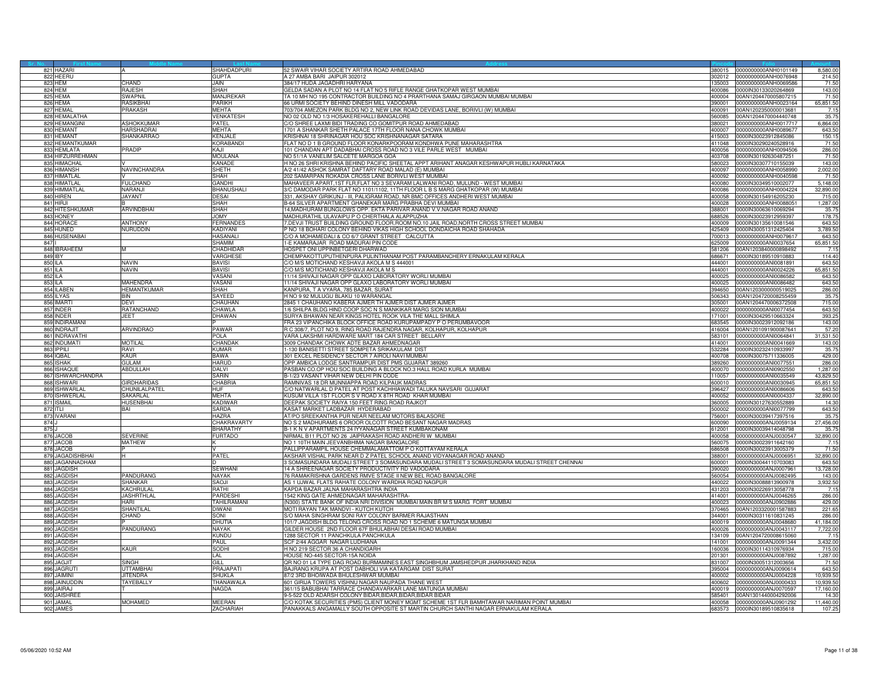| Sr. No. | First Name | Middle Name | Last Name | Address | Pincode | Folio | Amount |
|---|---|---|---|---|---|---|---|
| 821 | HAZARI | A | SHAHDADPURI | 52 SWAIR VIHAR SOCIETY ARTIRA ROAD AHMEDABAD | 380015 | 0000000000ANH0101149 | 8,580.00 |
| 822 | HEERU | | GUPTA | A 27 AMBA BARI JAIPUR 302012 | 302012 | 0000000000ANH0076948 | 214.50 |
| 823 | HEM | CHAND | JAIN | 384/17 HUDA JAGADHRI HARYANA | 135003 | 0000000000ANH0069586 | 71.50 |
| 824 | HEM | RAJESH | SHAH | GELDA SADAN A PLOT NO 14 FLAT NO 5 RIFLE RANGE GHATKOPAR WEST MUMBAI | 400086 | 0000IN30133020264869 | 143.00 |
| 825 | HEMA | SWAPNIL | MANJREKAR | TA 10 MH NO 195 CONTRACTOR BUILDING NO 4 PRARTHANA SAMAJ GIRGAON MUMBAI MUMBAI | 400004 | 00AN1204470005807215 | 71.50 |
| 826 | HEMA | RASIKBHAI | PARIKH | 66 URMI SOCIETY BEHIND DINESH MILL VADODARA | 390001 | 0000000000ANH0023164 | 65,851.50 |
| 827 | HEMAL | PRAKASH | MEHTA | 703/704 AMEZON PARK BLDG NO 2, NEW LINK ROAD DEVIDAS LANE, BORIVLI (W) MUMBAI | 400091 | 00AN1202350000013681 | 7.15 |
| 828 | HEMALATHA | | VENKATESH | NO 02 OLD NO 1/3 HOSAKEREHALLI BANGALORE | 560085 | 00AN1204470004440748 | 35.75 |
| 829 | HEMANGINI | ASHOKKUMAR | PATEL | C/O SHREE LAXMI BIDI TRADING CO GOMITPUR ROAD AHMEDABAD | 380021 | 0000000000ANH0017717 | 6,864.00 |
| 830 | HEMANT | HARSHADRAI | MEHTA | 1701 A SHANKAR SHETH PALACE 17TH FLOOR NANA CHOWK MUMBAI | 400007 | 0000000000ANH0089677 | 643.50 |
| 831 | HEMANT | SHANKARRAO | KENJALE | KRISHNAI 18 SHRINAGAR HOU SOC KRISHNANAGAR SATARA | 415003 | 0000IN30023912845086 | 150.15 |
| 832 | HEMANTKUMAR | | KORABANDI | FLAT NO D 1 B GROUND FLOOR KONARKPOORAM KONDHWA PUNE MAHARASHTRA | 411048 | 0000IN30290240528916 | 71.50 |
| 833 | HEMLATA | PRADIP | KAJI | 101 CHANDAN APT DADABHAI CROSS ROAD NO 3 VILE PARLE WEST MUMBAI | 400056 | 0000000000ANH0094506 | 286.00 |
| 834 | HIFZURREHMAN | | MOULANA | NO 51/1A VANELIM SALCETE MARGOA GOA | 403708 | 0000IN30192630487251 | 71.50 |
| 835 | HIMACHAL | V | KANADE | H NO 26 SHRI KRISHNA BEHIND PACIFIC SHEETAL APPT ARIHANT ANAGAR KESHWAPUR HUBLI KARNATAKA | 580023 | 0000IN30307710155039 | 143.00 |
| 836 | HIMANSH | NAVINCHANDRA | SHETH | A/2 41/42 ASHOK SAMRAT DAFTARY ROAD MALAD (E) MUMBAI | 400097 | 0000000000ANH0058990 | 2,002.00 |
| 837 | HIMATLAL | V | SHAH | 202 SAMARPAN ROKADIA CROSS LANE BORIVLI WEST MUMBAI | 400092 | 0000000000ANH0040598 | 71.50 |
| 838 | HIMATLAL | FULCHAND | GANDHI | MAHAVEER APART,1ST FLR,FLAT NO 3 SEVARAM LALWANI ROAD, MULUND - WEST MUMBAI | 400080 | 0000IN30349510002077 | 5,148.00 |
| 839 | HIMMATLAL | NARANJI | BHANUSHALI | 3/C DAMODAR PARK FLAT NO 1101/1102, 11TH FLOOR L B S MARG GHATKOPAR (W) MUMBAI | 400086 | 0000000000ANH0004224 | 32,890.00 |
| 840 | HIREN | JAYANT | DESAI | 331, AKSHAY GIRIKUNJ - III, PALIGRAM ROAD, NR BMC OFFICES ANDHERI WEST MUMBAI | 400058 | 0000IN30154916205230 | 715.00 |
| 841 | HIRJI | B | SHAH | B-64 SILVER APARTMENT GHANEKAR MARG PRABHA DEVI MUMBAI | 400028 | 0000000000ANH0088051 | 1,287.00 |
| 842 | HITESHKUMAR | ARVINDBHAI | SHAH | 14,MADHURAM BUNGLOWS OPP. EKTA PARIVAR ANAND V.V.NAGAR ROAD ANAND | 388001 | 0000IN30063610069294 | 35.75 |
| 843 | HONEY | | JOMY | MADHURATHIL ULAVAIPU P O CHERTHALA ALAPPUZHA | 688526 | 0000IN30023912959397 | 178.75 |
| 844 | HORACE | ANTHONY | FERNANDES | 7,DEVJI TRUST BUILDING GROUND FLOOR,ROOM NO.10 JAIL ROAD,NORTH CROSS STREET MUMBAI | 400009 | 0000IN30135610081546 | 643.50 |
| 845 | HUNED | NURUDDIN | KADIYANI | P NO 18 BOHARI COLONY BEHIND VIKAS HIGH SCHOOL DONDAICHA ROAD SHAHADA | 425409 | 0000IN30051312425404 | 3,789.50 |
| 846 | HUSENABAI | | HASANALI | C/O A MOHAMEDALI & CO 6/7 GRANT STREET CALCUTTA | 700013 | 0000000000ANH0079617 | 643.50 |
| 847 | I | | SHAMIM | 1-E KAMARAJAR ROAD MADURAI PIN CODE | 625009 | 0000000000ANI0037654 | 65,851.50 |
| 848 | IBRAHEEM | M | CHADHIDAR | HOSPET ONI UPPINBETGERI DHARWAD | 581206 | 00AN1203840000898492 | 7.15 |
| 849 | IBY | | VARGHESE | CHEMPAKOTTUPUTHENPURA PULINTHANAM POST PARAMBANCHERY ERNAKULAM KERALA | 686671 | 0000IN30189510910883 | 114.40 |
| 850 | ILA | NAVIN | BAVISI | C/O M/S MOTICHAND KESHAVJI AKOLA M S 444001 | 444001 | 0000000000ANI0081891 | 643.50 |
| 851 | ILA | NAVIN | BAVISI | C/O M/S MOTICHAND KESHAVJI AKOLA M S | 444001 | 0000000000ANI0024226 | 65,851.50 |
| 852 | ILA | | VASANI | 11/14 SHIVAJI NAGAR OPP GLAXO LABORATORY WORLI MUMBAI | 400025 | 0000000000ANI0086582 | 643.50 |
| 853 | ILA | MAHENDRA | VASANI | 11/14 SHIVAJI NAGAR OPP GLAXO LABORATORY WORLI MUMBAI | 400025 | 0000000000ANI0086482 | 643.50 |
| 854 | ILABEN | HEMANTKUMAR | SHAH | KANPURA, T A VYARA, 785 BAZAR, SURAT | 394650 | 00AN1203000000519025 | 286.00 |
| 855 | ILYAS | BIN | SAYEED | H NO 9 92 MULUGU BLAKU 10 WARANGAL | 506343 | 00AN1204720008255459 | 35.75 |
| 856 | IMARTI | DEVI | CHAUHAN | 2845 1 CHAUHANO KABERA AJMER TH AJMER DIST AJMER AJMER | 305001 | 00AN1204470006372508 | 715.00 |
| 857 | INDER | RATANCHAND | CHAWLA | 1/6 SHILPA BLDG HIND COOP SOC N S MANKIKAR MARG SION MUMBAI | 400022 | 0000000000ANI0077454 | 643.50 |
| 858 | INDER | JEET | DHAWAN | SURYA BHAWAN NEAR KINGS HOTEL ROOK VILA THE MALL SHIMLA | 171001 | 0000IN30429510663324 | 393.25 |
| 859 | INDIRAMANI | | P | FRA 23 VIPANCHIKA BLOCK OFFICE ROAD KURUPAMPADY P O PERUMBAVOOR | 683545 | 0000IN30023912092186 | 143.00 |
| 860 | INDRAJIT | ARVINDRAO | PAWAR | R C 308/7, PLOT NO 9, RING ROAD RAJENDRA NAGAR, KOLHAPUR, KOLHAPUR | 416004 | 00AN1201091900087641 | 57.20 |
| 861 | INDRAVATHI | | POLA | VARA LAKSHMI HARDWARE MART 184 CAR STREET BELLARY | 583101 | 0000000000ANI0064841 | 31,531.50 |
| 862 | INDUMATI | MOTILAL | CHANDAK | 3009 CHANDAK CHOWK ADTE BAZAR AHMEDNAGAR | 414001 | 0000000000ANI0041669 | 143.00 |
| 863 | IPPILI | RAVI | KUMAR | 1-130 BANISETTI STREET SOMPETA SRIKAKULAM DIST | 532284 | 0000IN30232410933997 | 35.75 |
| 864 | IQBAL | KAUR | BAWA | 301 EXCEL RESIDENCY SECTOR 7 AIROLI NAVI MUMBAI | 400708 | 0000IN30075711336005 | 429.00 |
| 865 | ISHAK | GULAM | HARUD | OPP AMBICA LODGE SANTRAMPUR DIST PMS GUJARAT 389260 | 389260 | 0000000000ANI0077551 | 286.00 |
| 866 | ISHAQUE | ABDULLAH | DALVI | PASBAN CO.OP HOU SOC BUILDING A BLOCK NO.3 HALL ROAD KURLA MUMBAI | 400070 | 0000000000ANI0902550 | 1,287.00 |
| 867 | ISHWARCHANDRA | | SARIN | B-1/23 VASANT VIHAR NEW DELHI PIN CODE | 110057 | 0000000000ANI0035549 | 43,829.50 |
| 868 | ISHWARI | GIRDHARIDAS | CHABRIA | RAMNIVAS 18 DR MUNNIAPPA ROAD KILPAUK MADRAS | 600010 | 0000000000ANI0030945 | 65,851.50 |
| 869 | ISHWARLAL | CHUNILALPATEL | HUF | C/O NATWARLAL D PATEL AT POST KACHHIAWADI TALUKA NAVSARI GUJARAT | 396427 | 0000000000ANI0086606 | 643.50 |
| 870 | ISHWERLAL | SAKARLAL | MEHTA | KUSUM VILLA 1ST FLOOR S V ROAD X 8TH ROAD KHAR MUMBAI | 400052 | 0000000000ANI0004337 | 32,890.00 |
| 871 | ISMAIL | HUSENBHAI | KADIWAR | DEEPAK SOCIETY RAIYA 150 FEET RING ROAD RAJKOT | 360005 | 0000IN30127630552889 | 14.30 |
| 872 | ITLI | BAI | SARDA | KASAT MARKET LADBAZAR HYDERABAD | 500002 | 0000000000ANI0077799 | 643.50 |
| 873 | IVARANI | | HAZRA | AT/PO SREEKANTHA PUR NEAR NEELAM MOTORS BALASORE | 756001 | 0000IN30039417397516 | 35.75 |
| 874 | J | | CHAKRAVARTY | NO S 2 MADHURAMS 6 OROOR OLCOTT ROAD BESANT NAGAR MADRAS | 600090 | 0000000000ANJ0059134 | 27,456.00 |
| 875 | J | | BHARATHY | B-1 K N V APARTMENTS 24 IYYANAGAR STREET KUMBAKONAM | 612001 | 0000IN30039414048798 | 35.75 |
| 876 | JACOB | SEVERINE | FURTADO | NIRMAL B11 PLOT NO 26 JAIPRAKASH ROAD ANDHERI W MUMBAI | 400058 | 0000000000ANJ0030547 | 32,890.00 |
| 877 | JACOB | MATHEW | K | NO 1 10TH MAIN JEEVANBHIMA NAGAR BANGALORE | 560075 | 0000IN30023911642160 | 7.15 |
| 878 | JACOB | P | V | PALLIPPARAMPIL HOUSE CHEMMALAMATTOM P O KOTTAYAM KERALA | 686508 | 0000IN30023913005379 | 71.50 |
| 879 | JAGADISHBHAI | H | PATEL | AKSHAR VISHAL PARK NEAR D Z PATEL SCHOOL ANAND VIDYANAGAR ROAD ANAND | 388001 | 0000000000ANJ0006951 | 32,890.00 |
| 880 | JAGANNADHAM | | D | 3 SOMASUNDARA MUDALI STREET 3 SOMASUNDARA MUDALI STREET 3 SOMASUNDARA MUDALI STREET CHENNAI | 600001 | 0000IN30044110703083 | 643.50 |
| 881 | JAGDISH | | SEWHANI | 14 A SHREENAGAR SOCIETY PRODUCTIVITY RD VADODARA | 390020 | 0000000000ANJ0007961 | 13,728.00 |
| 882 | JAGDISH | PANDURANG | NAYAK | 76 RAMAKRISHNA GARDENS RMVE STAGE II NEW BEL ROAD BANGALORE | 560054 | 0000000000ANJ0082495 | 143.00 |
| 883 | JAGDISH | SHANKAR | SAOJI | AS 1 UJWAL FLATS RAHATE COLONY WARDHA ROAD NAGPUR | 440022 | 0000IN30088813900978 | 3,932.50 |
| 884 | JAGDISH | KACHRULAL | RATHI | KAPDA BAZAR JALNA MAHARASHTRA INDIA | 431203 | 0000IN30226913058778 | 7.15 |
| 885 | JAGDISH | JASHRTHLAL | PARDESHI | 1542 KING GATE AHMEDNAGAR MAHARASHTRA- | 414001 | 0000000000ANJ0046265 | 286.00 |
| 886 | JAGDISH | HARI | TAHILRAMANI | (N300) STATE BANK OF INDIA NRI DIVISION MUMBAI MAIN BR M S MARG FORT MUMBAI | 400023 | 0000000000ANJ0902886 | 429.00 |
| 887 | JAGDISH | SHANTILAL | DIWANI | MOTI RAYAN TAK MANDVI - KUTCH KUTCH | 370465 | 00AN1203320001587883 | 221.65 |
| 888 | JAGDISH | CHAND | SONI | S/O MAHA SINGHRAM SONI RAY COLONY BARMER RAJASTHAN | 344001 | 0000IN30311610831245 | 286.00 |
| 889 | JAGDISH | P | DHUTIA | 101/7 JAGDISH BLDG TELONG CROSS ROAD NO 1 SCHEME 6 MATUNGA MUMBAI | 400019 | 0000000000ANJ0048680 | 41,184.00 |
| 890 | JAGDISH | PANDURANG | NAYAK | GILDER HOUSE 2ND FLOOR 67F BHULABHAI DESAI ROAD MUMBAI | 400026 | 0000000000ANJ0043117 | 7,722.00 |
| 891 | JAGDISH | | KUNDU | 1288 SECTOR 11 PANCHKULA PANCHKULA | 134109 | 00AN1204720008615060 | 7.15 |
| 892 | JAGDISH | | PAUL | SCF 2/44 AGGAR NAGAR LUDHIANA | 141001 | 0000000000ANJ0091344 | 3,432.00 |
| 893 | JAGDISH | KAUR | SODHI | H NO 219 SECTOR 36 A CHANDIGARH | 160036 | 0000IN30114310976934 | 715.00 |
| 894 | JAGDISH | | LAL | HOUSE NO-445 SECTOR-15A NOIDA | 201301 | 0000000000ANJ0087892 | 1,287.00 |
| 895 | JAGJIT | SINGH | GILL | QR NO 01 L4 TYPE DAG ROAD BURMAMINES EAST SINGHBHUM JAMSHEDPUR JHARKHAND INDIA | 831007 | 0000IN30051312003656 | 71.50 |
| 896 | JAGRUTI | UTTAMBHAI | PRAJAPATI | BAJRANG KRUPA AT POST DABHOLI VIA KATARGAM DIST SURAT | 395004 | 0000000000ANJ0090614 | 643.50 |
| 897 | JAIMINI | JITENDRA | SHUKLA | 87/2 3RD BHOIWADA BHULESHWAR MUMBAI | 400002 | 0000000000ANJ0004228 | 10,939.50 |
| 898 | JAINUDDIN | TAYEBALLY | THANAWALA | 601 GIRIJA TOWERS VISHNU NAGAR NAUPADA THANE WEST | 400602 | 0000000000ANJ0000433 | 10,939.50 |
| 899 | JAIRAJ | T | NAGDA | 361/15 BABUBHAI TARRACE CHANDAVARKAR LANE MATUNGA MUMBAI | 400019 | 0000000000ANJ0070597 | 17,160.00 |
| 900 | JAISHREE | | | 9-5-522 OLD ADARSH COLONY BIDAR,BIDAR,BIDAR,BIDAR BIDAR | 585401 | 00AN1301440004292006 | 14.30 |
| 901 | JAMAL | MOHAMED | MEERAN | C/O KOTAK SECURITIES (PMS) CLIENT MONEY MGMT SCHEME 1ST FLR BAMHTAWAR NARIMAN POINT MUMBAI | 400058 | 0000000000ANJ0901292 | 11,440.00 |
| 902 | JAMES | | ZACHARIAH | PANAKKALS ANGAMALLY SOUTH OPPOSITE ST MARTIN CHURCH SANTHI NAGAR ERNAKULAM KERALA | 683573 | 0000IN30189510835618 | 107.25 |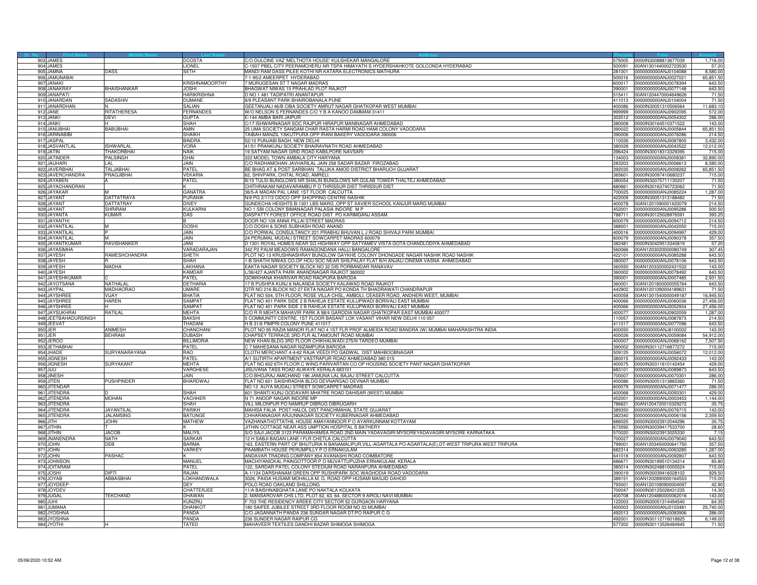| Sr. No. | First Name | Middle Name | Last Name | Address | Pincode | Folio | Amount |
|---|---|---|---|---|---|---|---|
| 903 | JAMES | | DCOSTA | C/O DULCINE VAZ 'MELTHOTA HOUSE' KULSHEKAR MANGALORE | 575005 | 0000IN30088813677039 | 1,716.00 |
| 904 | JAMES | | LIONEL | C-1507 PBEL CITY PEERAMCHERU NR TSPA HIMAYATH S HYDERSHAHKOTE GOLCONDA HYDERABAD | 500091 | 00AN1301440002723530 | 57.20 |
| 905 | JAMNA | DASS | SETH | MANDI RAM DASS PILEE KOTHI NR KATARA ELECTRONICS MATHURA | 281001 | 0000000000ANJ0104088 | 8,580.00 |
| 906 | JAMUNABAI | | | 7-1-95/2 AMEERPET HYDERABAD | 500016 | 0000000000ANJ0027021 | 65,851.50 |
| 907 | JANAKI | | KRISHNAMOORTHY | 7 MURUGESAN ST T NAGAR MADRAS | 600017 | 0000000000ANJ0078394 | 643.50 |
| 908 | JANAKRAY | BHAISHANKAR | JOSHI | BHAGWAT NIWAS 15 PRAHLAD PLOT RAJKOT | 390001 | 0000000000ANJ0077148 | 643.50 |
| 909 | JANAPATI | | HARIKRISHNA | D NO 1 481 TADIPATRI ANANTAPUR | 515411 | 00AN1204470004649626 | 71.50 |
| 910 | JANARDAN | SADASHIV | DUMANE | 8/9 PLEASANT PARK BHAIROBANALA PUNE | 411013 | 0000000000ANJ0104004 | 71.50 |
| 911 | JANARDHAN | N | SALIAN | GEETANJALI 46/B CIBA SOCIETY AMRUT NAGAR GHATKOPAR WEST MUMBAI | 400086 | 0000IN30051310506564 | 11,683.10 |
| 912 | JANE | RITATHERESA | FERNANDES | W/O NELSON S FERNANDES C/O Y B A KANOO DAMMAM 31411 | 999999 | 0000000000ANJ0902095 | 572.00 |
| 913 | JANKI | DEVI | GUPTA | E-144 AMBA BARI JAIPUR | 302012 | 0000000000ANJ0054302 | 286.00 |
| 914 | JANKI | H | SHAH | C/17 ISHWARNAGAR SOC RAJPUR HIRAPUR MANINAGAR AHMEDABAD | 380008 | 0000IN30164510371522 | 143.00 |
| 915 | JANUBHAI | BABUBHAI | AMIN | 25 UMA SOCIETY SANGAM CHAR RASTA HARMI ROAD HAMI COLONY VADODARA | 390022 | 0000000000ANJ0005844 | 65,851.50 |
| 916 | JARINABIBI | | SHAIKH | TAIBAH MANZIL YAKUTPURA OPP IRANI BAKERY VADODARA 390006 | 390006 | 0000000000ANJ0078286 | 214.50 |
| 917 | JASPAL | | BINDRA | 52/10 PUNJABI BAGH, NEW DELHI | 110026 | 0000000000ANJ0087805 | 3,432.00 |
| 918 | JASVANTLAL | ISHWARLAL | VORA | 41/51 PRANKUNJ SOCIETY BHAIRAVNATH ROAD AHMEDABAD | 380028 | 0000000000ANJ0043522 | 12,012.00 |
| 919 | JATIN | THAKORBHAI | NAIK | 19 SATYAM NAGAR GRID ROAD KABILPORE NAVSARI | 396424 | 0000IN30018313329395 | 715.00 |
| 920 | JATINDER | PALSINGH | GHAI | 322 MODEL TOWN AMBALA CITY HARYANA | 134003 | 0000000000ANJ0008381 | 32,890.00 |
| 921 | JAUHARI | LAL | JAIN | C/O RADHAMOHAN JAVHARILAL JAIN 258 SADAR BAZAR FIROZABAD | 283203 | 0000000000ANJ0006613 | 8,580.00 |
| 922 | JAVERBHAI | TALJABHAI | PATEL | BE BHAG AT & POST SARBHAN TALUKA AMOD DISTRICT BHARUCH GUJARAT | 392035 | 0000000000ANJ0008262 | 65,851.50 |
| 923 | JAVERCHANDRA | PRAGJIBHAI | VEKARIA | 62, SHIVPARK, CHITAL ROAD, AMRELI. | 365601 | 0000IN30097410680237 | 715.00 |
| 924 | JAYABEN | A | PATEL | B/10 TULSI BUNGLOWS NR SHALIN BUNGLOWS NR GULAB TOWER THALTEJ AHMEDABAD | 380054 | 0000IN30075711130207 | 71.50 |
| 925 | JAYACHANDRAN | | K | CHITHRAKAM NADAVARAMBU P O THRISSUR DIST THRISSUR DIST | 680661 | 0000IN30163740723062 | 71.50 |
| 926 | JAYAKAR | M | GANATRA | 36/5-A MADAN PAL LANE 1ST FLOOR CALCUTTA | 700025 | 0000000000ANJ0085224 | 1,287.00 |
| 927 | JAYANT | DATTATRAYA | PURANIK | N/9 PG 2/17/3 CIDCO OPP SHOPPING CENTRE NASHIK | 422009 | 0000IN30051313188482 | 71.50 |
| 928 | JAYANT | DATTATRAY | DIVEY | GUNDECHA HEIGHTS B-1301 LBS MARG ,OPP ST XAVIER SCHOOL KANJUR MARG MUMBAI | 400078 | 00AN1201090001420079 | 214.50 |
| 929 | JAYANT | SHRIRAM | KULKARNI | NO 1 SBI COLONY BIMANAGAR PALASIA INDORE M P | 452001 | 0000000000ANJ0095286 | 500.50 |
| 930 | JAYANTA | KUMAR | DAS | DASPATTY FOREST OFFICE ROAD DIST PO KARIMGANJ ASSAM | 788711 | 0000IN30125028976591 | 393.25 |
| 931 | JAYANTHI | | B | DOOR NO 109 ANNA PILLAI STREET MADRAS | 600079 | 0000000000ANJ0094712 | 214.50 |
| 932 | JAYANTILAL | M | DOSHI | C/O DOSHI & SONS SUBHASH ROAD ANAND | 388001 | 0000000000ANJ0042050 | 715.00 |
| 933 | JAYANTILAL | P | JAIN | C/O PORWAL CONSULTANCY 221 PRABHU BHUVAN L J ROAD SHIVAJI PARK MUMBAI | 400016 | 0000000000ANJ0094997 | 429.00 |
| 934 | JAYANTILAL | M | JAIN | 24 PERUMAL MUDALI STREET SOWCARPET MADRAS 600079 | 600079 | 0000000000ANJ0090378 | 357.50 |
| 935 | JAYANTKUMAR | RAVISHANKER | JANI | D 1301 ROYAL HOMES NEAR SG HIGHWAY OPP SATYAMEV VISTA GOTA CHANDLODIYA AHMEDABAD | 382481 | 0000IN30429513340819 | 57.20 |
| 936 | JAYASIMHA | | VARADARAJAN | 342 P2 PALM MEADOWS RAMAGONDANA HALLI BANGALORE | 560066 | 00AN1203020000080749 | 307.45 |
| 937 | JAYESH | RAMESHCHANDRA | SHETH | PLOT NO 13 KRUSHNASHRAY BUNGLOW GAYKHE COLONY DHONGADE NAGAR NASHIK ROAD NASHIK | 422101 | 0000000000ANJ0085288 | 643.50 |
| 938 | JAYESH | R | SHAH | 1-B SHATHI NIWAS CO.OP HOU SOC NEAR SHILPALAY FLAT B/H ANJALI CINEMA VASNA AHMEDABAD | 380007 | 0000000000ANJ0078106 | 643.50 |
| 939 | JAYESH | MADHA | LAKHANA | EAKTA NAGAR SOCIETY BLOCK NO 32 DIS PORBANDAR RANAVAV | 360550 | 00AN1203320002431532 | 143.00 |
| 940 | JAYESH | | KAMDAR | L/36/427 AJANTA PARK ANANDNAGAR RAJKOT 360002 | 360002 | 0000000000ANJ0078492 | 643.50 |
| 941 | JAYESHKUMAR | C | PATEL | GOWKHANA KHARIVAR ROAD RAOPURA BARODA | 390001 | 0000000000ANJ0007485 | 2,931.50 |
| 942 | JAYOTSANA | NATHALAL | DETHARIA | 17 B PUSHPA KUNJ 6 NALANDA SOCIETY KALAWAD ROAD RAJKOT | 360001 | 00AN1201800000055764 | 643.50 |
| 943 | JAYPAL | MADHAORAO | UMARE | QTR NO 216 BLOCK NO 27 EKTA NAGAR PO KONDA TH BHADRAWATI CHANDRAPUR | 442902 | 00AN1201090004189631 | 71.50 |
| 944 | JAYSHREE | VIJAY | BHATIA | FLAT NO 504, 5TH FLOOR, ROSE VILLA CHSL, AMBOLI, CEASER ROAD, ANDHERI WEST, MUMBAI | 400058 | 00AN1301540000049187 | 16,945.50 |
| 945 | JAYSHREE | HAREN | SAMPAT | FLAT NO 401 PARK SIDE 2 B RAHEJA ESTATE KULUPWADI BORIVALI EAST MUMBAI | 400066 | 0000000000ANJ0060036 | 27,456.00 |
| 946 | JAYSHREE | H | SAMPAT | FLAT NO 401 PARK SIDE 2 B RAHEJA ESTATE KULUPWADI BORIVALI EAST MUMBAI | 400066 | 0000000000ANJ0052934 | 27,456.00 |
| 947 | JAYSUKHRAI | RATILAL | MEHTA | C/O R R MEHTA MAHAVIR PARK A 98/4 GARODIA NAGAR GHATKOPAR EAST MUMBAI 400077 | 400077 | 0000000000ANJ0902059 | 1,287.00 |
| 948 | JEETBAHADURSINGH | | BAKSHI | 5 COMMUNITY CENTRE, 1ST FLOOR BASANT LOK VASANT VIHAR NEW DELHI 110 057 | 110057 | 0000000000ANJ0087873 | 214.50 |
| 949 | JEEVAT | | THADANI | H B 31/6 PIMPRI COLONY PUNE 411017 | 411017 | 0000000000ANJ0077096 | 643.50 |
| 950 | JER | ANIMESH | CHANCHANI | PLOT NO 95 RAZIA MANOR FLAT NO 4 1ST FLR PROF ALMEIDA ROAD BANDRA (W) MUMBAI MAHARASHTRA INDIA | 400050 | 0000000000ANJ8100002 | 143.00 |
| 951 | JER | BEHRAM | DUBASH | CHAPSEY TERRACE 3RD FLR ALTAMOUNT ROAD MUMBAI | 400026 | 0000000000ANJ0059084 | 54,912.00 |
| 952 | JEROO | | BILLIMORIA | NEW KHAN BLDG 3RD FLOOR CHIKHALWADI 275/N TARDEO MUMBAI | 400007 | 0000000000ANJ0068162 | 7,507.50 |
| 953 | JETHABHAI | | PATEL | C 7 MAHESANA NAGAR NIZAMPURA BARODA | 390002 | 0000IN30112716877272 | 715.00 |
| 954 | JHADE | SURYANARAYANA | RAO | CLOTH MERCHANT 4-4-62 RAJA VEEDI PO GADWAL DIST MAHBOOBNAGAR | 509125 | 0000000000ANJ0056072 | 12,012.00 |
| 955 | JIGNESH | | PATEL | A/1 SUTIRTH APARTMENT VASTRAPUR ROAD AHMEDABAD 380 015 | 380015 | 0000000000ANJ0092433 | 143.00 |
| 956 | JIGNESH | SURYAKANT | MEHTA | FLAT NO 602 6TH FLOOR C WING PARIVARTAN CO OP HOUSING SOCIETY PANT NAGAR GHATKOPAR | 400075 | 0000IN30311610142454 | 429.00 |
| 957 | JIJU | | VARGHESE | JISUVANA TASS ROAD ALWAYE KERALA 683101 | 683101 | 0000000000ANJ0089873 | 643.50 |
| 958 | JINESH | | JAIN | C/O BHOJRAJ AMICHAND 196 JAMUNA LAL BAJAJ STREET CALCUTTA | 700007 | 0000000000ANJ0070301 | 286.00 |
| 959 | JITEN | PUSHPINDER | BHARDWAJ | FLAT NO 601 SAISHRADHA BLDG DEVNARGAO DEVNAR MUMBAI | 400088 | 0000IN30051313865360 | 71.50 |
| 960 | JITENDAR | | | NO 13 AIYA MUDALI STREET SOWCARPET MADRAS | 600079 | 0000000000ANJ0071477 | 286.00 |
| 961 | JITENDRA | D | SHAH | 601 SHANTI KUNJ GODAVARI MHATRE ROAD DAHISAR (WEST) MUMBAI | 400068 | 0000000000ANJ0093301 | 429.00 |
| 962 | JITENDRA | MOHAN | VACHHER | N 71 ANOOP NAGAR INDORE MP | 452001 | 0000000000ANJ0003453 | 1,144.00 |
| 963 | JITENDRA | | SHAH | VILL MILONPUR PO NAMRUP DIBRUG DIBRUGARH | 786621 | 00AN1204720010329272 | 35.75 |
| 964 | JITENDRA | JAYANTILAL | PARIKH | MAHISA FALIA POST HALOL DIST PANCHMAHAL STATE GUJARAT | 389350 | 0000000000ANJ0076715 | 143.00 |
| 965 | JITENDRA | JALAMSING | BATUNGE | CHHARANAGAR ARJUNNAGAR SOCIETY KUBERNAGAR AHMEDABAD | 382340 | 0000000000ANJ0006156 | 2,359.50 |
| 966 | JITH | JOHN | MATHEW | VAZHANATHOTTATHIL HOUSE AMAYANNOOR P O AYARKUNNAM KOTTAYAM | 686025 | 0000IN30023912044296 | 35.75 |
| 967 | JITHIN | T | K | JITHIN COTTAGE NEAR ASS UMPTION HOSPITAL S BATHERY | 673592 | 0000IN30039417533700 | 28.60 |
| 968 | JITHIN | JACOB | MALIYIL | S/O SAJI JACOB 3123 PARAMAHAMSA ROAD 2ND MAIN YADAVAGIRI MYSOREYADAVAGIRI MYSORE KARNATAKA | 570020 | 0000IN30023913025330 | 7.15 |
| 969 | JNANENDRA | NATH | SARKAR | 12 H SABJI BAGAN LANE I FLR CHETLA CALCUTTA | 700027 | 0000000000ANJ0079040 | 643.50 |
| 970 | JOHN | DEB | BARMA | 163, EASTERN PART OF BHUTURIA N BANAMALIPUR,VILL-AGARTALA PO-AGARTALA(E),DT-WEST TRIPURA WEST TRIPURA | 799001 | 00AN1203450000641750 | 357.50 |
| 971 | JOHN | | VARKEY | PAAMBATH HOUSE PERUMPILLY P O ERNAKULAM | 682314 | 0000000000ANJ0063285 | 1,287.00 |
| 972 | JOHN | PASHAC | K | ANDAVAR TRADING COMPANY 854 AVANASHI ROAD COIMBATORE | 641018 | 0000000000ANJ0092807 | 643.50 |
| 973 | JOHNSON | | MANUEL | MACHIYANICKAL PAINGOTTOOR P O MUVATTUPUZHA ERNAKULAM, KERALA | 686671 | 0000IN30189510134314 | 85.80 |
| 974 | JOITARAM | | PATEL | 122, SARDAR PATEL COLONY STEDIUM ROAD NARANPURA AHMEDABAD | 380014 | 0000IN30248810005524 | 715.00 |
| 975 | JOSHI | DIPTI | RAJAN | A-1/124 DARSHANAM GREEN OPP RUSHIPARK SOC WAGHODIA ROAD VADODARA | 390019 | 0000IN30039416028102 | 929.50 |
| 976 | JOYAB | ABBASBHAI | LOKHANDWALA | 3026, PAIGA HUSAMI MOHALLA M. G. ROAD OPP HUSAMI MASJID DAHOD | 389151 | 00AN1202890000164553 | 715.00 |
| 977 | JOYDEEP | | DEY | POLO ROAD OAKLAND SHILLONG | 793001 | 00AN1201090900004097 | 42.90 |
| 978 | JOYDEV | | CHATTERJEE | 11/A BAISHNABGHATA LANE PO NAKTALA KOLKATA | 700047 | 0000IN30125028431235 | 14.30 |
| 979 | JUGAL | TEKCHAND | DHAWAN | 2, MANSAROVAR CHS LTD, PLOT 62, 63, 64, SECTOR 9 AIROLI NAVI MUMBAI | 400708 | 00AN1204880000062016 | 143.00 |
| 980 | JUHI | | KUNZRU | F 703 THE RESIDENCY ARDEE CITY SECTOR 52 GURGAON HARYANA | 122003 | 0000IN30051314494540 | 64.35 |
| 981 | JUMANA | | DHANKOT | 180 SAIFEE JUBILEE STREET 3RD FLOOR ROOM NO 33 MUMBAI | 400003 | 0000000000ANJ0103481 | 25,740.00 |
| 982 | JYOSHNA | | PANDA | C/O JAGANNATH PANDA 236 SUNDAR NAGAR DT/PO RAIPUR C G | 492013 | 0000000000ANJ0083906 | 286.00 |
| 983 | JYOSHNA | | PANDA | 236 SUNDER NAGAR RAIPUR CG | 492001 | 0000IN30112716018825 | 6,149.00 |
| 984 | JYOTHI | H | TATED | MAHAVEER TEXTILES GANDHI BAZAR SHIMOGA SHIMOGA | 577202 | 0000IN30113526484945 | 71.50 |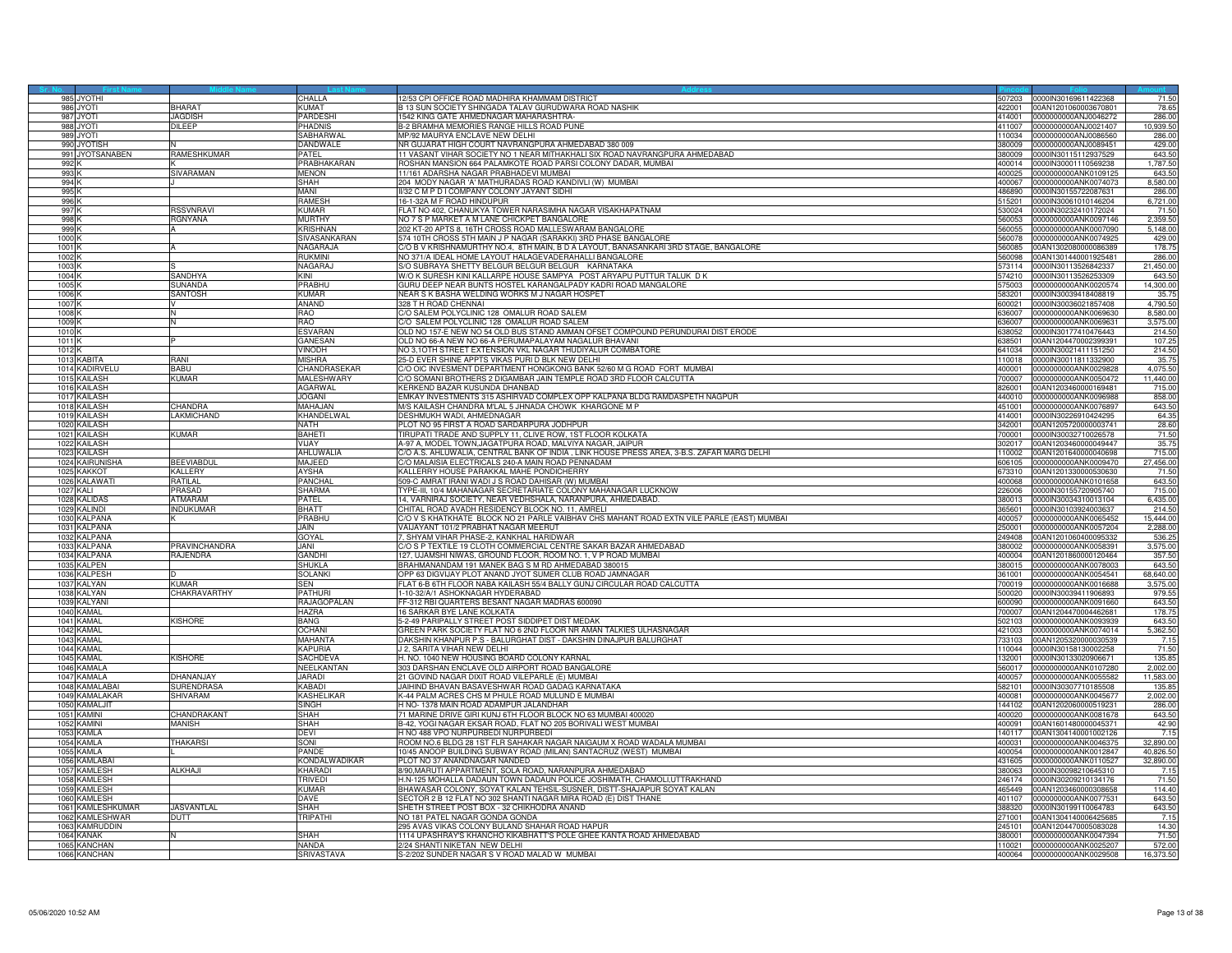| Sr. No. | First Name | Middle Name | Last Name | Address | Pincode | Folio | Amount |
|---|---|---|---|---|---|---|---|
| 985 | JYOTHI | | CHALLA | 12/53 CPI OFFICE ROAD MADHIRA KHAMMAM DISTRICT | 507203 | 0000IN30169611422368 | 71.50 |
| 986 | JYOTI | BHARAT | KUMAT | B 13 SUN SOCIETY SHINGADA TALAV GURUDWARA ROAD NASHIK | 422001 | 00AN1201060003670801 | 78.65 |
| 987 | JYOTI | JAGDISH | PARDESHI | 1542 KING GATE AHMEDNAGAR MAHARASHTRA- | 414001 | 0000000000ANJ0046272 | 286.00 |
| 988 | JYOTI | DILEEP | PHADNIS | B-2 BRAMHA MEMORIES RANGE HILLS ROAD PUNE | 411007 | 0000000000ANJ0021407 | 10,939.50 |
| 989 | JYOTI | | SABHARWAL | MP/92 MAURYA ENCLAVE NEW DELHI | 110034 | 0000000000ANJ0086560 | 286.00 |
| 990 | JYOTISH | N | DANDWALE | NR GUJARAT HIGH COURT NAVRANGPURA AHMEDABAD 380 009 | 380009 | 0000000000ANJ0089451 | 429.00 |
| 991 | JYOTSANABEN | RAMESHKUMAR | PATEL | 11 VASANT VIHAR SOCIETY NO 1 NEAR MITHAKHALI SIX ROAD NAVRANGPURA AHMEDABAD | 380009 | 0000IN30115112937529 | 643.50 |
| 992 | K | K | PRABHAKARAN | ROSHAN MANSION 664 PALAMKOTE ROAD PARSI COLONY DADAR, MUMBAI | 400014 | 0000IN30001110569238 | 1,787.50 |
| 993 | K | SIVARAMAN | MENON | 11/161 ADARSHA NAGAR PRABHADEVI MUMBAI | 400025 | 0000000000ANK0109125 | 643.50 |
| 994 | K | J | SHAH | 204 MODY NAGAR 'A' MATHURADAS ROAD KANDIVLI (W) MUMBAI | 400067 | 0000000000ANK0074073 | 8,580.00 |
| 995 | K | | MANI | II/32 C M P D I COMPANY COLONY JAYANT SIDHI | 486890 | 0000IN30155722087631 | 286.00 |
| 996 | K | | RAMESH | 16-1-32A M F ROAD HINDUPUR | 515201 | 0000IN30061010146204 | 6,721.00 |
| 997 | K | RSSVNRAVI | KUMAR | FLAT NO 402, CHANUKYA TOWER NARASIMHA NAGAR VISAKHAPATNAM | 530024 | 0000IN30232410172024 | 71.50 |
| 998 | K | RGNYANA | MURTHY | NO 7 S P MARKET A M LANE CHICKPET BANGALORE | 560053 | 0000000000ANK0097146 | 2,359.50 |
| 999 | K | A | KRISHNAN | 202 KT-20 APTS 8, 16TH CROSS ROAD MALLESWARAM BANGALORE | 560055 | 0000000000ANK0007090 | 5,148.00 |
| 1000 | K | N | SIVASANKARAN | 574 10TH CROSS 5TH MAIN J P NAGAR (SARAKKI) 3RD PHASE BANGALORE | 560078 | 0000000000ANK0074925 | 429.00 |
| 1001 | K | A | NAGARAJA | C/O B V KRISHNAMURTHY NO.4, 8TH MAIN, B D A LAYOUT, BANASANKARI 3RD STAGE, BANGALORE | 560085 | 00AN1302080000086389 | 178.75 |
| 1002 | K | | RUKMINI | NO 371/A IDEAL HOME LAYOUT HALAGEVADERAHALLI BANGALORE | 560098 | 00AN1301440001925481 | 286.00 |
| 1003 | K | S | NAGARAJ | S/O SUBRAYA SHETTY BELGUR BELGUR BELGUR KARNATAKA | 573114 | 0000IN30113526842337 | 21,450.00 |
| 1004 | K | SANDHYA | KINI | W/O K SURESH KINI KALLARPE HOUSE SAMPYA POST ARYAPU PUTTUR TALUK D K | 574210 | 0000IN30113526253309 | 643.50 |
| 1005 | K | SUNANDA | PRABHU | GURU DEEP NEAR BUNTS HOSTEL KARANGALPADY KADRI ROAD MANGALORE | 575003 | 0000000000ANK0020574 | 14,300.00 |
| 1006 | K | SANTOSH | KUMAR | NEAR S K BASHA WELDING WORKS M J NAGAR HOSPET | 583201 | 0000IN30039418408819 | 35.75 |
| 1007 | K | V | ANAND | 328 T H ROAD CHENNAI | 600021 | 0000IN30036021857408 | 4,790.50 |
| 1008 | K | N | RAO | C/O SALEM POLYCLINIC 128 OMALUR ROAD SALEM | 636007 | 0000000000ANK0069630 | 8,580.00 |
| 1009 | K | N | RAO | C/O SALEM POLYCLINIC 128 OMALUR ROAD SALEM | 636007 | 0000000000ANK0069631 | 3,575.00 |
| 1010 | K | | ESVARAN | OLD NO 157-E NEW NO 54 OLD BUS STAND AMMAN OFSET COMPOUND PERUNDURAI DIST ERODE | 638052 | 0000IN30177410476443 | 214.50 |
| 1011 | K | P | GANESAN | OLD NO 66-A NEW NO 66-A PERUMAPALAYAM NAGALUR BHAVANI | 638501 | 00AN1204470002399391 | 107.25 |
| 1012 | K | | VINODH | NO 3,1OTH STREET EXTENSION VKL NAGAR THUDIYALUR COIMBATORE | 641034 | 0000IN30021411151250 | 214.50 |
| 1013 | KABITA | RANI | MISHRA | 25-D EVER SHINE APPTS VIKAS PURI D BLK NEW DELHI | 110018 | 0000IN30011811332900 | 35.75 |
| 1014 | KADIRVELU | BABU | CHANDRASEKAR | C/O OIC INVESMENT DEPARTMENT HONGKONG BANK 52/60 M G ROAD FORT MUMBAI | 400001 | 0000000000ANK0029828 | 4,075.50 |
| 1015 | KAILASH | KUMAR | MALESHWARY | C/O SOMANI BROTHERS 2 DIGAMBAR JAIN TEMPLE ROAD 3RD FLOOR CALCUTTA | 700007 | 0000000000ANK0050472 | 11,440.00 |
| 1016 | KAILASH | | AGARWAL | KERKEND BAZAR KUSUNDA DHANBAD | 826001 | 00AN1203460000169481 | 715.00 |
| 1017 | KAILASH | | JOGANI | EMKAY INVESTMENTS 315 ASHIRVAD COMPLEX OPP KALPANA BLDG RAMDASPETH NAGPUR | 440010 | 0000000000ANK0096988 | 858.00 |
| 1018 | KAILASH | CHANDRA | MAHAJAN | M/S KAILASH CHANDRA M'LAL 5 JHNADA CHOWK KHARGONE M P | 451001 | 0000000000ANK0076897 | 643.50 |
| 1019 | KAILASH | LAKMICHAND | KHANDELWAL | DESHMUKH WADI, AHMEDNAGAR | 414001 | 0000IN30226910424295 | 64.35 |
| 1020 | KAILASH | | NATH | PLOT NO 95 FIRST A ROAD SARDARPURA JODHPUR | 342001 | 00AN1205720000003741 | 28.60 |
| 1021 | KAILASH | KUMAR | BAHETI | TIRUPATI TRADE AND SUPPLY 11, CLIVE ROW, 1ST FLOOR KOLKATA | 700001 | 0000IN30032710026578 | 71.50 |
| 1022 | KAILASH | | VIJAY | A-97 A, MODEL TOWN,JAGATPURA ROAD, MALVIYA NAGAR, JAIPUR | 302017 | 00AN1203460000049447 | 35.75 |
| 1023 | KAILASH | | AHLUWALIA | C/O A.S. AHLUWALIA, CENTRAL BANK OF INDIA , LINK HOUSE PRESS AREA, 3-B.S. ZAFAR MARG DELHI | 110002 | 00AN1201640000040698 | 715.00 |
| 1024 | KAIRUNISHA | BEEVIABDUL | MAJEED | C/O MALAISIA ELECTRICALS 240-A MAIN ROAD PENNADAM | 606105 | 0000000000ANK0009470 | 27,456.00 |
| 1025 | KAKKOT | KALLERY | AYSHA | KALLERRY HOUSE PARAKKAL MAHE PONDICHERRY | 673310 | 00AN1201330000530630 | 71.50 |
| 1026 | KALAWATI | RATILAL | PANCHAL | 509-C AMRAT IRANI WADI J S ROAD DAHISAR (W) MUMBAI | 400068 | 0000000000ANK0101658 | 643.50 |
| 1027 | KALI | PRASAD | SHARMA | TYPE-III, 10/4 MAHANAGAR SECRETARIATE COLONY MAHANAGAR LUCKNOW | 226006 | 0000IN30155720905740 | 715.00 |
| 1028 | KALIDAS | ATMARAM | PATEL | 14, VARNIRAJ SOCIETY, NEAR VEDHSHALA, NARANPURA, AHMEDABAD. | 380013 | 0000IN30034310013104 | 6,435.00 |
| 1029 | KALINDI | INDUKUMAR | BHATT | CHITAL ROAD AVADH RESIDENCY BLOCK NO. 11, AMRELI | 365601 | 0000IN30103924003637 | 214.50 |
| 1030 | KALPANA | K | PRABHU | C/O V S KHATKHATE BLOCK NO 21 PARLE VAIBHAV CHS MAHANT ROAD EXTN VILE PARLE (EAST) MUMBAI | 400057 | 0000000000ANK0065452 | 15,444.00 |
| 1031 | KALPANA | | JAIN | VAIJAYANT 101/2 PRABHAT NAGAR MEERUT | 250001 | 0000000000ANK0057204 | 2,288.00 |
| 1032 | KALPANA | | GOYAL | 7, SHYAM VIHAR PHASE-2, KANKHAL HARIDWAR | 249408 | 00AN1201060400095332 | 536.25 |
| 1033 | KALPANA | PRAVINCHANDRA | JANI | C/O S P TEXTILE 19 CLOTH COMMERCIAL CENTRE SAKAR BAZAR AHMEDABAD | 380002 | 0000000000ANK0058391 | 3,575.00 |
| 1034 | KALPANA | RAJENDRA | GANDHI | 127, UJAMSHI NIWAS, GROUND FLOOR, ROOM NO. 1, V P ROAD MUMBAI | 400004 | 00AN1201860000120464 | 357.50 |
| 1035 | KALPEN | | SHUKLA | BRAHMANANDAM 191 MANEK BAG S M RD AHMEDABAD 380015 | 380015 | 0000000000ANK0078003 | 643.50 |
| 1036 | KALPESH | D | SOLANKI | OPP 63 DIGVIJAY PLOT ANAND JYOT SUMER CLUB ROAD JAMNAGAR | 361001 | 0000000000ANK0054541 | 68,640.00 |
| 1037 | KALYAN | KUMAR | SEN | FLAT 6-B 6TH FLOOR NABA KAILASH 55/4 BALLY GUNJ CIRCULAR ROAD CALCUTTA | 700019 | 0000000000ANK0016688 | 3,575.00 |
| 1038 | KALYAN | CHAKRAVARTHY | PATHURI | 1-10-32/A/1 ASHOKNAGAR HYDERABAD | 500020 | 0000IN30039411906893 | 979.55 |
| 1039 | KALYANI | | RAJAGOPALAN | FF-312 RBI QUARTERS BESANT NAGAR MADRAS 600090 | 600090 | 0000000000ANK0091660 | 643.50 |
| 1040 | KAMAL | | HAZRA | 16 SARKAR BYE LANE KOLKATA | 700007 | 00AN1204470004462681 | 178.75 |
| 1041 | KAMAL | KISHORE | BANG | 5-2-49 PARIPALLY STREET POST SIDDIPET DIST MEDAK | 502103 | 0000000000ANK0093939 | 643.50 |
| 1042 | KAMAL | | OCHANI | GREEN PARK SOCIETY FLAT NO 6 2ND FLOOR NR AMAN TALKIES ULHASNAGAR | 421003 | 0000000000ANK0074014 | 5,362.50 |
| 1043 | KAMAL | | MAHANTA | DAKSHIN KHANPUR P.S - BALURGHAT DIST - DAKSHIN DINAJPUR BALURGHAT | 733103 | 00AN1205320000030539 | 7.15 |
| 1044 | KAMAL | | KAPURIA | J 2, SARITA VIHAR NEW DELHI | 110044 | 0000IN30158130002258 | 71.50 |
| 1045 | KAMAL | KISHORE | SACHDEVA | H. NO. 1040 NEW HOUSING BOARD COLONY KARNAL | 132001 | 0000IN30133020906671 | 135.85 |
| 1046 | KAMALA | | NEELKANTAN | 303 DARSHAN ENCLAVE OLD AIRPORT ROAD BANGALORE | 560017 | 0000000000ANK0107280 | 2,002.00 |
| 1047 | KAMALA | DHANANJAY | JARADI | 21 GOVIND NAGAR DIXIT ROAD VILEPARLE (E) MUMBAI | 400057 | 0000000000ANK0055582 | 11,583.00 |
| 1048 | KAMALABAI | SURENDRASA | KABADI | JAIHIND BHAVAN BASAVESHWAR ROAD GADAG KARNATAKA | 582101 | 0000IN30307710185508 | 135.85 |
| 1049 | KAMALAKAR | SHIVARAM | KASHELIKAR | K-44 PALM ACRES CHS M PHULE ROAD MULUND E MUMBAI | 400081 | 0000000000ANK0045677 | 2,002.00 |
| 1050 | KAMALJIT | | SINGH | H NO- 1378 MAIN ROAD ADAMPUR JALANDHAR | 144102 | 00AN1202060000519231 | 286.00 |
| 1051 | KAMINI | CHANDRAKANT | SHAH | 71 MARINE DRIVE GIRI KUNJ 6TH FLOOR BLOCK NO 63 MUMBAI 400020 | 400020 | 0000000000ANK0081678 | 643.50 |
| 1052 | KAMINI | MANISH | SHAH | B-42, YOGI NAGAR EKSAR ROAD, FLAT NO 205 BORIVALI WEST MUMBAI | 400091 | 00AN1601480000045371 | 42.90 |
| 1053 | KAMLA | | DEVI | H NO 488 VPO NURPURBEDI NURPURBEDI | 140117 | 00AN1304140001002126 | 7.15 |
| 1054 | KAMLA | THAKARSI | SONI | ROOM NO.6 BLDG 28 1ST FLR SAHAKAR NAGAR NAIGAUM X ROAD WADALA MUMBAI | 400031 | 0000000000ANK0046375 | 32,890.00 |
| 1055 | KAMLA | L | PANDE | 10/45 ANOOP BUILDING SUBWAY ROAD (MILAN) SANTACRUZ (WEST) MUMBAI | 400054 | 0000000000ANK0012847 | 40,826.50 |
| 1056 | KAMLABAI | | KONDALWADIKAR | PLOT NO 37 ANANDNAGAR NANDED | 431605 | 0000000000ANK0110527 | 32,890.00 |
| 1057 | KAMLESH | ALKHAJI | KHARADI | 8/90,MARUTI APPARTMENT, SOLA ROAD, NARANPURA AHMEDABAD | 380063 | 0000IN30098210645310 | 7.15 |
| 1058 | KAMLESH | | TRIVEDI | H.N-125 MOHALLA DADAUN TOWN DADAUN POLICE JOSHIMATH, CHAMOLI,UTTRAKHAND | 246174 | 0000IN30209210134176 | 71.50 |
| 1059 | KAMLESH | | KUMAR | BHAWASAR COLONY, SOYAT KALAN TEHSIL-SUSNER, DISTT-SHAJAPUR SOYAT KALAN | 465449 | 00AN1203460000308658 | 114.40 |
| 1060 | KAMLESH | | DAVE | SECTOR 2 B 12 FLAT NO 302 SHANTI NAGAR MIRA ROAD (E) DIST THANE | 401107 | 0000000000ANK0077531 | 643.50 |
| 1061 | KAMLESHKUMAR | JASVANTLAL | SHAH | SHETH STREET POST BOX - 32 CHIKHODRA ANAND | 388320 | 0000IN30199110064783 | 643.50 |
| 1062 | KAMLESHWAR | DUTT | TRIPATHI | NO 181 PATEL NAGAR GONDA GONDA | 271001 | 00AN1304140006425685 | 7.15 |
| 1063 | KAMRUDDIN | | | 295 AVAS VIKAS COLONY BULAND SHAHAR ROAD HAPUR | 245101 | 00AN1204470005083028 | 14.30 |
| 1064 | KANAK | N | SHAH | 1114 UPASHRAY'S KHANCHO KIKABHATT'S POLE GHEE KANTA ROAD AHMEDABAD | 380001 | 0000000000ANK0047394 | 71.50 |
| 1065 | KANCHAN | | NANDA | 2/24 SHANTI NIKETAN NEW DELHI | 110021 | 0000000000ANK0025207 | 572.00 |
| 1066 | KANCHAN | | SRIVASTAVA | S-2/202 SUNDER NAGAR S V ROAD MALAD W MUMBAI | 400064 | 0000000000ANK0029508 | 16,373.50 |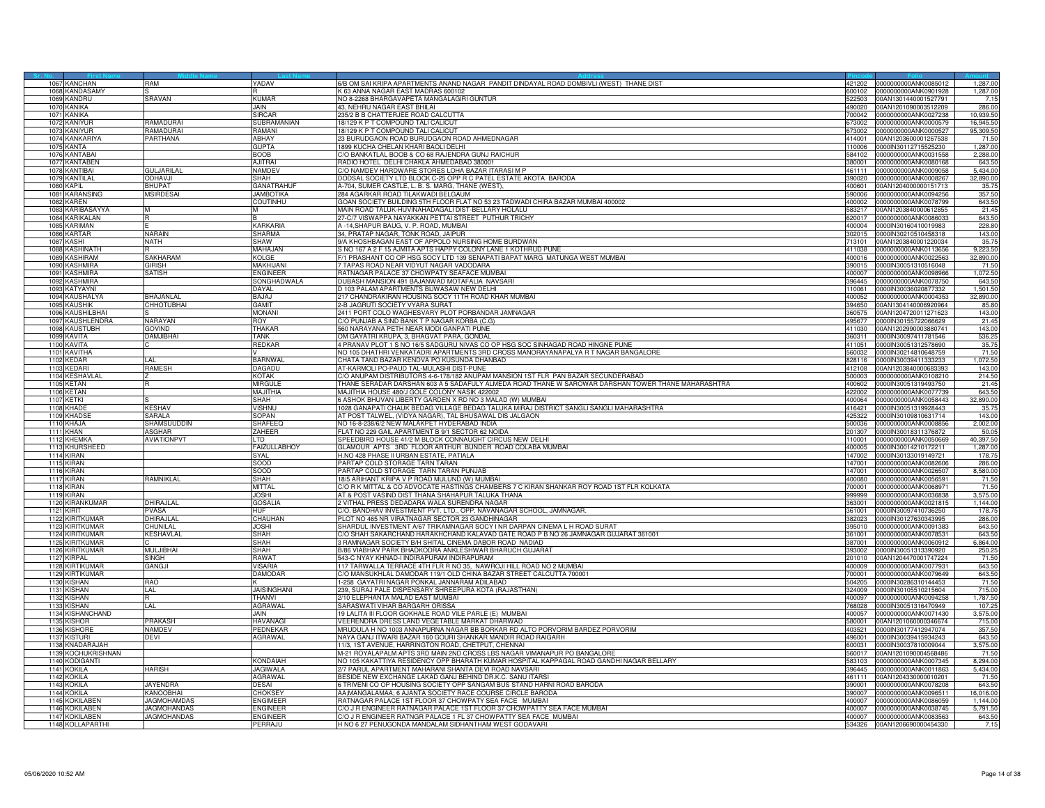| Sr. No. | First Name | Middle Name | Last Name | Address | Pincode | Folio | Amount |
|---|---|---|---|---|---|---|---|
| 1067 | KANCHAN | RAM | YADAV | 6/B OM SAI KRIPA APARTMENTS ANAND NAGAR PANDIT DINDAYAL ROAD DOMBIVLI (WEST) THANE DIST | 421202 | 0000000000ANK0085012 | 1,287.00 |
| 1068 | KANDASAMY | S | R | K 63 ANNA NAGAR EAST MADRAS 600102 | 600102 | 0000000000ANK0901928 | 1,287.00 |
| 1069 | KANDRU | SRAVAN | KUMAR | NO 8-2268 BHARGAVAPETA MANGALAGIRI GUNTUR | 522503 | 00AN1301440001527791 | 7.15 |
| 1070 | KANIKA | | JAIN | 43, NEHRU NAGAR EAST BHILAI | 490020 | 00AN1201090003512209 | 286.00 |
| 1071 | KANIKA | | SIRCAR | 235/2 B B CHATTERJEE ROAD CALCUTTA | 700042 | 0000000000ANK0027238 | 10,939.50 |
| 1072 | KANIYUR | RAMADURAI | SUBRAMANIAN | 18/129 K P T COMPOUND TALI CALICUT | 673002 | 0000000000ANK0000579 | 16,945.50 |
| 1073 | KANIYUR | RAMADURAI | RAMANI | 18/129 K P T COMPOUND TALI CALICUT | 673002 | 0000000000ANK0000527 | 95,309.50 |
| 1074 | KANKARIYA | PARTHANA | ABHAY | 23 BURUDGAON ROAD BURUDGAON ROAD AHMEDNAGAR | 414001 | 00AN1203600001267538 | 71.50 |
| 1075 | KANTA | | GUPTA | 1899 KUCHA CHELAN KHARI BAOLI DELHI | 110006 | 0000IN30112715525230 | 1,287.00 |
| 1076 | KANTABAI | | BOOB | C/O BANKATLAL BOOB & CO 68 RAJENDRA GUNJ RAICHUR | 584102 | 0000000000ANK0031558 | 2,288.00 |
| 1077 | KANTABEN | | AJITRAI | RADIO HOTEL DELHI CHAKLA AHMEDABAD 380001 | 380001 | 0000000000ANK0080168 | 643.50 |
| 1078 | KANTIBAI | GULJARILAL | NAMDEV | C/O NAMDEV HARDWARE STORES LOHA BAZAR ITARASI M P | 461111 | 0000000000ANK0009058 | 5,434.00 |
| 1079 | KANTILAL | ODHAVJI | SHAH | DODSAL SOCIETY LTD BLOCK C-25 OPP R C PATEL ESTATE AKOTA BARODA | 390020 | 0000000000ANK0008267 | 32,890.00 |
| 1080 | KAPIL | BHUPAT | GANATRAHUF | A-704, SUMER CASTLE, L. B. S. MARG, THANE (WEST), | 400601 | 00AN1204000000151713 | 35.75 |
| 1081 | KARANSING | MSIRDESAI | JAMBOTIKA | 284 AGARKAR ROAD TILAKWADI BELGAUM | 590006 | 0000000000ANK0094256 | 357.50 |
| 1082 | KAREN | | COUTINHU | GOAN SOCIETY BUILDING 5TH FLOOR FLAT NO 53 23 TADWADI CHIRA BAZAR MUMBAI 400002 | 400002 | 0000000000ANK0078799 | 643.50 |
| 1083 | KARIBASAYYA | M | M | MAIN ROAD TALUK-HUVINAHADAGALI DIST-BELLARY HOLALU | 583217 | 00AN1203840000612855 | 21.45 |
| 1084 | KARIKALAN | R | B | 27-C/7 VISWAPPA NAYAKKAN PETTAI STREET PUTHUR TRICHY | 620017 | 0000000000ANK0086033 | 643.50 |
| 1085 | KARIMAN | E | KARKARIA | A -14,SHAPUR BAUG, V. P. ROAD, MUMBAI | 400004 | 0000IN30160410019983 | 228.80 |
| 1086 | KARTAR | NARAIN | SHARMA | 34, PRATAP NAGAR, TONK ROAD, JAIPUR | 302015 | 0000IN30210510458318 | 143.00 |
| 1087 | KASHI | NATH | SHAW | 9/A KHOSHBAGAN EAST OF APPOLO NURSING HOME BURDWAN | 713101 | 00AN1203840001220034 | 35.75 |
| 1088 | KASHINATH | R | MAHAJAN | S NO 167 A 2 F 15 AJMITA APTS HAPPY COLONY LANE 1 KOTHRUD PUNE | 411038 | 0000000000ANK0113656 | 9,223.50 |
| 1089 | KASHIRAM | SAKHARAM | KOLGE | F/1 PRASHANT CO OP HSG SOCY LTD 139 SENAPATI BAPAT MARG MATUNGA WEST MUMBAI | 400016 | 0000000000ANK0022563 | 32,890.00 |
| 1090 | KASHMIRA | GIRISH | MAKHIJANI | 7 TAPAS ROAD NEAR VIDYUT NAGAR VADODARA | 390015 | 0000IN30051310516048 | 71.50 |
| 1091 | KASHMIRA | SATISH | ENGINEER | RATNAGAR PALACE 37 CHOWPATY SEAFACE MUMBAI | 400007 | 0000000000ANK0098966 | 1,072.50 |
| 1092 | KASHMIRA | | SONGHADWALA | DUBASH MANSION 491 BAJANWAD MOTAFALIA NAVSARI | 396445 | 0000000000ANK0078750 | 643.50 |
| 1093 | KATYAYNI | | DAYAL | D 103 PALAM APARTMENTS BIJWASAW NEW DELHI | 110061 | 0000IN30036020877332 | 1,501.50 |
| 1094 | KAUSHALYA | BHAJANLAL | BAJAJ | 217 CHANDRAKIRAN HOUSING SOCY 11TH ROAD KHAR MUMBAI | 400052 | 0000000000ANK0004353 | 32,890.00 |
| 1095 | KAUSHIK | CHHOTUBHAI | GAMIT | 2-B JAGRUTI SOCIETY VYARA SURAT | 394650 | 00AN1304140006920964 | 85.80 |
| 1096 | KAUSHILBHAI | S | MONANI | 2411 PORT COLO WAGHESVARY PLOT PORBANDAR JAMNAGAR | 360575 | 00AN1204720011271623 | 143.00 |
| 1097 | KAUSHLENDRA | NARAYAN | ROY | C/O PUNJAB A SIND BANK T P NAGAR KORBA (C.G) | 495677 | 0000IN30155722066629 | 21.45 |
| 1098 | KAUSTUBH | GOVIND | THAKAR | 560 NARAYANA PETH NEAR MODI GANPATI PUNE | 411030 | 00AN1202990003880741 | 143.00 |
| 1099 | KAVITA | DAMJIBHAI | TANK | OM GAYATRI KRUPA, 3, BHAGVAT PARA, GONDAL | 360311 | 0000IN30097411781546 | 536.25 |
| 1100 | KAVITA | C | REDKAR | 4 PRANAV PLOT 1 S NO 16/5 SADGURU NIVAS CO OP HSG SOC SINHAGAD ROAD HINGNE PUNE | 411051 | 0000IN30051312578690 | 35.75 |
| 1101 | KAVITHA | | V | NO 105 DHATHRI VENKATADRI APARTMENTS 3RD CROSS MANORAYANAPALYA R T NAGAR BANGALORE | 560032 | 0000IN30214810648759 | 71.50 |
| 1102 | KEDAR | LAL | BARNWAL | CHATA TAND BAZAR KENDVA PO KUSUNDA DHANBAD | 828116 | 0000IN30039411333233 | 1,072.50 |
| 1103 | KEDARI | RAMESH | DAGADU | AT-KARMOLI PO-PAUD TAL-MULASHI DIST-PUNE | 412108 | 00AN1203840000683393 | 143.00 |
| 1104 | KESHAVLAL | Z | KOTAK | C/O ANUPAM DISTRIBUTORS 4-6-178/182 ANUPAM MANSION 1ST FLR PAN BAZAR SECUNDERABAD | 500003 | 0000000000ANK0108210 | 214.50 |
| 1105 | KETAN | R | MIRGULE | THANE SERADAR DARSHAN 603 A 5 SADAFULY ALMEDA ROAD THANE W SAROWAR DARSHAN TOWER THANE MAHARASHTRA | 400602 | 0000IN30051319493750 | 21.45 |
| 1106 | KETAN | | MAJITHIA | MAJITHIA HOUSE 480/J GOLE COLONY NASIK 422002 | 422002 | 0000000000ANK0077739 | 643.50 |
| 1107 | KETKI | S | SHAH | 6 ASHOK BHUVAN LIBERTY GARDEN X RD NO 3 MALAD (W) MUMBAI | 400064 | 0000000000ANK0058443 | 32,890.00 |
| 1108 | KHADE | KESHAV | VISHNU | 1028 GANAPATI CHAUK BEDAG VILLAGE BEDAG TALUKA MIRAJ DISTRICT SANGLI SANGLI MAHARASHTRA | 416421 | 0000IN30051319928443 | 35.75 |
| 1109 | KHADSE | SARALA | SOPAN | AT POST TALWEL, (VIDYA NAGAR), TAL BHUSAWAL DIS JALGAON | 425322 | 0000IN30109810631714 | 143.00 |
| 1110 | KHAJA | SHAMSUDDIN | SHAFEEQ | NO 16-8-238/6/2 NEW MALAKPET HYDERABAD INDIA | 500036 | 0000000000ANK0008856 | 2,002.00 |
| 1111 | KHAN | ASGHAR | ZAHEER | FLAT NO 229 GAIL APARTMENT B 9/1 SECTOR 62 NOIDA | 201307 | 0000IN30018311376872 | 50.05 |
| 1112 | KHEMKA | AVIATIONPVT | LTD | SPEEDBIRD HOUSE 41/2 M BLOCK CONNAUGHT CIRCUS NEW DELHI | 110001 | 0000000000ANK0050669 | 40,397.50 |
| 1113 | KHURSHEED | | FAIZULLABHOY | GLAMOUR APTS 3RD FLOOR ARTHUR BUNDER ROAD COLABA MUMBAI | 400005 | 0000IN30014210172211 | 1,287.00 |
| 1114 | KIRAN | | SYAL | H.NO 428 PHASE II URBAN ESTATE, PATIALA | 147002 | 0000IN30133019149721 | 178.75 |
| 1115 | KIRAN | | SOOD | PARTAP COLD STORAGE TARN TARAN | 147001 | 0000000000ANK0082606 | 286.00 |
| 1116 | KIRAN | | SOOD | PARTAP COLD STORAGE TARN TARAN PUNJAB | 147001 | 0000000000ANK0026507 | 8,580.00 |
| 1117 | KIRAN | RAMNIKLAL | SHAH | 18/5 ARIHANT KRIPA V P ROAD MULUND (W) MUMBAI | 400080 | 0000000000ANK0056591 | 71.50 |
| 1118 | KIRAN | | MITTAL | C/O R K MITTAL & CO ADVOCATE HASTINGS CHAMBERS 7 C KIRAN SHANKAR ROY ROAD 1ST FLR KOLKATA | 700001 | 0000000000ANK0068971 | 71.50 |
| 1119 | KIRAN | | JOSHI | AT & POST VASIND DIST THANA SHAHAPUR TALUKA THANA | 999999 | 0000000000ANK0036838 | 3,575.00 |
| 1120 | KIRANKUMAR | DHIRAJLAL | GOSALIA | 2 VITHAL PRESS DEDADARA WALA SURENDRA NAGAR | 363001 | 0000000000ANK0021815 | 1,144.00 |
| 1121 | KIRIT | PVASA | HUF | C/O. BANDHAV INVESTMENT PVT. LTD., OPP. NAVANAGAR SCHOOL, JAMNAGAR. | 361001 | 0000IN30097410736250 | 178.75 |
| 1122 | KIRITKUMAR | DHIRAJLAL | CHAUHAN | PLOT NO 465 NR VIRATNAGAR SECTOR 23 GANDHINAGAR | 382023 | 0000IN30127630343995 | 286.00 |
| 1123 | KIRITKUMAR | CHUNILAL | JOSHI | SHARDUL INVESTMENT A/67 TRIKAMNAGAR SOCY I NR DARPAN CINEMA L H ROAD SURAT | 395010 | 0000000000ANK0091383 | 643.50 |
| 1124 | KIRITKUMAR | KESHAVLAL | SHAH | C/O SHAH SAKARCHAND HARAKHCHAND KALAVAD GATE ROAD P B NO 26 JAMNAGAR GUJARAT 361001 | 361001 | 0000000000ANK0078531 | 643.50 |
| 1125 | KIRITKUMAR | C | SHAH | 3 RAMNAGAR SOCIETY B/H SHITAL CINEMA DABOR ROAD NADIAD | 387001 | 0000000000ANK0060912 | 6,864.00 |
| 1126 | KIRITKUMAR | MULJIBHAI | SHAH | B/86 VIABHAV PARK BHADKODRA ANKLESHWAR BHARUCH GUJARAT | 393002 | 0000IN30051313390920 | 250.25 |
| 1127 | KIRPAL | SINGH | RAWAT | 543-C NYAY KHNAD-I INDIRAPURAM INDIRAPURAM | 201010 | 00AN1204470001747224 | 71.50 |
| 1128 | KIRTIKUMAR | GANGJI | VISARIA | 117 TARWALLA TERRACE 4TH FLR R NO 35, NAWROJI HILL ROAD NO 2 MUMBAI | 400009 | 0000000000ANK0077931 | 643.50 |
| 1129 | KIRTIKUMAR | | DAMODAR | C/O MANSUKHLAL DAMODAR 119/1 OLD CHINA BAZAR STREET CALCUTTA 700001 | 700001 | 0000000000ANK0079649 | 643.50 |
| 1130 | KISHAN | RAO | K | 1-258 GAYATRI NAGAR PONKAL JANNARAM ADILABAD | 504205 | 0000IN30286310144453 | 71.50 |
| 1131 | KISHAN | LAL | JAISINGHANI | 239, SURAJ PALE DISPENSARY SHREEPURA KOTA (RAJASTHAN) | 324009 | 0000IN30105510215604 | 715.00 |
| 1132 | KISHAN | R | THANVI | 2/10 ELEPHANTA MALAD EAST MUMBAI | 400097 | 0000000000ANK0094258 | 1,787.50 |
| 1133 | KISHAN | LAL | AGRAWAL | SARASWATI VIHAR BARGARH ORISSA | 768028 | 0000IN30051316470949 | 107.25 |
| 1134 | KISHANCHAND | | JAIN | 19 LALITA III FLOOR GOKHALE ROAD VILE PARLE (E) MUMBAI | 400057 | 0000000000ANK0071430 | 3,575.00 |
| 1135 | KISHOR | PRAKASH | HAVANAGI | VEERENDRA DRESS LAND VEGETABLE MARKAT DHARWAD | 580001 | 00AN1201060000346674 | 715.00 |
| 1136 | KISHORE | NAMDEV | PEDNEKAR | MRUDULA H NO 1003 ANNAPURNA NAGAR BB BORKAR RD ALTO PORVORIM BARDEZ PORVORIM | 403521 | 0000IN30177412947074 | 357.50 |
| 1137 | KISTURI | DEVI | AGRAWAL | NAYA GANJ ITWARI BAZAR 160 GOURI SHANKAR MANDIR ROAD RAIGARH | 496001 | 0000IN30039415934243 | 643.50 |
| 1138 | KNADARAJAH | | | 11/3, 1ST AVENUE, HARRINGTON ROAD, CHETPUT, CHENNAI | 600031 | 0000IN30037810009044 | 3,575.00 |
| 1139 | KOCHUKRISHNAN | | | M-21 ROYALAPALM APTS 3RD MAIN 2ND CROSS LBS NAGAR VIMANAPUR PO BANGALORE | 560017 | 00AN1201090004568486 | 71.50 |
| 1140 | KODIGANTI | | KONDAIAH | NO 105 KAKATTIYA RESIDENCY OPP BHARATH KUMAR HOSPITAL KAPPAGAL ROAD GANDHI NAGAR BELLARY | 583103 | 0000000000ANK0007345 | 8,294.00 |
| 1141 | KOKILA | HARISH | JAGIWALA | 2/7 PARUL APARTMENT MAHARANI SHANTA DEVI ROAD NAVSARI | 396445 | 0000000000ANK0011863 | 5,434.00 |
| 1142 | KOKILA | | AGRAWAL | BESIDE NEW EXCHANGE LAKAD GANJ BEHIND DR.K.C. SANU ITARSI | 461111 | 00AN1204330000010201 | 71.50 |
| 1143 | KOKILA | JAYENDRA | DESAI | 6 TRIVENI CO OP HOUSING SOCIETY OPP SANGAM BUS STAND HARNI ROAD BARODA | 390001 | 0000000000ANK0078208 | 643.50 |
| 1144 | KOKILA | KANOOBHAI | CHOKSEY | AA;MANGALAMAA; 6 AJANTA SOCIETY RACE COURSE CIRCLE BARODA | 390007 | 0000000000ANK0096511 | 16,016.00 |
| 1145 | KOKILABEN | JAGMOHANDAS | ENGINEER | RATNAGAR PALACE 1ST FLOOR 37 CHOWPATY SEA FACE MUMBAI | 400007 | 0000000000ANK0086059 | 1,144.00 |
| 1146 | KOKILABEN | JAGMOHANDAS | ENGINEER | C/O J R ENGINEER RATNAGAR PALACE 1ST FLOOR 37 CHOWPATTY SEA FACE MUMBAI | 400007 | 0000000000ANK0038745 | 5,791.50 |
| 1147 | KOKILABEN | JAGMOHANDAS | ENGINEER | C/O J R ENGINEER RATNGR PALACE 1 FL 37 CHOWPATTY SEA FACE MUMBAI | 400007 | 0000000000ANK0083563 | 643.50 |
| 1148 | KOLLAPARTHI | | PERRAJU | H NO 6 27 PENUGONDA MANDALAM SIDHANTHAM WEST GODAVARI | 534326 | 00AN1206690000454330 | 7.15 |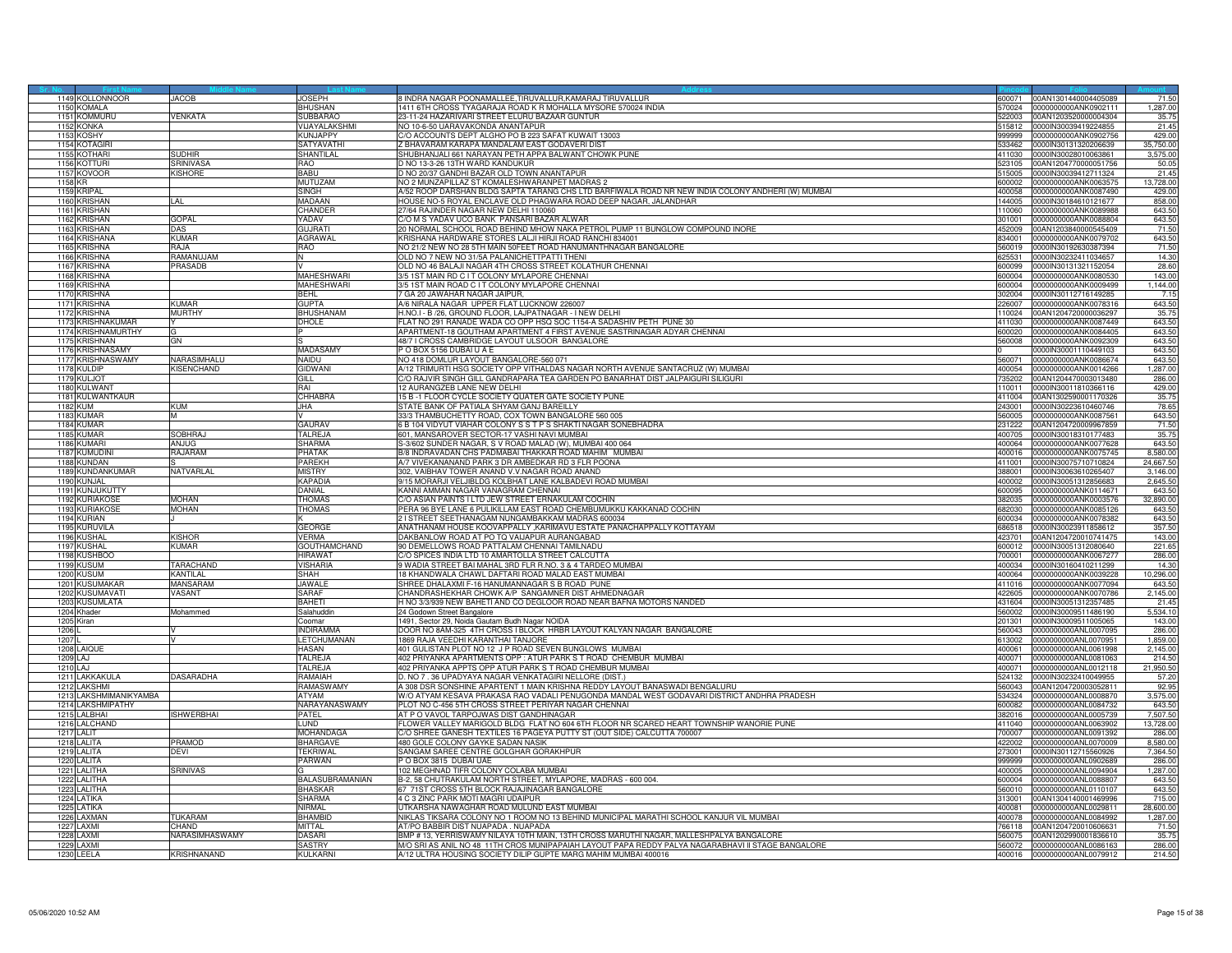| Sr. No. | First Name | Middle Name | Last Name | Address | Pincode | Folio | Amount |
|---|---|---|---|---|---|---|---|
| 1149 | KOLLONNOOR | JACOB | JOSEPH | 8 INDRA NAGAR POONAMALLEE,TIRUVALLUR,KAMARAJ TIRUVALLUR | 600071 | 00AN1301440004405089 | 71.50 |
| 1150 | KOMALA | | BHUSHAN | 1411 6TH CROSS TYAGARAJA ROAD K R MOHALLA MYSORE 570024 INDIA | 570024 | 0000000000ANK0902111 | 1,287.00 |
| 1151 | KOMMURU | VENKATA | SUBBARAO | 23-11-24 HAZARIVARI STREET ELURU BAZAAR GUNTUR | 522003 | 00AN1203520000004304 | 35.75 |
| 1152 | KONKA | | VIJAYALAKSHMI | NO 10-6-50 UARAVAKONDA ANANTAPUR | 515812 | 0000IN30039419224855 | 21.45 |
| 1153 | KOSHY | | KUNJAPPY | C/O ACCOUNTS DEPT ALGHO PO B 223 SAFAT KUWAIT 13003 | 999999 | 0000000000ANK0902756 | 429.00 |
| 1154 | KOTAGIRI | | SATYAVATHI | Z BHAVARAM KARAPA MANDALAM EAST GODAVERI DIST | 533462 | 0000IN30131320206639 | 35,750.00 |
| 1155 | KOTHARI | SUDHIR | SHANTILAL | SHUBHANJALI 661 NARAYAN PETH APPA BALWANT CHOWK PUNE | 411030 | 0000IN30028010063861 | 3,575.00 |
| 1156 | KOTTURI | SRINIVASA | RAO | D NO 13-3-26 13TH WARD KANDUKUR | 523105 | 00AN1204770000051756 | 50.05 |
| 1157 | KOVOOR | KISHORE | BABU | D NO 20/37 GANDHI BAZAR OLD TOWN ANANTAPUR | 515005 | 0000IN30039412711324 | 21.45 |
| 1158 | KR | | MUTUZAM | NO 2 MUNZAPILLAZ ST KOMALESHWARANPET MADRAS 2 | 600002 | 0000000000ANK0063575 | 13,728.00 |
| 1159 | KRIPAL | | SINGH | A/52 ROOP DARSHAN BLDG SAPTA TARANG CHS LTD BARFIWALA ROAD NR NEW INDIA COLONY ANDHERI (W) MUMBAI | 400058 | 0000000000ANK0087490 | 429.00 |
| 1160 | KRISHAN | LAL | MADAAN | HOUSE NO-5 ROYAL ENCLAVE OLD PHAGWARA ROAD DEEP NAGAR, JALANDHAR | 144005 | 0000IN30184610121677 | 858.00 |
| 1161 | KRISHAN | | CHANDER | 27/64 RAJINDER NAGAR NEW DELHI 110060 | 110060 | 0000000000ANK0089988 | 643.50 |
| 1162 | KRISHAN | GOPAL | YADAV | C/O M S YADAV UCO BANK PANSARI BAZAR ALWAR | 301001 | 0000000000ANK0088804 | 643.50 |
| 1163 | KRISHAN | DAS | GUJRATI | 20 NORMAL SCHOOL ROAD BEHIND MHOW NAKA PETROL PUMP 11 BUNGLOW COMPOUND INORE | 452009 | 00AN1203840000545409 | 71.50 |
| 1164 | KRISHANA | KUMAR | AGRAWAL | KRISHANA HARDWARE STORES LALJI HIRJI ROAD RANCHI 834001 | 834001 | 0000000000ANK0079702 | 643.50 |
| 1165 | KRISHNA | RAJA | RAO | NO 21/2 NEW NO 28 5TH MAIN 50FEET ROAD HANUMANTHNAGAR BANGALORE | 560019 | 0000IN30192630387394 | 71.50 |
| 1166 | KRISHNA | RAMANUJAM | N | OLD NO 7 NEW NO 31/5A PALANICHETTPATTI THENI | 625531 | 0000IN30232411034657 | 14.30 |
| 1167 | KRISHNA | PRASADB | V | OLD NO 46 BALAJI NAGAR 4TH CROSS STREET KOLATHUR CHENNAI | 600099 | 0000IN30131321152054 | 28.60 |
| 1168 | KRISHNA | | MAHESHWARI | 3/5 1ST MAIN RD C I T COLONY MYLAPORE CHENNAI | 600004 | 0000000000ANK0080530 | 143.00 |
| 1169 | KRISHNA | | MAHESHWARI | 3/5 1ST MAIN ROAD C I T COLONY MYLAPORE CHENNAI | 600004 | 0000000000ANK0009499 | 1,144.00 |
| 1170 | KRISHNA | | BEHL | 7 GA 20 JAWAHAR NAGAR JAIPUR, | 302004 | 0000IN30112716149285 | 7.15 |
| 1171 | KRISHNA | KUMAR | GUPTA | A/6 NIRALA NAGAR UPPER FLAT LUCKNOW 226007 | 226007 | 0000000000ANK0078316 | 643.50 |
| 1172 | KRISHNA | MURTHY | BHUSHANAM | H.NO.I - B /26, GROUND FLOOR, LAJPATNAGAR - I NEW DELHI | 110024 | 00AN1204720000036297 | 35.75 |
| 1173 | KRISHNAKUMAR | Y | DHOLE | FLAT NO 291 RANADE WADA CO OPP HSG SOC 1154-A SADASHIV PETH PUNE 30 | 411030 | 0000000000ANK0087449 | 643.50 |
| 1174 | KRISHNAMURTHY | G | P | APARTMENT-18 GOUTHAM APARTMENT 4 FIRST AVENUE SASTRINAGAR ADYAR CHENNAI | 600020 | 0000000000ANK0084405 | 643.50 |
| 1175 | KRISHNAN | GN | S | 48/7 I CROSS CAMBRIDGE LAYOUT ULSOOR BANGALORE | 560008 | 0000000000ANK0092309 | 643.50 |
| 1176 | KRISHNASAMY | | MADASAMY | P O BOX 5156 DUBAI U A E | 0 | 0000IN30001110449103 | 643.50 |
| 1177 | KRISHNASWAMY | NARASIMHALU | NAIDU | NO 418 DOMLUR LAYOUT BANGALORE-560 071 | 560071 | 0000000000ANK0086674 | 643.50 |
| 1178 | KULDIP | KISENCHAND | GIDWANI | A/12 TRIMURTI HSG SOCIETY OPP VITHALDAS NAGAR NORTH AVENUE SANTACRUZ (W) MUMBAI | 400054 | 0000000000ANK0014266 | 1,287.00 |
| 1179 | KULJOT | | GILL | C/O RAJVIR SINGH GILL GANDRAPARA TEA GARDEN PO BANARHAT DIST JALPAIGURI SILIGURI | 735202 | 00AN1204470003013480 | 286.00 |
| 1180 | KULWANT | | RAI | 12 AURANGZEB LANE NEW DELHI | 110011 | 0000IN30011810366116 | 429.00 |
| 1181 | KULWANTKAUR | | CHHABRA | 15 B -1 FLOOR CYCLE SOCIETY QUATER GATE SOCIETY PUNE | 411004 | 00AN1302590001170326 | 35.75 |
| 1182 | KUM | KUM | JHA | STATE BANK OF PATIALA SHYAM GANJ BAREILLY | 243001 | 0000IN30223610460746 | 78.65 |
| 1183 | KUMAR | M | V | 33/3 THAMBUCHETTY ROAD, COX TOWN BANGALORE 560 005 | 560005 | 0000000000ANK0087561 | 643.50 |
| 1184 | KUMAR | | GAURAV | 6 B 104 VIDYUT VIAHAR COLONY S S T P S SHAKTI NAGAR SONEBHADRA | 231222 | 00AN1204720009967859 | 71.50 |
| 1185 | KUMAR | SOBHRAJ | TALREJA | 601, MANSAROVER SECTOR-17 VASHI NAVI MUMBAI | 400705 | 0000IN30018310177483 | 35.75 |
| 1186 | KUMARI | ANJUG | SHARMA | S-3/602 SUNDER NAGAR, S V ROAD MALAD (W), MUMBAI 400 064 | 400064 | 0000000000ANK0077628 | 643.50 |
| 1187 | KUMUDINI | RAJARAM | PHATAK | B/8 INDRAVADAN CHS PADMABAI THAKKAR ROAD MAHIM MUMBAI | 400016 | 0000000000ANK0075745 | 8,580.00 |
| 1188 | KUNDAN | S | PAREKH | A/7 VIVEKANANAND PARK 3 DR AMBEDKAR RD 3 FLR POONA | 411001 | 0000IN30075710710824 | 24,667.50 |
| 1189 | KUNDANKUMAR | NATVARLAL | MISTRY | 302, VAIBHAV TOWER ANAND V.V.NAGAR ROAD ANAND | 388001 | 0000IN30063610265407 | 3,146.00 |
| 1190 | KUNJAL | | KAPADIA | 9/15 MORARJI VELJIBLDG KOLBHAT LANE KALBADEVI ROAD MUMBAI | 400002 | 0000IN30051312856683 | 2,645.50 |
| 1191 | KUNJUKUTTY | | DANIAL | KANNI AMMAN NAGAR VANAGRAM CHENNAI | 600095 | 0000000000ANK0114671 | 643.50 |
| 1192 | KURIAKOSE | MOHAN | THOMAS | C/O ASIAN PAINTS I LTD JEW STREET ERNAKULAM COCHIN | 382035 | 0000000000ANK0003576 | 32,890.00 |
| 1193 | KURIAKOSE | MOHAN | THOMAS | PERA 96 BYE LANE 6 PULIKILLAM EAST ROAD CHEMBUMUKKU KAKKANAD COCHIN | 682030 | 0000000000ANK0085126 | 643.50 |
| 1194 | KURIAN | J | K | 2 I STREET SEETHANAGAM NUNGAMBAKKAM MADRAS 600034 | 600034 | 0000000000ANK0078382 | 643.50 |
| 1195 | KURUVILA | | GEORGE | ANATHANAM HOUSE KOOVAPPALLY ,KARIMAVU ESTATE PANACHAPPALLY KOTTAYAM | 686518 | 0000IN30023911858612 | 357.50 |
| 1196 | KUSHAL | KISHOR | VERMA | DAKBANLOW ROAD AT PO TQ VAIJAPUR AURANGABAD | 423701 | 00AN1204720010741475 | 143.00 |
| 1197 | KUSHAL | KUMAR | GOUTHAMCHAND | 90 DEMELLOWS ROAD PATTALAM CHENNAI TAMILNADU | 600012 | 0000IN30051312080640 | 221.65 |
| 1198 | KUSHBOO | | HIRAWAT | C/O SPICES INDIA LTD 10 AMARTOLLA STREET CALCUTTA | 700001 | 0000000000ANK0067277 | 286.00 |
| 1199 | KUSUM | TARACHAND | VISHARIA | 9 WADIA STREET BAI MAHAL 3RD FLR R.NO. 3 & 4 TARDEO MUMBAI | 400034 | 0000IN30160410211299 | 14.30 |
| 1200 | KUSUM | KANTILAL | SHAH | 18 KHANDWALA CHAWL DAFTARI ROAD MALAD EAST MUMBAI | 400064 | 0000000000ANK0039228 | 10,296.00 |
| 1201 | KUSUMAKAR | MANSARAM | JAWALE | SHREE DHALAXMI F-16 HANUMANNAGAR S B ROAD PUNE | 411016 | 0000000000ANK0077094 | 643.50 |
| 1202 | KUSUMAVATI | VASANT | SARAF | CHANDRASHEKHAR CHOWK A/P SANGAMNER DIST AHMEDNAGAR | 422605 | 0000000000ANK0070786 | 2,145.00 |
| 1203 | KUSUMLATA | | BAHETI | H NO 3/3/939 NEW BAHETI AND CO DEGLOOR ROAD NEAR BAFNA MOTORS NANDED | 431604 | 0000IN30051312357485 | 21.45 |
| 1204 | Khader | Mohammed | Salahuddin | 24 Godown Street Bangalore | 560002 | 0000IN30009511486190 | 5,534.10 |
| 1205 | Kiran | | Coomar | 1491, Sector 29, Noida Gautam Budh Nagar NOIDA | 201301 | 0000IN30009511005065 | 143.00 |
| 1206 | L | V | INDIRAMMA | DOOR NO 8AM-325 4TH CROSS I BLOCK HRBR LAYOUT KALYAN NAGAR BANGALORE | 560043 | 0000000000ANL0007095 | 286.00 |
| 1207 | L | V | LETCHUMANAN | 1869 RAJA VEEDHI KARANTHAI TANJORE | 613002 | 0000000000ANL0070951 | 1,859.00 |
| 1208 | LAIQUE | | HASAN | 401 GULISTAN PLOT NO 12 J P ROAD SEVEN BUNGLOWS MUMBAI | 400061 | 0000000000ANL0061998 | 2,145.00 |
| 1209 | LAJ | | TALREJA | 402 PRIYANKA APARTMENTS OPP : ATUR PARK S T ROAD CHEMBUR MUMBAI | 400071 | 0000000000ANL0081063 | 214.50 |
| 1210 | LAJ | | TALREJA | 402 PRIYANKA APPTS OPP ATUR PARK S T ROAD CHEMBUR MUMBAI | 400071 | 0000000000ANL0012118 | 21,950.50 |
| 1211 | LAKKAKULA | DASARADHA | RAMAIAH | D. NO 7 . 36 UPADYAYA NAGAR VENKATAGIRI NELLORE (DIST.) | 524132 | 0000IN30232410049955 | 57.20 |
| 1212 | LAKSHMI | | RAMASWAMY | A 308 DSR SONSHINE APARTENT 1 MAIN KRISHNA REDDY LAYOUT BANASWADI BENGALURU | 560043 | 00AN1204720003052811 | 92.95 |
| 1213 | LAKSHMIMANIKYAMBA | | ATYAM | W/O ATYAM KESAVA PRAKASA RAO VADALI PENUGONDA MANDAL WEST GODAVARI DISTRICT ANDHRA PRADESH | 534324 | 0000000000ANL0008870 | 3,575.00 |
| 1214 | LAKSHMIPATHY | | NARAYANASWAMY | PLOT NO C-456 5TH CROSS STREET PERIYAR NAGAR CHENNAI | 600082 | 0000000000ANL0084732 | 643.50 |
| 1215 | LALBHAI | ISHWERBHAI | PATEL | AT P O VAVOL TARPOJWAS DIST GANDHINAGAR | 382016 | 0000000000ANL0005739 | 7,507.50 |
| 1216 | LALCHAND | | LUND | FLOWER VALLEY MARIGOLD BLDG FLAT NO 604 6TH FLOOR NR SCARED HEART TOWNSHIP WANORIE PUNE | 411040 | 0000000000ANL0063902 | 13,728.00 |
| 1217 | LALIT | | MOHANDAGA | C/O SHREE GANESH TEXTILES 16 PAGEYA PUTTY ST (OUT SIDE) CALCUTTA 700007 | 700007 | 0000000000ANL0091392 | 286.00 |
| 1218 | LALITA | PRAMOD | BHARGAVE | 480 GOLE COLONY GAYKE SADAN NASIK | 422002 | 0000000000ANL0070009 | 8,580.00 |
| 1219 | LALITA | DEVI | TEKRIWAL | SANGAM SAREE CENTRE GOLGHAR GORAKHPUR | 273001 | 0000IN30112715560926 | 7,364.50 |
| 1220 | LALITA | | PARWAN | P O BOX 3815 DUBAI UAE | 999999 | 0000000000ANL0902689 | 286.00 |
| 1221 | LALITHA | SRINIVAS | G | 102 MEGHNAD TIFR COLONY COLABA MUMBAI | 400005 | 0000000000ANL0094904 | 1,287.00 |
| 1222 | LALITHA | | BALASUBRAMANIAN | B-2, 58 CHUTRAKULAM NORTH STREET, MYLAPORE, MADRAS - 600 004. | 600004 | 0000000000ANL0088807 | 643.50 |
| 1223 | LALITHA | | BHASKAR | 67 71ST CROSS 5TH BLOCK RAJAJINAGAR BANGALORE | 560010 | 0000000000ANL0110107 | 643.50 |
| 1224 | LATIKA | | SHARMA | 4 C 3 ZINC PARK MOTI MAGRI UDAIPUR | 313001 | 00AN1304140001469996 | 715.00 |
| 1225 | LATIKA | | NIRMAL | UTKARSHA NAWAGHAR ROAD MULUND EAST MUMBAI | 400081 | 0000000000ANL0029811 | 28,600.00 |
| 1226 | LAXMAN | TUKARAM | BHAMBID | NIKLAS TIKSARA COLONY NO 1 ROOM NO 13 BEHIND MUNICIPAL MARATHI SCHOOL KANJUR VIL MUMBAI | 400078 | 0000000000ANL0084992 | 1,287.00 |
| 1227 | LAXMI | CHAND | MITTAL | AT/PO BABBIR DIST NUAPADA . NUAPADA | 766118 | 00AN1204720010606631 | 71.50 |
| 1228 | LAXMI | NARASIMHASWAMY | DASARI | BMP # 13, YERRISWAMY NILAYA 10TH MAIN, 13TH CROSS MARUTHI NAGAR, MALLESHPALYA BANGALORE | 560075 | 00AN1202990001836610 | 35.75 |
| 1229 | LAXMI | | SASTRY | M/O SRI AS ANIL NO 48 11TH CROS MUNIPAPAIAH LAYOUT PAPA REDDY PALYA NAGARABHAVI II STAGE BANGALORE | 560072 | 0000000000ANL0086163 | 286.00 |
| 1230 | LEELA | KRISHNANAND | KULKARNI | A/12 ULTRA HOUSING SOCIETY DILIP GUPTE MARG MAHIM MUMBAI 400016 | 400016 | 0000000000ANL0079912 | 214.50 |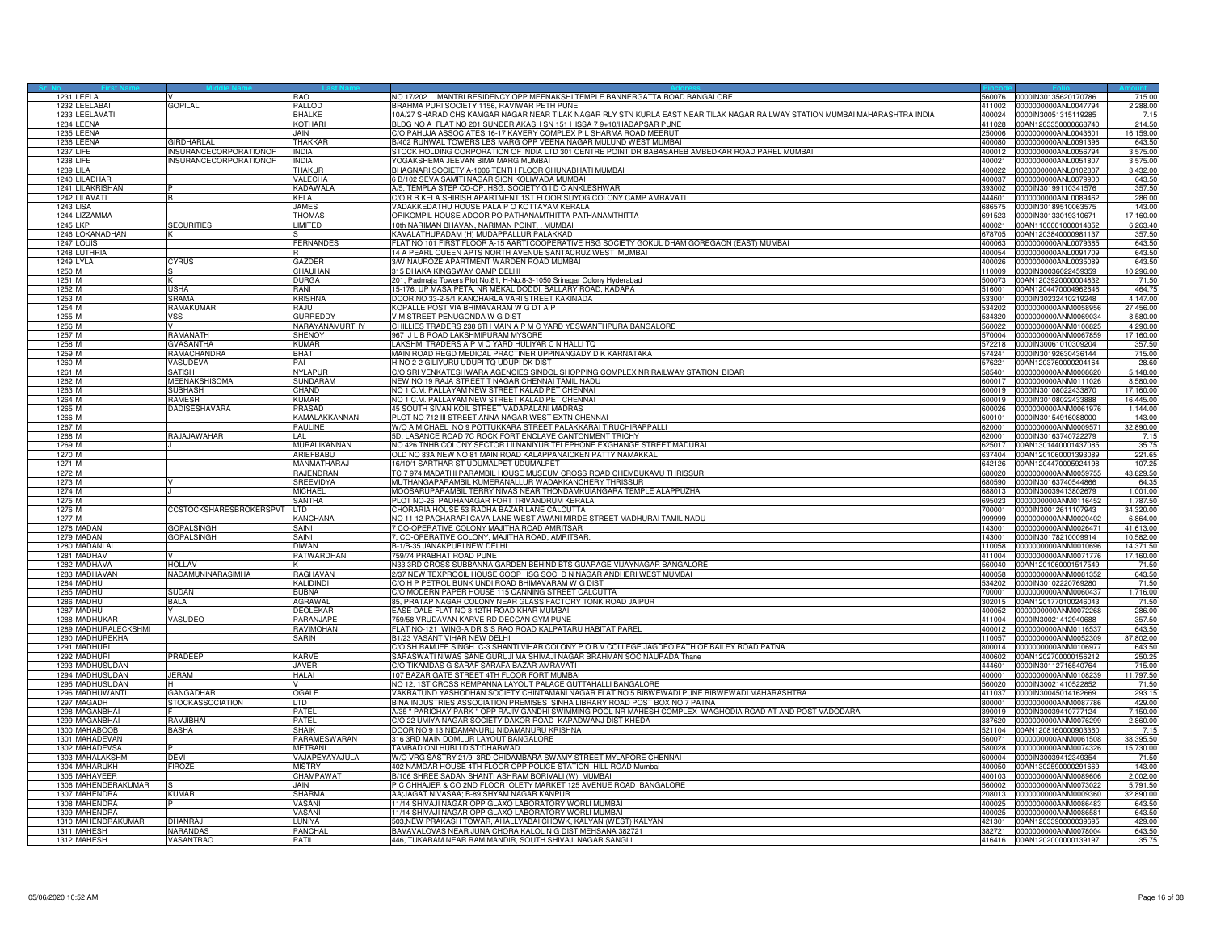| Sr. No. | First Name | Middle Name | Last Name | Address | Pincode | Folio | Amount |
|---|---|---|---|---|---|---|---|
| 1231 | LEELA | V | RAO | NO 17/202......MANTRI RESIDENCY OPP.MEENAKSHI TEMPLE BANNERGATTA ROAD BANGALORE | 560076 | 0000IN30135620170786 | 715.00 |
| 1232 | LEELABAI | GOPILAL | PALLOD | BRAHMA PURI SOCIETY 1156, RAVIWAR PETH PUNE | 411002 | 0000000000ANL0047794 | 2,288.00 |
| 1233 | LEELAVATI | | BHALKE | 10A/27 SHARAD CHS KAMGAR NAGAR NEAR TILAK NAGAR RLY STN KURLA EAST NEAR TILAK NAGAR RAILWAY STATION MUMBAI MAHARASHTRA INDIA | 400024 | 0000IN30051315119285 | 7.15 |
| 1234 | LEENA | | KOTHARI | BLDG NO A FLAT NO 201 SUNDER AKASH SN 151 HISSA 7 9+10/HADAPSAR PUNE | 411028 | 00AN1203350000668740 | 214.50 |
| 1235 | LEENA | | JAIN | C/O PAHUJA ASSOCIATES 16-17 KAVERY COMPLEX P L SHARMA ROAD MEERUT | 250006 | 0000000000ANL0043601 | 16,159.00 |
| 1236 | LEENA | GIRDHARLAL | THAKKAR | B/402 RUNWAL TOWERS LBS MARG OPP VEENA NAGAR MULUND WEST MUMBAI | 400080 | 0000000000ANL0091396 | 643.50 |
| 1237 | LIFE | INSURANCECORPORATIONOF | INDIA | STOCK HOLDING CORPORATION OF INDIA LTD 301 CENTRE POINT DR BABASAHEB AMBEDKAR ROAD PAREL MUMBAI | 400012 | 0000000000ANL0056794 | 3,575.00 |
| 1238 | LIFE | INSURANCECORPORATIONOF | INDIA | YOGAKSHEMA JEEVAN BIMA MARG MUMBAI | 400021 | 0000000000ANL0051807 | 3,575.00 |
| 1239 | LILA | | THAKUR | BHAGNARI SOCIETY A-1006 TENTH FLOOR CHUNABHATI MUMBAI | 400022 | 0000000000ANL0102807 | 3,432.00 |
| 1240 | LILADHAR | | VALECHA | 6 B/102 SEVA SAMITI NAGAR SION KOLIWADA MUMBAI | 400037 | 0000000000ANL0079900 | 643.50 |
| 1241 | LILAKRISHAN | P | KADAWALA | A/5, TEMPLA STEP CO-OP. HSG. SOCIETY G I D C ANKLESHWAR | 393002 | 0000IN30199110341576 | 357.50 |
| 1242 | LILAVATI | B | KELA | C/O R B KELA SHIRISH APARTMENT 1ST FLOOR SUYOG COLONY CAMP AMRAVATI | 444601 | 0000000000ANL0089462 | 286.00 |
| 1243 | LISA | | JAMES | VADAKKEDATHU HOUSE PALA P O KOTTAYAM KERALA | 686575 | 0000IN30189510063575 | 143.00 |
| 1244 | LIZZAMMA | | THOMAS | ORIKOMPIL HOUSE ADOOR PO PATHANAMTHITTA PATHANAMTHITTA | 691523 | 0000IN30133019310671 | 17,160.00 |
| 1245 | LKP | SECURITIES | LIMITED | 10th NARIMAN BHAVAN, NARIMAN POINT, , MUMBAI | 400021 | 00AN1100001000014352 | 6,263.40 |
| 1246 | LOKANADHAN | K | S | KAVALATHUPADAM (H) MUDAPPALLUR PALAKKAD | 678705 | 00AN1203840000981137 | 357.50 |
| 1247 | LOUIS | | FERNANDES | FLAT NO 101 FIRST FLOOR A-15 AARTI COOPERATIVE HSG SOCIETY GOKUL DHAM GOREGAON (EAST) MUMBAI | 400063 | 0000000000ANL0079385 | 643.50 |
| 1248 | LUTHRIA | | R | 14 A PEARL QUEEN APTS NORTH AVENUE SANTACRUZ WEST MUMBAI | 400054 | 0000000000ANL0091709 | 643.50 |
| 1249 | LYLA | CYRUS | GAZDER | 3/W NAUROZE APARTMENT WARDEN ROAD MUMBAI | 400026 | 0000000000ANL0035089 | 643.50 |
| 1250 | M | S | CHAUHAN | 315 DHAKA KINGSWAY CAMP DELHI | 110009 | 0000IN30036022459359 | 10,296.00 |
| 1251 | M | K | DURGA | 201, Padmaja Towers Plot No.81, H-No.8-3-1050 Srinagar Colony Hyderabad | 500073 | 00AN1203920000004832 | 71.50 |
| 1252 | M | USHA | RANI | 15-176, UP MASA PETA, NR MEKAL DODDI, BALLARY ROAD, KADAPA | 516001 | 00AN1204470004962646 | 464.75 |
| 1253 | M | SRAMA | KRISHNA | DOOR NO 33-2-5/1 KANCHARLA VARI STREET KAKINADA | 533001 | 0000IN30232410219248 | 4,147.00 |
| 1254 | M | RAMAKUMAR | RAJU | KOPALLE POST VIA BHIMAVARAM W G DT A P | 534202 | 0000000000ANM0058956 | 27,456.00 |
| 1255 | M | VSS | GURREDDY | V M STREET PENUGONDA W G DIST | 534320 | 0000000000ANM0069034 | 8,580.00 |
| 1256 | M | V | NARAYANAMURTHY | CHILLIES TRADERS 238 6TH MAIN A P M C YARD YESWANTHPURA BANGALORE | 560022 | 0000000000ANM0100825 | 4,290.00 |
| 1257 | M | RAMANATH | SHENOY | 967 J L B ROAD LAKSHMIPURAM MYSORE | 570004 | 0000000000ANM0067859 | 17,160.00 |
| 1258 | M | GVASANTHA | KUMAR | LAKSHMI TRADERS A P M C YARD HULIYAR C N HALLI TQ | 572218 | 0000IN30061010309204 | 357.50 |
| 1259 | M | RAMACHANDRA | BHAT | MAIN ROAD REGD MEDICAL PRACTINER UPPINANGADY D K KARNATAKA | 574241 | 0000IN30192630436144 | 715.00 |
| 1260 | M | VASUDEVA | PAI | H NO 2-2 GILIYURU UDUPI TQ UDUPI DK DIST | 576221 | 00AN1203760000204164 | 28.60 |
| 1261 | M | SATISH | NYLAPUR | C/O SRI VENKATESHWARA AGENCIES SINDOL SHOPPING COMPLEX NR RAILWAY STATION BIDAR | 585401 | 0000000000ANM0008620 | 5,148.00 |
| 1262 | M | MEENAKSHISOMA | SUNDARAM | NEW NO 19 RAJA STREET T NAGAR CHENNAI TAMIL NADU | 600017 | 0000000000ANM0111026 | 8,580.00 |
| 1263 | M | SUBHASH | CHAND | NO 1 C.M. PALLAYAM NEW STREET KALADIPET CHENNAI | 600019 | 0000IN30108022433870 | 17,160.00 |
| 1264 | M | RAMESH | KUMAR | NO 1 C.M. PALLAYAM NEW STREET KALADIPET CHENNAI | 600019 | 0000IN30108022433888 | 16,445.00 |
| 1265 | M | DADISESHAVARA | PRASAD | 45 SOUTH SIVAN KOIL STREET VADAPALANI MADRAS | 600026 | 0000000000ANM0061976 | 1,144.00 |
| 1266 | M | | KAMALAKKANNAN | PLOT NO 712 III STREET ANNA NAGAR WEST EXTN CHENNAI | 600101 | 0000IN30154916088000 | 143.00 |
| 1267 | M | | PAULINE | W/O A MICHAEL NO 9 POTTUKKARA STREET PALAKKARAI TIRUCHIRAPPALLI | 620001 | 0000000000ANM0009571 | 32,890.00 |
| 1268 | M | RAJAJAWAHAR | LAL | 5D, LASANCE ROAD 7C ROCK FORT ENCLAVE CANTONMENT TRICHY | 620001 | 0000IN30163740722279 | 7.15 |
| 1269 | M | J | MURALIKANNAN | NO 426 TNHB COLONY SECTOR I II NANIYUR TELEPHONE EXGHANGE STREET MADURAI | 625017 | 00AN1301440001437085 | 35.75 |
| 1270 | M | | ARIEFBABU | OLD NO 83A NEW NO 81 MAIN ROAD KALAPPANAICKEN PATTY NAMAKKAL | 637404 | 00AN1201060001393089 | 221.65 |
| 1271 | M | | MANMATHARAJ | 16/10/1 SARTHAR ST UDUMALPET UDUMALPET | 642126 | 00AN1204470005924198 | 107.25 |
| 1272 | M | | RAJENDRAN | TC 7 974 MADATHI PARAMBIL HOUSE MUSEUM CROSS ROAD CHEMBUKAVU THRISSUR | 680020 | 0000000000ANM0059755 | 43,829.50 |
| 1273 | M | V | SREEVIDYA | MUTHANGAPARAMBIL KUMERANALLUR WADAKKANCHERY THRISSUR | 680590 | 0000IN30163740544866 | 64.35 |
| 1274 | M | J | MICHAEL | MOOSARUPARAMBIL TERRY NIVAS NEAR THONDAMKUIANGARA TEMPLE ALAPPUZHA | 688013 | 0000IN30039413802679 | 1,001.00 |
| 1275 | M | | SANTHA | PLOT NO-26 PADHANAGAR FORT TRIVANDRUM KERALA | 695023 | 0000000000ANM0116452 | 1,787.50 |
| 1276 | M | CCSTOCKSHARESBROKERSPVT | LTD | CHORARIA HOUSE 53 RADHA BAZAR LANE CALCUTTA | 700001 | 0000IN30012611107943 | 34,320.00 |
| 1277 | M | K | KANCHANA | NO 11 12 PACHARARI CAVA LANE WEST AWANI MIRDE STREET MADHURAI TAMIL NADU | 999999 | 0000000000ANM0020402 | 6,864.00 |
| 1278 | MADAN | GOPALSINGH | SAINI | 7 CO-OPERATIVE COLONY MAJITHA ROAD AMRITSAR | 143001 | 0000000000ANM0026471 | 41,613.00 |
| 1279 | MADAN | GOPALSINGH | SAINI | 7, CO-OPERATIVE COLONY, MAJITHA ROAD, AMRITSAR. | 143001 | 0000IN30178210009914 | 10,582.00 |
| 1280 | MADANLAL | | DIWAN | B-1/B-35 JANAKPURI NEW DELHI | 110058 | 0000000000ANM0010696 | 14,371.50 |
| 1281 | MADHAV | V | PATWARDHAN | 759/74 PRABHAT ROAD PUNE | 411004 | 0000000000ANM0071776 | 17,160.00 |
| 1282 | MADHAVA | HOLLAV | K | N33 3RD CROSS SUBBANNA GARDEN BEHIND BTS GUARAGE VIJAYNAGAR BANGALORE | 560040 | 00AN1201060001517549 | 71.50 |
| 1283 | MADHAVAN | NADAMUNINARASIMHA | RAGHAVAN | 2/37 NEW TEXPROCIL HOUSE COOP HSG SOC D N NAGAR ANDHERI WEST MUMBAI | 400058 | 0000000000ANM0081352 | 643.50 |
| 1284 | MADHU | | KALIDINDI | C/O H P PETROL BUNK UNDI ROAD BHIMAVARAM W G DIST | 534202 | 0000IN30102220769280 | 71.50 |
| 1285 | MADHU | SUDAN | BUBNA | C/O MODERN PAPER HOUSE 115 CANNING STREET CALCUTTA | 700001 | 0000000000ANM0060437 | 1,716.00 |
| 1286 | MADHU | BALA | AGRAWAL | 85, PRATAP NAGAR COLONY NEAR GLASS FACTORY TONK ROAD JAIPUR | 302015 | 00AN1201770100246043 | 71.50 |
| 1287 | MADHU | Y | DEOLEKAR | EASE DALE FLAT NO 3 12TH ROAD KHAR MUMBAI | 400052 | 0000000000ANM0072268 | 286.00 |
| 1288 | MADHUKAR | VASUDEO | PARANJAPE | 759/58 VRUDAVAN KARVE RD DECCAN GYM PUNE | 411004 | 0000IN30021412940688 | 357.50 |
| 1289 | MADHURALECKSHMI | | RAVIMOHAN | FLAT NO-121 WING-A DR S S RAO ROAD KALPATARU HABITAT PAREL | 400012 | 0000000000ANM0116537 | 643.50 |
| 1290 | MADHUREKHA | | SARIN | B1/23 VASANT VIHAR NEW DELHI | 110057 | 0000000000ANM0052309 | 87,802.00 |
| 1291 | MADHURI | | | C/O SH RAMJEE SINGH C-3 SHANTI VIHAR COLONY P O B V COLLEGE JAGDEO PATH OF BAILEY ROAD PATNA | 800014 | 0000000000ANM0106977 | 643.50 |
| 1292 | MADHURI | PRADEEP | KARVE | SARASWATI NIWAS SANE GURUJI MA SHIVAJI NAGAR BRAHMAN SOC NAUPADA Thane | 400602 | 00AN1202700000156212 | 250.25 |
| 1293 | MADHUSUDAN | | JAVERI | C/O TIKAMDAS G SARAF SARAFA BAZAR AMRAVATI | 444601 | 0000IN30112716540764 | 715.00 |
| 1294 | MADHUSUDAN | JERAM | HALAI | 107 BAZAR GATE STREET 4TH FLOOR FORT MUMBAI | 400001 | 0000000000ANM0108239 | 11,797.50 |
| 1295 | MADHUSUDAN | H | V | NO 12, 1ST CROSS KEMPANNA LAYOUT PALACE GUTTAHALLI BANGALORE | 560020 | 0000IN30021410522852 | 71.50 |
| 1296 | MADHUWANTI | GANGADHAR | OGALE | VAKRATUND YASHODHAN SOCIETY CHINTAMANI NAGAR FLAT NO 5 BIBWEWADI PUNE BIBWEWADI MAHARASHTRA | 411037 | 0000IN30045014162669 | 293.15 |
| 1297 | MAGADH | STOCKASSOCIATION | LTD | BINA INDUSTRIES ASSOCIATION PREMISES SINHA LIBRARY ROAD POST BOX NO 7 PATNA | 800001 | 0000000000ANM0087786 | 429.00 |
| 1298 | MAGANBHAI | F | PATEL | A/35 " PARICHAY PARK " OPP RAJIV GANDHI SWIMMING POOL NR MAHESH COMPLEX WAGHODIA ROAD AT AND POST VADODARA | 390019 | 0000IN30039410777124 | 7,150.00 |
| 1299 | MAGANBHAI | RAVJIBHAI | PATEL | C/O 22 UMIYA NAGAR SOCIETY DAKOR ROAD KAPADWANJ DIST KHEDA | 387620 | 0000000000ANM0076299 | 2,860.00 |
| 1300 | MAHABOOB | BASHA | SHAIK | DOOR NO 9 13 NIDAMANURU NIDAMANURU KRISHNA | 521104 | 00AN1208160000903360 | 7.15 |
| 1301 | MAHADEVAN | | PARAMESWARAN | 316 3RD MAIN DOMLUR LAYOUT BANGALORE | 560071 | 0000000000ANM0061508 | 38,395.50 |
| 1302 | MAHADEVSA | | METRANI | TAMBAD ONI HUBLI DIST:DHARWAD | 580028 | 0000000000ANM0074326 | 15,730.00 |
| 1303 | MAHALAKSHMI | DEVI | VAJAPEYAYAJULA | W/O VRG SASTRY 21/9 3RD CHIDAMBARA SWAMY STREET MYLAPORE CHENNAI | 600004 | 0000IN30039412349354 | 71.50 |
| 1304 | MAHARUKH | FIROZE | MISTRY | 402 NAMDAR HOUSE 4TH FLOOR OPP POLICE STATION HILL ROAD Mumbai | 400050 | 00AN1302590000291669 | 143.00 |
| 1305 | MAHAVEER | | CHAMPAWAT | B/106 SHREE SADAN SHANTI ASHRAM BORIVALI (W) MUMBAI | 400103 | 0000000000ANM0089606 | 2,002.00 |
| 1306 | MAHENDERAKUMAR | S | JAIN | P C CHHAJER & CO 2ND FLOOR OLETY MARKET 125 AVENUE ROAD BANGALORE | 560002 | 0000000000ANM0073022 | 5,791.50 |
| 1307 | MAHENDRA | KUMAR | SHARMA | AA;JAGAT NIVASAA; B-89 SHYAM NAGAR KANPUR | 208013 | 0000000000ANM0009360 | 32,890.00 |
| 1308 | MAHENDRA | P | VASANI | 11/14 SHIVAJI NAGAR OPP GLAXO LABORATORY WORLI MUMBAI | 400025 | 0000000000ANM0086483 | 643.50 |
| 1309 | MAHENDRA | | VASANI | 11/14 SHIVAJI NAGAR OPP GLAXO LABORATORY WORLI MUMBAI | 400025 | 0000000000ANM0086581 | 643.50 |
| 1310 | MAHENDRAKUMAR | DHANRAJ | LUNIYA | 503,NEW PRAKASH TOWAR, AHALLYABAI CHOWK, KALYAN (WEST) KALYAN | 421301 | 00AN1203390000039695 | 429.00 |
| 1311 | MAHESH | NARANDAS | PANCHAL | BAVAVALOVAS NEAR JUNA CHORA KALOL N G DIST MEHSANA 382721 | 382721 | 0000000000ANM0078004 | 643.50 |
| 1312 | MAHESH | VASANTRAO | PATIL | 446, TUKARAM NEAR RAM MANDIR, SOUTH SHIVAJI NAGAR SANGLI | 416416 | 00AN1202000000139197 | 35.75 |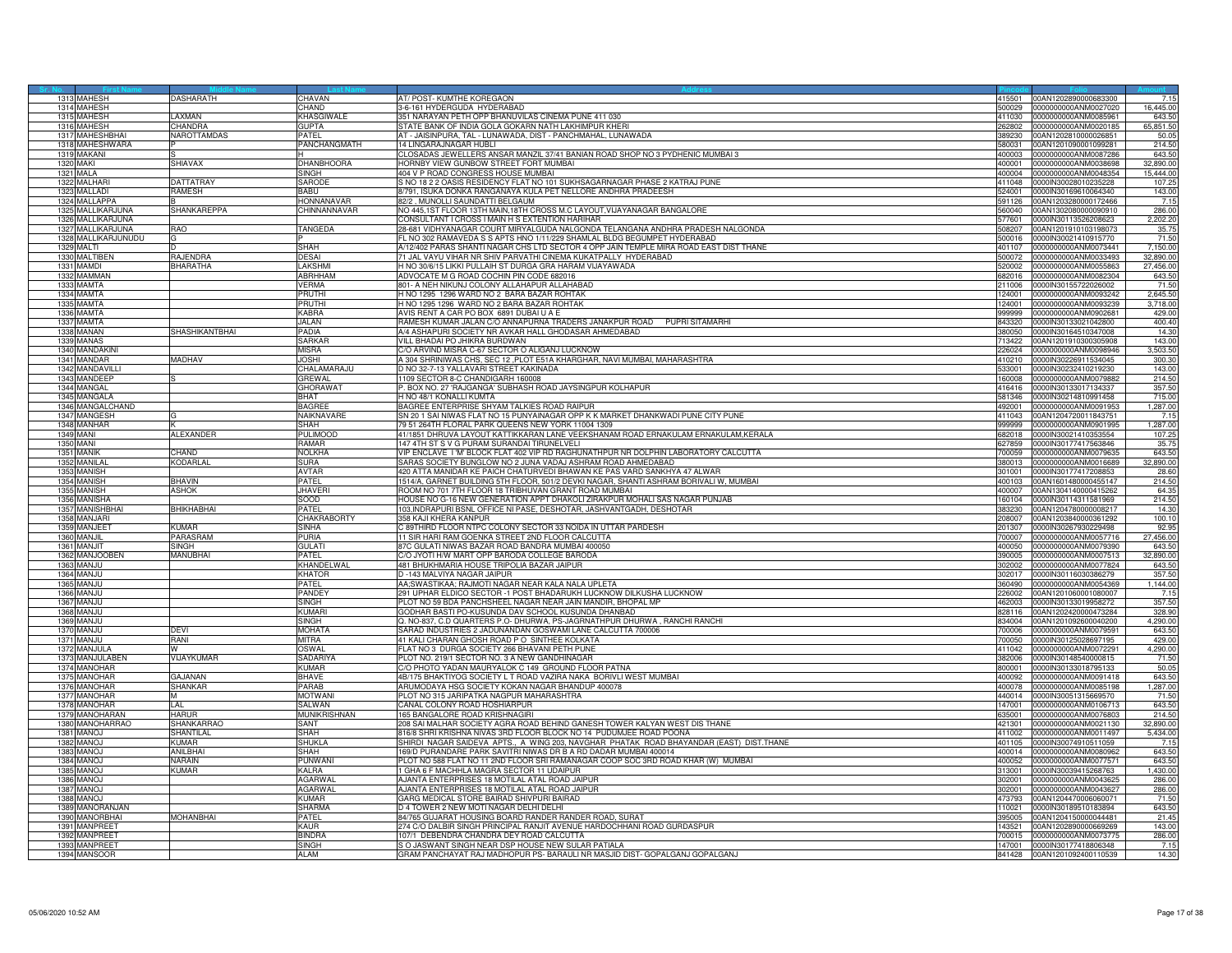| Sr. No. | First Name | Middle Name | Last Name | Address | Pincode | Folio | Amount |
|---|---|---|---|---|---|---|---|
| 1313 | MAHESH | DASHARATH | CHAVAN | AT/ POST- KUMTHE KOREGAON | 415501 | 00AN1202890000683300 | 7.15 |
| 1314 | MAHESH | | CHAND | 3-6-161 HYDERGUDA HYDERABAD | 500029 | 0000000000ANM0027020 | 16,445.00 |
| 1315 | MAHESH | LAXMAN | KHASGIWALE | 351 NARAYAN PETH OPP BHANUVILAS CINEMA PUNE 411 030 | 411030 | 0000000000ANM0085961 | 643.50 |
| 1316 | MAHESH | CHANDRA | GUPTA | STATE BANK OF INDIA GOLA GOKARN NATH LAKHIMPUR KHERI | 262802 | 0000000000ANM0020185 | 65,851.50 |
| 1317 | MAHESHBHAI | NAROTTAMDAS | PATEL | AT - JAISINPURA, TAL - LUNAWADA, DIST - PANCHMAHAL, LUNAWADA | 389230 | 00AN1202810000026851 | 50.05 |
| 1318 | MAHESHWARA | P | PANCHANGMATH | 14 LINGARAJNAGAR HUBLI | 580031 | 00AN1201090001099281 | 214.50 |
| 1319 | MAKANI | S | H | CLOSADAS JEWELLERS ANSAR MANZIL 37/41 BANIAN ROAD SHOP NO 3 PYDHENIC MUMBAI 3 | 400003 | 0000000000ANM0087286 | 643.50 |
| 1320 | MAKI | SHIAVAX | DHANBHOORA | HORNBY VIEW GUNBOW STREET FORT MUMBAI | 400001 | 0000000000ANM0038698 | 32,890.00 |
| 1321 | MALA | | SINGH | 404 V P ROAD CONGRESS HOUSE MUMBAI | 400004 | 0000000000ANM0048354 | 15,444.00 |
| 1322 | MALHARI | DATTATRAY | SARODE | S NO 18 2 2 OASIS RESIDENCY FLAT NO 101 SUKHSAGARNAGAR PHASE 2 KATRAJ PUNE | 411048 | 0000IN30028010235228 | 107.25 |
| 1323 | MALLADI | RAMESH | BABU | 8/791, ISUKA DONKA RANGANAYA KULA PET NELLORE ANDHRA PRADEESH | 524001 | 0000IN30169610064340 | 143.00 |
| 1324 | MALLAPPA | B | HONNANAVAR | 82/2 , MUNOLLI SAUNDATTI BELGAUM | 591126 | 00AN1203280000172466 | 7.15 |
| 1325 | MALLIKARJUNA | SHANKAREPPA | CHINNANNAVAR | NO 445,1ST FLOOR 13TH MAIN,18TH CROSS M.C LAYOUT,VIJAYANAGAR BANGALORE | 560040 | 00AN1302080000090910 | 286.00 |
| 1326 | MALLIKARJUNA | | | CONSULTANT I CROSS I MAIN H S EXTENTION HARIHAR | 577601 | 0000IN30113526208623 | 2,202.20 |
| 1327 | MALLIKARJUNA | RAO | TANGEDA | 28-681 VIDHYANAGAR COURT MIRYALGUDA NALGONDA TELANGANA ANDHRA PRADESH NALGONDA | 508207 | 00AN1201910103198073 | 35.75 |
| 1328 | MALLIKARJUNUDU | G | P | FL NO 302 RAMAVEDA S S APTS HNO 1/11/229 SHAMLAL BLDG BEGUMPET HYDERABAD | 500016 | 0000IN30021410915770 | 71.50 |
| 1329 | MALTI | D | SHAH | A/12/402 PARAS SHANTI NAGAR CHS LTD SECTOR 4 OPP JAIN TEMPLE MIRA ROAD EAST DIST THANE | 401107 | 0000000000ANM0073441 | 7,150.00 |
| 1330 | MALTIBEN | RAJENDRA | DESAI | 71 JAL VAYU VIHAR NR SHIV PARVATHI CINEMA KUKATPALLY HYDERABAD | 500072 | 0000000000ANM0033493 | 32,890.00 |
| 1331 | MAMDI | BHARATHA | LAKSHMI | H NO 30/6/15 LIKKI PULLAIH ST DURGA GRA HARAM VIJAYAWADA | 520002 | 0000000000ANM0055863 | 27,456.00 |
| 1332 | MAMMAN | | ABRHHAM | ADVOCATE M G ROAD COCHIN PIN CODE 682016 | 682016 | 0000000000ANM0082304 | 643.50 |
| 1333 | MAMTA | | VERMA | 801- A NEH NIKUNJ COLONY ALLAHAPUR ALLAHABAD | 211006 | 0000IN30155722026002 | 71.50 |
| 1334 | MAMTA | | PRUTHI | H NO 1295 1296 WARD NO 2 BARA BAZAR ROHTAK | 124001 | 0000000000ANM0093242 | 2,645.50 |
| 1335 | MAMTA | | PRUTHI | H NO 1295 1296 WARD NO 2 BARA BAZAR ROHTAK | 124001 | 0000000000ANM0093239 | 3,718.00 |
| 1336 | MAMTA | | KABRA | AVIS RENT A CAR PO BOX 6891 DUBAI U A E | 999999 | 0000000000ANM0902681 | 429.00 |
| 1337 | MAMTA | | JALAN | RAMESH KUMAR JALAN C/O ANNAPURNA TRADERS JANAKPUR ROAD PUPRI SITAMARHI | 843320 | 0000IN30133021042800 | 400.40 |
| 1338 | MANAN | SHASHIKANTBHAI | PADIA | A/4 ASHAPURI SOCIETY NR AVKAR HALL GHODASAR AHMEDABAD | 380050 | 0000IN30164510347008 | 14.30 |
| 1339 | MANAS | | SARKAR | VILL BHADAI PO JHIKRA BURDWAN | 713422 | 00AN1201910300305908 | 143.00 |
| 1340 | MANDAKINI | | MISRA | C/O ARVIND MISRA C-67 SECTOR O ALIGANJ LUCKNOW | 226024 | 0000000000ANM0098946 | 3,503.50 |
| 1341 | MANDAR | MADHAV | JOSHI | A 304 SHRINIWAS CHS, SEC 12 ,PLOT E51A KHARGHAR, NAVI MUMBAI, MAHARASHTRA | 410210 | 0000IN30226911534045 | 300.30 |
| 1342 | MANDAVILLI | | CHALAMARAJU | D NO 32-7-13 YALLAVARI STREET KAKINADA | 533001 | 0000IN30232410219230 | 143.00 |
| 1343 | MANDEEP | S | GREWAL | 1109 SECTOR 8-C CHANDIGARH 160008 | 160008 | 0000000000ANM0079882 | 214.50 |
| 1344 | MANGAL | | GHORAWAT | P. BOX NO. 27 'RAJGANGA' SUBHASH ROAD JAYSINGPUR KOLHAPUR | 416416 | 0000IN30133017134337 | 357.50 |
| 1345 | MANGALA | | BHAT | H NO 48/1 KONALLI KUMTA | 581346 | 0000IN30214810991458 | 715.00 |
| 1346 | MANGALCHAND | | BAGREE | BAGREE ENTERPRISE SHYAM TALKIES ROAD RAIPUR | 492001 | 0000000000ANM0091953 | 1,287.00 |
| 1347 | MANGESH | G | NAIKNAVARE | SN 20 1 SAI NIWAS FLAT NO 15 PUNYAINAGAR OPP K K MARKET DHANKWADI PUNE CITY PUNE | 411043 | 00AN1204720011843751 | 7.15 |
| 1348 | MANHAR | K | SHAH | 79 51 264TH FLORAL PARK QUEENS NEW YORK 11004 1309 | 999999 | 0000000000ANM0901995 | 1,287.00 |
| 1349 | MANI | ALEXANDER | PULIMOOD | 41/1851 DHRUVA LAYOUT KATTIKKARAN LANE VEEKSHANAM ROAD ERNAKULAM ERNAKULAM,KERALA | 682018 | 0000IN30021410353554 | 107.25 |
| 1350 | MANI | | RAMAR | 147 4TH ST S V G PURAM SURANDAI TIRUNELVELI | 627859 | 0000IN30177417563846 | 35.75 |
| 1351 | MANIK | CHAND | NOLKHA | VIP ENCLAVE I 'M' BLOCK FLAT 402 VIP RD RAGHUNATHPUR NR DOLPHIN LABORATORY CALCUTTA | 700059 | 0000000000ANM0079635 | 643.50 |
| 1352 | MANILAL | KODARLAL | SURA | SARAS SOCIETY BUNGLOW NO 2 JUNA VADAJ ASHRAM ROAD AHMEDABAD | 380013 | 0000000000ANM0016689 | 32,890.00 |
| 1353 | MANISH | | AVTAR | 420 ATTA MANIDAR KE PAICH CHATURVEDI BHAWAN KE PAS VARD SANKHYA 47 ALWAR | 301001 | 0000IN30177417208853 | 28.60 |
| 1354 | MANISH | BHAVIN | PATEL | 1514/A, GARNET BUILDING 5TH FLOOR, 501/2 DEVKI NAGAR, SHANTI ASHRAM BORIVALI W, MUMBAI | 400103 | 00AN1601480000455147 | 214.50 |
| 1355 | MANISH | ASHOK | JHAVERI | ROOM NO 701 77H FLOOR 18 TRIBHUVAN GRANT ROAD MUMBAI | 400007 | 00AN1304140000415262 | 64.35 |
| 1356 | MANISHA | | SOOD | HOUSE NO G-16 NEW GENERATION APPT DHAKOLI ZIRAKPUR MOHALI SAS NAGAR PUNJAB | 160104 | 0000IN30114311581969 | 214.50 |
| 1357 | MANISHBHAI | BHIKHABHAI | PATEL | 103,INDRAPURI BSNL OFFICE NI PASE, DESHOTAR, JASHVANTGADH, DESHOTAR | 383230 | 00AN1204780000008217 | 14.30 |
| 1358 | MANJARI | | CHAKRABORTY | 358 KAJI KHERA KANPUR | 208007 | 00AN1203840000361292 | 100.10 |
| 1359 | MANJEET | KUMAR | SINHA | C 89THIRD FLOOR NTPC COLONY SECTOR 33 NOIDA IN UTTAR PARDESH | 201307 | 0000IN30267930229498 | 92.95 |
| 1360 | MANJIL | PARASRAM | PURIA | 11 SIR HARI RAM GOENKA STREET 2ND FLOOR CALCUTTA | 700007 | 0000000000ANM0057716 | 27,456.00 |
| 1361 | MANJIT | SINGH | GULATI | 87C GULATI NIWAS BAZAR ROAD BANDRA MUMBAI 400050 | 400050 | 0000000000ANM0079390 | 643.50 |
| 1362 | MANJOOBEN | MANUBHAI | PATEL | C/O JYOTI H/W MART OPP BARODA COLLEGE BARODA | 390005 | 0000000000ANM0007513 | 32,890.00 |
| 1363 | MANJU | | KHANDELWAL | 481 BHUKHMARIA HOUSE TRIPOLIA BAZAR JAIPUR | 302002 | 0000000000ANM0077824 | 643.50 |
| 1364 | MANJU | | KHATOR | D -143 MALVIYA NAGAR JAIPUR | 302017 | 0000IN30116030386279 | 357.50 |
| 1365 | MANJU | | PATEL | AA;SWASTIKAA; RAJMOTI NAGAR NEAR KALA NALA UPLETA | 360490 | 0000000000ANM0054369 | 1,144.00 |
| 1366 | MANJU | | PANDEY | 291 UPHAR ELDICO SECTOR -1 POST BHADARUKH LUCKNOW DILKUSHA LUCKNOW | 226002 | 00AN1201060001080007 | 7.15 |
| 1367 | MANJU | | SINGH | PLOT NO 59 BDA PANCHSHEEL NAGAR NEAR JAIN MANDIR, BHOPAL MP | 462003 | 0000IN30133019958272 | 357.50 |
| 1368 | MANJU | | KUMARI | GODHAR BASTI PO-KUSUNDA DAV SCHOOL KUSUNDA DHANBAD | 828116 | 00AN1202420000473284 | 328.90 |
| 1369 | MANJU | | SINGH | Q. NO-837, C.D QUARTERS P.O- DHURWA, PS-JAGRNATHPUR DHURWA , RANCHI RANCHI | 834004 | 00AN1201092600040200 | 4,290.00 |
| 1370 | MANJU | DEVI | MOHATA | SARAD INDUSTRIES 2 JADUNANDAN GOSWAMI LANE CALCUTTA 700006 | 700006 | 0000000000ANM0079591 | 643.50 |
| 1371 | MANJU | RANI | MITRA | 41 KALI CHARAN GHOSH ROAD P O SINTHEE KOLKATA | 700050 | 0000IN30125028697195 | 429.00 |
| 1372 | MANJULA | W | OSWAL | FLAT NO 3 DURGA SOCIETY 266 BHAVANI PETH PUNE | 411042 | 0000000000ANM0072291 | 4,290.00 |
| 1373 | MANJULABEN | VIJAYKUMAR | SADARIYA | PLOT NO. 219/1 SECTOR NO. 3 A NEW GANDHINAGAR | 382006 | 0000IN30148540000815 | 71.50 |
| 1374 | MANOHAR | | KUMAR | C/O PHOTO YADAN MAURYALOK C 149 GROUND FLOOR PATNA | 800001 | 0000IN30133018795133 | 50.05 |
| 1375 | MANOHAR | GAJANAN | BHAVE | 4B/175 BHAKTIYOG SOCIETY L T ROAD VAZIRA NAKA BORIVLI WEST MUMBAI | 400092 | 0000000000ANM0091418 | 643.50 |
| 1376 | MANOHAR | SHANKAR | PARAB | ARUMODAYA HSG SOCIETY KOKAN NAGAR BHANDUP 400078 | 400078 | 0000000000ANM0085198 | 1,287.00 |
| 1377 | MANOHAR | M | MOTWANI | PLOT NO 315 JARIPATKA NAGPUR MAHARASHTRA | 440014 | 0000IN30051315669570 | 71.50 |
| 1378 | MANOHAR | LAL | SALWAN | CANAL COLONY ROAD HOSHIARPUR | 147001 | 0000000000ANM0106713 | 643.50 |
| 1379 | MANOHARAN | HARUR | MUNIKRISHNAN | 165 BANGALORE ROAD KRISHNAGIRI | 635001 | 0000000000ANM0076803 | 214.50 |
| 1380 | MANOHARRAO | SHANKARRAO | SANT | 208 SAI MALHAR SOCIETY AGRA ROAD BEHIND GANESH TOWER KALYAN WEST DIS THANE | 421301 | 0000000000ANM0021130 | 32,890.00 |
| 1381 | MANOJ | SHANTILAL | SHAH | 816/8 SHRI KRISHNA NIVAS 3RD FLOOR BLOCK NO 14 PUDUMJEE ROAD POONA | 411002 | 0000000000ANM0011497 | 5,434.00 |
| 1382 | MANOJ | KUMAR | SHUKLA | SHIRDI NAGAR SAIDEVA APTS., A WING 203, NAVGHAR PHATAK ROAD BHAYANDAR (EAST) DIST.THANE | 401105 | 0000IN30074910511059 | 7.15 |
| 1383 | MANOJ | ANILBHAI | SHAH | 169/D PURANDARE PARK SAVITRI NIWAS DR B A RD DADAR MUMBAI 400014 | 400014 | 0000000000ANM0080962 | 643.50 |
| 1384 | MANOJ | NARAIN | PUNWANI | PLOT NO 588 FLAT NO 11 2ND FLOOR SRI RAMANAGAR COOP SOC 3RD ROAD KHAR (W) MUMBAI | 400052 | 0000000000ANM0077571 | 643.50 |
| 1385 | MANOJ | KUMAR | KALRA | 1 GHA 6 F MACHHLA MAGRA SECTOR 11 UDAIPUR | 313001 | 0000IN30039415268763 | 1,430.00 |
| 1386 | MANOJ | | AGARWAL | AJANTA ENTERPRISES 18 MOTILAL ATAL ROAD JAIPUR | 302001 | 0000000000ANM0043625 | 286.00 |
| 1387 | MANOJ | | AGARWAL | AJANTA ENTERPRISES 18 MOTILAL ATAL ROAD JAIPUR | 302001 | 0000000000ANM0043627 | 286.00 |
| 1388 | MANOJ | | KUMAR | GARG MEDICAL STORE BAIRAD SHIVPURI BAIRAD | 473793 | 00AN1204470006060071 | 71.50 |
| 1389 | MANORANJAN | | SHARMA | D 4 TOWER 2 NEW MOTI NAGAR DELHI DELHI | 110021 | 0000IN30189510183894 | 643.50 |
| 1390 | MANORBHAI | MOHANBHAI | PATEL | 84/765 GUJARAT HOUSING BOARD RANDER RANDER ROAD, SURAT | 395005 | 00AN1204150000044481 | 21.45 |
| 1391 | MANPREET | | KAUR | 274 C/O DALBIR SINGH PRINCIPAL RANJIT AVENUE HARDOCHHANI ROAD GURDASPUR | 143521 | 00AN1202890000669269 | 143.00 |
| 1392 | MANPREET | | BINDRA | 107/1 DEBENDRA CHANDRA DEY ROAD CALCUTTA | 700015 | 0000000000ANM0073775 | 286.00 |
| 1393 | MANPREET | | SINGH | S O JASWANT SINGH NEAR DSP HOUSE NEW SULAR PATIALA | 147001 | 0000IN30177418806348 | 7.15 |
| 1394 | MANSOOR | | ALAM | GRAM PANCHAYAT RAJ MADHOPUR PS- BARAULI NR MASJID DIST- GOPALGANJ GOPALGANJ | 841428 | 00AN1201092400110539 | 14.30 |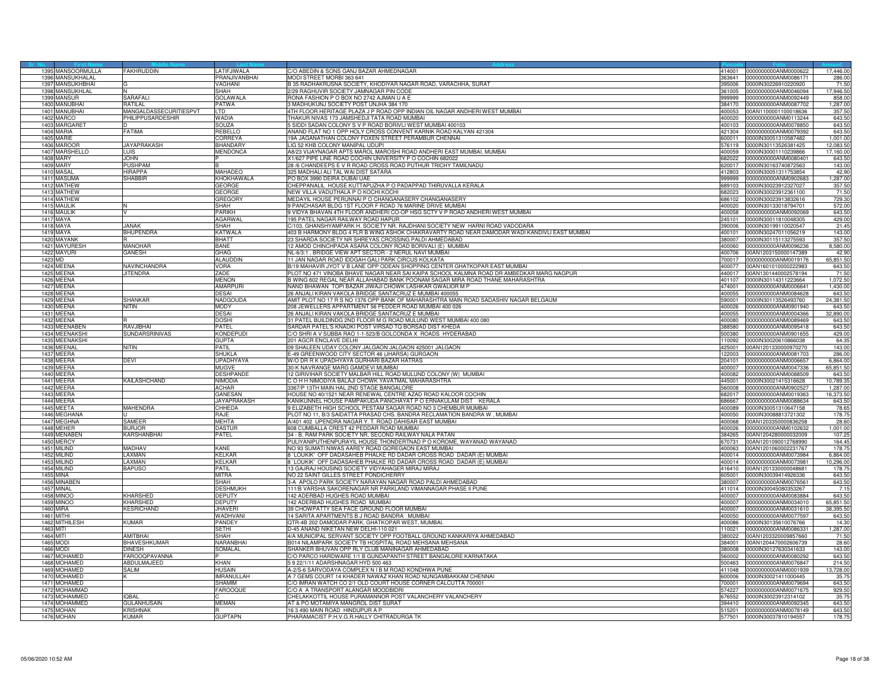| Sr. No. | First Name | Middle Name | Last Name | Address | Pincode | Folio | Amount |
|---|---|---|---|---|---|---|---|
| 1395 | MANSOORMULLA | FAKHRUDDIN | LATIFJIWALA | C/O ABEDIN & SONS GANJ BAZAR AHMEDNAGAR | 414001 | 0000000000ANM0000622 | 17,446.00 |
| 1396 | MANSUKHALAL | | PRANJIVANBHAI | MODI STREET MORBI 363 641 | 363641 | 0000000000ANM0086171 | 286.00 |
| 1397 | MANSUKHBHAI | G | VAGHANI | B 35 RADHAKRUSNA SOCIETY, KHODIYAR NAGAR ROAD, VARACHHA, SURAT | 395006 | 0000IN30226910220920 | 71.50 |
| 1398 | MANSUKHLAL | N | SHAH | 2/29 RAGHUVIR SOCIETY JAMNAGAR PIN CODE | 361005 | 0000000000ANM0046094 | 17,946.50 |
| 1399 | MANSUR | SARAFALI | GOLAWALA | RONA FASHION P O BOX NO 2742 AJMAN U A E | 999999 | 0000000000ANM0092449 | 858.00 |
| 1400 | MANUBHAI | RATILAL | PATWA | 3 MADHUKUNJ SOCIETY POST UNJHA 384 170 | 384170 | 0000000000ANM0087702 | 1,287.00 |
| 1401 | MANUBHAI | MANGALDASSECURITIESPVT | LTD | 4TH FLOOR HERITAGE PLAZA J P ROAD OPP INDIAN OIL NAGAR ANDHERI WEST MUMBAI | 400053 | 00AN1100001100018636 | 357.50 |
| 1402 | MARCO | PHILIPPUSARDESHIR | WADIA | THAKUR NIVAS 173 JAMSHEDJI TATA ROAD MUMBAI | 400020 | 0000000000ANM0113244 | 643.50 |
| 1403 | MARGARET | D | SOUZA | 5 SIDDI SADAN COLONY S V P ROAD BORIVLI WEST MUMBAI 400103 | 400103 | 0000000000ANM0078850 | 643.50 |
| 1404 | MARIA | FATIMA | REBELLO | ANAND FLAT NO 1 OPP HOLY CROSS CONVENT KARNIK ROAD KALYAN 421304 | 421304 | 0000000000ANM0079392 | 643.50 |
| 1405 | MARIE | | CORREYA | 19A JAGANATHAN COLONY FOXEN STREET PERAMBUR CHENNAI | 600011 | 0000IN30051310587482 | 1,001.00 |
| 1406 | MAROOR | JAYAPRAKASH | BHANDARY | LIG 52 KHB COLONY MANIPAL UDUPI | 576119 | 0000IN30113526381425 | 12,083.50 |
| 1407 | MARSHELLO | LUIS | MENDONCA | A8/23 VIJAYNAGAR APTS MAROL MAROSHI ROAD ANDHERI EAST MUMBAI, MUMBAI | 400059 | 0000IN30001110239866 | 17,160.00 |
| 1408 | MARY | JOHN | P | X1/627 PIPE LINE ROAD COCHIN UNIVERSITY P O COCHIN 682022 | 682022 | 0000000000ANM0080401 | 643.50 |
| 1409 | MARY | PUSHPAM | B | 28 /6 CHANDEEPS E V R ROAD CROSS ROAD PUTHUR TRICHY TAMILNADU | 620017 | 0000IN30163740872563 | 143.00 |
| 1410 | MASAL | HIRAPPA | MAHADEO | 325 MADHALI ALI TAL WAI DIST SATARA | 412803 | 0000IN30051311753854 | 42.90 |
| 1411 | MASUMA | SHABBIR | KHOKHAWALA | PO BOX 3990 DEIRA DUBAI UAE | 999999 | 0000000000ANM0902683 | 1,287.00 |
| 1412 | MATHEW | | GEORGE | CHEPPANALIL HOUSE KUTTAPUZHA P O PADAPPAD THIRUVALLA KERALA | 689103 | 0000IN30023912327027 | 357.50 |
| 1413 | MATHEW | | GEORGE | NEW VILLA VADUTHALA P O KOCHI KOCHI | 682023 | 0000IN30023912361100 | 71.50 |
| 1414 | MATHEW | | GREGORY | MEDAYIL HOUSE PERUNNAI P O CHANGANASERY CHANGANASERY | 686102 | 0000IN30023913832616 | 729.30 |
| 1415 | MAULIK | N | SHAH | 9 PANCHASAR BLDG 1ST FLOOR F ROAD 76 MARINE DRIVE MUMBAI | 400020 | 0000IN30133018794701 | 572.00 |
| 1416 | MAULIK | V | PARIKH | 9 VIDYA BHAVAN 4TH FLOOR ANDHERI CO-OP HSG SCTY V P ROAD ANDHERI WEST MUMBAI | 400058 | 0000000000ANM0092069 | 643.50 |
| 1417 | MAYA | | AGARWAL | 195 PATEL NAGAR RAILWAY ROAD HAPUR | 245101 | 0000IN30011810048305 | 429.00 |
| 1418 | MAYA | JANAK | SHAH | C/103, GHANSHYAMPARK H. SOCIETY NR. RAJDHANI SOCIETY NEW HARNI ROAD VADODARA | 390006 | 0000IN30199110020547 | 21.45 |
| 1419 | MAYA | BHUPENDRA | KATWALA | 403 B HARMONY BLDG 4 FLR B WING ASHOK CHAKRAVARTY ROAD NEAR DAMODAR WADI KANDIVLI EAST MUMBAI | 400101 | 0000IN30247011056219 | 143.00 |
| 1420 | MAYANK | R | BHATT | 23 SHARDA SOCIETY NR SHREYAS CROSSING PALDI AHMEDABAD | 380007 | 0000IN30115113275593 | 357.50 |
| 1421 | MAYURESH | MANOHAR | BANE | 12 AMOD CHINCHPADA ASARA COLONY ROAD BORIVALI (E) MUMBAI | 400060 | 0000000000ANM0096236 | 8,580.00 |
| 1422 | MAYURI | GANESH | GHAG | NL-6/3:1 , BRIDGE VIEW APT SECTOR - 2 NERUL NAVI MUMBAI | 400706 | 00AN1203150000147389 | 42.90 |
| 1423 | MD | | ALAUDDIN | 11 JAN NAGAR ROAD IDDGAH GALI PARK CIRCUS KOLKATA | 700017 | 0000000000ANM0019176 | 65,851.50 |
| 1424 | MEENA | NAVINCHANDRA | VORA | B/19 MAHAVIR JYOT V B LANE OPP ODEAN SHOPPING CENTER GHATKOPAR EAST MUMBAI | 400077 | 00AN1601010000222983 | 643.50 |
| 1425 | MEENA | JITENDRA | ZADE | PLOT NO 471 VINOBA BHAVE NAGAR NEAR SAI KAIPA SCHOOL KALMNA ROAD DR AMBEDKAR MARG NAGPUR | 440017 | 00AN1301440002578194 | 71.50 |
| 1426 | MEENA | | MENON | B WING 602 REGAL NEAR ALLAHABAD BANK POONAM SAGAR MIRA ROAD THANE MAHARASHTRA | 401107 | 0000IN30114311223664 | 1,072.50 |
| 1427 | MEENA | | AMARPURI | NAND BHAWAN TOPI BAZAR JIWAJI CHOWK LASHKAR GWALIOR M P | 474001 | 0000000000ANM0006641 | 1,430.00 |
| 1428 | MEENA | | DESAI | 26 ANJALI KIRAN VAKOLA BRIDGE SANTACRUZ E MUMBAI 400055 | 400055 | 0000000000ANM0084628 | 643.50 |
| 1429 | MEENA | SHANKAR | NADGOUDA | AMIT PLOT NO 17 R S NO 1376 OPP BANK OF MAHARASHTRA MAIN ROAD SADASHIV NAGAR BELGAUM | 590001 | 0000IN30113526493760 | 24,381.50 |
| 1430 | MEENA | NITIN | MODY | 208 JEWELLERS APPARTMENT 56 PEDDER ROAD MUMBAI 400 026 | 400026 | 0000000000ANM0901940 | 643.50 |
| 1431 | MEENA | | DESAI | 26 ANJALI KIRAN VAKOLA BRIDGE SANTACRUZ E MUMBAI | 400055 | 0000000000ANM0004366 | 32,890.00 |
| 1432 | MEENA | R | DOSHI | 31 PATEL BUILDINDG 2ND FLOOR M G ROAD MULUND WEST MUMBAI 400 080 | 400080 | 0000000000ANM0089469 | 643.50 |
| 1433 | MEENABEN | RAVJIBHAI | PATEL | SARDAR PATEL'S KNADKI POST VIRSAD TQ BORSAD DIST KHEDA | 388580 | 0000000000ANM0095418 | 643.50 |
| 1434 | MEENAKSHI | SUNDARSRINIVAS | KONDEPUDI | C/O SHRI A V SUBBA RAO 1-1-523/B GOLCONDA X ROADS HYDERABAD | 500380 | 0000000000ANM0901655 | 429.00 |
| 1435 | MEENAKSHI | | GUPTA | 201 AGCR ENCLAVE DELHI | 110092 | 0000IN30020610866038 | 64.35 |
| 1436 | MEENAL | NITIN | PATIL | 09 SHALEEN UDAY COLONY JALGAON JALGAON 425001 JALGAON | 425001 | 00AN1201330000970270 | 143.00 |
| 1437 | MEERA | | SHUKLA | E-49 GREENWOOD CITY SECTOR 46 (JHARSA) GURGAON | 122003 | 0000000000ANM0081703 | 286.00 |
| 1438 | MEERA | DEVI | UPADHYAYA | W/O DR R K UPADHYAYA GURHARI BAZAR HATRAS | 204101 | 0000000000ANM0006657 | 6,864.00 |
| 1439 | MEERA | | MUGVE | 30-K NAVRANGE MARG GAMDEVI MUMBAI | 400007 | 0000000000ANM0047336 | 65,851.50 |
| 1440 | MEERA | | DESHPANDE | 12 GIRIVIHAR SOCIETY MALBAR HILL ROAD MULUND COLONY (W) MUMBAI | 400082 | 0000000000ANM0088509 | 643.50 |
| 1441 | MEERA | KAILASHCHAND | NIMODIA | C O H H NIMODIYA BALAJI CHOWK YAVATMAL MAHARASHTRA | 445001 | 0000IN30021415316628 | 10,789.35 |
| 1442 | MEERA | | ACHAR | 3367/P 13TH MAIN HAL 2ND STAGE BANGALORE | 560008 | 0000000000ANM0902527 | 1,287.00 |
| 1443 | MEERA | | GANESAN | HOUSE NO 40/1521 NEAR RENEWAL CENTRE AZAD ROAD KALOOR COCHIN | 682017 | 0000000000ANM0019363 | 16,373.50 |
| 1444 | MEERA | | JAYAPRAKASH | KANIKUNNEL HOUSE PAMPAKUDA PANCHAYAT P O ERNAKULAM DIST KERALA | 686667 | 0000000000ANM0088634 | 643.50 |
| 1445 | MEETA | MAHENDRA | CHHEDA | 9 ELIZABETH HIGH SCHOOL PESTAM SAGAR ROAD NO 3 CHEMBUR MUMBAI | 400089 | 0000IN30051310647158 | 78.65 |
| 1446 | MEGHANA | U | RAJE | PLOT NO 11, B/3 SAIDATTA PRASAD CHS. BANDRA RECLAMATION BANDRA W , MUMBAI | 400050 | 0000IN30088813721302 | 178.75 |
| 1447 | MEGHNA | SAMEER | MEHTA | A/401 402 UPENDRA NAGAR Y. T. ROAD DAHISAR EAST MUMBAI | 400068 | 00AN1203350000836258 | 28.60 |
| 1448 | MEHER | BURJOR | DASTUR | 608 CUMBALLA CREST 42 PEDDAR ROAD MUMBAI | 400026 | 0000000000ANM0102632 | 1,001.00 |
| 1449 | MENABEN | KARSHANBHAI | PATEL | 34 - B, RAM PARK SOCIETY NR, SECOND RAILWAY NALA PATAN | 384265 | 00AN1204280000032009 | 107.25 |
| 1450 | MERCY | | | PULIYANIPUTHENPURAYIL HOUSE THONDERTNAD P O KOROME, WAYANAD WAYANAD | 670731 | 00AN1201090012768990 | 164.45 |
| 1451 | MILIND | MADHAV | KANE | NO 93 SUMATI NIWAS AAREY ROAD GOREGAON EAST MUMBAI | 400063 | 00AN1201060002231767 | 178.75 |
| 1452 | MILIND | LAXMAN | KELKAR | 8 `LOUKIK' OFF DADASAHEB PHALKE RD DADAR CROSS ROAD DADAR (E) MUMBAI | 400014 | 0000000000ANM0073984 | 6,864.00 |
| 1453 | MILIND | LAXMAN | KELKAR | 8 `LOUKIK' OFF DADASAHEB PHALKE RD DADAR CROSS ROAD DADAR (E) MUMBAI | 400014 | 0000000000ANM0073981 | 10,296.00 |
| 1454 | MILIND | BAPUSO | PATIL | 13 GAJRAJ HOUSING SOCIETY VIDYAHAGER MIRAJ MIRAJ | 416410 | 00AN1201330000048681 | 178.75 |
| 1455 | MINA | | MITRA | NO 22 SAINT GILLES STREET PONDICHERRY | 605001 | 0000IN30039414926336 | 643.50 |
| 1456 | MINABEN | | SHAH | 3-A APOLO PARK SOCIETY NARAYAN NAGAR ROAD PALDI AHMEDABAD | 380007 | 0000000000ANM0076561 | 643.50 |
| 1457 | MINAL | | DESHMUKH | 111/B VARSHA SAKORENAGAR NR PARKLAND VIMANNAGAR PHASE II PUNE | 411014 | 0000IN30045080353267 | 7.15 |
| 1458 | MINOO | KHARSHED | DEPUTY | 142 ADERBAD HUGHES ROAD MUMBAI | 400007 | 0000000000ANM0083884 | 643.50 |
| 1459 | MINOO | KHARSHED | DEPUTY | 142 ADERBAD HUGHES ROAD MUMBAI | 400007 | 0000000000ANM0034010 | 65,851.50 |
| 1460 | MIRA | KESRICHAND | JHAVERI | 39 CHOWPATTY SEA FACE GROUND FLOOR MUMBAI | 400007 | 0000000000ANM0031610 | 38,395.50 |
| 1461 | MITHI | | WADHVANI | 14 SARITA APARTMENTS B J ROAD BANDRA MUMBAI | 400050 | 0000000000ANM0077597 | 643.50 |
| 1462 | MITHILESH | KUMAR | PANDEY | OTR-4B 202 DAMODAR PARK, GHATKOPAR WEST, MUMBAI. | 400086 | 0000IN30135610076766 | 14.30 |
| 1463 | MITI | | SETHI | D-45 ANAND NIKETAN NEW DELHI-110 021 | 110021 | 0000000000ANM0086331 | 1,287.00 |
| 1464 | MITI | AMITBHAI | SHAH | 4/A MUNICIPAL SERVANT SOCIETY OPP FOOTBALL GROUND KANKARIYA AHMEDABAD | 380022 | 00AN1203320009857660 | 71.50 |
| 1465 | MODI | BHAVESHKUMAR | NARANBHAI | B014 NILAMPARK SOCIETY TB HOSPITAL ROAD MEHSANA MEHSANA | 384001 | 00AN1204470002606739 | 28.60 |
| 1466 | MODI | DINESH | SOMALAL | SHANKER BHUVAN OPP RLY CLUB MANINAGAR AHMEDABAD | 380008 | 0000IN30127630341633 | 143.00 |
| 1467 | MOHAMED | FAROOQPAVANNA | P | C/O PARCO HARDWARE 1/1 B GUNDAPANTH STREET BANGALORE KARNATAKA | 560002 | 0000000000ANM0080292 | 643.50 |
| 1468 | MOHAMED | ABDULMAJEED | KHAN | 5 9 22/1/11 ADARSHNAGAR HYD 500 463 | 500463 | 0000000000ANM0076847 | 214.50 |
| 1469 | MOHAMED | SALIM | HUSAIN | A-2/S-6 SARVODAYA COMPLEX N I B M ROAD KONDHWA PUNE | 411048 | 0000000000ANM0001939 | 13,728.00 |
| 1470 | MOHAMED | K | IMRANULLAH | A 7 GEMS COURT 14 KHADER NAWAZ KHAN ROAD NUNGAMBAKKAM CHENNAI | 600006 | 0000IN30021411000445 | 35.75 |
| 1471 | MOHAMED | | SHAMIM | C/O IMRAN WATCH CO 2/1 OLD COURT HOUSE CORNER CALCUTTA 700001 | 700001 | 0000000000ANM0079694 | 643.50 |
| 1472 | MOHAMMAD | | FAROOQUE | C/O A A TRANSPORT ALANGAR MOODBIDRI | 574227 | 0000000000ANM0071675 | 929.50 |
| 1473 | MOHAMMED | IQBAL | C | CHELAKKOTTIL HOUSE PURAMANNOR POST VALANCHERY VALANCHERY | 676552 | 0000IN30023912314102 | 35.75 |
| 1474 | MOHAMMED | GULANHUSAIN | MEMAN | AT & PO MOTAMIYA MANGROL DIST SURAT | 394410 | 0000000000ANM0092345 | 643.50 |
| 1475 | MOHAN | KRISHNAK | R | 16 3 490 MAIN ROAD HINDUPUR A P | 515201 | 0000000000ANM0078149 | 643.50 |
| 1476 | MOHAN | KUMAR | GUPTAPN | PHARAMACIST P.H.V.G.R.HALLY CHITRADURGA TK | 577501 | 0000IN30037810194557 | 178.75 |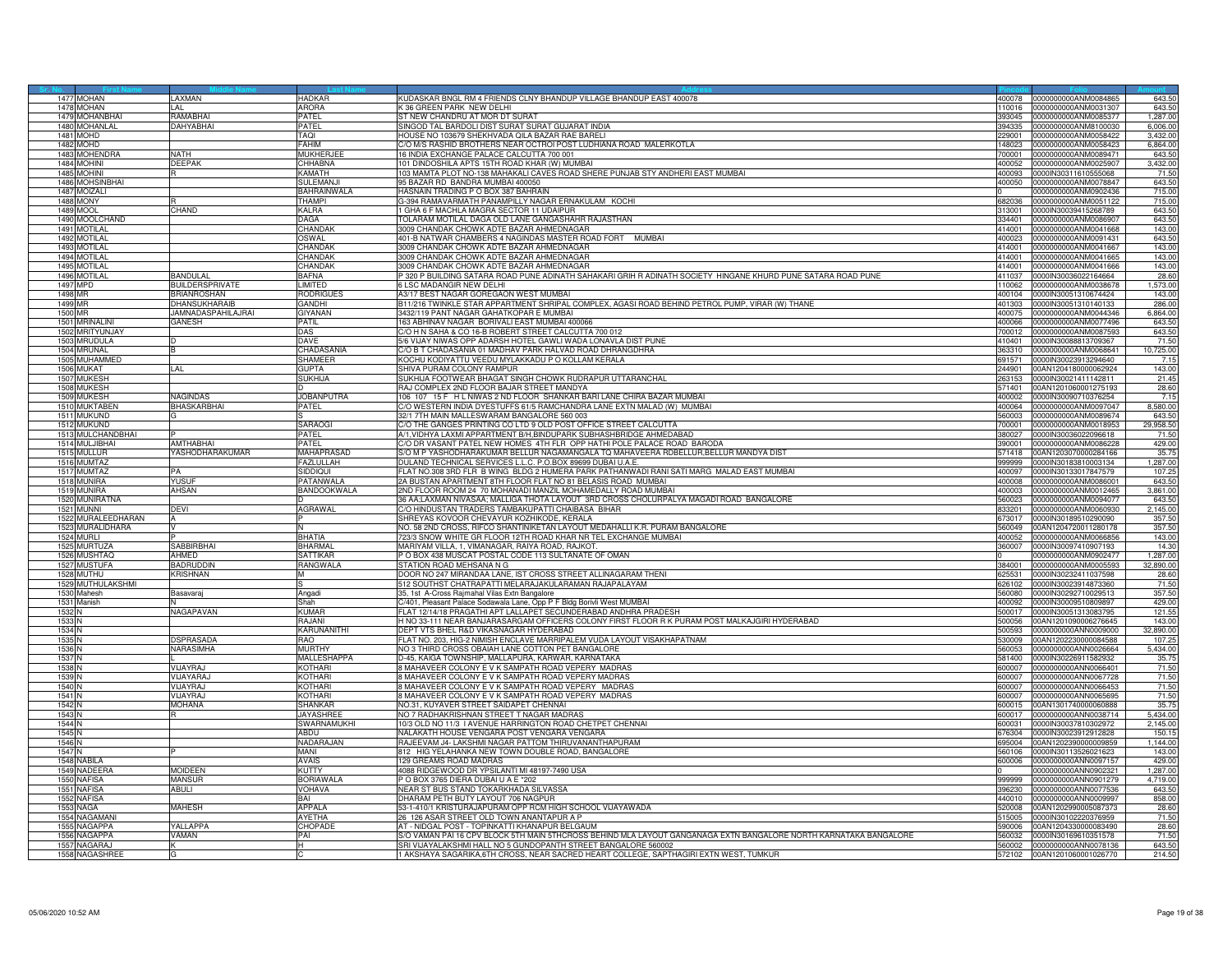| Sr. No. | First Name | Middle Name | Last Name | Address | Pincode | Folio | Amount |
|---|---|---|---|---|---|---|---|
| 1477 | MOHAN | LAXMAN | HADKAR | KUDASKAR BNGL RM 4 FRIENDS CLNY BHANDUP VILLAGE BHANDUP EAST 400078 | 400078 | 0000000000ANM0084865 | 643.50 |
| 1478 | MOHAN | LAL | ARORA | K 36 GREEN PARK NEW DELHI | 110016 | 0000000000ANM0031307 | 643.50 |
| 1479 | MOHANBHAI | RAMABHAI | PATEL | ST NEW CHANDRU AT MOR DT SURAT | 393045 | 0000000000ANM0085377 | 1,287.00 |
| 1480 | MOHANLAL | DAHYABHAI | PATEL | SINGOD TAL BARDOLI DIST SURAT SURAT GUJARAT INDIA | 394335 | 0000000000ANM8100030 | 6,006.00 |
| 1481 | MOHD | | TAQI | HOUSE NO 103679 SHEKHVADA QILA BAZAR RAE BARELI | 229001 | 0000000000ANM0058422 | 3,432.00 |
| 1482 | MOHD | | FAHIM | C/O M/S RASHID BROTHERS NEAR OCTROI POST LUDHIANA ROAD MALERKOTLA | 148023 | 0000000000ANM0058423 | 6,864.00 |
| 1483 | MOHENDRA | NATH | MUKHERJEE | 16 INDIA EXCHANGE PALACE CALCUTTA 700 001 | 700001 | 0000000000ANM0089471 | 643.50 |
| 1484 | MOHINI | DEEPAK | CHHABNA | 101 DINDOSHILA APTS 15TH ROAD KHAR (W) MUMBAI | 400052 | 0000000000ANM0025907 | 3,432.00 |
| 1485 | MOHINI | R | KAMATH | 103 MAMTA PLOT NO-138 MAHAKALI CAVES ROAD SHERE PUNJAB STY ANDHERI EAST MUMBAI | 400093 | 0000IN30311610555068 | 71.50 |
| 1486 | MOHSINBHAI | | SULEMANJI | 95 BAZAR RD BANDRA MUMBAI 400050 | 400050 | 0000000000ANM0078847 | 643.50 |
| 1487 | MOIZALI | | BAHRAINWALA | HASNAIN TRADING P O BOX 387 BAHRAIN | 0 | 0000000000ANM0902436 | 715.00 |
| 1488 | MONY | R | THAMPI | G-394 RAMAVARMATH PANAMPILLY NAGAR ERNAKULAM KOCHI | 682036 | 0000000000ANM0051122 | 715.00 |
| 1489 | MOOL | CHAND | KALRA | 1 GHA 6 F MACHLA MAGRA SECTOR 11 UDAIPUR | 313001 | 0000IN30039415268789 | 643.50 |
| 1490 | MOOLCHAND | | DAGA | TOLARAM MOTILAL DAGA OLD LANE GANGASHAHR RAJASTHAN | 334401 | 0000000000ANM0086907 | 643.50 |
| 1491 | MOTILAL | | CHANDAK | 3009 CHANDAK CHOWK ADTE BAZAR AHMEDNAGAR | 414001 | 0000000000ANM0041668 | 143.00 |
| 1492 | MOTILAL | | OSWAL | 401-B NATWAR CHAMBERS 4 NAGINDAS MASTER ROAD FORT MUMBAI | 400023 | 0000000000ANM0091431 | 643.50 |
| 1493 | MOTILAL | | CHANDAK | 3009 CHANDAK CHOWK ADTE BAZAR AHMEDNAGAR | 414001 | 0000000000ANM0041667 | 143.00 |
| 1494 | MOTILAL | | CHANDAK | 3009 CHANDAK CHOWK ADTE BAZAR AHMEDNAGAR | 414001 | 0000000000ANM0041665 | 143.00 |
| 1495 | MOTILAL | | CHANDAK | 3009 CHANDAK CHOWK ADTE BAZAR AHMEDNAGAR | 414001 | 0000000000ANM0041666 | 143.00 |
| 1496 | MOTILAL | BANDULAL | BAFNA | P 320 P BUILDING SATARA ROAD PUNE ADINATH SAHAKARI GRIH R ADINATH SOCIETY HINGANE KHURD PUNE SATARA ROAD PUNE | 411037 | 0000IN30036022164664 | 28.60 |
| 1497 | MPD | BUILDERSPRIVATE | LIMITED | 6 LSC MADANGIR NEW DELHI | 110062 | 0000000000ANM0038678 | 1,573.00 |
| 1498 | MR | BRIANROSHAN | RODRIGUES | A3/17 BEST NAGAR GOREGAON WEST MUMBAI | 400104 | 0000IN30051310674424 | 143.00 |
| 1499 | MR | DHANSUKHARAIB | GANDHI | B11/216 TWINKLE STAR APPARTMENT SHRIPAL COMPLEX, AGASI ROAD BEHIND PETROL PUMP, VIRAR (W) THANE | 401303 | 0000IN30051310140133 | 286.00 |
| 1500 | MR | JAMNADASPAHILAJRAI | GIYANAN | 3432/119 PANT NAGAR GAHATKOPAR E MUMBAI | 400075 | 0000000000ANM0044346 | 6,864.00 |
| 1501 | MRINALINI | GANESH | PATIL | 163 ABHINAV NAGAR BORIVALI EAST MUMBAI 400066 | 400066 | 0000000000ANM0077496 | 643.50 |
| 1502 | MRITYUNJAY | | DAS | C/O H N SAHA & CO 16-B ROBERT STREET CALCUTTA 700 012 | 700012 | 0000000000ANM0087593 | 643.50 |
| 1503 | MRUDULA | D | DAVE | 5/6 VIJAY NIWAS OPP ADARSH HOTEL GAWLI WADA LONAVLA DIST PUNE | 410401 | 0000IN30088813709367 | 71.50 |
| 1504 | MRUNAL | B | CHADASANIA | C/O B T CHADASANIA 01 MADHAV PARK HALVAD ROAD DHRANGDHRA | 363310 | 0000000000ANM0068641 | 10,725.00 |
| 1505 | MUHAMMED | | SHAMEER | KOCHU KODIYATTU VEEDU MYLAKKADU P O KOLLAM KERALA | 691571 | 0000IN30023913294640 | 7.15 |
| 1506 | MUKAT | LAL | GUPTA | SHIVA PURAM COLONY RAMPUR | 244901 | 00AN1204180000062924 | 143.00 |
| 1507 | MUKESH | | SUKHIJA | SUKHIJA FOOTWEAR BHAGAT SINGH CHOWK RUDRAPUR UTTARANCHAL | 263153 | 0000IN30021411142811 | 21.45 |
| 1508 | MUKESH | | D | RAJ COMPLEX 2ND FLOOR BAJAR STREET MANDYA | 571401 | 00AN1201060001275193 | 28.60 |
| 1509 | MUKESH | NAGINDAS | JOBANPUTRA | 106 107 15 F H L NIWAS 2 ND FLOOR SHANKAR BARI LANE CHIRA BAZAR MUMBAI | 400002 | 0000IN30090710376254 | 7.15 |
| 1510 | MUKTABEN | BHASKARBHAI | PATEL | C/O WESTERN INDIA DYESTUFFS 61/5 RAMCHANDRA LANE EXTN MALAD (W) MUMBAI | 400064 | 0000000000ANM0097047 | 8,580.00 |
| 1511 | MUKUND | G | S | 32/1 7TH MAIN MALLESWARAM BANGALORE 560 003 | 560003 | 0000000000ANM0089674 | 643.50 |
| 1512 | MUKUND | | SARAOGI | C/O THE GANGES PRINTING CO LTD 9 OLD POST OFFICE STREET CALCUTTA | 700001 | 0000000000ANM0018953 | 29,958.50 |
| 1513 | MULCHANDBHAI | P | PATEL | A/1,VIDHYA LAXMI APPARTMENT B/H,BINDUPARK SUBHASHBRIDGE AHMEDABAD | 380027 | 0000IN30036022096618 | 71.50 |
| 1514 | MULJIBHAI | AMTHABHAI | PATEL | C/O DR VASANT PATEL NEW HOMES 4TH FLR OPP HATHI POLE PALACE ROAD BARODA | 390001 | 0000000000ANM0086228 | 429.00 |
| 1515 | MULLUR | YASHODHARAKUMAR | MAHAPRASAD | S/O M P YASHODHARAKUMAR BELLUR NAGAMANGALA TQ MAHAVEERA RDBELLUR,BELLUR MANDYA DIST | 571418 | 00AN1203070000284166 | 35.75 |
| 1516 | MUMTAZ | | FAZLULLAH | DULAND TECHNICAL SERVICES L.L.C. P.O.BOX 89699 DUBAI U.A.E. | 999999 | 0000IN30183810003134 | 1,287.00 |
| 1517 | MUMTAZ | PA | SIDDIQUI | FLAT NO.308 3RD FLR B WING BLDG 2 HUMERA PARK PATHANWADI RANI SATI MARG MALAD EAST MUMBAI | 400097 | 0000IN30133017847579 | 107.25 |
| 1518 | MUNIRA | YUSUF | PATANWALA | 2A BUSTAN APARTMENT 8TH FLOOR FLAT NO 81 BELASIS ROAD MUMBAI | 400008 | 0000000000ANM0086001 | 643.50 |
| 1519 | MUNIRA | AHSAN | BANDOOKWALA | 2ND FLOOR ROOM 24 70 MOHANADI MANZIL MOHAMEDALLY ROAD MUMBAI | 400003 | 0000000000ANM0012465 | 3,861.00 |
| 1520 | MUNIRATNA | | D | 36 AA;LAXMAN NIVASAA; MALLIGA THOTA LAYOUT 3RD CROSS CHOLURPALYA MAGADI ROAD BANGALORE | 560023 | 0000000000ANM0094077 | 643.50 |
| 1521 | MUNNI | DEVI | AGRAWAL | C/O HINDUSTAN TRADERS TAMBAKUPATTI CHAIBASA BIHAR | 833201 | 0000000000ANM0060930 | 2,145.00 |
| 1522 | MURALEEDHARAN | A | P | SHREYAS KOVOOR CHEVAYUR KOZHIKODE, KERALA | 673017 | 0000IN30189510290090 | 357.50 |
| 1523 | MURALIDHARA | V | N | NO. 58 2ND CROSS, RIFCO SHANTINIKETAN LAYOUT MEDAHALLI K.R. PURAM BANGALORE | 560049 | 00AN1204720011280178 | 357.50 |
| 1524 | MURLI | P | BHATIA | 723/3 SNOW WHITE GR FLOOR 12TH ROAD KHAR NR TEL EXCHANGE MUMBAI | 400052 | 0000000000ANM0066856 | 143.00 |
| 1525 | MURTUZA | SABBIRBHAI | BHARMAL | MARIYAM VILLA, 1, VIMANAGAR, RAIYA ROAD, RAJKOT. | 360007 | 0000IN30097410907193 | 14.30 |
| 1526 | MUSHTAQ | AHMED | SATTIKAR | P O BOX 438 MUSCAT POSTAL CODE 113 SULTANATE OF OMAN | 0 | 0000000000ANM0902477 | 1,287.00 |
| 1527 | MUSTUFA | BADRUDDIN | RANGWALA | STATION ROAD MEHSANA N G | 384001 | 0000000000ANM0005593 | 32,890.00 |
| 1528 | MUTHU | KRISHNAN | M | DOOR NO 247 MIRANDAA LANE, IST CROSS STREET ALLINAGARAM THENI | 625531 | 0000IN30232411037598 | 28.60 |
| 1529 | MUTHULAKSHMI | | S | 512 SOUTHST CHATRAPATTI MELARAJAKULARAMAN RAJAPALAYAM | 626102 | 0000IN30023914873360 | 71.50 |
| 1530 | Mahesh | Basavaraj | Angadi | 35, 1st A-Cross Rajmahal Vilas Extn Bangalore | 560080 | 0000IN30292710029513 | 357.50 |
| 1531 | Manish | N | Shah | C/401, Pleasant Palace Sodawala Lane, Opp P F Bldg Borivli West MUMBAI | 400092 | 0000IN30009510809897 | 429.00 |
| 1532 | N | NAGAPAVAN | KUMAR | FLAT 12/14/18 PRAGATHI APT LALLAPET SECUNDERABAD ANDHRA PRADESH | 500017 | 0000IN30051313083795 | 121.55 |
| 1533 | N | | RAJANI | H NO 33-111 NEAR BANJARASARGAM OFFICERS COLONY FIRST FLOOR R K PURAM POST MALKAJGIRI HYDERABAD | 500056 | 00AN1201090006276645 | 143.00 |
| 1534 | N | | KARUNANITHI | DEPT VTS BHEL R&D VIKASNAGAR HYDERABAD | 500593 | 0000000000ANN0009000 | 32,890.00 |
| 1535 | N | DSPRASADA | RAO | FLAT NO. 203, HIG-2 NIMISH ENCLAVE MARRIPALEM VUDA LAYOUT VISAKHAPATNAM | 530009 | 00AN1202230000084588 | 107.25 |
| 1536 | N | NARASIMHA | MURTHY | NO 3 THIRD CROSS OBAIAH LANE COTTON PET BANGALORE | 560053 | 0000000000ANN0026664 | 5,434.00 |
| 1537 | N | L | MALLESHAPPA | D-45, KAIGA TOWNSHIP, MALLAPURA, KARWAR, KARNATAKA | 581400 | 0000IN30226911582932 | 35.75 |
| 1538 | N | VIJAYRAJ | KOTHARI | 8 MAHAVEER COLONY E V K SAMPATH ROAD VEPERY MADRAS | 600007 | 0000000000ANN0066401 | 71.50 |
| 1539 | N | VIJAYARAJ | KOTHARI | 8 MAHAVEER COLONY E V K SAMPATH ROAD VEPERY MADRAS | 600007 | 0000000000ANN0067728 | 71.50 |
| 1540 | N | VIJAYRAJ | KOTHARI | 8 MAHAVEER COLONY E V K SAMPATH ROAD VEPERY MADRAS | 600007 | 0000000000ANN0066453 | 71.50 |
| 1541 | N | VIJAYRAJ | KOTHARI | 8 MAHAVEER COLONY E V K SAMPATH ROAD VEPERY MADRAS | 600007 | 0000000000ANN0065695 | 71.50 |
| 1542 | N | MOHANA | SHANKAR | NO.31, KUYAVER STREET SAIDAPET CHENNAI | 600015 | 00AN1301740000060888 | 35.75 |
| 1543 | N | R | JAYASHREE | NO 7 RADHAKRISHNAN STREET T NAGAR MADRAS | 600017 | 0000000000ANN0038714 | 5,434.00 |
| 1544 | N | | SWARNAMUKHI | 10/3 OLD NO 11/3 I AVENUE HARRINGTON ROAD CHETPET CHENNAI | 600031 | 0000IN30037810302972 | 2,145.00 |
| 1545 | N | | ABDU | NALAKATH HOUSE VENGARA POST VENGARA VENGARA | 676304 | 0000IN30023912912828 | 150.15 |
| 1546 | N | | NADARAJAN | RAJEEVAM J4- LAKSHMI NAGAR PATTOM THIRUVANANTHAPURAM | 695004 | 00AN1202390000009859 | 1,144.00 |
| 1547 | N | P | MANI | 812 HIG YELAHANKA NEW TOWN DOUBLE ROAD, BANGALORE | 560106 | 0000IN30113526021623 | 143.00 |
| 1548 | NABILA | | AVAIS | 129 GREAMS ROAD MADRAS | 600006 | 0000000000ANN0097157 | 429.00 |
| 1549 | NADEERA | MOIDEEN | KUTTY | 4088 RIDGEWOOD DR YPSILANTI MI 48197-7490 USA | 0 | 0000000000ANN0902321 | 1,287.00 |
| 1550 | NAFISA | MANSUR | BORIAWALA | P O BOX 3765 DIERA DUBAI U A E *202 | 999999 | 0000000000ANN0901279 | 4,719.00 |
| 1551 | NAFISA | ABULI | VOHAVA | NEAR ST BUS STAND TOKARKHADA SILVASSA | 396230 | 0000000000ANN0077536 | 643.50 |
| 1552 | NAFISA | | BAI | DHARAM PETH BUTY LAYOUT 706 NAGPUR | 440010 | 0000000000ANN0009997 | 858.00 |
| 1553 | NAGA | MAHESH | APPALA | 53-1-410/1 KRISTURAJAPURAM OPP RCM HIGH SCHOOL VIJAYAWADA | 520008 | 00AN1202990005087373 | 28.60 |
| 1554 | NAGAMANI | | AYETHA | 26 126 ASAR STREET OLD TOWN ANANTAPUR A P | 515005 | 0000IN30102220376959 | 71.50 |
| 1555 | NAGAPPA | YALLAPPA | CHOPADE | AT - NIDGAL POST - TOPINKATTI KHANAPUR BELGAUM | 590006 | 00AN1204330000083490 | 28.60 |
| 1556 | NAGAPPA | VAMAN | PAI | S/O VAMAN PAI 16 CPV BLOCK 5TH MAIN 5THCROSS BEHIND MLA LAYOUT GANGANAGA EXTN BANGALORE NORTH KARNATAKA BANGALORE | 560032 | 0000IN30169610351578 | 71.50 |
| 1557 | NAGARAJ | K | H | SRI VIJAYALAKSHMI HALL NO 5 GUNDOPANTH STREET BANGALORE 560002 | 560002 | 0000000000ANN0078136 | 643.50 |
| 1558 | NAGASHREE | G | C | 1 AKSHAYA SAGARIKA,6TH CROSS, NEAR SACRED HEART COLLEGE, SAPTHAGIRI EXTN WEST, TUMKUR | 572102 | 00AN1201060001026770 | 214.50 |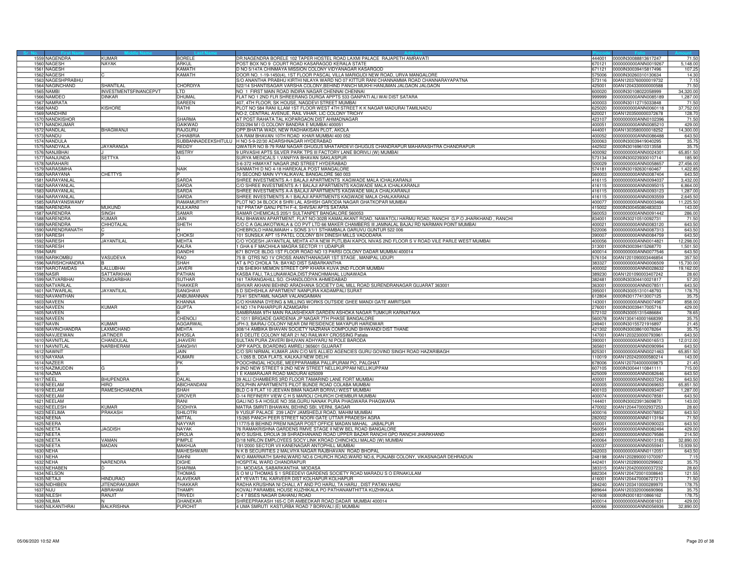| Sr. No. | First Name | Middle Name | Last Name | Address | Pincode | Folio | Amount |
|---|---|---|---|---|---|---|---|
| 1559 | NAGENDRA | KUMAR | BORELE | DR.NAGENDRA BORELE 102 TAPER HOSTEL ROAD LAXMI PALACE RAJAPETH AMRAVATI | 444001 | 0000IN30088813617247 | 71.50 |
| 1560 | NAGESH | NAYAK | ARKUL | POST BOX NO 9 COURT ROAD KASARAGOD KERALA STATE | 670121 | 0000000000ANN0019267 | 5,148.00 |
| 1561 | NAGESH | | KAMATH | D NO 5/147A CHINMAYA MISSION COLONY VIDYANAGAR KASARGOD | 671121 | 0000IN30039415817496 | 107.25 |
| 1562 | NAGESH | C | KAMATH | DOOR NO. 1-19-1450(4), 1ST FLOOR PASCAL VILLA MARIGUDI NEW ROAD, URVA MANGALORE | 575006 | 0000IN30260310130634 | 14.30 |
| 1563 | NAGESHPRABHU | | | S/O ANANTHA PRABHU KIRTHI NILAYA WARD NO 07 KITTUR RANI CHANNAMMA ROAD CHANNARAYAPATNA | 573116 | 00AN1203760000019732 | 7.15 |
| 1564 | NAGINCHAND | SHANTILAL | CHORDIYA | 522/14 SHANTISAGAR VARSHA COLONY,BEHIND PANCH MUKHI HANUMAN JALGAON JALGAON | 425001 | 00AN1204330000000588 | 71.50 |
| 1565 | NAMBI | INVESTMENTSFINANCEPVT | LTD | NO 1 FIRST MAIN ROAD INDIRA NAGAR CHENNAI CHENNAI | 600020 | 0000IN30108022058999 | 34,320.00 |
| 1566 | NAMDEO | DINKAR | DHUMAL | FLAT NO 1 2ND FLR SHREERANG DURGA APPTS 533 GANPATI ALI WAI DIST SATARA | 999999 | 0000000000ANN0085189 | 1,287.00 |
| 1567 | NAMRATA | | SAREEN | 407, 4TH FLOOR, SK HOUSE, NAGDEVI STREET MUMBAI | 400003 | 0000IN30112715033848 | 71.50 |
| 1568 | NAND | KISHORE | RATHI | PLOT NO 584 RANI ILLAM 1ST FLOOR WEST 4TH STREET K K NAGAR MADURAI TAMILNADU | 625020 | 0000000000ANN0060118 | 37,752.00 |
| 1569 | NANDHINI | | | NO-2, CENTRAL AVENUE, RAIL VIHAR, LIC COLONY TRICHY | 620021 | 00AN1203500000372678 | 128.70 |
| 1570 | NANDKISHOR | | SHARMA | AT POST RAHATA TAL KOPARGAON DIST AHMADNAGAR | 423107 | 0000000000ANN0102396 | 71.50 |
| 1571 | NANDKUMAR | | GAIKWAD | D33/294 M I G COLONY BANDRA E MUMBAI 400051 | 400051 | 0000000000ANN0085210 | 429.00 |
| 1572 | NANDLAL | BHAGWANJI | RAJGURU | OPP.BHATIA WADI, NEW RADHAKISAN PLOT, AKOLA | 444001 | 00AN1303580000018252 | 14,300.00 |
| 1573 | NANDU | | CHHABRIA | 5/A RAM BHAVAN 10TH ROAD KHAR MUMBAI 400 052 | 400052 | 0000000000ANN0086488 | 643.50 |
| 1574 | NANDULA | | SUBBANNADEEKSHITULU | H NO 5-9-22/30 ADARSHNAGAR HYDERABAD | 500063 | 0000IN30039419040295 | 35.75 |
| 1575 | NANDYALA | JAYARANGA | REDDY | QWATER NO B-79 RAM NAGAR GHUGUS MHATARDEVI GHUGUS CHANDRAPUR MAHARASHTRA CHANDRAPUR | 442502 | 0000IN30169610313558 | 35.75 |
| 1576 | NANJIBHAI | J | MISTRY | 9 URVASHI APTS SILVER PARK TPS III FACTORY LANE BORIVLI (W) MUMBAI | 400092 | 0000000000ANN0024301 | 65,851.50 |
| 1577 | NANJUNDA | SETTYA | G | SURYA MEDICALS 1,VANFIYA BHAVAN SAKLASPUR | 573134 | 0000IN30023930010714 | 185.90 |
| 1578 | NARAHARI | | | 3-6-372 HIMAYAT NAGAR 2ND STREET HYDERABAD | 500029 | 0000000000ANN0058657 | 27,456.00 |
| 1579 | NARASIMHA | | NAIK | SANMATHI D NO 4-18 HAREKALA POST MANGALORE | 574181 | 0000IN30192630160467 | 1,422.85 |
| 1580 | NARAYANA | CHETTYS | P | 70 SECOND MAIN VYYALIKAVAL BANGALORE 560 003 | 560003 | 0000000000ANN0087404 | 643.50 |
| 1581 | NARAYANLAL | | SARDA | SHREE INVESTMENTS A-1 BALAJI APARTMENTS KAGWADE MALA ICHALKARANJI | 416115 | 0000000000ANN0094037 | 3,432.00 |
| 1582 | NARAYANLAL | | SARDA | C/O SHREE INVESTMENTS A-1 BALAJI APARTMENTS KAGWADE MALA ICHALKARANJI | 416115 | 0000000000ANN0095015 | 6,864.00 |
| 1583 | NARAYANLAL | | SARDA | SHREE INVESTMENTS A-A BALAJI APARTMENTS KAGWADE MALA CHALKARANJI | 416115 | 0000000000ANN0093123 | 1,287.00 |
| 1584 | NARAYANLAL | | SARDA | SHREE INVESTMENTS A-1 BALAJI APARTMENTS KAGWADE MALA CHALKARANJI | 416115 | 0000000000ANN0093559 | 2,645.50 |
| 1585 | NARAYANSWAMY | | RAMAMURTHY | PLOT NO 34 BLOCK 8 SHRI LAL ASHISH GARODIA NAGAR GHATKOPAR MUMBAI | 400077 | 0000000000ANN0003466 | 11,225.50 |
| 1586 | NARENDRA | MUKUND | KULKARNI | 167 PRATAP GANJ PETH F-4, SHIVSAI APTS SATARA | 415002 | 0000IN30045080483033 | 143.00 |
| 1587 | NARENDRA | SINGH | SAMAR | SAMAR CHEMICALS 205/1 SULTANPET BANGALORE 560053 | 560053 | 0000000000ANN0091442 | 286.00 |
| 1588 | NARENDRA | KUMAR | JAIN | RAJ BHAWAN APARTMENT, FLAT NO-302B KAMALAKANT ROAD, NAWATOLI HARMU ROAD, RANCHI G.P.O JHARKHAND , RANCHI | 834001 | 0000IN30210510092731 | 71.50 |
| 1589 | NARENDRA | CHHOTALAL | SHETH | C/O C A GALIAKOTWALA & CO PVT LTD 66 MAKER CHAMBERS III JAMNALAL BAJAJ RD NARIMAN POINT MUMBAI | 400021 | 0000000000ANN0083120 | 643.50 |
| 1590 | NARENDRANATH | C | H | CHEBROLO HANUMAIAH + SONS 3/1/1 STHAMBALA GARUVU GUNTUR 522 006 | 522006 | 0000000000ANN0087313 | 643.50 |
| 1591 | NARESH | P | CHOKSI | 101 SUNSILK APT 15 PATEL COLONY B/H DINESH MILLS VADODARA | 390007 | 0000000000ANN0084759 | 643.50 |
| 1592 | NARESH | JAYANTILAL | MEHTA | C/O YOGESH JAYANTILAL MEHTA 47/A NEW PUTLIBAI KAPOL NIVAS 2ND FLOOR S V ROAD VILE PARLE WEST MUMBAI | 400056 | 0000000000ANN0014821 | 12,298.00 |
| 1593 | NARESH | | KALRA | 1 GHA 6 F MACHHLA MAGRA SECTOR 11 UDAIPUR | 313001 | 0000IN30039415268770 | 1,501.50 |
| 1594 | NARI | | GANDHI | 671 BOYCE BLDG 1ST FLOOR ROAD NO 13 PARSI COLONY DADAR MUMBAI 400014 | 400014 | 0000000000ANN0077546 | 643.50 |
| 1595 | NARIKOMBU | VASUDEVA | RAO | 75 B QTRS NO 1V CROSS ANANTHANAGAR 1ST STAGE , MANIPAL UDUPI | 576104 | 00AN1201090003446854 | 357.50 |
| 1596 | NARISHCHANDRA | B | SHAH | AT & PO CHOILA TA: BAYAD DIST SABARKANTHA | 383327 | 0000000000ANN0006509 | 15,730.00 |
| 1597 | NAROTAMDAS | LALLUBHAI | JAVERI | 126 SHEIKH MEMON STREET OPP KHARA KUVA 2ND FLOOR MUMBAI | 400002 | 0000000000ANN0028632 | 19,162.00 |
| 1598 | NASIR | SATTARKHAN | PATHAN | KASBA FALI, TA;LUNAWADA,DIST;PANCHMAHAL LUNAWADA | 389230 | 00AN1201090003407242 | 28.60 |
| 1599 | NATVARBHAI | DUNGARBHAI | SUTHAR | 161 TARANGAHILL SO. CHANDLODIYA AHMEDABAD | 382481 | 0000IN30304410021817 | 57.20 |
| 1600 | NATVARLAL | | THAKKER | ISHVAR AKHANI BEHIND ARADHANA SOCIETY DAL MILL ROAD SURENDRANAGAR GUJARAT 363001 | 363001 | 0000000000ANN0078511 | 643.50 |
| 1601 | NATWARLAL | JAYANTILAL | SANGHAVI | 5 D SIDHSHILA APARTMENT NANPURA KADAMPALI SURAT | 395001 | 0000IN30051310148793 | 178.75 |
| 1602 | NAVANITHAN | | ANBUMANNAN | 73/41 SENTAMIL NAGAR VALANGAIMAN | 612804 | 0000IN30177413007125 | 35.75 |
| 1603 | NAVEEN | | KHANNA | C/O KHANNA DYEING & MILLING WORKS OUTSIDE GHEE MANDI GATE AMRITSAR | 143001 | 0000000000ANN0074967 | 858.00 |
| 1604 | NAVEEN | KUMAR | GUPTA | H NO 174 PAHARPUR AZAMGARH | 276001 | 0000IN30039417005716 | 429.00 |
| 1605 | NAVEEN | | B | SAMBRAMA 9TH MAIN RAJASHEKAR GARDEN ASHOKA NAGAR TUMKUR KARNATAKA | 572102 | 0000IN30051315486684 | 78.65 |
| 1606 | NAVEEN | | CHENOLI | C 1011 BRIGADE GARDENIA JP NAGAR 7TH PHASE BANGALORE | 560078 | 00AN1304140001668390 | 35.75 |
| 1607 | NAVIN | KUMAR | AGGARWAL | JFH-3, BAIRAJ COLONY NEAR DM RESIDENCE MAYAPUR HARIDWAR | 249401 | 0000IN30155721916897 | 21.45 |
| 1608 | NAVINCHANDRA | LAXMICHAND | MEHTA | 308/14 AMBIKA BHAVAN SOCIETY NAZRANA COMPOUND BHIWANDI DIST THANE | 421302 | 0000IN30038610078264 | 35.75 |
| 1609 | NAVJEEWAN | JATINDER | KHOSLA | 8 D DELITE COLONY NEAR 21 NO RAILWAY CROSSING Patiala | 147001 | 00AN1203230000793961 | 643.50 |
| 1610 | NAVNITLAL | CHANDULAL | JHAVERI | SULTAN PURA ZAVERI BHUVAN ADHYARU NI POLE BARODA | 390001 | 0000000000ANN0016513 | 12,012.00 |
| 1611 | NAVNITLAL | NARBHERAM | SANGHVI | OPP KAPOL BOARDING AMRELI 365601 GUJARAT | 365601 | 0000000000ANN0090994 | 643.50 |
| 1612 | NAWNIT | | JAIN | C/O SRI NIRMAL KUMAR JAIN C/O M/S ALLIED AGENCIES GURU GOVIND SINGH ROAD HAZARIBAGH | 825301 | 0000000000ANN0021463 | 65,851.50 |
| 1613 | NAYANA | | KUMARI | L-1/265 B, DDA FLATS, KALKAJI NEW DELHI | 110019 | 00AN1202420000580214 | 143.00 |
| 1614 | NAZEER | | PK | POOCHINGAL HOUSE, MEEPPARAMBA PALLIPURAM PO, PALGHAT | 678006 | 00AN1207040000009875 | 21.45 |
| 1615 | NAZIMUDDIN | G | I | 9 2ND NEW STREET 9 2ND NEW STREET NELLIKUPPAM NELLIKUPPAM | 607105 | 0000IN30044110841111 | 715.00 |
| 1616 | NAZMA | | E | 1 E KAMARAJAR ROAD MADURAI 625009 | 625009 | 0000000000ANN0082646 | 643.50 |
| 1617 | NEEL | BHUPENDRA | DALAL | 39 ALLI CHAMBERS 3RD FLOOR TAMARIND LANE FORT MUMBAI | 400001 | 0000000000ANN0037240 | 643.50 |
| 1618 | NEELAM | HIRO | ABICHANDANI | DOLPHIN APARTMENTS PILOT BUNDE ROAD COLABA MUMBAI | 400005 | 0000000000ANN0069653 | 65,851.50 |
| 1619 | NEELAM | RAMESHCHANDRA | SHAH | BLD C-9 FLAT 10 JEEVAN BIMA NAGAR BORIVLI WEST MUMBAI | 400103 | 0000000000ANN0093407 | 1,287.00 |
| 1620 | NEELAM | | GROVER | D-14 REFINERY VIEW C H S MAROLI CHURCH CHEMBUR MUMBAI | 400074 | 0000000000ANN0078581 | 643.50 |
| 1621 | NEELAM | | RANI | GALI NO 5-A HOSUE NO 358,GURU NANAK PURA PHAGWARA PHAGWARA | 144401 | 0000IN30023913609870 | 143.00 |
| 1622 | NEELESH | KUMAR | SODHIYA | MATRA SMRITI BHAWAN, BEHIND SBI, VERNI, SAGAR | 470002 | 00AN1204470002937253 | 28.60 |
| 1623 | NEELIMA | PRAKASH | SHILOTRI | 9 YUSUF PALACE 239 LADY JAMSHEDJI ROAD, MAHIM MUMBAI | 400016 | 0000000000ANN0078852 | 643.50 |
| 1624 | NEENA | | MITTAL | 15/265 PANCH PEER STREET NOORI GATE UTTAR PRADESH AGRA | 282002 | 0000000000ANN0113194 | 71.50 |
| 1625 | NEERA | | NAYYAR | 1177/5-B BEHIND PREM NAGAR POST OFFICE MADAN MAHAL JABALPUR | 450001 | 0000000000ANN0090023 | 643.50 |
| 1626 | NEETA | JAGDISH | NAYAK | 76 RAMAKRISHNA GARDENS RMVE STAGE II NEW BEL ROAD BANGALORE | 560054 | 0000000000ANN0082494 | 429.00 |
| 1627 | NEETA | | DROLIA | W/O SUSHIL DROLIA 39 SHRADHANAND ROAD UPPER BAZAR RANCHI GPO RANCHI JHARKHAND | 834001 | 0000000000ANN0079586 | 214.50 |
| 1628 | NEETA | VAMAN | PIMPLE | D/18 NIRLON EMPLOYEES SOCY LINK KROAD CHINCHOLI MALAD (W) MUMBAI | 400064 | 0000000000ANN0013183 | 32,890.00 |
| 1629 | NEETA | MADAN | MAKHIJA | 191/2000 SECTOR VII KANENAGAR ANTOPHILL MUMBAI | 400037 | 0000000000ANN0055941 | 10,939.50 |
| 1630 | NEHA | | MAHESHWARI | N K B SECURITIES 2 MALVIYA NAGAR RAJBHAVAN ROAD BHOPAL | 462003 | 0000000000ANN0112051 | 643.50 |
| 1631 | NEHA | | SAHNI | W/O AMARNATH SAHNI,WARD NO.6 CHURCH ROAD,WARD NO.6, PUNJABI COLONY, VIKASNAGAR DEHRADUN | 248198 | 00AN1202890001070097 | 7.15 |
| 1632 | NEHA | NARENDRA | DIGHE | HOSPITAL WARD CHANDRAPUR | 442401 | 00AN1202890000299602 | 35.75 |
| 1633 | NEHABEN | D | SHARMA | 31- MODASA, SABARKANTHA. MODASA | 383315 | 00AN1204200000037232 | 28.60 |
| 1634 | NELSON | | THOMAS | S O M U THOMAS S 1 SREEDEVI GARDENS SOCIETY ROAD MARADU S O ERNAKULAM | 682304 | 00AN1204720010308640 | 121.55 |
| 1635 | NETAJI | HINDURAO | ALAVEKAR | AT YEVATI TAL KARVEER DIST KOLHAPUR KOLHAPUR | 416001 | 00AN1204470006727213 | 71.50 |
| 1636 | NIDHIBEN | JITENDRAKUMAR | THAKKAR | RADHA KRUSHNA NI CHALI, AT AND PO HARIJ, TA HARIJ , DIST PATAN HARIJ | 384240 | 00AN1203410000289970 | 178.75 |
| 1637 | NIJU | ABRAHAM | THAMPI | KOVALI PARAMBIL HOUSE KUZHIKALA PO PATHANAMTHITTA KUZHIKALA | 689644 | 00AN1203320006690966 | 35.75 |
| 1638 | NILESH | RANJIT | TRIVEDI | C 4 7 BSES NAGAR DAHANU ROAD | 401608 | 0000IN30018310866162 | 178.75 |
| 1639 | NILIMA | N | GHANEKAR | SHREEPRAKASH 165-C DR AMBEDKAR ROAD DADAR MUMBAI 400014 | 400014 | 0000000000ANN0081631 | 429.00 |
| 1640 | NILKANTHRAI | BALKRISHNA | PUROHIT | 4 UMA SMRUTI KASTURBA ROAD 7 BORIVALI (E) MUMBAI | 400066 | 0000000000ANN0056936 | 32,890.00 |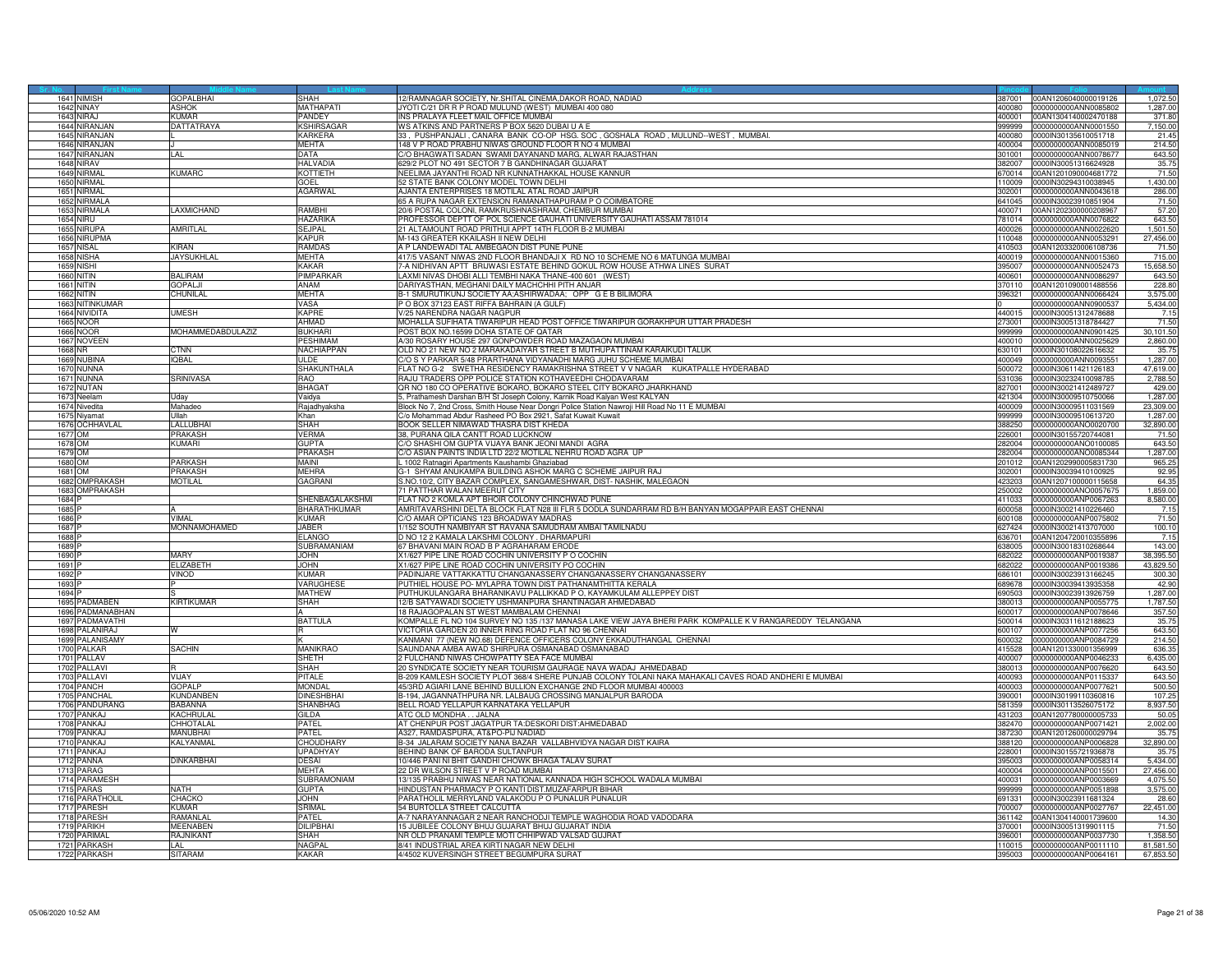| Sr. No. | First Name | Middle Name | Last Name | Address | Pincode | Folio | Amount |
|---|---|---|---|---|---|---|---|
| 1641 | NIMISH | GOPALBHAI | SHAH | 12/RAMNAGAR SOCIETY, Nr.SHITAL CINEMA,DAKOR ROAD, NADIAD | 387001 | 00AN1206040000019126 | 1,072.50 |
| 1642 | NINAY | ASHOK | MATHAPATI | JYOTI C/21 DR R P ROAD MULUND (WEST) MUMBAI 400 080 | 400080 | 0000000000ANN0085802 | 1,287.00 |
| 1643 | NIRAJ | KUMAR | PANDEY | INS PRALAYA FLEET MAIL OFFICE MUMBAI | 400001 | 00AN1304140002470188 | 371.80 |
| 1644 | NIRANJAN | DATTATRAYA | KSHIRSAGAR | WS ATKINS AND PARTNERS P BOX 5620 DUBAI U A E | 999999 | 0000000000ANN0001550 | 7,150.00 |
| 1645 | NIRANJAN | L | KARKERA | 33 , PUSHPANJALI , CANARA BANK CO-OP HSG. SOC , GOSHALA ROAD , MULUND--WEST , MUMBAI. | 400080 | 0000IN30135610051718 | 21.45 |
| 1646 | NIRANJAN | J | MEHTA | 148 V P ROAD PRABHU NIWAS GROUND FLOOR R NO 4 MUMBAI | 400004 | 0000000000ANN0085019 | 214.50 |
| 1647 | NIRANJAN | LAL | DATA | C/O BHAGWATI SADAN SWAMI DAYANAND MARG, ALWAR RAJASTHAN | 301001 | 0000000000ANN0078677 | 643.50 |
| 1648 | NIRAV | | HALVADIA | 629/2 PLOT NO 491 SECTOR 7 B GANDHINAGAR GUJARAT | 382007 | 0000IN30051316624928 | 35.75 |
| 1649 | NIRMAL | KUMARC | KOTTIETH | NEELIMA JAYANTHI ROAD NR KUNNATHAKKAL HOUSE KANNUR | 670014 | 00AN1201090004681772 | 71.50 |
| 1650 | NIRMAL | | GOEL | 52 STATE BANK COLONY MODEL TOWN DELHI | 110009 | 0000IN30294310038945 | 1,430.00 |
| 1651 | NIRMAL | | AGARWAL | AJANTA ENTERPRISES 18 MOTILAL ATAL ROAD JAIPUR | 302001 | 0000000000ANN0043618 | 286.00 |
| 1652 | NIRMALA | | | 65 A RUPA NAGAR EXTENSION RAMANATHAPURAM P O COIMBATORE | 641045 | 0000IN30023910851904 | 71.50 |
| 1653 | NIRMALA | LAXMICHAND | RAMBHI | 20/6 POSTAL COLONI, RAMKRUSHNASHRAM, CHEMBUR MUMBAI | 400071 | 00AN1202300000208967 | 57.20 |
| 1654 | NIRU | | HAZARIKA | PROFESSOR DEPTT OF POL SCIENCE GAUHATI UNIVERSITY GAUHATI ASSAM 781014 | 781014 | 0000000000ANN0076822 | 643.50 |
| 1655 | NIRUPA | AMRITLAL | SEJPAL | 21 ALTAMOUNT ROAD PRITHUI APPT 14TH FLOOR B-2 MUMBAI | 400026 | 0000000000ANN0022620 | 1,501.50 |
| 1656 | NIRUPMA | | KAPUR | M-143 GREATER KKAILASH II NEW DELHI | 110048 | 0000000000ANN0053291 | 27,456.00 |
| 1657 | NISAL | KIRAN | RAMDAS | A P LANDEWADI TAL AMBEGAON DIST PUNE PUNE | 410503 | 00AN1203320006108736 | 71.50 |
| 1658 | NISHA | JAYSUKHLAL | MEHTA | 417/5 VASANT NIWAS 2ND FLOOR BHANDAJI X RD NO 10 SCHEME NO 6 MATUNGA MUMBAI | 400019 | 0000000000ANN0015360 | 715.00 |
| 1659 | NISHI | | KAKAR | 7-A NIDHIVAN APTT BRIJWASI ESTATE BEHIND GOKUL ROW HOUSE ATHWA LINES SURAT | 395007 | 0000000000ANN0052473 | 15,658.50 |
| 1660 | NITIN | BALIRAM | PIMPARKAR | LAXMI NIVAS DHOBI ALLI TEMBHI NAKA THANE-400 601 (WEST) | 400601 | 0000000000ANN0086297 | 643.50 |
| 1661 | NITIN | GOPALJI | ANAM | DARIYASTHAN, MEGHANI DAILY MACHCHHI PITH ANJAR | 370110 | 00AN1201090001488556 | 228.80 |
| 1662 | NITIN | CHUNILAL | MEHTA | B-1 SMURUTIKUNJ SOCIETY AA;ASHIRWADAA; OPP G E B BILIMORA | 396321 | 0000000000ANN0066424 | 3,575.00 |
| 1663 | NITINKUMAR | | VASA | P O BOX 37123 EAST RIFFA BAHRAIN (A GULF) | 0 | 0000000000ANN0900537 | 5,434.00 |
| 1664 | NIVIDITA | UMESH | KAPRE | V/25 NARENDRA NAGAR NAGPUR | 440015 | 0000IN30051312478688 | 7.15 |
| 1665 | NOOR | | AHMAD | MOHALLA SUFIHATA TIWARIPUR HEAD POST OFFICE TIWARIPUR GORAKHPUR UTTAR PRADESH | 273001 | 0000IN30051318784427 | 71.50 |
| 1666 | NOOR | MOHAMMEDABDULAZIZ | BUKHARI | POST BOX NO.16599 DOHA STATE OF QATAR | 999999 | 0000000000ANN0901425 | 30,101.50 |
| 1667 | NOVEEN | | PESHIMAM | A/30 ROSARY HOUSE 297 GONPOWDER ROAD MAZAGAON MUMBAI | 400010 | 0000000000ANN0025629 | 2,860.00 |
| 1668 | NR | CTNN | NACHIAPPAN | OLD NO 21 NEW NO 2 MARAKADAIYAR STREET B MUTHUPATTINAM KARAIKUDI TALUK | 630101 | 0000IN30108022616632 | 35.75 |
| 1669 | NUBINA | IQBAL | ULDE | C/O S Y PARKAR 5/48 PRARTHANA VIDYANADHI MARG JUHU SCHEME MUMBAI | 400049 | 0000000000ANN0093551 | 1,287.00 |
| 1670 | NUNNA | | SHAKUNTHALA | FLAT NO G-2 SWETHA RESIDENCY RAMAKRISHNA STREET V V NAGAR KUKATPALLE HYDERABAD | 500072 | 0000IN30611421126183 | 47,619.00 |
| 1671 | NUNNA | SRINIVASA | RAO | RAJU TRADERS OPP POLICE STATION KOTHAVEEDHI CHODAVARAM | 531036 | 0000IN30232410098785 | 2,788.50 |
| 1672 | NUTAN | | BHAGAT | QR NO 180 CO OPERATIVE BOKARO, BOKARO STEEL CITY BOKARO JHARKHAND | 827001 | 0000IN30021412489727 | 429.00 |
| 1673 | Neelam | Uday | Vaidya | 5, Prathamesh Darshan B/H St Joseph Colony, Karnik Road Kalyan West KALYAN | 421304 | 0000IN30009510750066 | 1,287.00 |
| 1674 | Nivedita | Mahadeo | Rajadhyaksha | Block No 7, 2nd Cross, Smith House Near Dongri Police Station Nawroji Hill Road No 11 E MUMBAI | 400009 | 0000IN30009511031569 | 23,309.00 |
| 1675 | Niyamat | Ullah | Khan | C/o Mohammad Abdur Rasheed PO Box 2921, Safat Kuwait Kuwait | 999999 | 0000IN30009510613720 | 1,287.00 |
| 1676 | OCHHAVLAL | LALLUBHAI | SHAH | BOOK SELLER NIMAWAD THASRA DIST KHEDA | 388250 | 0000000000ANO0020700 | 32,890.00 |
| 1677 | OM | PRAKASH | VERMA | 38, PURANA QILA CANTT ROAD LUCKNOW | 226001 | 0000IN30155720744081 | 71.50 |
| 1678 | OM | KUMARI | GUPTA | C/O SHASHI OM GUPTA VIJAYA BANK JEONI MANDI AGRA | 282004 | 0000000000ANO0100085 | 643.50 |
| 1679 | OM | | PRAKASH | C/O ASIAN PAINTS INDIA LTD 22/2 MOTILAL NEHRU ROAD AGRA UP | 282004 | 0000000000ANO0085344 | 1,287.00 |
| 1680 | OM | PARKASH | MAINI | L 1002 Ratnagiri Apartments Kaushambi Ghaziabad | 201012 | 00AN1202990005831730 | 965.25 |
| 1681 | OM | PRAKASH | MEHRA | G-1 SHYAM ANUKAMPA BUILDING ASHOK MARG C SCHEME JAIPUR RAJ | 302001 | 0000IN30039410100925 | 92.95 |
| 1682 | OMPRAKASH | MOTILAL | GAGRANI | S.NO.10/2, CITY BAZAR COMPLEX, SANGAMESHWAR, DIST- NASHIK, MALEGAON | 423203 | 00AN1207100000115658 | 64.35 |
| 1683 | OMPRAKASH | | | 71 PATTHAR WALAN MEERUT CITY | 250002 | 0000000000ANO0057675 | 1,859.00 |
| 1684 | P | | SHENBAGALAKSHMI | FLAT NO 2 KOMLA APT BHOIR COLONY CHINCHWAD PUNE | 411033 | 0000000000ANP0067263 | 8,580.00 |
| 1685 | P | A | BHARATHKUMAR | AMRITAVARSHINI DELTA BLOCK FLAT N28 III FLR 5 DODLA SUNDARRAM RD B/H BANYAN MOGAPPAIR EAST CHENNAI | 600058 | 0000IN30021410226460 | 7.15 |
| 1686 | P | VIMAL | KUMAR | C/O AMAR OPTICIANS 123 BROADWAY MADRAS | 600108 | 0000000000ANP0075802 | 71.50 |
| 1687 | P | MONNAMOHAMED | JABER | 1/152 SOUTH NAMBIYAR ST RAVANA SAMUDRAM AMBAI TAMILNADU | 627424 | 0000IN30021413707000 | 100.10 |
| 1688 | P | | ELANGO | D NO 12 2 KAMALA LAKSHMI COLONY . DHARMAPURI | 636701 | 00AN1204720010355896 | 7.15 |
| 1689 | P | | SUBRAMANIAM | 67 BHAVANI MAIN ROAD B P AGRAHARAM ERODE | 638005 | 0000IN30018310268644 | 143.00 |
| 1690 | P | MARY | JOHN | X1/627 PIPE LINE ROAD COCHIN UNIVERSITY P O COCHIN | 682022 | 0000000000ANP0019387 | 38,395.50 |
| 1691 | P | ELIZABETH | JOHN | X1/627 PIPE LINE ROAD COCHIN UNIVERSITY PO COCHIN | 682022 | 0000000000ANP0019386 | 43,829.50 |
| 1692 | P | VINOD | KUMAR | PADINJARE VATTAKKATTU CHANGANASSERY CHANGANASSERY CHANGANASSERY | 686101 | 0000IN30023913166245 | 300.30 |
| 1693 | P | P | VARUGHESE | PUTHIEL HOUSE PO- MYLAPRA TOWN DIST PATHANAMTHITTA KERALA | 689678 | 0000IN30039413935358 | 42.90 |
| 1694 | P | S | MATHEW | PUTHUKULANGARA BHARANIKAVU PALLIKKAD P O, KAYAMKULAM ALLEPPEY DIST | 690503 | 0000IN30023913926759 | 1,287.00 |
| 1695 | PADMABEN | KIRTIKUMAR | SHAH | 12/B SATYAWADI SOCIETY USHMANPURA SHANTINAGAR AHMEDABAD | 380013 | 0000000000ANP0055775 | 1,787.50 |
| 1696 | PADMANABHAN | | A | 18 RAJAGOPALAN ST WEST MAMBALAM CHENNAI | 600017 | 0000000000ANP0078646 | 357.50 |
| 1697 | PADMAVATHI | | BATTULA | KOMPALLE FL NO 104 SURVEY NO 135 /137 MANASA LAKE VIEW JAYA BHERI PARK KOMPALLE K V RANGAREDDY TELANGANA | 500014 | 0000IN30311612188623 | 35.75 |
| 1698 | PALANIRAJ | W | R | VICTORIA GARDEN 20 INNER RING ROAD FLAT NO 96 CHENNAI | 600107 | 0000000000ANP0077256 | 643.50 |
| 1699 | PALANISAMY | | K | KANMANI 77 (NEW NO.68) DEFENCE OFFICERS COLONY EKKADUTHANGAL CHENNAI | 600032 | 0000000000ANP0084729 | 214.50 |
| 1700 | PALKAR | SACHIN | MANIKRAO | SAUNDANA AMBA AWAD SHIRPURA OSMANABAD OSMANABAD | 415528 | 00AN1201330001356999 | 636.35 |
| 1701 | PALLAV | | SHETH | 2 FULCHAND NIWAS CHOWPATTY SEA FACE MUMBAI | 400007 | 0000000000ANP0046233 | 6,435.00 |
| 1702 | PALLAVI | R | SHAH | 20 SYNDICATE SOCIETY NEAR TOURISM GAURAGE NAVA WADAJ AHMEDABAD | 380013 | 0000000000ANP0076620 | 643.50 |
| 1703 | PALLAVI | VIJAY | PITALE | B-209 KAMLESH SOCIETY PLOT 368/4 SHERE PUNJAB COLONY TOLANI NAKA MAHAKALI CAVES ROAD ANDHERI E MUMBAI | 400093 | 0000000000ANP0115337 | 643.50 |
| 1704 | PANCH | GOPALP | MONDAL | 45/3RD AGIARI LANE BEHIND BULLION EXCHANGE 2ND FLOOR MUMBAI 400003 | 400003 | 0000000000ANP0077621 | 500.50 |
| 1705 | PANCHAL | KUNDANBEN | DINESHBHAI | B-194, JAGANNATHPURA NR. LALBAUG CROSSING MANJALPUR BARODA | 390001 | 0000IN30199110360816 | 107.25 |
| 1706 | PANDURANG | BABANNA | SHANBHAG | BELL ROAD YELLAPUR KARNATAKA YELLAPUR | 581359 | 0000IN30113526075172 | 8,937.50 |
| 1707 | PANKAJ | KACHRULAL | GILDA | ATC OLD MONDHA . . JALNA | 431203 | 00AN1207780000005733 | 50.05 |
| 1708 | PANKAJ | CHHOTALAL | PATEL | AT CHENPUR POST JAGATPUR TA:DESKORI DIST:AHMEDABAD | 382470 | 0000000000ANP0071421 | 2,002.00 |
| 1709 | PANKAJ | MANUBHAI | PATEL | A327, RAMDASPURA, AT&PO-PIJ NADIAD | 387230 | 00AN1201260000029794 | 35.75 |
| 1710 | PANKAJ | KALYANMAL | CHOUDHARY | B-34 JALARAM SOCIETY NANA BAZAR VALLABHVIDYA NAGAR DIST KAIRA | 388120 | 0000000000ANP0006828 | 32,890.00 |
| 1711 | PANKAJ | | UPADHYAY | BEHIND BANK OF BARODA SULTANPUR | 228001 | 0000IN30155721936878 | 35.75 |
| 1712 | PANNA | DINKARBHAI | DESAI | 10/446 PANI NI BHIT GANDHI CHOWK BHAGA TALAV SURAT | 395003 | 0000000000ANP0058314 | 5,434.00 |
| 1713 | PARAG | | MEHTA | 22 DR WILSON STREET V P ROAD MUMBAI | 400004 | 0000000000ANP0015501 | 27,456.00 |
| 1714 | PARAMESH | | SUBRAMONIAM | 13/135 PRABHU NIWAS NEAR NATIONAL KANNADA HIGH SCHOOL WADALA MUMBAI | 400031 | 0000000000ANP0003669 | 4,075.50 |
| 1715 | PARAS | NATH | GUPTA | HINDUSTAN PHARMACY P O KANTI DIST.MUZAFARPUR BIHAR | 999999 | 0000000000ANP0051898 | 3,575.00 |
| 1716 | PARATHOLIL | CHACKO | JOHN | PARATHOLIL MERRYLAND VALAKODU P O PUNALUR PUNALUR | 691331 | 0000IN30023911681324 | 28.60 |
| 1717 | PARESH | KUMAR | SRIMAL | 54 BURTOLLA STREET CALCUTTA | 700007 | 0000000000ANP0027767 | 22,451.00 |
| 1718 | PARESH | RAMANLAL | PATEL | A-7 NARAYANNAGAR 2 NEAR RANCHODJI TEMPLE WAGHODIA ROAD VADODARA | 361142 | 00AN1304140001739600 | 14.30 |
| 1719 | PARIKH | MEENABEN | DILIPBHAI | 15 JUBILEE COLONY BHUJ GUJARAT BHUJ GUJARAT INDIA | 370001 | 0000IN30051319901115 | 71.50 |
| 1720 | PARIMAL | RAJNIKANT | SHAH | NR OLD PRANAMI TEMPLE MOTI CHHIPWAD VALSAD GUJRAT | 396001 | 0000000000ANP0037730 | 1,358.50 |
| 1721 | PARKASH | LAL | NAGPAL | 8/41 INDUSTRIAL AREA KIRTI NAGAR NEW DELHI | 110015 | 0000000000ANP0011110 | 81,581.50 |
| 1722 | PARKASH | SITARAM | KAKAR | 4/4502 KUVERSINGH STREET BEGUMPURA SURAT | 395003 | 0000000000ANP0064161 | 67,853.50 |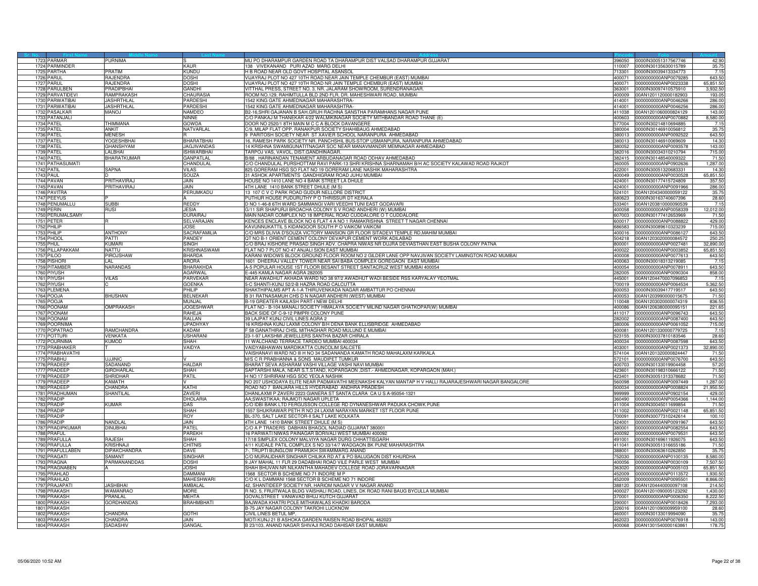| Sr. No. | First Name | Middle Name | Last Name | Address | Pincode | Folio | Amount |
|---|---|---|---|---|---|---|---|
| 1723 | PARMAR | PURNIMA | S | MU PO DHARAMPUR GARDEN ROAD TA DHARAMPUR DIST VALSAD DHARAMPUR GUJARAT | 396050 | 0000IN30051317567746 | 42.90 |
| 1724 | PARMINDER | | KAUR | 138 VIVEKANAND PURI AZAD MARG DELHI | 110007 | 0000IN30135630015789 | 35.75 |
| 1725 | PARTHA | PRATIM | KUNDU | H B ROAD NEAR OLD GOVT HOSPITAL ASANSOL | 713301 | 0000IN30039413334773 | 7.15 |
| 1726 | PARUL | RAJENDRA | DOSHI | VIJAYRAJ PLOT NO 427 10TH ROAD NEAR JAIN TEMPLE CHEMBUR (EAST) MUMBAI | 400071 | 0000000000ANP0079285 | 643.50 |
| 1727 | PARUL | RAJENDRA | DOSHI | VIJAYRAJ PLOT NO 427 10TH ROAD NR JAIN TEMPLE CHEMBUR (EAST) MUMBAI | 400071 | 0000000000ANP0023338 | 65,851.50 |
| 1728 | PARULBEN | PRADIPBHAI | GANDHI | VITTHAL PRESS, STREET NO. 3, NR. JALARAM SHOWROOM, SURENDRANAGAR. | 363001 | 0000IN30097410575910 | 3,932.50 |
| 1729 | PARVATIDEVI | RAMPRAKASH | CHAURASIA | ROOM NO.129, RAHIMTULLA BLD 2ND FLR, DR. MAHESHWARI ROAD, MUMBAI | 400009 | 00AN1201120000182903 | 193.05 |
| 1730 | PARWATIBAI | JASHRTHLAL | PARDESHI | 1542 KING GATE AHMEDNAGAR MAHARASHTRA- | 414001 | 0000000000ANP0046266 | 286.00 |
| 1731 | PARWATIBAI | JASHRTHLAL | PARDESHI | 1542 KING GATE AHMEDNAGAR MAHARASHTRA- | 414001 | 0000000000ANP0046256 | 286.00 |
| 1732 | PASALKAR | MANOJ | NAMDEO | B2-16,SHRI GAJANAN B SAH.GRUH RACHNA SANSTHA PARAMHANS NAGAR PUNE | 411038 | 00AN1201060000824129 | 143.00 |
| 1733 | PATANJALI | | NINNE | C/O PANKAJ M THANEKAR 4/22 WALMIKINAGAR SOCIETY MITHBANDAR ROAD THANE (E) | 400603 | 0000000000ANP0070882 | 8,580.00 |
| 1734 | PATEL | THIMMANA | GOWDA | DOOR NO 2520/1 8TH MAIN M C C A BLOCK DAVANGERE | 577004 | 0000IN30214810694885 | 7.15 |
| 1735 | PATEL | ANKIT | NATVARLAL | C/9, MILAP FLAT OPP. RANAKPUR SOCIETY SHAHIBAUG AHMEDABAD | 380004 | 0000IN30146910056812 | 35.75 |
| 1736 | PATEL | MENESH | R | 9 PARITOSH SOCIETY NEAR ST XAVIER SCHOOL NARANPURA AHMEDABAD | 380013 | 0000000000ANP0092522 | 643.50 |
| 1737 | PATEL | YOGESHBHAI | BHARATBHAI | 16, RAMESH PARK SOCIETY NR. PANCHSHIL BUS-STOP USMANPURA, NARANPURA AHMEDABAD | 380013 | 0000IN30146910069609 | 14.30 |
| 1738 | PATEL | GHANSHYAM | JAGJIVANDAS | 14 KRISHNA SWAMIGUNATITNAGAR SOC NEAR MANAVMANDIR MEMNAGAR AHMEDABAD | 380052 | 0000000000ANP0093578 | 143.00 |
| 1739 | PATEL | LALBHAI | ISHWARBHAI | TARPOJ VAS, VAVOL, DIST.GANDHINAGAR. | 382016 | 0000IN30034310210794 | 715.00 |
| 1740 | PATEL | BHARATKUMAR | GANPATLAL | B/88 , HARINANDAN TENAMENT ARBUDANAGAR ROAD ODHAV AHMEDABAD | 382415 | 0000IN30148540009322 | 71.50 |
| 1741 | PATHASUMATI | | CHANDULAL | C/O CHANDULAL PURSHOTTAM RAVI PARK-13 SHRI KRISHNA SHARNAMAH B/H AC SOCIETY KALAWAD ROAD RAJKOT | 360005 | 0000000000ANP0902636 | 1,287.00 |
| 1742 | PATIL | SAPNA | VILAS | 825 GORERAM HSG SO FLAT NO 19 GORERAM LANE NASHIK MAHARASHTRA | 422001 | 0000IN30051320683331 | 14.30 |
| 1743 | PAUL | D | SOUZA | 31 ASHOK APARTMENTS GANDHIGRAM ROAD JUHU MUMBAI | 400049 | 0000000000ANP0030528 | 65,851.50 |
| 1744 | PAVAN | PRITHAVIRAJ | JAIN | HOUSE NO 1410 LANE NO 4 BANK STREET LA DHULE | 424001 | 0000IN30177415724809 | 357.50 |
| 1745 | PAVAN | PRITHAVIRAJ | JAIN | 4TH LANE 1410 BANK STREET DHULE (M S) | 424001 | 0000000000ANP0091966 | 286.00 |
| 1746 | PAVITRA | | PERUMKADU | 13 107 C V C PARK ROAD GUDUR NELLORE DISTRICT | 524101 | 00AN1204340000059122 | 35.75 |
| 1747 | PEEYUS | P | A | PUTHUR HOUSE PUDURUTHY P O THRISSUR DT KERALA | 680623 | 0000IN30163740607396 | 28.60 |
| 1748 | PENUMALLU | SUBBI | REDDY | D NO 1-46-8 6TH WARD SAMMANGI VARI VEEDHI TUNI EAST GODAVARI | 533401 | 00AN1203810000090539 | 7.15 |
| 1749 | PERIN | RUSI | JESIA | G/11 SIR SHAPURJI BROACHA COLONY S V ROAD ANDHERI (W) MUMBAI | 400058 | 0000000000ANP0058339 | 12,012.00 |
| 1750 | PERUMALSAMY | | DURAIRAJ | MAIN NADAR COMPLEX NO 18 IMPERIAL ROAD CUDDALORE O T CUDDALORE | 607003 | 0000IN30177412653969 | 71.50 |
| 1751 | PETER | R | SELVARAJAN | KENCES ENCLAVE BLOCK NO 6 FLAT 4 A NO 1 RAMAKRISHNA STREET T NAGAR CHENNAI | 600017 | 0000000000ANP0088822 | 429.00 |
| 1752 | PHILIP | | JOSE | KAVUNNUKATTIL 5 KIDANGOOR SOUTH P O VAIKOM VAIKOM | 686583 | 0000IN30089610323239 | 715.00 |
| 1753 | PHILIP | ANTHONY | SACRAFAMILIA | C/O MRS OLIVIA D'SOUZA VICTORY MANSION GR FLOOR SITADEVI TEMPLE RD,MAHIM MUMBAI | 400016 | 0000000000ANP0086127 | 643.50 |
| 1754 | PHOOL | PATTI | PANDEY | QT NO B-1 ORIENT CEMENT COLONY DEVAPUR CEMENT WORK ADILABAD | 504218 | 00AN1203020000084572 | 250.25 |
| 1755 | PHUL | KUMARI | SINGH | C/O BRAJ KISHORE PRASAD SINGH ADV. CHAPRA NIWAS NR DUJRA DEVIASTHAN EAST BUSHA COLONY PATNA | 800001 | 0000000000ANP0027481 | 32,890.00 |
| 1756 | PILLAPAKKAM | NATTU | KRISHNASWAMI | FLAT NO 7 PLOT NO 47 ANJALI SION EAST MUMBAI | 400022 | 0000000000ANP0003852 | 65,851.50 |
| 1757 | PILOO | PIROJSHAW | BHARDA | KARANI WIDOWS BLOCK GROUND FLOOR ROOM NO 2 GILDER LANE OPP NAVJIVAN SOCIETY LAMINGTON ROAD MUMBAI | 400008 | 0000000000ANP0077613 | 643.50 |
| 1758 | PISHORI | LAL | ARORA | 1601 DHEERAJ VALLEY TOWER NEAR SAI BABA COMPLEX GOREGAON EAST MUMBAI | 400063 | 0000IN30018313219085 | 7.15 |
| 1759 | PITAMBER | NARANDAS | BHARAKHDA | A-5 POPULAR HOUSE 1ST FLOOR BESANT STREET SANTACRUZ WEST MUMBAI 400054 | 400054 | 0000000000ANP0078911 | 643.50 |
| 1760 | PIYUSH | | AGARWAL | E-445 KAMLA NAGAR AGRA 282005 | 282005 | 0000000000ANP0090304 | 858.00 |
| 1761 | PIYUSH | VILAS | PARVEKAR | NEAR AWADHUT AKHADA WARD NO 38 97/2 AWADHUT WADI BESIDE RSS KARYALAY YEOTMAL | 445001 | 00AN1204470007096853 | 7.15 |
| 1762 | PIYUSH | C | GOENKA | 5-C SHANTI-KUNJ 52/2-B HAZRA ROAD CALCUTTA | 700019 | 0000000000ANP0064534 | 5,362.50 |
| 1763 | PLEMENA | | PHILIP | SHAKTHIPALMS APT A-1-A THIRUVENKADA NAGAR AMBATTUR PO CHENNAI | 600053 | 0000IN30039417719517 | 643.50 |
| 1764 | POOJA | BHUSHAN | BELNEKAR | B 31 RATNASAMUH CHS D N NAGAR ANDHERI (WEST) MUMBAI | 400053 | 00AN1203990000015675 | 71.50 |
| 1765 | POOJA | | MUNJAL | B-19 GREATER KAILASH PART-I NEW DELHI | 110048 | 00AN1203020000074319 | 836.55 |
| 1766 | POONAM | OMPRAKASH | JOGESHWAR | FLAT NO - B-104 MANALI SOCIETY HIMALAYA SOCIETY MILIND NAGAR GHATKOPAR(W) MUMBAI | 400086 | 00AN1206380000095151 | 221.65 |
| 1767 | POONAM | | RAHEJA | BACK SIDE OF C-9-12 PIMPRI COLONY PUNE | 411017 | 0000000000ANP0096743 | 643.50 |
| 1768 | POONAM | | RALLAN | 39 LAJPAT KUNJ CIVIL LINES AGRA 2 | 282002 | 0000000000ANP0087400 | 643.50 |
| 1769 | POORNIMA | | UPADHYAY | 16 KRISHNA KUNJ LAXMI COLONY B/H DENA BANK ELLISBRIDGE AHMEDABAD | 380006 | 0000000000ANP0061052 | 715.00 |
| 1770 | POPATRAO | RAMCHANDRA | KADAM | F 58 GANATHIRAJ CHSL MITHAGHAR ROAD MULUND E MUMBAI | 400081 | 00AN1201330000779725 | 7.15 |
| 1771 | POTTURI | VENKATA | USHARANI | 23-1-97 LAKSHMI JEWELLERS SANTHA BAZAR CHIRALA | 523155 | 0000IN30037810183546 | 28.60 |
| 1772 | POURNIMA | KUMOD | SHAH | 11 WALCHAND TERRACE TARDEO MUMBAI 400034 | 400034 | 0000000000ANP0087598 | 643.50 |
| 1773 | PRABHAKER | T | VAIDYA | VAIDYABHAWAN MARDIKATTA CUNCOLIM SALCETE | 403001 | 0000000000ANP0021373 | 32,890.00 |
| 1774 | PRABHAVATHI | | | VAISHANAVI WARD NO III H NO 34 SADANANDA KAMATH ROAD MAHALAXM KARKALA | 574104 | 00AN1201320000824447 | 71.50 |
| 1775 | PRABHU | UJJINIC | V | M/S C R PRABHANNA & SONS MAUDIPET TUMKUR | 572101 | 0000000000ANP0076700 | 643.50 |
| 1776 | PRADEEP | SADANAND | HALDAR | BHARAT SEVA ASHARAM VASHI VILLAGE VASHI NAVI MUMBAI | 400703 | 0000IN30133019904458 | 57.20 |
| 1777 | PRADEEP | GIRDHARLAL | SHAH | SAPTARSHI MALA, NEAR S.T.STAND, KOPARGAON ,DIST.- AHMEDNAGAR, KOPARGAON (MAH.) | 423601 | 0000IN30198310666122 | 71.50 |
| 1778 | PRADEEP | SHRIDHAR | PATIL | H NO 17 SHRIRAM HSG SOC YEOLA NASHIK | 423401 | 0000IN30051313378682 | 71.50 |
| 1779 | PRADEEP | KAMATH | V | NO 207 USHODAYA ELITE NEAR PADMAVATHI MEENAKSHI KALYAN MANTAP H V HALLI RAJARAJESHWARI NAGAR BANGALORE | 560098 | 0000000000ANP0097449 | 1,287.00 |
| 1780 | PRADEEP | CHANDRA | KATHI | ROAD NO 7 BANJARA HILLS HYDERABAD ANDHRA PRADESH | 500034 | 0000000000ANP0008824 | 21,950.50 |
| 1781 | PRADHUMAN | SHANTILAL | ZAVERI | DHANLAXMI P ZAVERI 2223 GIANERA ST SANTA CLARA CA U S A-95054-1321 | 999999 | 0000000000ANP0902154 | 429.00 |
| 1782 | PRADIP | | DHOLARIA | AA;SWASTIKAA; RAJMOTI NAGAR UPLETA | 360490 | 0000000000ANP0054366 | 1,144.00 |
| 1783 | PRADIP | KUMAR | DAS | C/O IDBI BANK LTD FERGUSSON COLLEGE RD DYNANESHWAR PADUKA CHOWK PUNE | 411004 | 0000IN30045011699854 | 71.50 |
| 1784 | PRADIP | | SHAH | 1557 SHUKRAWAR PETH R NO 24 LAXMI NARAYAN MARKET 1ST FLOOR PUNE | 411002 | 0000000000ANP0021148 | 65,851.50 |
| 1785 | PRADIP | | ROY | BL-370, SALT LAKE SECTOR-II SALT LAKE KOLKATA | 700091 | 0000IN30077310242614 | 100.10 |
| 1786 | PRADIP | NANDLAL | JAIN | 4TH LANE 1410 BANK STREET DHULE (M S) | 424001 | 0000000000ANP0091967 | 643.50 |
| 1787 | PRADIPKUMAR | DINUBHAI | PATEL | C/O A P TRADERS DABHAN BHAGOL NADIAD GUJARAT 380001 | 380001 | 0000000000ANP0082554 | 643.50 |
| 1788 | PRAFUL | | PAREKH | 16 PARWATI NIWAS PAINAGAR BORIVALI WEST MUMBAI 400092 | 400092 | 0000000000ANP0079531 | 643.50 |
| 1789 | PRAFULLA | RAJESH | SHAH | 17/18 SIMPLEX COLONY MALVIYA NAGAR DURG CHHATTISGARH | 491001 | 0000IN30169611926075 | 643.50 |
| 1790 | PRAFULLA | KRISHNAJI | CHITNIS | 4/11 KUDALE PATIL COMPLEX S NO 33/14/7 WADGAON BK PUNE MAHARASHTRA | 411041 | 0000IN30051316655186 | 71.50 |
| 1791 | PRAFULLABEN | DIPAKCHANDRA | DAVE | 7-, TRUPTI BUNGLOW PRAMUKH SWAMIMARG ANAND | 388001 | 0000IN30063610262850 | 35.75 |
| 1792 | PRAGATI | SAMANT | SINGHAR | C/O MURALIDHAR SINGHAR CHILIKA RD AT & PO BALUGAON DIST KHURDHA | 752030 | 0000000000ANP0100135 | 8,580.00 |
| 1793 | PRAGNA | PARMANANDDAS | DOSHI | 9 JAY MAHAL 11 FLR 29 DADABHAI ROAD VILE PARLE WEST MUMBAI | 400056 | 0000000000ANP0030109 | 7,507.50 |
| 1794 | PRAGNABEN | A | JOSHI | SHAH BHUVAN NR NILKANTHA MAHADEV COLLEGE ROAD JORAVARNAGAR | 363020 | 0000000000ANP0005103 | 65,851.50 |
| 1795 | PRAHLAD | | DAMMANI | 1568 SECTOR B SCHEME NO 71 INDORE M P | 452009 | 0000000000ANP0113572 | 1,930.50 |
| 1796 | PRAHLAD | | MAHESHWARI | C/O K L DAMMANI 1568 SECTOR B SCHEME NO 71 INDORE | 452009 | 0000000000ANP0095501 | 8,866.00 |
| 1797 | PRAJAPATI | JASHBHAI | AMBALAL | 42, SHANTIDEEP SOCIETY NR, HARIOM NAGAR V V NAGAR ANAND | 388120 | 00AN1204440000097108 | 214.50 |
| 1798 | PRAKASH | WAMANRAO | MORE | R NO. 5, FRUITWALA BLDG VAISHALI ROAD, LINES, DK ROAD RANI BAUG BYCULLA MUMBAI | 400027 | 00AN1201090005123292 | 1,430.00 |
| 1799 | PRAKASH | PRANLAL | MEHTA | GOVALSTREET VANIAVAD BHUJ KUTCH GUJARAT | 370001 | 0000000000ANP0006350 | 8,222.50 |
| 1800 | PRAKASH | GORDHANDAS | BRAHMBHATI | BAJWADA KHATRI POLE MITHAWALAS KHADKI BARODA | 390001 | 0000000000ANP0018426 | 7,293.00 |
| 1801 | PRAKASH | | | B-75 JAY NAGAR COLONY TAKROHI LUCKNOW | 226016 | 00AN1201090009959100 | 28.60 |
| 1802 | PRAKASH | CHANDRA | GOTHI | CIVIL LINES BETUL MP, | 460001 | 0000IN30133019994090 | 35.75 |
| 1803 | PRAKASH | CHANDRA | JAIN | MOTI KUNJ 21 B ASHOKA GARDEN RAISEN ROAD BHOPAL 462023 | 462023 | 0000000000ANP0076918 | 143.00 |
| 1804 | PRAKASH | SADASHIV | GANGAL | B 23/103, ANAND NAGAR SHIVAJI ROAD DAHISAR EAST MUMBAI | 400068 | 00AN1301540000163861 | 178.75 |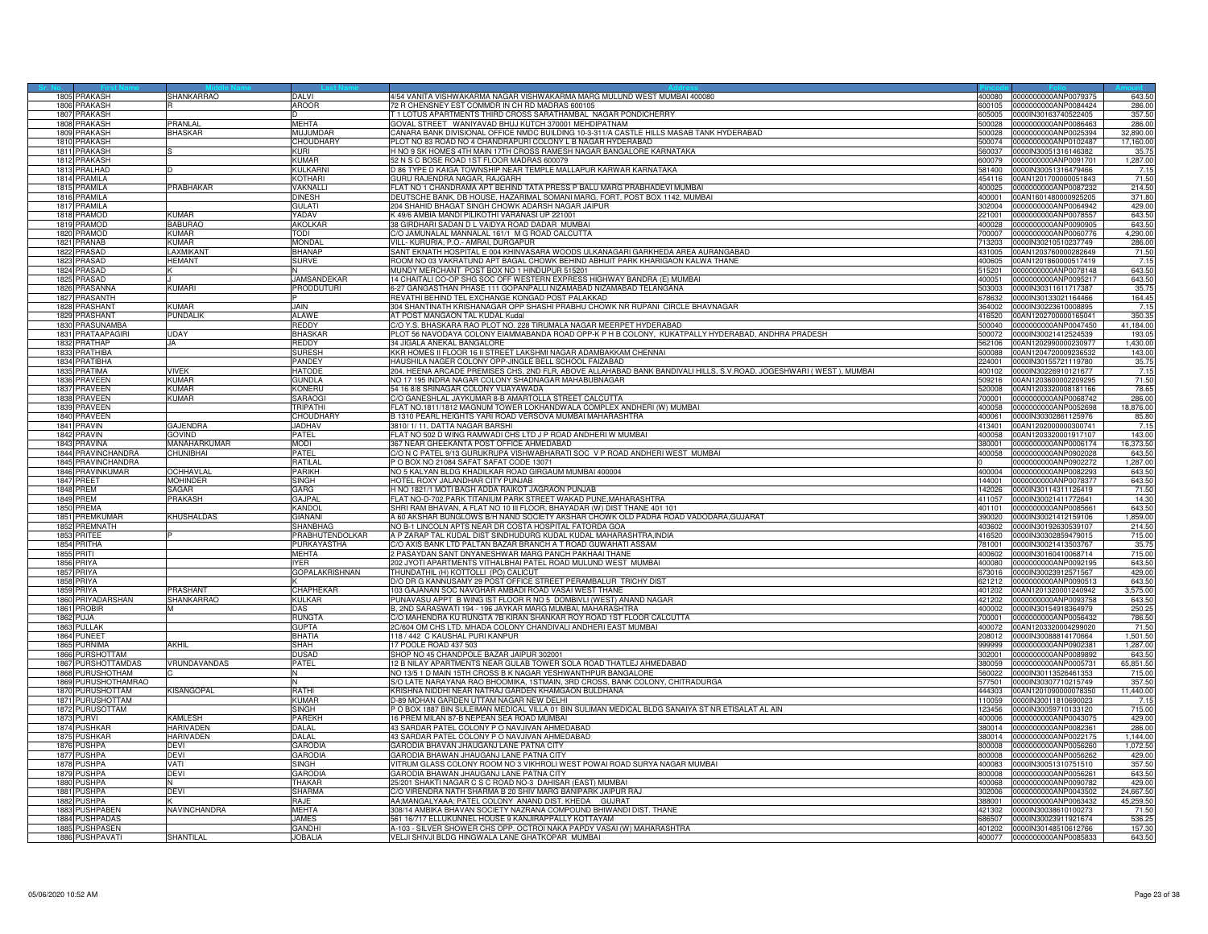| Sr. No. | First Name | Middle Name | Last Name | Address | Pincode | Folio | Amount |
|---|---|---|---|---|---|---|---|
| 1805 | PRAKASH | SHANKARRAO | DALVI | 4/54 VANITA VISHWAKARMA NAGAR VISHWAKARMA MARG MULUND WEST MUMBAI 400080 | 400080 | 0000000000ANP0079375 | 643.50 |
| 1806 | PRAKASH | R | AROOR | 72 R CHENSNEY EST COMMDR IN CH RD MADRAS 600105 | 600105 | 0000000000ANP0084424 | 286.00 |
| 1807 | PRAKASH | | D | T 1 LOTUS APARTMENTS THIRD CROSS SARATHAMBAL NAGAR PONDICHERRY | 605005 | 0000IN30163740522405 | 357.50 |
| 1808 | PRAKASH | PRANLAL | MEHTA | GOVAL STREET WANIYAVAD BHUJ KUTCH 370001 MEHDIPATNAM | 500028 | 0000000000ANP0086463 | 286.00 |
| 1809 | PRAKASH | BHASKAR | MUJUMDAR | CANARA BANK DIVISIONAL OFFICE NMDC BUILDING 10-3-311/A CASTLE HILLS MASAB TANK HYDERABAD | 500028 | 0000000000ANP0025394 | 32,890.00 |
| 1810 | PRAKASH | | CHOUDHARY | PLOT NO 83 ROAD NO 4 CHANDRAPURI COLONY L B NAGAR HYDERABAD | 500074 | 0000000000ANP0102487 | 17,160.00 |
| 1811 | PRAKASH | S | KURI | H NO 9 SK HOMES 4TH MAIN 17TH CROSS RAMESH NAGAR BANGALORE KARNATAKA | 560037 | 0000IN30051316146382 | 35.75 |
| 1812 | PRAKASH | | KUMAR | 52 N S C BOSE ROAD 1ST FLOOR MADRAS 600079 | 600079 | 0000000000ANP0091701 | 1,287.00 |
| 1813 | PRALHAD | D | KULKARNI | D 86 TYPE D KAIGA TOWNSHIP NEAR TEMPLE MALLAPUR KARWAR KARNATAKA | 581400 | 0000IN30051316479466 | 7.15 |
| 1814 | PRAMILA | | KOTHARI | GURU RAJENDRA NAGAR, RAJGARH | 454116 | 00AN1201700000051843 | 71.50 |
| 1815 | PRAMILA | PRABHAKAR | VAKNALLI | FLAT NO 1 CHANDRAMA APT BEHIND TATA PRESS P BALU MARG PRABHADEVI MUMBAI | 400025 | 0000000000ANP0087232 | 214.50 |
| 1816 | PRAMILA | | DINESH | DEUTSCHE BANK, DB HOUSE, HAZARIMAL SOMANI MARG, FORT, POST BOX 1142, MUMBAI | 400001 | 00AN1601480000925205 | 371.80 |
| 1817 | PRAMILA | | GULATI | 204 SHAHID BHAGAT SINGH CHOWK ADARSH NAGAR JAIPUR | 302004 | 0000000000ANP0064942 | 429.00 |
| 1818 | PRAMOD | KUMAR | YADAV | K 49/6 AMBIA MANDI PILIKOTHI VARANASI UP 221001 | 221001 | 0000000000ANP0078557 | 643.50 |
| 1819 | PRAMOD | BABURAO | AKOLKAR | 38 GIRDHARI SADAN D L VAIDYA ROAD DADAR MUMBAI | 400028 | 0000000000ANP0090905 | 643.50 |
| 1820 | PRAMOD | KUMAR | TODI | C/O JAMUNALAL MANNALAL 161/1 M G ROAD CALCUTTA | 700007 | 0000000000ANP0060776 | 4,290.00 |
| 1821 | PRANAB | KUMAR | MONDAL | VILL- KURURIA, P.O.- AMRAI, DURGAPUR | 713203 | 0000IN30210510237749 | 286.00 |
| 1822 | PRASAD | LAXMIKANT | BHANAP | SANT EKNATH HOSPITAL E 004 KHINVASARA WOODS ULKANAGARI GARKHEDA AREA AURANGABAD | 431005 | 00AN1203760000282649 | 71.50 |
| 1823 | PRASAD | HEMANT | SURVE | ROOM NO 03 VAKRATUND APT BAGAL CHOWK BEHIND ABHIJIT PARK KHARIGAON KALWA THANE | 400605 | 00AN1201860000517419 | 7.15 |
| 1824 | PRASAD | K | N | MUNDY MERCHANT POST BOX NO 1 HINDUPUR 515201 | 515201 | 0000000000ANP0078148 | 643.50 |
| 1825 | PRASAD | J | JAMSANDEKAR | 14 CHAITALI CO-OP SHG SOC OFF WESTERN EXPRESS HIGHWAY BANDRA (E) MUMBAI | 400051 | 0000000000ANP0095217 | 643.50 |
| 1826 | PRASANNA | KUMARI | PRODDUTURI | 6-27 GANGASTHAN PHASE 111 GOPANPALLI NIZAMABAD NIZAMABAD TELANGANA | 503003 | 0000IN30311611717387 | 35.75 |
| 1827 | PRASANTH | | P | REVATHI BEHIND TEL EXCHANGE KONGAD POST PALAKKAD | 678632 | 0000IN30133021164466 | 164.45 |
| 1828 | PRASHANT | KUMAR | JAIN | 304 SHANTINATH KRISHANAGAR OPP SHASHI PRABHU CHOWK NR RUPANI CIRCLE BHAVNAGAR | 364002 | 0000IN30223610008895 | 7.15 |
| 1829 | PRASHANT | PUNDALIK | ALAWE | AT POST MANGAON TAL KUDAL Kudal | 416520 | 00AN1202700000165041 | 350.35 |
| 1830 | PRASUNAMBA | | REDDY | C/O Y.S. BHASKARA RAO PLOT NO. 228 TIRUMALA NAGAR MEERPET HYDERABAD | 500040 | 0000000000ANP0047450 | 41,184.00 |
| 1831 | PRATAAPAGIRI | UDAY | BHASKAR | PLOT 56 NAVODAYA COLONY EIAMMABANDA ROAD OPP-K P H B COLONY, KUKATPALLY HYDERABAD, ANDHRA PRADESH | 500072 | 0000IN30021412524539 | 193.05 |
| 1832 | PRATHAP | JA | REDDY | 34 JIGALA ANEKAL BANGALORE | 562106 | 00AN1202990000230977 | 1,430.00 |
| 1833 | PRATHIBA | | SURESH | KKR HOMES II FLOOR 16 II STREET LAKSHMI NAGAR ADAMBAKKAM CHENNAI | 600088 | 00AN1204720009236532 | 143.00 |
| 1834 | PRATIBHA | | PANDEY | HAUSHILA NAGER COLONY OPP-JINGLE BELL SCHOOL FAIZABAD | 224001 | 0000IN30155721119780 | 35.75 |
| 1835 | PRATIMA | VIVEK | HATODE | 204, HEENA ARCADE PREMISES CHS, 2ND FLR, ABOVE ALLAHABAD BANK BANDIVALI HILLS, S.V.ROAD, JOGESHWARI ( WEST ), MUMBAI | 400102 | 0000IN30226910121677 | 7.15 |
| 1836 | PRAVEEN | KUMAR | GUNDLA | NO 17 195 INDRA NAGAR COLONY SHADNAGAR MAHABUBNAGAR | 509216 | 00AN1203600002209295 | 71.50 |
| 1837 | PRAVEEN | KUMAR | KONERU | 54 16 8/8 SRINAGAR COLONY VIJAYAWADA | 520008 | 00AN1203320008181166 | 78.65 |
| 1838 | PRAVEEN | KUMAR | SARAOGI | C/O GANESHLAL JAYKUMAR 8-B AMARTOLLA STREET CALCUTTA | 700001 | 0000000000ANP0068742 | 286.00 |
| 1839 | PRAVEEN | | TRIPATHI | FLAT NO.1811/1812 MAGNUM TOWER LOKHANDWALA COMPLEX ANDHERI (W) MUMBAI | 400058 | 0000000000ANP0052698 | 18,876.00 |
| 1840 | PRAVEEN | | CHOUDHARY | B 1310 PEARL HEIGHTS YARI ROAD VERSOVA MUMBAI MAHARASHTRA | 400061 | 0000IN30302861125976 | 85.80 |
| 1841 | PRAVIN | GAJENDRA | JADHAV | 3810/ 1/ 11, DATTA NAGAR BARSHI | 413401 | 00AN1202000000300741 | 7.15 |
| 1842 | PRAVIN | GOVIND | PATEL | FLAT NO 502 D WING RAMWADI CHS LTD J P ROAD ANDHERI W MUMBAI | 400058 | 00AN1203320001917107 | 143.00 |
| 1843 | PRAVINA | MANAHARKUMAR | MODI | 367 NEAR GHEEKANTA POST OFFICE AHMEDABAD | 380001 | 0000000000ANP0006174 | 16,373.50 |
| 1844 | PRAVINCHANDRA | CHUNIBHAI | PATEL | C/O N C PATEL 9/13 GURUKRUPA VISHWABHARATI SOC V P ROAD ANDHERI WEST MUMBAI | 400058 | 0000000000ANP0902028 | 643.50 |
| 1845 | PRAVINCHANDRA | | RATILAL | P O BOX NO 21084 SAFAT SAFAT CODE 13071 | 0 | 0000000000ANP0902272 | 1,287.00 |
| 1846 | PRAVINKUMAR | OCHHAVLAL | PARIKH | NO 5 KALYAN BLDG KHADILKAR ROAD GIRGAUM MUMBAI 400004 | 400004 | 0000000000ANP0082293 | 643.50 |
| 1847 | PREET | MOHINDER | SINGH | HOTEL ROXY JALANDHAR CITY PUNJAB | 144001 | 0000000000ANP0078377 | 643.50 |
| 1848 | PREM | SAGAR | GARG | H NO 1821/1 MOTI BAGH ADDA RAIKOT JAGRAON PUNJAB | 142026 | 0000IN30114311126419 | 71.50 |
| 1849 | PREM | PRAKASH | GAJPAL | FLAT NO-D-702,PARK TITANIUM PARK STREET WAKAD PUNE,MAHARASHTRA | 411057 | 0000IN30021411772641 | 14.30 |
| 1850 | PREMA | | KANDOL | SHRI RAM BHAVAN, A FLAT NO 10 III FLOOR, BHAYADAR (W) DIST THANE 401 101 | 401101 | 0000000000ANP0085661 | 643.50 |
| 1851 | PREMKUMAR | KHUSHALDAS | GIANANI | A 60 AKSHAR BUNGLOWS B/H NAND SOCIETY AKSHAR CHOWK OLD PADRA ROAD VADODARA,GUJARAT | 390020 | 0000IN30021412159106 | 1,859.00 |
| 1852 | PREMNATH | | SHANBHAG | NO B-1 LINCOLN APTS NEAR DR COSTA HOSPITAL FATORDA GOA | 403602 | 0000IN30192630539107 | 214.50 |
| 1853 | PRITEE | P | PRABHUTENDOLKAR | A P ZARAP TAL KUDAL DIST SINDHUDURG KUDAL KUDAL MAHARASHTRA,INDIA | 416520 | 0000IN30302859479015 | 715.00 |
| 1854 | PRITHA | | PURKAYASTHA | C/O AXIS BANK LTD PALTAN BAZAR BRANCH A T ROAD GUWAHATI ASSAM | 781001 | 0000IN30021413503767 | 35.75 |
| 1855 | PRITI | | MEHTA | 2 PASAYDAN SANT DNYANESHWAR MARG PANCH PAKHAAI THANE | 400602 | 0000IN30160410068714 | 715.00 |
| 1856 | PRIYA | | IYER | 202 JYOTI APARTMENTS VITHALBHAI PATEL ROAD MULUND WEST MUMBAI | 400080 | 0000000000ANP0092195 | 643.50 |
| 1857 | PRIYA | | GOPALAKRISHNAN | THUNDATHIL (H) KOTTOLLI (PO) CALICUT | 673016 | 0000IN30023912571567 | 429.00 |
| 1858 | PRIYA | | K | D/O DR G KANNUSAMY 29 POST OFFICE STREET PERAMBALUR TRICHY DIST | 621212 | 0000000000ANP0090513 | 643.50 |
| 1859 | PRIYA | PRASHANT | CHAPHEKAR | 103 GAJANAN SOC NAVGHAR AMBADI ROAD VASAI WEST THANE | 401202 | 00AN1201320001240942 | 3,575.00 |
| 1860 | PRIYADARSHAN | SHANKARRAO | KULKAR | PUNAVASU APPT B WING IST FLOOR R NO 5 DOMBIVLI (WEST) ANAND NAGAR | 421202 | 0000000000ANP0093758 | 643.50 |
| 1861 | PROBIR | M | DAS | B, 2ND SARASWATI 194 - 196 JAYKAR MARG MUMBAI, MAHARASHTRA | 400002 | 0000IN30154918364979 | 250.25 |
| 1862 | PUJA | | RUNGTA | C/O MAHENDRA KU RUNGTA 7B KIRAN SHANKAR ROY ROAD 1ST FLOOR CALCUTTA | 700001 | 0000000000ANP0056432 | 786.50 |
| 1863 | PULLAK | | GUPTA | 2C/604 OM CHS LTD. MHADA COLONY CHANDIVALI ANDHERI EAST MUMBAI | 400072 | 00AN1203320004299020 | 71.50 |
| 1864 | PUNEET | | BHATIA | 118 / 442 C KAUSHAL PURI KANPUR | 208012 | 0000IN30088814170664 | 1,501.50 |
| 1865 | PURNIMA | AKHIL | SHAH | 17 POOLE ROAD 437 503 | 999999 | 0000000000ANP0902381 | 1,287.00 |
| 1866 | PURSHOTTAM | | DUSAD | SHOP NO 45 CHANDPOLE BAZAR JAIPUR 302001 | 302001 | 0000000000ANP0089892 | 643.50 |
| 1867 | PURSHOTTAMDAS | VRUNDAVANDAS | PATEL | 12 B NILAY APARTMENTS NEAR GULAB TOWER SOLA ROAD THATLEJ AHMEDABAD | 380059 | 0000000000ANP0005731 | 65,851.50 |
| 1868 | PURUSHOTHAM | C | N | NO 13/5 1 D MAIN 15TH CROSS B K NAGAR YESHWANTHPUR BANGALORE | 560022 | 0000IN30113526461353 | 715.00 |
| 1869 | PURUSHOTHAMRAO | | N | S/O LATE NARAYANA RAO BHOOMIKA, 1STMAIN, 3RD CROSS, BANK COLONY, CHITRADURGA | 577501 | 0000IN30307710215749 | 357.50 |
| 1870 | PURUSHOTTAM | KISANGOPAL | RATHI | KRISHNA NIDDHI NEAR NATRAJ GARDEN KHAMGAON BULDHANA | 444303 | 00AN1201090000078350 | 11,440.00 |
| 1871 | PURUSHOTTAM | | KUMAR | D-89 MOHAN GARDEN UTTAM NAGAR NEW DELHI | 110059 | 0000IN30011810690023 | 7.15 |
| 1872 | PURUSOTTAM | | SINGH | P O BOX 1887 BIN SULEIMAN MEDICAL VILLA 01 BIN SULIMAN MEDICAL BLDG SANAIYA ST NR ETISALAT AL AIN | 123456 | 0000IN30059710133120 | 715.00 |
| 1873 | PURVI | KAMLESH | PAREKH | 16 PREM MILAN 87-B NEPEAN SEA ROAD MUMBAI | 400006 | 0000000000ANP0043075 | 429.00 |
| 1874 | PUSHKAR | HARIVADEN | DALAL | 43 SARDAR PATEL COLONY P O NAVJIVAN AHMEDABAD | 380014 | 0000000000ANP0082361 | 286.00 |
| 1875 | PUSHKAR | HARIVADEN | DALAL | 43 SARDAR PATEL COLONY P O NAVJIVAN AHMEDABAD | 380014 | 0000000000ANP0022175 | 1,144.00 |
| 1876 | PUSHPA | DEVI | GARODIA | GARODIA BHAVAN JHAUGANJ LANE PATNA CITY | 800008 | 0000000000ANP0056260 | 1,072.50 |
| 1877 | PUSHPA | DEVI | GARODIA | GARODIA BHAWAN JHAUGANJ LANE PATNA CITY | 800008 | 0000000000ANP0056262 | 429.00 |
| 1878 | PUSHPA | VATI | SINGH | VITRUM GLASS COLONY ROOM NO 3 VIKHROLI WEST POWAI ROAD SURYA NAGAR MUMBAI | 400083 | 0000IN30051310751510 | 357.50 |
| 1879 | PUSHPA | DEVI | GARODIA | GARODIA BHAWAN JHAUGANJ LANE PATNA CITY | 800008 | 0000000000ANP0056261 | 643.50 |
| 1880 | PUSHPA | N | THAKAR | 25/201 SHAKTI NAGAR C S C ROAD NO-3 DAHISAR (EAST) MUMBAI | 400068 | 0000000000ANP0090782 | 429.00 |
| 1881 | PUSHPA | DEVI | SHARMA | C/O VIRENDRA NATH SHARMA B 20 SHIV MARG BANIPARK JAIPUR RAJ | 302006 | 0000000000ANP0043502 | 24,667.50 |
| 1882 | PUSHPA | K | RAJE | AA;MANGALYAAA; PATEL COLONY ANAND DIST. KHEDA GUJRAT | 388001 | 0000000000ANP0063432 | 45,259.50 |
| 1883 | PUSHPABEN | NAVINCHANDRA | MEHTA | 308/14 AMBIKA BHAVAN SOCIETY NAZRANA COMPOUND BHIWANDI DIST. THANE | 421302 | 0000IN30038610100273 | 71.50 |
| 1884 | PUSHPADAS | | JAMES | 561 16/717 ELLUKUNNEL HOUSE 9 KANJIRAPPALLY KOTTAYAM | 686507 | 0000IN30023911921674 | 536.25 |
| 1885 | PUSHPASEN | | GANDHI | A-103 - SILVER SHOWER CHS OPP. OCTROI NAKA PAPDY VASAI (W) MAHARASHTRA | 401202 | 0000IN30148510612766 | 157.30 |
| 1886 | PUSHPAVATI | SHANTILAL | JOBALIA | VELJI SHIVJI BLDG HINGWALA LANE GHATKOPAR MUMBAI | 400077 | 0000000000ANP0085833 | 643.50 |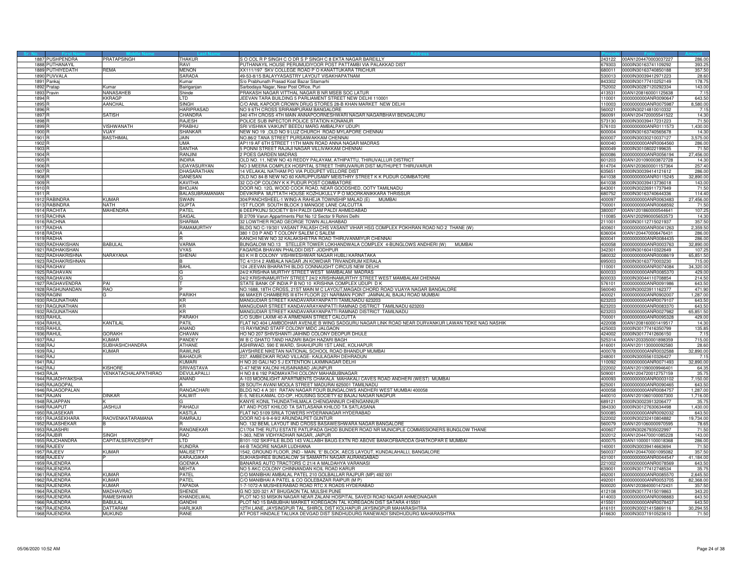| Sr. No. | First Name | Middle Name | Last Name | Address | Pincode | Folio | Amount |
|---|---|---|---|---|---|---|---|
| 1887 | PUSHPENDRA | PRATAPSINGH | THAKUR | S O COL R P SINGH C O DR S P SINGH C 8 EKTA NAGAR BAREILLY | 243122 | 00AN1204470003037227 | 286.00 |
| 1888 | PUTHANAYIL | | RAVI | PUTHANAYIL HOUSE PERUMUDIYOOR POST PATTAMBI VIA PALAKKAD DIST | 679303 | 0000IN30163741109292 | 393.25 |
| 1889 | PUTHIYEDATH | REMA | MENON | XX111/197 SKV COLLEGE ROAD P O KANATTUKARA TRICHUR | 680011 | 0000IN30163740850188 | 357.50 |
| 1890 | PUVVALA | | SARADA | 49-53-8/15 BALAYYASASTRY LAYOUT VISAKHAPATNAM | 530013 | 0000IN30039412971223 | 28.60 |
| 1891 | Pankaj | | Kumar | S/o Prabhunath Prasad Koat Bazar Sitamarhi | 843302 | 0000IN30177410252149 | 178.75 |
| 1892 | Pratap | Kumar | Bairiganjan | Sarbodaya Nagar, Near Post Office, Puri | 752002 | 0000IN30287120292334 | 143.00 |
| 1893 | Pravin | NANASAHEB | Shinde | PRAKASH NAGAR VITTHAL NAGAR B NR MSEB SOC LATUR | 413531 | 00AN1208160001125638 | 7.15 |
| 1894 | R | KKRAGP | LTD | JEEVAN TARA BUILDING 5 PARLIAMENT STREET NEW DELHI 110001 | 110001 | 0000000000ANR0090647 | 643.50 |
| 1895 | R | AANCHAL | SINGH | C/O ANIL KAPOOR CROWN DRUG STORES 28-B KHAN MARKET NEW DELHI | 110003 | 0000000000ANR0075987 | 8,580.00 |
| 1896 | R | | HARIPRASAD | NO 9 6TH CROSS SRIRAMPURAM BANGALORE | 560021 | 0000IN30214810010332 | 7.15 |
| 1897 | R | SATISH | CHANDRA | 340 4TH CROSS 4TH MAIN ANNAPOORNESHWARI NAGAR NAGARBHAVI BENGALURU | 560091 | 00AN1204720005541522 | 14.30 |
| 1898 | R | | RAJESH | POLICE SUB INPECTOR POLICE STATION KONANUR | 573130 | 0000IN30039417231223 | 71.50 |
| 1899 | R | VISHWANATH | PRABHU | SRI VISHWA VAIKUNT BEEDU MARG AMBALPAY UDUPI | 576103 | 0000000000ANR0111573 | 1,430.00 |
| 1900 | R | VIJAY | SHANKAR | NEW NO 19 ,OLD NO 9 LUZ CHURCH ROAD MYLAPORE CHENNAI | 600004 | 0000IN30163740565678 | 14.30 |
| 1901 | R | BASTHIMAL | JAIN | NO.86/2 TANA STREET PURSAIWAKKAM CHENNAI | 600007 | 0000IN30030210037127 | 3,575.00 |
| 1902 | R | | UMA | AP119 AF 6TH STREET 11TH MAIN ROAD ANNA NAGAR MADRAS | 600040 | 0000000000ANR0064560 | 286.00 |
| 1903 | R | | SANTHA | 5 PONNI STREET RAJAJI NAGAR VILLIVAKKAM CHENNAI | 600049 | 0000IN30108022199635 | 71.50 |
| 1904 | R | | RANJINI | 2 POES GARDEN MADRAS | 600086 | 0000000000ANR0056194 | 27,456.00 |
| 1905 | R | | INDIRA | OLD NO. 11, NEW NO 43 REDDY PALAYAM, ATHIPATTU, THIRUVALLUR DISTRICT | 601203 | 00AN1201090003872728 | 14.30 |
| 1906 | R | | UDAYASURYAN | NO 3 MEERA COMPLEX HOSPITAL STREET THIRUVARUR DIST MUTHUPET THIRUVARUR | 614704 | 00AN1203600001157364 | 257.40 |
| 1907 | R | | DHASARATHAN | 14 VELAKAL NATHAM PO VIA PUDUPET VELLORE DIST | 635651 | 0000IN30039414121612 | 286.00 |
| 1908 | R | | GANESAN | OLD NO 84-B NEW NO 60 KARUPPUSAMY MEISTHRY STREET K K PUDUR COIMBATORE | 641038 | 0000000000ANR0115245 | 32,890.00 |
| 1909 | R | | KAVITHA | 32 CO-OP COLONY K K PUDUR POST COIMBATORE | 641038 | 0000IN30039413736018 | 143.00 |
| 1910 | R | | BHOJAN | DOOR NO. 12G, WOOD COCK ROAD, NEAR GOODSHED, OOTY TAMILNADU | 643001 | 0000IN30226911737949 | 71.50 |
| 1911 | R | | BALASUBRAMANIAN | DEVIKRIPA MUTTATH HOUSE KOZHUKULLY P O MOORKANIKKARA THRISSUR | 680752 | 0000IN30163740644336 | 114.40 |
| 1912 | RABINDRA | KUMAR | SWAIN | 304/PANCHSHEEL-1 WING-A RAHEJA TOWNSHIP MALAD (E) MUMBAI | 400097 | 0000000000ANR0063483 | 27,456.00 |
| 1913 | RABINDRA | NATH | GUPTA | 1ST FLOOR SOUTH BLOCK 3 MANGOE LANE CALCUTTA | 700001 | 0000000000ANR0068592 | 71.50 |
| 1914 | RACHITA | MAHENDRA | PATEL | 6 DEEPKUNJ SOCIETY B/H PALDI GAM PALDI AHMEDABAD | 380007 | 00AN1201860000544641 | 107.25 |
| 1915 | RACHNA | | SAIGAL | B 2/709 Varun Appartments Plot No 12 Sector 9 Rohini Delhi | 110085 | 00AN1202990005653573 | 14.30 |
| 1916 | RACHNA | | SHARMA | 32 LOWTHER ROAD GEORGE TOWN ALLAHABAD | 211001 | 0000IN30112715021937 | 357.50 |
| 1917 | RADHA | | RAMAMURTHY | BLDG NO C-19/301 VASANT PALASH CHS VASANT VIHAR HSG COMPLEX POKHRAN ROAD NO 2 THANE (W) | 400601 | 0000000000ANR0041263 | 2,359.50 |
| 1918 | RADHA | | A | 380 1 D3 P AND T COLONY SALEM C SALEM | 636004 | 00AN1204470006476431 | 286.00 |
| 1919 | RADHA | | R | KANCHI NEW NO 32 KALAKSHETRA ROAD THIRUVANMIYUR CHENNAI | 600041 | 0000000000ANR0084435 | 286.00 |
| 1920 | RADHAKISHAN | BABULAL | VARMA | BUNGALOW NO.13 STELLER TOWER LOKHANDWALA COMPLEX 4-BUNGLOWS ANDHERI (W) MUMBAI | 400058 | 0000000000ANR0003763 | 32,890.00 |
| 1921 | RADHAKISHAN | | VYAS | FAGARDA BHAVAN PHALODI DIST- JODHPUR | 342301 | 0000IN30160410322649 | 107.25 |
| 1922 | RADHAKRISHNA | NARAYANA | SHENAI | 63 K H B COLONY VISHWESHWAR NAGAR HUBLI KARNATAKA | 580032 | 0000000000ANR0008619 | 65,851.50 |
| 1923 | RADHAKRISHNAN | | B | TC 4/1314 2 AMBALA NAGAR JN KOWDIAR TRIVANDRUM KERALA | 695003 | 0000IN30163770003230 | 715.00 |
| 1924 | RAGHAV | | BAHL | 124 JEEVAN BHARATHI BLDG CONNAUGHT CIRCUS NEW DELHI | 110001 | 0000000000ANR0074084 | 34,320.00 |
| 1925 | RAGHAVAN | | G | 24/2 KRISHNA MURTHY STREET WEST MAMBALAM MADRAS | 600033 | 0000000000ANR0085370 | 429.00 |
| 1926 | RAGHAVAN | | G | 24/2 KRISHNAMURTHY STREET 24/2 KRISHNAMURTHY STREET WEST MAMBALAM CHENNAI | 600033 | 0000IN30044110708854 | 214.50 |
| 1927 | RAGHAVENDRA | PAI | T | STATE BANK OF INDIA P B NO 10 KRISHNA COMPLEX UDUPI D K | 576101 | 0000000000ANR0091986 | 643.50 |
| 1928 | RAGHUNANDAN | RAO | P | NO.1688, 18TH CROSS, 21ST MAIN M C LAYOUT,MAGADI CHORD ROAD VIJAYA NAGAR BANGALORE | 560040 | 0000IN30023911162377 | 471.90 |
| 1929 | RAGINI | G | PARIKH | 66 MAKER CHAMBERS III 6TH FLOOR 221 NARIMAN POINT JAMNALAL BAJAJ ROAD MUMBAI | 400021 | 0000000000ANR0902007 | 1,287.00 |
| 1930 | RAGUNATHAN | | KR | MANGUDIAR STREET KANDAVARAYANPATTI TAMILNADU 623203 | 623203 | 0000000000ANR0079107 | 643.50 |
| 1931 | RAGUNATHAN | | KR | MANGUDIAR STREET KANDAVARAYANPATTI RAMNAD DISTRICT TAMILNADU 623203 | 623203 | 0000000000ANR0083370 | 643.50 |
| 1932 | RAGUNATHAN | | KR | MANGUDIAR STREET KANDAVARAYANPATTI RAMNAD DISTRICT TAMILNADU | 623203 | 0000000000ANR0027982 | 65,851.50 |
| 1933 | RAHUL | | PARAKH | C/O SUBH LAXMI 40-A ARMENIAN STREET CALCUTTA | 700001 | 0000000000ANR0095328 | 429.00 |
| 1934 | RAHUL | KANTILAL | PATIL | FLAT NO 404 LAMBODHAR AVENUE B WING SADGURU NAGAR LINK ROAD NEAR DURVANKUR LAWAN TIDKE NAG NASHIK | 422008 | 00AN1208160001419517 | 14.30 |
| 1935 | RAHUL | | ANAND | 15 RAYMOND STAFF COLONY MIDC JALGAON | 425003 | 0000IN30177416350799 | 135.85 |
| 1936 | RAHUL | GORAKH | CHAVAN | HO NO 207 SHIVSHANTI JAIHIND COLONY DEOPUR DHULE | 424002 | 0000IN30177412606150 | 7.15 |
| 1937 | RAJ | KUMAR | PANDEY | W B C GHATO TAND HAZARI BAGH HAZARI BAGH | 525314 | 00AN1203350001898359 | 715.00 |
| 1938 | RAJ | SUBHASHCHANDRA | ATHANE | ASHIRWAD, 590 E WARD, SHAHUPURI 1ST LANE, KOLHAPUR | 416001 | 00AN1201130000092580 | 28.60 |
| 1939 | RAJ | KUMAR | RAWLINS | JAYSHREE NIKETAN NATIONAL SCHOOL ROAD BHANDUP MUMBAI | 400078 | 0000000000ANR0032588 | 32,890.00 |
| 1940 | RAJ | | BAHADUR | 237, AMBEDKAR ROAD VILLAGE- KAULAGARH DEHRADUN | 248001 | 0000IN30055610326427 | 7.15 |
| 1941 | RAJ | | KUMARI | H NO 20 GALI NO 5 J EXTENTION LAXMINAGAR DELHI | 110092 | 0000000000ANR0071493 | 32,890.00 |
| 1942 | RAJ | KISHORE | SRIVASTAVA | D-47 NEW KALONI HUSAINABAD JAUNPUR | 222002 | 00AN1201090009946401 | 64.35 |
| 1943 | RAJA | VENKATACHALAPATHIRAO | DEVULAPALLI | H NO 8 6 192 PADMAVATHI COLONY MAHABUBNAGAR | 509001 | 00AN1204720012757159 | 35.75 |
| 1944 | RAJADHYAKSHA | | ANAND | A-103 MOONLIGHT APARTMENTS CHAKALA MAHAKALI CAVES ROAD ANDHERI (WEST) MUMBAI | 400093 | 0000000000ANR0003102 | 7,150.00 |
| 1945 | RAJAGOPAL | | A | 28 SOUTH AVANI MOOLA STREET MADURAI 625001 TAMILNADU | 625001 | 0000000000ANR0090465 | 643.50 |
| 1946 | RAJAGOPALAN | | RANGACHARI | BLDG NO 4 A 301 RATAN NAGAR FOUR BUNGALOWS ANDHERI WEST MUMBAI 400058 | 400058 | 0000000000ANR0084757 | 1,287.00 |
| 1947 | RAJAN | DINKAR | KALWIT | E-5, NEELKAMAL CO-OP, HOUSING SOCIETY 62 BAJAJ NAGAR NAGPUR | 440010 | 00AN1201060100007300 | 1,716.00 |
| 1948 | RAJAPPAN | K | G | KANYE KONIL THUNDATHILMALA CHENGANNUR CHENGANNUR | 689121 | 0000IN30023913206477 | 35.75 |
| 1949 | RAJAPUT | JASHUJI | PAHADJI | AT AND POST KHILOD TA SATLASANA KHILOD TA SATLASANA | 384330 | 0000IN30127630634498 | 1,430.00 |
| 1950 | RAJASEKAR | | KASTLA | FLAT NO 5109 SRILA TOWERS HYDERANAGAR HYDERABAD | 500085 | 0000000000ANR0092032 | 643.50 |
| 1951 | RAJASEKHARA | RAOVENKATARAMANA | RAMRAJU | DOOR NO 6-9-4-9/2 ARUNDALPET GUNTUR | 522002 | 0000IN30232410804882 | 19,734.00 |
| 1952 | RAJASHEKAR | B | R | NO. 132 BEML LAYOUT IIND CROSS BASAWESHWARA NAGAR BANGALORE | 560079 | 00AN1201060000970595 | 78.65 |
| 1953 | RAJASHRI | | RANGNEKAR | C1/704 THE RUTU ESTATE PATLIPADA GHOD BUNDER ROAD NR MUNICIPLE COMMISSIONERS BUNGLOW THANE | 400607 | 0000IN30267935022997 | 71.50 |
| 1954 | RAJBIR | SINGH | RAO | 1-363, NEW VIDHYADHAR NAGAR, JAIPUR | 302012 | 00AN1204470001085228 | 143.00 |
| 1955 | RAJCHANDRA | CAPITALSERVICESPVT | LTD | B101-102 SKIFFILE BLDG 143 VALLABH BAUG EXTN RD ABOVE BANKOFBARODA GHATKOPAR E MUMBAI | 400075 | 00AN1100001100018368 | 286.00 |
| 1956 | RAJEEV | | KUNDRA | 44-B TAGORE NAGAR LUDHIANA | 140001 | 0000IN30039414663694 | 71.50 |
| 1957 | RAJEEV | KUMAR | MALISETTY | 1542, GROUND FLOOR, 2ND - MAIN, 'E' BLOCK, AECS LAYOUT, KUNDALAHALLI, BANGALORE | 560037 | 00AN1204470001095082 | 357.50 |
| 1958 | RAJEEV | P | KARAJGIKAR | SUKHASHREE BUNGALOW 34 SAMARTH NAGAR AURANGABAD | 431001 | 0000000000ANR0044547 | 41,184.00 |
| 1959 | RAJENDRA | | GOENKA | BANARAS AUTO TRACTORS C 21/4 A MALDAHYA VARANASI | 221002 | 0000000000ANR0078569 | 643.50 |
| 1960 | RAJENDRA | | MEHTA | NO 5 AKC COLONY CHINNANDAN KOIL ROAD KARUR | 639001 | 0000IN30177412748534 | 35.75 |
| 1961 | RAJENDRA | KUMAR | PATEL | C/O MANIBHAI AMBALAL PATEL 210 GOLBALLAR RAJPUR (MP) 492 001 | 492001 | 0000000000ANR0085570 | 2,645.50 |
| 1962 | RAJENDRA | KUMAR | PATEL | C/O MANIBHAI A PATEL & CO GOLEBAZAR RAIPUR (M P) | 492001 | 0000000000ANR0053705 | 82,368.00 |
| 1963 | RAJENDRA | KUMAR | TAPADIA | 1-7-1072-A MUSHEERABAD ROAD RTC X ROADS HYDERABAD | 500020 | 00AN1203840001472431 | 357.50 |
| 1964 | RAJENDRA | MADHAVRAO | SHENDE | G NO 320-321 AT BHUGAON TAL MULSHI PUNE | 412108 | 0000IN30177415019863 | 343.20 |
| 1965 | RAJENDRA | RAMESHWAR | KHANDELWAL | PLOT NO 53 MISKIN NAGAR NEAR ZALANI HOSPITAL SAVEDI ROAD NAGAR AHMEDNAGAR | 414003 | 0000000000ANR0098883 | 643.50 |
| 1966 | RAJENDRA | BABULAL | GANDHI | PLOT NO 15 BABUBHAI MARKET KOREGAON TAL KOREGAON DIST SATARA 415501 | 415501 | 0000000000ANR0078437 | 643.50 |
| 1967 | RAJENDRA | DATTARAM | HARLIKAR | 12TH LANE, JAYSINGPUR TAL, SHIROL DIST KOLHAPUR JAYSINGPUR MAHARASHTRA | 416101 | 0000IN30021415869116 | 30,294.55 |
| 1968 | RAJENDRA | MUKUND | RANE | AT POST HINDALE TALUKA DEVGAD DIST SINDHUDURG RANEWADI SINDHUDURG MAHARASHTRA | 416630 | 0000IN30371910523610 | 71.50 |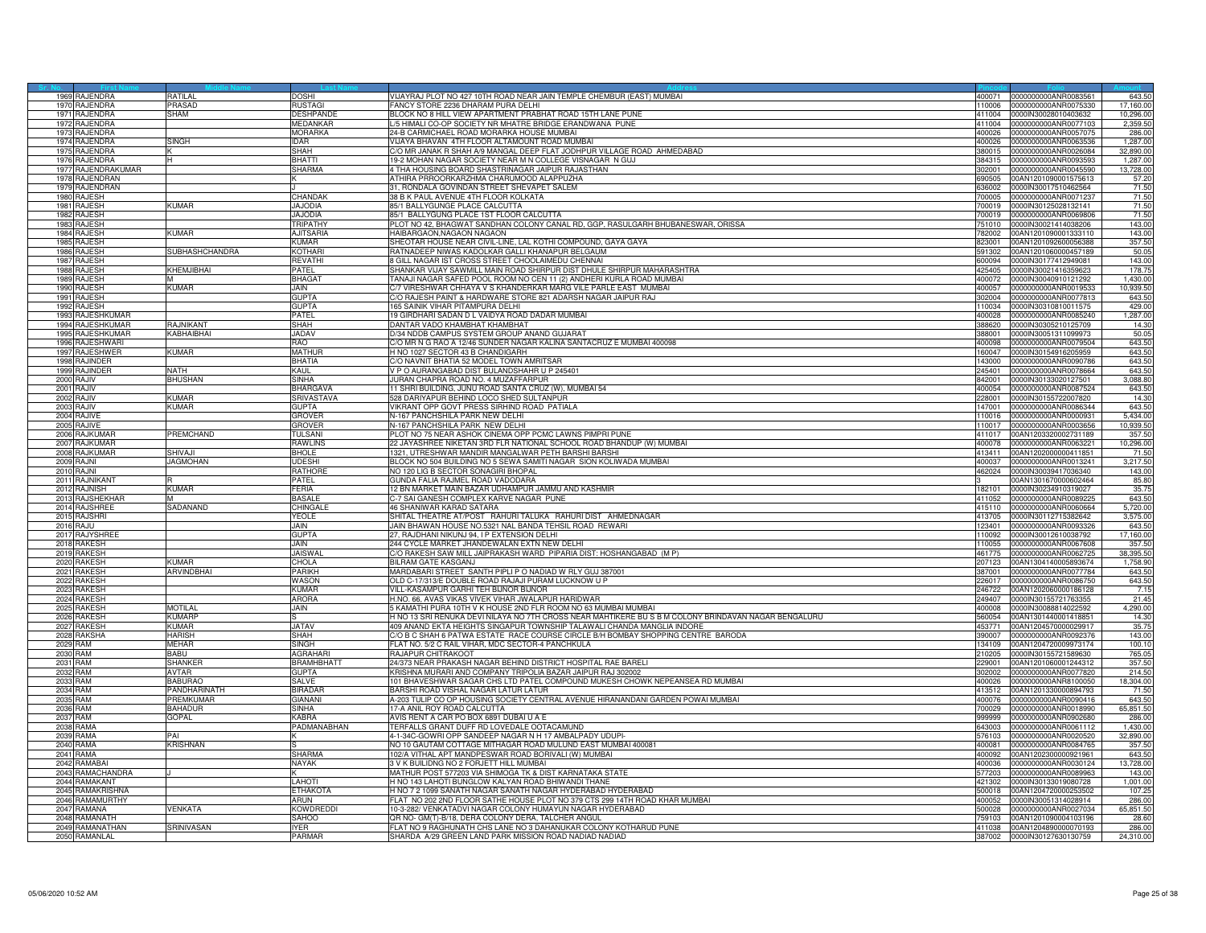| Sr. No. | First Name | Middle Name | Last Name | Address | Pincode | Folio | Amount |
|---|---|---|---|---|---|---|---|
| 1969 | RAJENDRA | RATILAL | DOSHI | VIJAYRAJ PLOT NO 427 10TH ROAD NEAR JAIN TEMPLE CHEMBUR (EAST) MUMBAI | 400071 | 0000000000ANR0083561 | 643.50 |
| 1970 | RAJENDRA | PRASAD | RUSTAGI | FANCY STORE 2236 DHARAM PURA DELHI | 110006 | 0000000000ANR0075330 | 17,160.00 |
| 1971 | RAJENDRA | SHAM | DESHPANDE | BLOCK NO 8 HILL VIEW APARTMENT PRABHAT ROAD 15TH LANE PUNE | 411004 | 0000IN30028010403632 | 10,296.00 |
| 1972 | RAJENDRA | | MEDANKAR | L/5 HIMALI CO-OP SOCIETY NR MHATRE BRIDGE ERANDWANA PUNE | 411004 | 0000000000ANR0077103 | 2,359.50 |
| 1973 | RAJENDRA | | MORARKA | 24-B CARMICHAEL ROAD MORARKA HOUSE MUMBAI | 400026 | 0000000000ANR0057075 | 286.00 |
| 1974 | RAJENDRA | SINGH | IDAR | VIJAYA BHAVAN 4TH FLOOR ALTAMOUNT ROAD MUMBAI | 400026 | 0000000000ANR0063536 | 1,287.00 |
| 1975 | RAJENDRA | K | SHAH | C/O MR JANAK R SHAH A/9 MANGAL DEEP FLAT JODHPUR VILLAGE ROAD AHMEDABAD | 380015 | 0000000000ANR0026084 | 32,890.00 |
| 1976 | RAJENDRA | H | BHATTI | 19-2 MOHAN NAGAR SOCIETY NEAR M N COLLEGE VISNAGAR N GUJ | 384315 | 0000000000ANR0093593 | 1,287.00 |
| 1977 | RAJENDRAKUMAR | | SHARMA | 4 THA HOUSING BOARD SHASTRINAGAR JAIPUR RAJASTHAN | 302001 | 0000000000ANR0045590 | 13,728.00 |
| 1978 | RAJENDRAN | | K | ATHIRA PRROORKARZHMA CHARUMOOD ALAPPUZHA | 690505 | 00AN1201090001575613 | 57.20 |
| 1979 | RAJENDRAN | | J | 31, RONDALA GOVINDAN STREET SHEVAPET SALEM | 636002 | 0000IN30017510462564 | 71.50 |
| 1980 | RAJESH | | CHANDAK | 38 B K PAUL AVENUE 4TH FLOOR KOLKATA | 700005 | 0000000000ANR0071237 | 71.50 |
| 1981 | RAJESH | KUMAR | JAJODIA | 85/1 BALLYGUNGE PLACE CALCUTTA | 700019 | 0000IN30125028132141 | 71.50 |
| 1982 | RAJESH | | JAJODIA | 85/1 BALLYGUNG PLACE 1ST FLOOR CALCUTTA | 700019 | 0000000000ANR0069806 | 71.50 |
| 1983 | RAJESH | | TRIPATHY | PLOT NO 42, BHAGWAT SANDHAN COLONY CANAL RD, GGP, RASULGARH BHUBANESWAR, ORISSA | 751010 | 0000IN30021414038206 | 143.00 |
| 1984 | RAJESH | KUMAR | AJITSARIA | HAIBARGAON,NAGAON NAGAON | 782002 | 00AN1201090001333110 | 143.00 |
| 1985 | RAJESH | | KUMAR | SHEOTAR HOUSE NEAR CIVIL-LINE, LAL KOTHI COMPOUND, GAYA GAYA | 823001 | 00AN1201092600056388 | 357.50 |
| 1986 | RAJESH | SUBHASHCHANDRA | KOTHARI | RATNADEEP NIWAS KADOLKAR GALLI KHANAPUR BELGAUM | 591302 | 00AN1201060000457189 | 50.05 |
| 1987 | RAJESH | | REVATHI | 8 GILL NAGAR IST CROSS STREET CHOOLAIMEDU CHENNAI | 600094 | 0000IN30177412949081 | 143.00 |
| 1988 | RAJESH | KHEMJIBHAI | PATEL | SHANKAR VIJAY SAWMILL MAIN ROAD SHIRPUR DIST DHULE SHIRPUR MAHARASHTRA | 425405 | 0000IN30021416359623 | 178.75 |
| 1989 | RAJESH | M | BHAGAT | TANAJI NAGAR SAFED POOL ROOM NO CEN 11 (2) ANDHERI KURLA ROAD MUMBAI | 400072 | 0000IN30040910121292 | 1,430.00 |
| 1990 | RAJESH | KUMAR | JAIN | C/7 VIRESHWAR CHHAYA V S KHANDERKAR MARG VILE PARLE EAST MUMBAI | 400057 | 0000000000ANR0019533 | 10,939.50 |
| 1991 | RAJESH | | GUPTA | C/O RAJESH PAINT & HARDWARE STORE 821 ADARSH NAGAR JAIPUR RAJ | 302004 | 0000000000ANR0077813 | 643.50 |
| 1992 | RAJESH | | GUPTA | 165 SAINIK VIHAR PITAMPURA DELHI | 110034 | 0000IN30310810011575 | 429.00 |
| 1993 | RAJESHKUMAR | | PATEL | 19 GIRDHARI SADAN D L VAIDYA ROAD DADAR MUMBAI | 400028 | 0000000000ANR0085240 | 1,287.00 |
| 1994 | RAJESHKUMAR | RAJNIKANT | SHAH | DANTAR VADO KHAMBHAT KHAMBHAT | 388620 | 0000IN30305210125709 | 14.30 |
| 1995 | RAJESHKUMAR | KABHAIBHAI | JADAV | D/34 NDDB CAMPUS SYSTEM GROUP ANAND GUJARAT | 388001 | 0000IN30051311099973 | 50.05 |
| 1996 | RAJESHWARI | | RAO | C/O MR N G RAO A 12/46 SUNDER NAGAR KALINA SANTACRUZ E MUMBAI 400098 | 400098 | 0000000000ANR0079504 | 643.50 |
| 1997 | RAJESHWER | KUMAR | MATHUR | H NO 1027 SECTOR 43 B CHANDIGARH | 160047 | 0000IN30154916205959 | 643.50 |
| 1998 | RAJINDER | | BHATIA | C/O NAVNIT BHATIA 52 MODEL TOWN AMRITSAR | 143000 | 0000000000ANR0090786 | 643.50 |
| 1999 | RAJINDER | NATH | KAUL | V P O AURANGABAD DIST BULANDSHAHR U P 245401 | 245401 | 0000000000ANR0078664 | 643.50 |
| 2000 | RAJIV | BHUSHAN | SINHA | JURAN CHAPRA ROAD NO. 4 MUZAFFARPUR | 842001 | 0000IN30133020127501 | 3,088.80 |
| 2001 | RAJIV | | BHARGAVA | 11 SHRI BUILDING, JUNU ROAD SANTA CRUZ (W), MUMBAI 54 | 400054 | 0000000000ANR0087524 | 643.50 |
| 2002 | RAJIV | KUMAR | SRIVASTAVA | 528 DARIYAPUR BEHIND LOCO SHED SULTANPUR | 228001 | 0000IN30155722007820 | 14.30 |
| 2003 | RAJIV | KUMAR | GUPTA | VIKRANT OPP GOVT PRESS SIRHIND ROAD PATIALA | 147001 | 0000000000ANR0086344 | 643.50 |
| 2004 | RAJIVE | | GROVER | N-167 PANCHSHILA PARK NEW DELHI | 110016 | 0000000000ANR0000931 | 5,434.00 |
| 2005 | RAJIVE | | GROVER | N-167 PANCHSHILA PARK NEW DELHI | 110017 | 0000000000ANR0003656 | 10,939.50 |
| 2006 | RAJKUMAR | PREMCHAND | TULSANI | PLOT NO 75 NEAR ASHOK CINEMA OPP PCMC LAWNS PIMPRI PUNE | 411017 | 00AN1203320002731189 | 357.50 |
| 2007 | RAJKUMAR | | RAWLINS | 22 JAYASHREE NIKETAN 3RD FLR NATIONAL SCHOOL ROAD BHANDUP (W) MUMBAI | 400078 | 0000000000ANR0063221 | 10,296.00 |
| 2008 | RAJKUMAR | SHIVAJI | BHOLE | 1321, UTRESHWAR MANDIR MANGALWAR PETH BARSHI BARSHI | 413411 | 00AN1202000000411851 | 71.50 |
| 2009 | RAJNI | JAGMOHAN | UDESHI | BLOCK NO 504 BUILDING NO 5 SEWA SAMITI NAGAR SION KOLIWADA MUMBAI | 400037 | 0000000000ANR0013241 | 3,217.50 |
| 2010 | RAJNI | | RATHORE | NO 120 LIG B SECTOR SONAGIRI BHOPAL | 462024 | 0000IN30039417036340 | 143.00 |
| 2011 | RAJNIKANT | R | PATEL | GUNDA FALIA RAJMEL ROAD VADODARA | 3 | 00AN1301670000602464 | 85.80 |
| 2012 | RAJNISH | KUMAR | FERIA | 12 BN MARKET MAIN BAZAR UDHAMPUR JAMMU AND KASHMIR | 182101 | 0000IN30234910319027 | 35.75 |
| 2013 | RAJSHEKHAR | M | BASALE | C-7 SAI GANESH COMPLEX KARVE NAGAR PUNE | 411052 | 0000000000ANR0089225 | 643.50 |
| 2014 | RAJSHREE | SADANAND | CHINGALE | 46 SHANIWAR KARAD SATARA | 415110 | 0000000000ANR0060664 | 5,720.00 |
| 2015 | RAJSHRI | | YEOLE | SHITAL THEATRE AT/POST RAHURI TALUKA RAHURI DIST AHMEDNAGAR | 413705 | 0000IN30112715382642 | 3,575.00 |
| 2016 | RAJU | | JAIN | JAIN BHAWAN HOUSE NO.5321 NAL BANDA TEHSIL ROAD REWARI | 123401 | 0000000000ANR0093326 | 643.50 |
| 2017 | RAJYSHREE | | GUPTA | 27, RAJDHANI NIKUNJ 94, I P EXTENSION DELHI | 110092 | 0000IN30012610038792 | 17,160.00 |
| 2018 | RAKESH | | JAIN | 244 CYCLE MARKET JHANDEWALAN EXTN NEW DELHI | 110055 | 0000000000ANR0067608 | 357.50 |
| 2019 | RAKESH | | JAISWAL | C/O RAKESH SAW MILL JAIPRAKASH WARD PIPARIA DIST: HOSHANGABAD (M P) | 461775 | 0000000000ANR0062725 | 38,395.50 |
| 2020 | RAKESH | KUMAR | CHOLA | BILRAM GATE KASGANJ | 207123 | 00AN1304140005893674 | 1,758.90 |
| 2021 | RAKESH | ARVINDBHAI | PARIKH | MARDABARI STREET SANTH PIPLI P O NADIAD W RLY GUJ 387001 | 387001 | 0000000000ANR0077784 | 643.50 |
| 2022 | RAKESH | | WASON | OLD C-17/313/E DOUBLE ROAD RAJAJI PURAM LUCKNOW U P | 226017 | 0000000000ANR0086750 | 643.50 |
| 2023 | RAKESH | | KUMAR | VILL-KASAMPUR GARHI TEH BIJNOR BIJNOR | 246722 | 00AN1202060000186128 | 7.15 |
| 2024 | RAKESH | | ARORA | H.NO. 66, AVAS VIKAS VIVEK VIHAR JWALAPUR HARIDWAR | 249407 | 0000IN30155721763355 | 21.45 |
| 2025 | RAKESH | MOTILAL | JAIN | 5 KAMATHI PURA 10TH V K HOUSE 2ND FLR ROOM NO 63 MUMBAI MUMBAI | 400008 | 0000IN30088814022592 | 4,290.00 |
| 2026 | RAKESH | KUMARP | S | H NO 13 SRI RENUKA DEVI NILAYA NO 7TH CROSS NEAR MAHTIKERE BU S B M COLONY BRINDAVAN NAGAR BENGALURU | 560054 | 00AN1301440001418851 | 14.30 |
| 2027 | RAKESH | KUMAR | JATAV | 409 ANAND EKTA HEIGHTS SINGAPUR TOWNSHIP TALAWALI CHANDA MANGLIA INDORE | 453771 | 00AN1204570000029917 | 35.75 |
| 2028 | RAKSHA | HARISH | SHAH | C/O B C SHAH 6 PATWA ESTATE RACE COURSE CIRCLE B/H BOMBAY SHOPPING CENTRE BARODA | 390007 | 0000000000ANR0092376 | 143.00 |
| 2029 | RAM | MEHAR | SINGH | FLAT NO. 5/2 C RAIL VIHAR, MDC SECTOR-4 PANCHKULA | 134109 | 00AN1204720009973174 | 100.10 |
| 2030 | RAM | BABU | AGRAHARI | RAJAPUR CHITRAKOOT | 210205 | 0000IN30155721589630 | 765.05 |
| 2031 | RAM | SHANKER | BRAMHBHATT | 24/373 NEAR PRAKASH NAGAR BEHIND DISTRICT HOSPITAL RAE BARELI | 229001 | 00AN1201060001244312 | 357.50 |
| 2032 | RAM | AVTAR | GUPTA | KRISHNA MURARI AND COMPANY TRIPOLIA BAZAR JAIPUR RAJ 302002 | 302002 | 0000000000ANR0077820 | 214.50 |
| 2033 | RAM | BABURAO | SALVE | 101 BHAVESHWAR SAGAR CHS LTD PATEL COMPOUND MUKESH CHOWK NEPEANSEA RD MUMBAI | 400026 | 0000000000ANR8100050 | 18,304.00 |
| 2034 | RAM | PANDHARINATH | BIRADAR | BARSHI ROAD VISHAL NAGAR LATUR LATUR | 413512 | 00AN1201330000894793 | 71.50 |
| 2035 | RAM | PREMKUMAR | GIANANI | A-203 TULIP CO OP HOUSING SOCIETY CENTRAL AVENUE HIRANANDANI GARDEN POWAI MUMBAI | 400076 | 0000000000ANR0090416 | 643.50 |
| 2036 | RAM | BAHADUR | SINHA | 17-A ANIL ROY ROAD CALCUTTA | 700029 | 0000000000ANR0018990 | 65,851.50 |
| 2037 | RAM | GOPAL | KABRA | AVIS RENT A CAR PO BOX 6891 DUBAI U A E | 999999 | 0000000000ANR0902680 | 286.00 |
| 2038 | RAMA | | PADMANABHAN | TERFALLS GRANT DUFF RD LOVEDALE OOTACAMUND | 643003 | 0000000000ANR0061112 | 1,430.00 |
| 2039 | RAMA | PAI | K | 4-1-34C-GOWRI OPP SANDEEP NAGAR N H 17 AMBALPADY UDUPI- | 576103 | 0000000000ANR0020520 | 32,890.00 |
| 2040 | RAMA | KRISHNAN | S | NO 10 GAUTAM COTTAGE MITHAGAR ROAD MULUND EAST MUMBAI 400081 | 400081 | 0000000000ANR0084765 | 357.50 |
| 2041 | RAMA | | SHARMA | 102/A VITHAL APT MANDPESWAR ROAD BORIVALI (W) MUMBAI | 400092 | 00AN1202300000921961 | 643.50 |
| 2042 | RAMABAI | | NAYAK | 3 V K BUILIDNG NO 2 FORJETT HILL MUMBAI | 400036 | 0000000000ANR0030124 | 13,728.00 |
| 2043 | RAMACHANDRA | J | K | MATHUR POST 577203 VIA SHIMOGA TK & DIST KARNATAKA STATE | 577203 | 0000000000ANR0089963 | 143.00 |
| 2044 | RAMAKANT | | LAHOTI | H NO 143 LAHOTI BUNGLOW KALYAN ROAD BHIWANDI THANE | 421302 | 0000IN30133019080728 | 1,001.00 |
| 2045 | RAMAKRISHNA | | ETHAKOTA | H NO 7 2 1099 SANATH NAGAR SANATH NAGAR HYDERABAD HYDERABAD | 500018 | 00AN1204720000253502 | 107.25 |
| 2046 | RAMAMURTHY | | ARUN | FLAT NO 202 2ND FLOOR SATHE HOUSE PLOT NO 379 CTS 299 14TH ROAD KHAR MUMBAI | 400052 | 0000IN30051314028914 | 286.00 |
| 2047 | RAMANA | VENKATA | KOWDREDDI | 10-3-282/ VENKATADVI NAGAR COLONY HUMAYUN NAGAR HYDERABAD | 500028 | 0000000000ANR0027034 | 65,851.50 |
| 2048 | RAMANATH | | SAHOO | QR NO- GM(T)-B/18, DERA COLONY DERA, TALCHER ANGUL | 759103 | 00AN1201090004103196 | 28.60 |
| 2049 | RAMANATHAN | SRINIVASAN | IYER | FLAT NO 9 RAGHUNATH CHS LANE NO 3 DAHANUKAR COLONY KOTHARUD PUNE | 411038 | 00AN1204890000070193 | 286.00 |
| 2050 | RAMANLAL | | PARMAR | SHARDA A/29 GREEN LAND PARK MISSION ROAD NADIAD NADIAD | 387002 | 0000IN30127630130759 | 24,310.00 |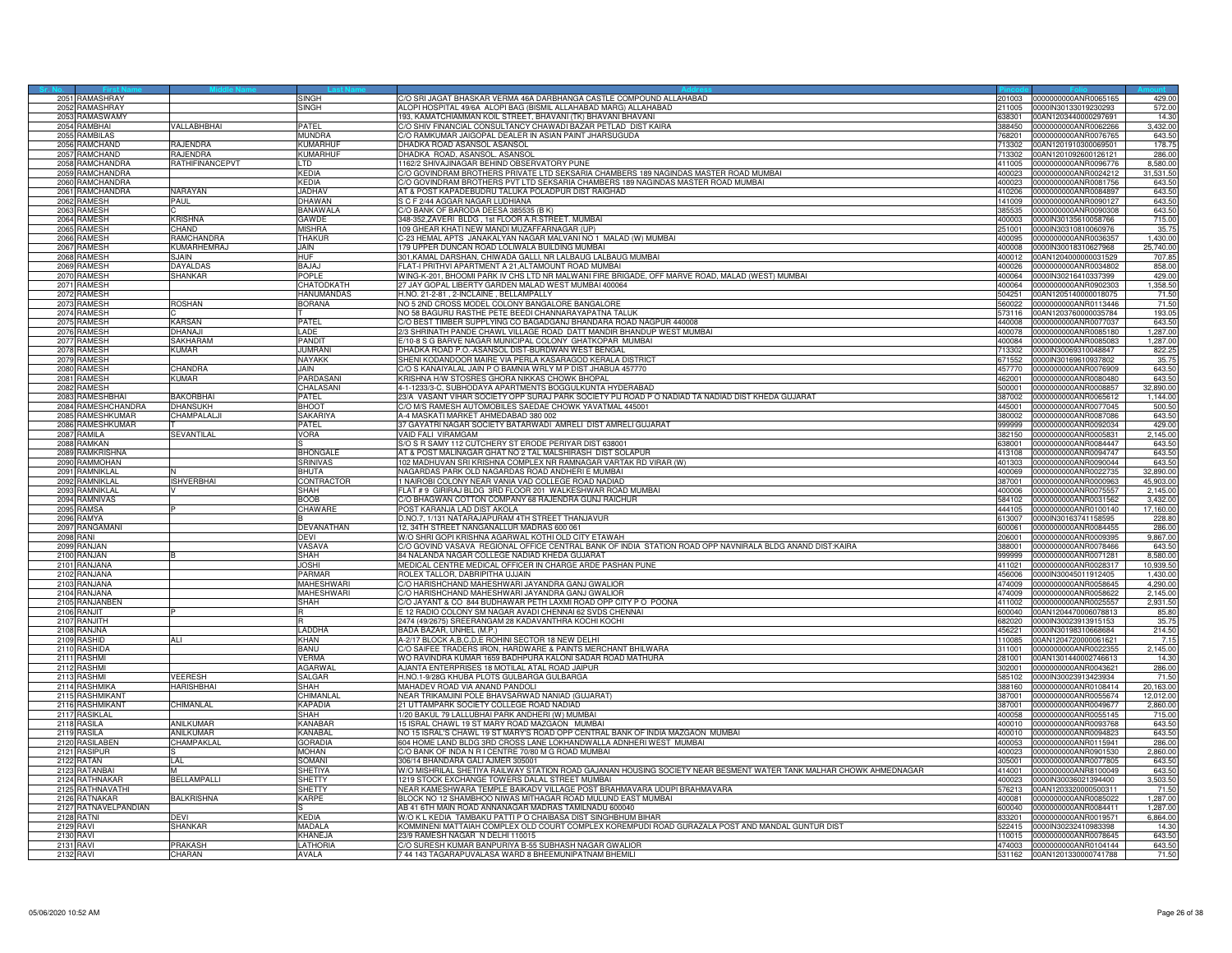| Sr. No. | First Name | Middle Name | Last Name | Address | Pincode | Folio | Amount |
|---|---|---|---|---|---|---|---|
| 2051 | RAMASHRAY | | SINGH | C/O SRI JAGAT BHASKAR VERMA 46A DARBHANGA CASTLE COMPOUND ALLAHABAD | 201003 | 0000000000ANR0065165 | 429.00 |
| 2052 | RAMASHRAY | | SINGH | ALOPI HOSPITAL 49/6A ALOPI BAG (BISMIL ALLAHABAD MARG) ALLAHABAD | 211005 | 0000IN30133019230293 | 572.00 |
| 2053 | RAMASWAMY | | | 193, KAMATCHIAMMAN KOIL STREET, BHAVANI (TK) BHAVANI BHAVANI | 638301 | 00AN1203440000297691 | 14.30 |
| 2054 | RAMBHAI | VALLABHBHAI | PATEL | C/O SHIV FINANCIAL CONSULTANCY CHAWADI BAZAR PETLAD DIST KAIRA | 388450 | 0000000000ANR0062266 | 3,432.00 |
| 2055 | RAMBILAS | | MUNDRA | C/O RAMKUMAR JAIGOPAL DEALER IN ASIAN PAINT JHARSUGUDA | 768201 | 0000000000ANR0076765 | 643.50 |
| 2056 | RAMCHAND | RAJENDRA | KUMARHUF | DHADKA ROAD ASANSOL ASANSOL | 713302 | 00AN1201910300069501 | 178.75 |
| 2057 | RAMCHAND | RAJENDRA | KUMARHUF | DHADKA ROAD, ASANSOL. ASANSOL | 713302 | 00AN1201092600126121 | 286.00 |
| 2058 | RAMCHANDRA | RATHIFINANCEPVT | LTD | 1162/2 SHIVAJINAGAR BEHIND OBSERVATORY PUNE | 411005 | 0000000000ANR0096776 | 8,580.00 |
| 2059 | RAMCHANDRA | | KEDIA | C/O GOVINDRAM BROTHERS PRIVATE LTD SEKSARIA CHAMBERS 189 NAGINDAS MASTER ROAD MUMBAI | 400023 | 0000000000ANR0024212 | 31,531.50 |
| 2060 | RAMCHANDRA | | KEDIA | C/O GOVINDRAM BROTHERS PVT LTD SEKSARIA CHAMBERS 189 NAGINDAS MASTER ROAD MUMBAI | 400023 | 0000000000ANR0081756 | 643.50 |
| 2061 | RAMCHANDRA | NARAYAN | JADHAV | AT & POST KAPADEBUDRU TALUKA POLADPUR DIST RAIGHAD | 410206 | 0000000000ANR0084897 | 643.50 |
| 2062 | RAMESH | PAUL | DHAWAN | S C F 2/44 AGGAR NAGAR LUDHIANA | 141009 | 0000000000ANR0090127 | 643.50 |
| 2063 | RAMESH | C | BANAWALA | C/O BANK OF BARODA DEESA 385535 (B K) | 385535 | 0000000000ANR0090308 | 643.50 |
| 2064 | RAMESH | KRISHNA | GAWDE | 348-352,ZAVERI BLDG , 1st FLOOR A.R.STREET. MUMBAI | 400003 | 0000IN30135610058766 | 715.00 |
| 2065 | RAMESH | CHAND | MISHRA | 109 GHEAR KHATI NEW MANDI MUZAFFARNAGAR (UP) | 251001 | 0000IN30310810060976 | 35.75 |
| 2066 | RAMESH | RAMCHANDRA | THAKUR | C-23 HEMAL APTS JANAKALYAN NAGAR MALVANI NO 1 MALAD (W) MUMBAI | 400095 | 0000000000ANR0036357 | 1,430.00 |
| 2067 | RAMESH | KUMARHEMRAJ | JAIN | 179 UPPER DUNCAN ROAD LOLIWALA BUILDING MUMBAI | 400008 | 0000IN30018310627968 | 25,740.00 |
| 2068 | RAMESH | SJAIN | HUF | 301,KAMAL DARSHAN, CHIWADA GALLI, NR LALBAUG LALBAUG MUMBAI | 400012 | 00AN1204000000031529 | 707.85 |
| 2069 | RAMESH | DAYALDAS | BAJAJ | FLAT-I PRITHVI APARTMENT A 21,ALTAMOUNT ROAD MUMBAI | 400026 | 0000000000ANR0034802 | 858.00 |
| 2070 | RAMESH | SHANKAR | POPLE | WING-K-201, BHOOMI PARK IV CHS LTD NR MALWANI FIRE BRIGADE, OFF MARVE ROAD, MALAD (WEST) MUMBAI | 400064 | 0000IN30216410337399 | 429.00 |
| 2071 | RAMESH | | CHATODKATH | 27 JAY GOPAL LIBERTY GARDEN MALAD WEST MUMBAI 400064 | 400064 | 0000000000ANR0902303 | 1,358.50 |
| 2072 | RAMESH | | HANUMANDAS | H.NO. 21-2-81 , 2-INCLAINE , BELLAMPALLY | 504251 | 00AN1205140000018075 | 71.50 |
| 2073 | RAMESH | ROSHAN | BORANA | NO 5 2ND CROSS MODEL COLONY BANGALORE BANGALORE | 560022 | 0000000000ANR0113446 | 71.50 |
| 2074 | RAMESH | C | T | NO 58 BAGURU RASTHE PETE BEEDI CHANNARAYAPATNA TALUK | 573116 | 00AN1203760000035784 | 193.05 |
| 2075 | RAMESH | KARSAN | PATEL | C/O BEST TIMBER SUPPLYING CO BAGADGANJ BHANDARA ROAD NAGPUR 440008 | 440008 | 0000000000ANR0077037 | 643.50 |
| 2076 | RAMESH | DHANAJI | LADE | 2/3 SHRINATH PANDE CHAWL VILLAGE ROAD DATT MANDIR BHANDUP WEST MUMBAI | 400078 | 0000000000ANR0085180 | 1,287.00 |
| 2077 | RAMESH | SAKHARAM | PANDIT | E/10-8 S G BARVE NAGAR MUNICIPAL COLONY GHATKOPAR MUMBAI | 400084 | 0000000000ANR0085083 | 1,287.00 |
| 2078 | RAMESH | KUMAR | JUMRANI | DHADKA ROAD P.O.-ASANSOL DIST-BURDWAN WEST BENGAL | 713302 | 0000IN30069310048847 | 822.25 |
| 2079 | RAMESH | | NAYAKK | SHENI KODANDOOR MAIRE VIA PERLA KASARAGOD KERALA DISTRICT | 671552 | 0000IN30169610937802 | 35.75 |
| 2080 | RAMESH | CHANDRA | JAIN | C/O S KANAIYALAL JAIN P O BAMNIA WRLY M P DIST JHABUA 457770 | 457770 | 0000000000ANR0076909 | 643.50 |
| 2081 | RAMESH | KUMAR | PARDASANI | KRISHNA H/W STOSRES GHORA NIKKAS CHOWK BHOPAL | 462001 | 0000000000ANR0080480 | 643.50 |
| 2082 | RAMESH | | CHALASANI | 4-1-1233/3-C, SUBHODAYA APARTMENTS BOGGULKUNTA HYDERABAD | 500001 | 0000000000ANR0008857 | 32,890.00 |
| 2083 | RAMESHBHAI | BAKORBHAI | PATEL | 23/A VASANT VIHAR SOCIETY OPP SURAJ PARK SOCIETY PIJ ROAD P O NADIAD TA NADIAD DIST KHEDA GUJARAT | 387002 | 0000000000ANR0065612 | 1,144.00 |
| 2084 | RAMESHCHANDRA | DHANSUKH | BHOOT | C/O M/S RAMESH AUTOMOBILES SAEDAE CHOWK YAVATMAL 445001 | 445001 | 0000000000ANR0077045 | 500.50 |
| 2085 | RAMESHKUMAR | CHAMPALALJI | SAKARIYA | A-4 MASKATI MARKET AHMEDABAD 380 002 | 380002 | 0000000000ANR0087086 | 643.50 |
| 2086 | RAMESHKUMAR | T | PATEL | 37 GAYATRI NAGAR SOCIETY BATARWADI AMRELI DIST AMRELI GUJARAT | 999999 | 0000000000ANR0092034 | 429.00 |
| 2087 | RAMILA | SEVANTILAL | VORA | VAID FALI VIRAMGAM | 382150 | 0000000000ANR0005831 | 2,145.00 |
| 2088 | RAMKAN | | S | S/O S R SAMY 112 CUTCHERY ST ERODE PERIYAR DIST 638001 | 638001 | 0000000000ANR0084447 | 643.50 |
| 2089 | RAMKRISHNA | | BHONGALE | AT & POST MALINAGAR GHAT NO 2 TAL MALSHIRASH DIST SOLAPUR | 413108 | 0000000000ANR0094747 | 643.50 |
| 2090 | RAMMOHAN | | SRINIVAS | 102 MADHUVAN SRI KRISHNA COMPLEX NR RAMNAGAR VARTAK RD VIRAR (W) | 401303 | 0000000000ANR0090044 | 643.50 |
| 2091 | RAMNIKLAL | N | BHUTA | NAGARDAS PARK OLD NAGARDAS ROAD ANDHERI E MUMBAI | 400069 | 0000000000ANR0022735 | 32,890.00 |
| 2092 | RAMNIKLAL | ISHVERBHAI | CONTRACTOR | 1 NAIROBI COLONY NEAR VANIA VAD COLLEGE ROAD NADIAD | 387001 | 0000000000ANR0000963 | 45,903.00 |
| 2093 | RAMNIKLAL | V | SHAH | FLAT # 9 GIRIRAJ BLDG 3RD FLOOR 201 WALKESHWAR ROAD MUMBAI | 400006 | 0000000000ANR0075557 | 2,145.00 |
| 2094 | RAMNIVAS | | BOOB | C/O BHAGWAN COTTON COMPANY 68 RAJENDRA GUNJ RAICHUR | 584102 | 0000000000ANR0031562 | 3,432.00 |
| 2095 | RAMSA | P | CHAWARE | POST KARANJA LAD DIST AKOLA | 444105 | 0000000000ANR0100140 | 17,160.00 |
| 2096 | RAMYA | | B | D.NO.7, 1/131 NATARAJAPURAM 4TH STREET THANJAVUR | 613007 | 0000IN30163741158595 | 228.80 |
| 2097 | RANGAMANI | | DEVANATHAN | 12, 34TH STREET NANGANALLUR MADRAS 600 061 | 600061 | 0000000000ANR0084455 | 286.00 |
| 2098 | RANI | | DEVI | W/O SHRI GOPI KRISHNA AGARWAL KOTHI OLD CITY ETAWAH | 206001 | 0000000000ANR0009395 | 9,867.00 |
| 2099 | RANJAN | | VASAVA | C/O GOVIND VASAVA REGIONAL OFFICE CENTRAL BANK OF INDIA STATION ROAD OPP NAVNIRALA BLDG ANAND DIST:KAIRA | 388001 | 0000000000ANR0078466 | 643.50 |
| 2100 | RANJAN | B | SHAH | 84 NALANDA NAGAR COLLEGE NADIAD KHEDA GUJARAT | 999999 | 0000000000ANR0071281 | 8,580.00 |
| 2101 | RANJANA | | JOSHI | MEDICAL CENTRE MEDICAL OFFICER IN CHARGE ARDE PASHAN PUNE | 411021 | 0000000000ANR0028317 | 10,939.50 |
| 2102 | RANJANA | | PARMAR | ROLEX TALLOR, DABRIPITHA UJJAIN | 456006 | 0000IN30045011912405 | 1,430.00 |
| 2103 | RANJANA | | MAHESHWARI | C/O HARISHCHAND MAHESHWARI JAYANDRA GANJ GWALIOR | 474009 | 0000000000ANR0058645 | 4,290.00 |
| 2104 | RANJANA | | MAHESHWARI | C/O HARISHCHAND MAHESHWARI JAYANDRA GANJ GWALIOR | 474009 | 0000000000ANR0058622 | 2,145.00 |
| 2105 | RANJANBEN | | SHAH | C/O JAYANT & CO 844 BUDHAWAR PETH LAXMI ROAD OPP CITY P O POONA | 411002 | 0000000000ANR0025557 | 2,931.50 |
| 2106 | RANJIT | P | R | E 12 RADIO COLONY SM NAGAR AVADI CHENNAI 62 SVDS CHENNAI | 600040 | 00AN1204470006078813 | 85.80 |
| 2107 | RANJITH | | R | 2474 (49/2675) SREERANGAM 28 KADAVANTHRA KOCHI KOCHI | 682020 | 0000IN30023913915153 | 35.75 |
| 2108 | RANJNA | | LADDHA | BADA BAZAR, UNHEL (M.P.) | 456221 | 0000IN30198310668684 | 214.50 |
| 2109 | RASHID | ALI | KHAN | A-2/17 BLOCK A,B,C,D,E ROHINI SECTOR 18 NEW DELHI | 110085 | 00AN1204720000061621 | 7.15 |
| 2110 | RASHIDA | | BANU | C/O SAIFEE TRADERS IRON, HARDWARE & PAINTS MERCHANT BHILWARA | 311001 | 0000000000ANR0022355 | 2,145.00 |
| 2111 | RASHMI | | VERMA | WO RAVINDRA KUMAR 1659 BADHPURA KALONI SADAR ROAD MATHURA | 281001 | 00AN1301440002746613 | 14.30 |
| 2112 | RASHMI | | AGARWAL | AJANTA ENTERPRISES 18 MOTILAL ATAL ROAD JAIPUR | 302001 | 0000000000ANR0043621 | 286.00 |
| 2113 | RASHMI | VEERESH | SALGAR | H.NO.1-9/28G KHUBA PLOTS GULBARGA GULBARGA | 585102 | 0000IN30023913423934 | 71.50 |
| 2114 | RASHMIKA | HARISHBHAI | SHAH | MAHADEV ROAD VIA ANAND PANDOLI | 388160 | 0000000000ANR0108414 | 20,163.00 |
| 2115 | RASHMIKANT | | CHIMANLAL | NEAR TRIKAMJINI POLE BHAVSARWAD NANIAD (GUJARAT) | 387001 | 0000000000ANR0055674 | 12,012.00 |
| 2116 | RASHMIKANT | CHIMANLAL | KAPADIA | 21 UTTAMPARK SOCIETY COLLEGE ROAD NADIAD | 387001 | 0000000000ANR0049677 | 2,860.00 |
| 2117 | RASIKLAL | | SHAH | 1/20 BAKUL 79 LALLUBHAI PARK ANDHERI (W) MUMBAI | 400058 | 0000000000ANR0055145 | 715.00 |
| 2118 | RASILA | ANILKUMAR | KANABAR | 15 ISRAL CHAWL 19 ST MARY ROAD MAZGAON MUMBAI | 400010 | 0000000000ANR0093768 | 643.50 |
| 2119 | RASILA | ANILKUMAR | KANABAL | NO 15 ISRAL'S CHAWL 19 ST MARY'S ROAD OPP CENTRAL BANK OF INDIA MAZGAON MUMBAI | 400010 | 0000000000ANR0094823 | 643.50 |
| 2120 | RASILABEN | CHAMPAKLAL | GORADIA | 604 HOME LAND BLDG 3RD CROSS LANE LOKHANDWALLA ADNHERI WEST MUMBAI | 400053 | 0000000000ANR0115941 | 286.00 |
| 2121 | RASIPUR | S | MOHAN | C/O BANK OF INDA N R I CENTRE 70/80 M G ROAD MUMBAI | 400023 | 0000000000ANR0901530 | 2,860.00 |
| 2122 | RATAN | LAL | SOMANI | 306/14 BHANDARA GALI AJMER 305001 | 305001 | 0000000000ANR0077805 | 643.50 |
| 2123 | RATANBAI | M | SHETIYA | W/O MISHRILAL SHETIYA RAILWAY STATION ROAD GAJANAN HOUSING SOCIETY NEAR BESMENT WATER TANK MALHAR CHOWK AHMEDNAGAR | 414001 | 0000000000ANR8100049 | 643.50 |
| 2124 | RATHNAKAR | BELLAMPALLI | SHETTY | 1219 STOCK EXCHANGE TOWERS DALAL STREET MUMBAI | 400023 | 0000IN30036021394400 | 3,503.50 |
| 2125 | RATHNAVATHI | | SHETTY | NEAR KAMESHWARA TEMPLE BAIKADV VILLAGE POST BRAHMAVARA UDUPI BRAHMAVARA | 576213 | 00AN1203320000500311 | 71.50 |
| 2126 | RATNAKAR | BALKRISHNA | KARPE | BLOCK NO 12 SHAMBHOO NIWAS MITHAGAR ROAD MULUND EAST MUMBAI | 400081 | 0000000000ANR0085022 | 1,287.00 |
| 2127 | RATNAVELPANDIAN | | S | AB 41 6TH MAIN ROAD ANNANAGAR MADRAS TAMILNADU 600040 | 600040 | 0000000000ANR0084411 | 1,287.00 |
| 2128 | RATNI | DEVI | KEDIA | W/O K L KEDIA TAMBAKU PATTI P O CHAIBASA DIST SINGHBHUM BIHAR | 833201 | 0000000000ANR0019571 | 6,864.00 |
| 2129 | RAVI | SHANKAR | MADALA | KOMMINENI MATTAIAH COMPLEX OLD COURT COMPLEX KOREMPUDI ROAD GURAZALA POST AND MANDAL GUNTUR DIST | 522415 | 0000IN30232410983398 | 14.30 |
| 2130 | RAVI | | KHANEJA | 23/9 RAMESH NAGAR N DELHI 110015 | 110015 | 0000000000ANR0078645 | 643.50 |
| 2131 | RAVI | PRAKASH | LATHORIA | C/O SURESH KUMAR BANPURIYA B-55 SUBHASH NAGAR GWALIOR | 474003 | 0000000000ANR0104144 | 643.50 |
| 2132 | RAVI | CHARAN | AVALA | 7 44 143 TAGARAPUVALASA WARD 8 BHEEMUNIPATNAM BHEMILI | 531162 | 00AN1201330000741788 | 71.50 |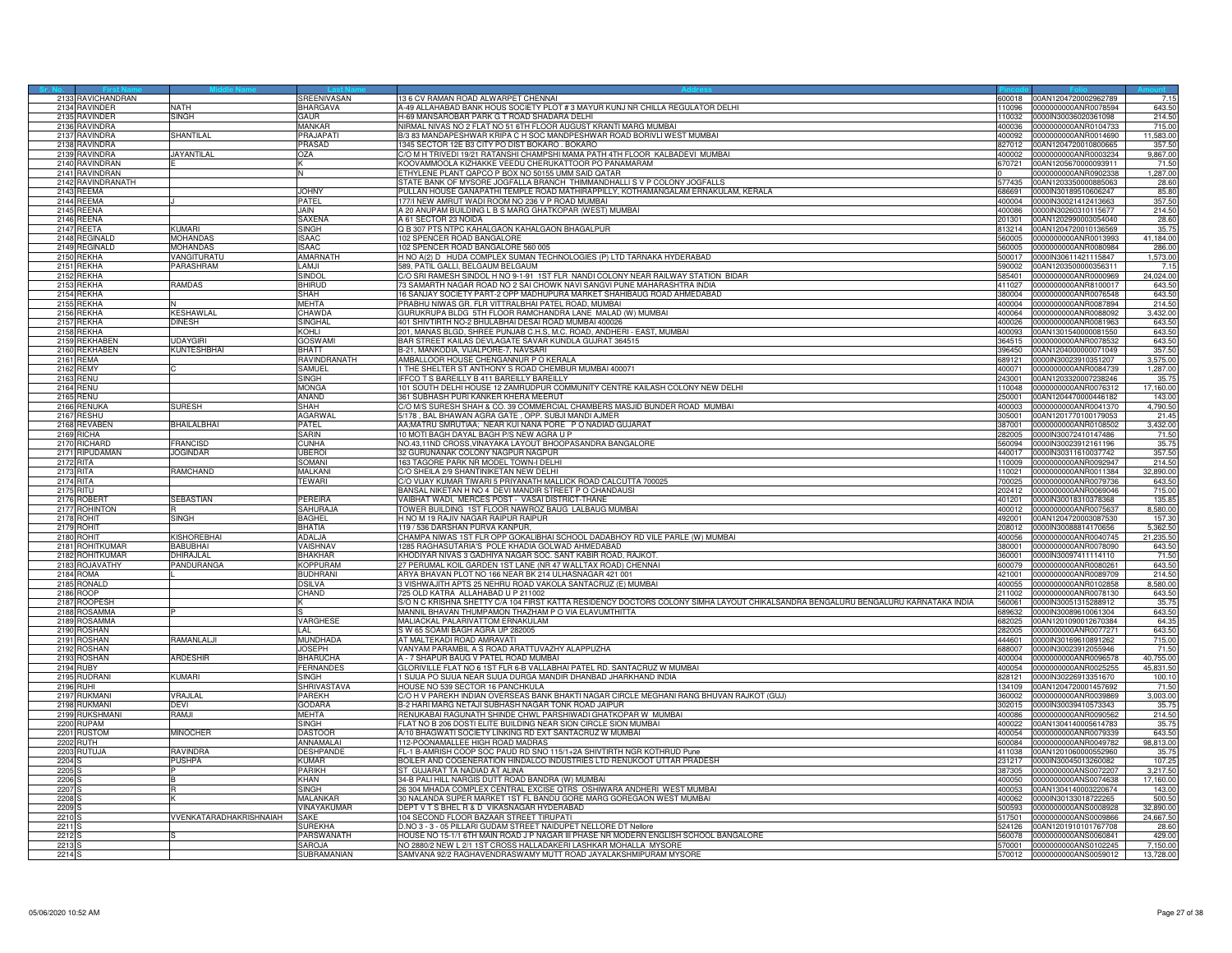| Sr. No. | First Name | Middle Name | Last Name | Address | Pincode | Folio | Amount |
|---|---|---|---|---|---|---|---|
| 2133 | RAVICHANDRAN | | SREENIVASAN | 13 6 CV RAMAN ROAD ALWARPET CHENNAI | 600018 | 00AN1204720002962789 | 7.15 |
| 2134 | RAVINDER | NATH | BHARGAVA | A-49 ALLAHABAD BANK HOUS SOCIETY PLOT # 3 MAYUR KUNJ NR CHILLA REGULATOR DELHI | 110096 | 0000000000ANR0078594 | 643.50 |
| 2135 | RAVINDER | SINGH | GAUR | H-69 MANSAROBAR PARK G T ROAD SHADARA DELHI | 110032 | 0000IN30036020361098 | 214.50 |
| 2136 | RAVINDRA | | MANKAR | NIRMAL NIVAS NO 2 FLAT NO 51 6TH FLOOR AUGUST KRANTI MARG MUMBAI | 400036 | 0000000000ANR0104733 | 715.00 |
| 2137 | RAVINDRA | SHANTILAL | PRAJAPATI | B/3 83 MANDAPESHWAR KRIPA C H SOC MANDPESHWAR ROAD BORIVLI WEST MUMBAI | 400092 | 0000000000ANR0014690 | 11,583.00 |
| 2138 | RAVINDRA | | PRASAD | 1345 SECTOR 12E B3 CITY PO DIST BOKARO . BOKARO | 827012 | 00AN1204720010800665 | 357.50 |
| 2139 | RAVINDRA | JAYANTILAL | OZA | C/O M H TRIVEDI 19/21 RATANSHI CHAMPSHI MAMA PATH 4TH FLOOR KALBADEVI MUMBAI | 400002 | 0000000000ANR0003234 | 9,867.00 |
| 2140 | RAVINDRAN | E | K | KOOVAMMOOLA KIZHAKKE VEEDU CHERUKATTOOR PO PANAMARAM | 670721 | 00AN1205670000093911 | 71.50 |
| 2141 | RAVINDRAN | | N | ETHYLENE PLANT QAPCO P BOX NO 50155 UMM SAID QATAR | 0 | 0000000000ANR0902338 | 1,287.00 |
| 2142 | RAVINDRANATH | | | STATE BANK OF MYSORE JOGFALLA BRANCH THIMMANDHALLI S V P COLONY JOGFALLS | 577435 | 00AN1203350000885063 | 28.60 |
| 2143 | REEMA | | JOHNY | PULLAN HOUSE GANAPATHI TEMPLE ROAD MATHIRAPPILLY, KOTHAMANGALAM ERNAKULAM, KERALA | 686691 | 0000IN30189510606247 | 85.80 |
| 2144 | REEMA | J | PATEL | 177/I NEW AMRUT WADI ROOM NO 236 V P ROAD MUMBAI | 400004 | 0000IN30021412413663 | 357.50 |
| 2145 | REENA | | JAIN | A 20 ANUPAM BUILDING L B S MARG GHATKOPAR (WEST) MUMBAI | 400086 | 0000IN30260310115677 | 214.50 |
| 2146 | REENA | | SAXENA | A 61 SECTOR 23 NOIDA | 201301 | 00AN1202990003054040 | 28.60 |
| 2147 | REETA | KUMARI | SINGH | Q B 307 PTS NTPC KAHALGAON KAHALGAON BHAGALPUR | 813214 | 00AN1204720010136569 | 35.75 |
| 2148 | REGINALD | MOHANDAS | ISAAC | 102 SPENCER ROAD BANGALORE | 560005 | 0000000000ANR0013993 | 41,184.00 |
| 2149 | REGINALD | MOHANDAS | ISAAC | 102 SPENCER ROAD BANGALORE 560 005 | 560005 | 0000000000ANR0080984 | 286.00 |
| 2150 | REKHA | VANGITURATU | AMARNATH | H NO A(2) D HUDA COMPLEX SUMAN TECHNOLOGIES (P) LTD TARNAKA HYDERABAD | 500017 | 0000IN30611421115847 | 1,573.00 |
| 2151 | REKHA | PARASHRAM | LAMJI | 589, PATIL GALLI, BELGAUM BELGAUM | 590002 | 00AN1203500000356311 | 7.15 |
| 2152 | REKHA | | SINDOL | C/O SRI RAMESH SINDOL H NO 9-1-91 1ST FLR NANDI COLONY NEAR RAILWAY STATION BIDAR | 585401 | 0000000000ANR0000969 | 24,024.00 |
| 2153 | REKHA | RAMDAS | BHIRUD | 73 SAMARTH NAGAR ROAD NO 2 SAI CHOWK NAVI SANGVI PUNE MAHARASHTRA INDIA | 411027 | 0000000000ANR8100017 | 643.50 |
| 2154 | REKHA | | SHAH | 16 SANJAY SOCIETY PART-2 OPP MADHUPURA MARKET SHAHIBAUG ROAD AHMEDABAD | 380004 | 0000000000ANR0076548 | 643.50 |
| 2155 | REKHA | N | MEHTA | PRABHU NIWAS GR. FLR VITTRALBHAI PATEL ROAD, MUMBAI | 400004 | 0000000000ANR0087894 | 214.50 |
| 2156 | REKHA | KESHAWLAL | CHAWDA | GURUKRUPA BLDG 5TH FLOOR RAMCHANDRA LANE MALAD (W) MUMBAI | 400064 | 0000000000ANR0088092 | 3,432.00 |
| 2157 | REKHA | DINESH | SINGHAL | 401 SHIVTIRTH NO-2 BHULABHAI DESAI ROAD MUMBAI 400026 | 400026 | 0000000000ANR0081963 | 643.50 |
| 2158 | REKHA | | KOHLI | 201, MANAS BLGD, SHREE PUNJAB C.H.S, M.C. ROAD, ANDHERI - EAST, MUMBAI | 400093 | 00AN1301540000081550 | 643.50 |
| 2159 | REKHABEN | UDAYGIRI | GOSWAMI | BAR STREET KAILAS DEVLAGATE SAVAR KUNDLA GUJRAT 364515 | 364515 | 0000000000ANR0078532 | 643.50 |
| 2160 | REKHABEN | KUNTESHBHAI | BHATT | B-21, MANKODIA, VIJALPORE-7, NAVSARI | 396450 | 00AN1204000000071049 | 357.50 |
| 2161 | REMA | | RAVINDRANATH | AMBALLOOR HOUSE CHENGANNUR P O KERALA | 689121 | 0000IN30023910351207 | 3,575.00 |
| 2162 | REMY | C | SAMUEL | 1 THE SHELTER ST ANTHONY S ROAD CHEMBUR MUMBAI 400071 | 400071 | 0000000000ANR0084739 | 1,287.00 |
| 2163 | RENU | | SINGH | IFFCO T S BAREILLY B 411 BAREILLY BAREILLY | 243001 | 00AN1203320007238246 | 35.75 |
| 2164 | RENU | | MONGA | 101 SOUTH DELHI HOUSE 12 ZAMRUDPUR COMMUNITY CENTRE KAILASH COLONY NEW DELHI | 110048 | 0000000000ANR0076312 | 17,160.00 |
| 2165 | RENU | | ANAND | 361 SUBHASH PURI KANKER KHERA MEERUT | 250001 | 00AN1204470000446182 | 143.00 |
| 2166 | RENUKA | SURESH | SHAH | C/O M/S SURESH SHAH & CO. 39 COMMERCIAL CHAMBERS MASJID BUNDER ROAD MUMBAI | 400003 | 0000000000ANR0041370 | 4,790.50 |
| 2167 | RESHU | | AGARWAL | 5/178 , BAL BHAWAN AGRA GATE , OPP. SUBJI MANDI AJMER | 305001 | 00AN1201770100179053 | 21.45 |
| 2168 | REVABEN | BHAILALBHAI | PATEL | AA;MATRU SMRUTIAA; NEAR KUI NANA PORE P O NADIAD GUJARAT | 387001 | 0000000000ANR0108502 | 3,432.00 |
| 2169 | RICHA | | SARIN | 10 MOTI BAGH DAYAL BAGH P/S NEW AGRA U P | 282005 | 0000IN30072410147486 | 71.50 |
| 2170 | RICHARD | FRANCISD | CUNHA | NO.43,11ND CROSS,VINAYAKA LAYOUT BHOOPASANDRA BANGALORE | 560094 | 0000IN30023912161196 | 35.75 |
| 2171 | RIPUDAMAN | JOGINDAR | UBEROI | 32 GURUNANAK COLONY NAGPUR NAGPUR | 440017 | 0000IN30311610037742 | 357.50 |
| 2172 | RITA | | SOMANI | 163 TAGORE PARK NR MODEL TOWN-I DELHI | 110009 | 0000000000ANR0092947 | 214.50 |
| 2173 | RITA | RAMCHAND | MALKANI | C/O SHEILA 2/9 SHANTINIKETAN NEW DELHI | 110021 | 0000000000ANR0011384 | 32,890.00 |
| 2174 | RITA | | TEWARI | C/O VIJAY KUMAR TIWARI 5 PRIYANATH MALLICK ROAD CALCUTTA 700025 | 700025 | 0000000000ANR0079736 | 643.50 |
| 2175 | RITU | | | BANSAL NIKETAN H NO 4 DEVI MANDIR STREET P O CHANDAUSI | 202412 | 0000000000ANR0069046 | 715.00 |
| 2176 | ROBERT | SEBASTIAN | PEREIRA | VAIBHAT WADI, MERCES POST - VASAI DISTRICT-THANE | 401201 | 0000IN30018310378368 | 135.85 |
| 2177 | ROHINTON | R | SAHURAJA | TOWER BUILDING 1ST FLOOR NAWROZ BAUG LALBAUG MUMBAI | 400012 | 0000000000ANR0075637 | 8,580.00 |
| 2178 | ROHIT | SINGH | BAGHEL | H NO M 19 RAJIV NAGAR RAIPUR RAIPUR | 492001 | 00AN1204720003087530 | 157.30 |
| 2179 | ROHIT | | BHATIA | 119 / 536 DARSHAN PURVA KANPUR, | 208012 | 0000IN30088814170656 | 5,362.50 |
| 2180 | ROHIT | KISHOREBHAI | ADALJA | CHAMPA NIWAS 1ST FLR OPP GOKALIBHAI SCHOOL DADABHOY RD VILE PARLE (W) MUMBAI | 400056 | 0000000000ANR0040745 | 21,235.50 |
| 2181 | ROHITKUMAR | BABUBHAI | VAISHNAV | 1285 RAGHASUTARIA'S POLE KHADIA GOLWAD AHMEDABAD | 380001 | 0000000000ANR0078090 | 643.50 |
| 2182 | ROHITKUMAR | DHIRAJLAL | BHAKHAR | KHODIYAR NIVAS 3 GADHIYA NAGAR SOC. SANT KABIR ROAD, RAJKOT. | 360001 | 0000IN30097411114110 | 71.50 |
| 2183 | ROJAVATHY | PANDURANGA | KOPPURAM | 27 PERUMAL KOIL GARDEN 1ST LANE (NR 47 WALLTAX ROAD) CHENNAI | 600079 | 0000000000ANR0080261 | 643.50 |
| 2184 | ROMA | L | BUDHRANI | ARYA BHAVAN PLOT NO 166 NEAR BK 214 ULHASNAGAR 421 001 | 421001 | 0000000000ANR0089709 | 214.50 |
| 2185 | RONALD | | DSILVA | 3 VISHWAJITH APTS 25 NEHRU ROAD VAKOLA SANTACRUZ (E) MUMBAI | 400055 | 0000000000ANR0102858 | 8,580.00 |
| 2186 | ROOP | | CHAND | 725 OLD KATRA ALLAHABAD U P 211002 | 211002 | 0000000000ANR0078130 | 643.50 |
| 2187 | ROOPESH | | K | S/O N C KRISHNA SHETTY C/A 104 FIRST KATTA RESIDENCY DOCTORS COLONY SIMHA LAYOUT CHIKALSANDRA BENGALURU BENGALURU KARNATAKA INDIA | 560061 | 0000IN30051315288912 | 35.75 |
| 2188 | ROSAMMA | P | S | MANNIL BHAVAN THUMPAMON THAZHAM P O VIA ELAVUMTHITTA | 689632 | 0000IN30089610061304 | 643.50 |
| 2189 | ROSAMMA | | VARGHESE | MALIACKAL PALARIVATTOM ERNAKULAM | 682025 | 00AN1201090012670384 | 64.35 |
| 2190 | ROSHAN | | LAL | S W 65 SOAMI BAGH AGRA UP 282005 | 282005 | 0000000000ANR0077271 | 643.50 |
| 2191 | ROSHAN | RAMANLALJI | MUNDHADA | AT MALTEKADI ROAD AMRAVATI | 444601 | 0000IN30169610891262 | 715.00 |
| 2192 | ROSHAN | | JOSEPH | VANYAM PARAMBIL A S ROAD ARATTUVAZHY ALAPPUZHA | 688007 | 0000IN30023912055946 | 71.50 |
| 2193 | ROSHAN | ARDESHIR | BHARUCHA | A - 7 SHAPUR BAUG V PATEL ROAD MUMBAI | 400004 | 0000000000ANR0096578 | 40,755.00 |
| 2194 | RUBY | | FERNANDES | GLORIVILLE FLAT NO 6 1ST FLR 6-B VALLABHAI PATEL RD. SANTACRUZ W MUMBAI | 400054 | 0000000000ANR0025255 | 45,831.50 |
| 2195 | RUDRANI | KUMARI | SINGH | 1 SIJUA PO SIJUA NEAR SIJUA DURGA MANDIR DHANBAD JHARKHAND INDIA | 828121 | 0000IN30226913351670 | 100.10 |
| 2196 | RUHI | | SHRIVASTAVA | HOUSE NO 539 SECTOR 16 PANCHKULA | 134109 | 00AN1204720001457692 | 71.50 |
| 2197 | RUKMANI | VRAJLAL | PAREKH | C/O H V PAREKH INDIAN OVERSEAS BANK BHAKTI NAGAR CIRCLE MEGHANI RANG BHUVAN RAJKOT (GUJ) | 360002 | 0000000000ANR0039869 | 3,003.00 |
| 2198 | RUKMANI | DEVI | GODARA | B-2 HARI MARG NETAJI SUBHASH NAGAR TONK ROAD JAIPUR | 302015 | 0000IN30039410573343 | 35.75 |
| 2199 | RUKSHMANI | RAMJI | MEHTA | RENUKABAI RAGUNATH SHINDE CHWL PARSHIWADI GHATKOPAR W MUMBAI | 400086 | 0000000000ANR0090562 | 214.50 |
| 2200 | RUPAM | | SINGH | FLAT NO B 206 DOSTI ELITE BUILDING NEAR SION CIRCLE SION MUMBAI | 400022 | 00AN1304140005614783 | 35.75 |
| 2201 | RUSTOM | MINOCHER | DASTOOR | A/10 BHAGWATI SOCIETY LINKING RD EXT SANTACRUZ W MUMBAI | 400054 | 0000000000ANR0079339 | 643.50 |
| 2202 | RUTH | | ANNAMALAI | 112-POONAMALLEE HIGH ROAD MADRAS | 600084 | 0000000000ANR0049782 | 98,813.00 |
| 2203 | RUTUJA | RAVINDRA | DESHPANDE | FL-1 B-AMRISH COOP SOC PAUD RD SNO 115/1+2A SHIVTIRTH NGR KOTHRUD Pune | 411038 | 00AN1201060000552960 | 35.75 |
| 2204 | S | PUSHPA | KUMAR | BOILER AND COGENERATION HINDALCO INDUSTRIES LTD RENUKOOT UTTAR PRADESH | 231217 | 0000IN30045013260082 | 107.25 |
| 2205 | S | P | PARIKH | ST GUJARAT TA NADIAD AT ALINA | 387305 | 0000000000ANS0072207 | 3,217.50 |
| 2206 | S | B | KHAN | 34-B PALI HILL NARGIS DUTT ROAD BANDRA (W) MUMBAI | 400050 | 0000000000ANS0074638 | 17,160.00 |
| 2207 | S | R | SINGH | 26 304 MHADA COMPLEX CENTRAL EXCISE QTRS OSHIWARA ANDHERI WEST MUMBAI | 400053 | 00AN1304140003220674 | 143.00 |
| 2208 | S | K | MALANKAR | 30 NALANDA SUPER MARKET 1ST FL BANDU GORE MARG GOREGAON WEST MUMBAI | 400062 | 0000IN30133018722265 | 500.50 |
| 2209 | S | | VINAYAKUMAR | DEPT V T S BHEL R & D VIKASNAGAR HYDERABAD | 500593 | 0000000000ANS0008928 | 32,890.00 |
| 2210 | S | VVENKATARADHAKRISHNAIAH | SAKE | 104 SECOND FLOOR BAZAAR STREET TIRUPATI | 517501 | 0000000000ANS0009866 | 24,667.50 |
| 2211 | S | | SUREKHA | D.NO 3 - 3 - 05 PILLARI GUDAM STREET NAIDUPET NELLORE DT Nellore | 524126 | 00AN1201910101767708 | 28.60 |
| 2212 | S | S | PARSWANATH | HOUSE NO 15-1/1 6TH MAIN ROAD J P NAGAR III PHASE NR MODERN ENGLISH SCHOOL BANGALORE | 560078 | 0000000000ANS0060841 | 429.00 |
| 2213 | S | | SAROJA | NO 2880/2 NEW L 2/1 1ST CROSS HALLADAKERI LASHKAR MOHALLA MYSORE | 570001 | 0000000000ANS0102245 | 7,150.00 |
| 2214 | S | | SUBRAMANIAN | SAMVANA 92/2 RAGHAVENDRASWAMY MUTT ROAD JAYALAKSHMIPURAM MYSORE | 570012 | 0000000000ANS0059012 | 13,728.00 |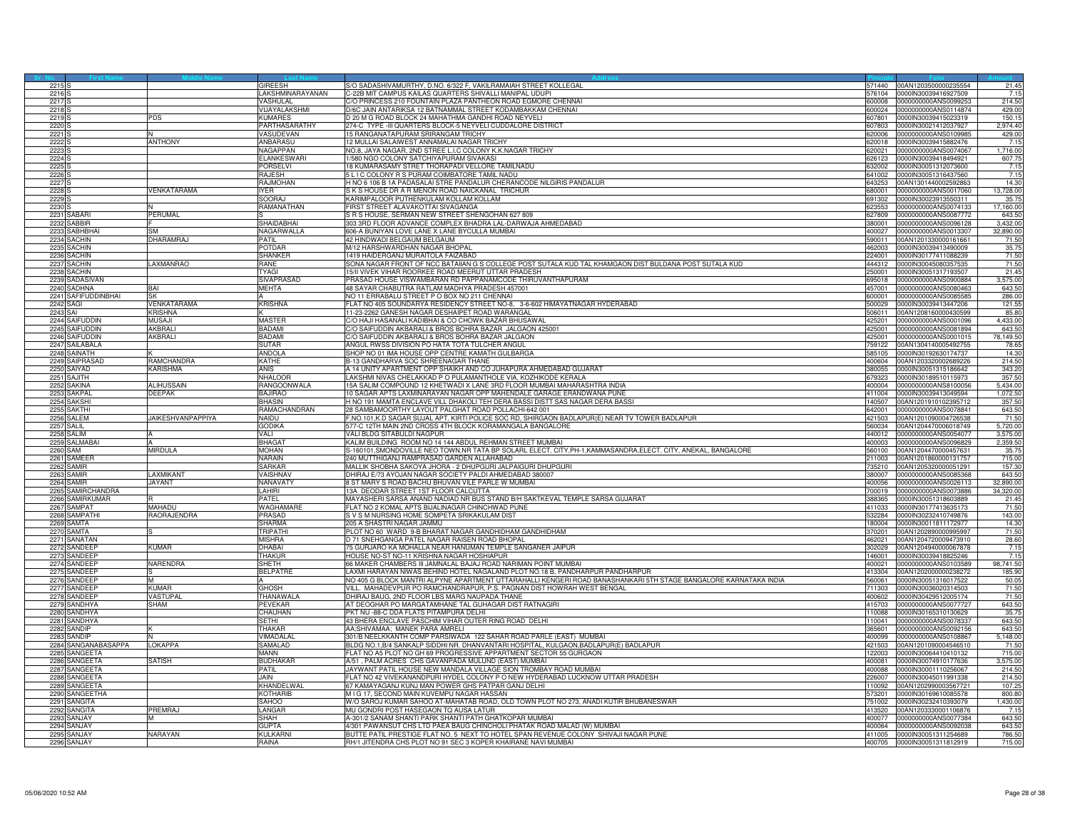| Sr. No. | First Name | Middle Name | Last Name | Address | Pincode | Folio | Amount |
|---|---|---|---|---|---|---|---|
| 2215 | S | | GIREESH | S/O SADASHIVAMURTHY, D.NO. 6/322 F, VAKILRAMAIAH STREET KOLLEGAL | 571440 | 00AN1203500000235554 | 21.45 |
| 2216 | S | | LAKSHMINARAYANAN | C-22B MIT CAMPUS KAILAS QUARTERS SHIVALLI MANIPAL UDUPI | 576104 | 0000IN30039416927509 | 7.15 |
| 2217 | S | | VASHULAL | C/O PRINCESS 210 FOUNTAIN PLAZA PANTHEON ROAD EGMORE CHENNAI | 600008 | 0000000000ANS0099253 | 214.50 |
| 2218 | S | | VIJAYALAKSHMI | D/6C JAIN ANTARIKSA 12 BATNAMMAL STREET KODAMBAKKAM CHENNAI | 600024 | 0000000000ANS0114874 | 429.00 |
| 2219 | S | PDS | KUMARES | D 20 M G ROAD BLOCK 24 MAHATHMA GANDHI ROAD NEYVELI | 607801 | 0000IN30039415023319 | 150.15 |
| 2220 | S | | PARTHASARATHY | 274-C TYPE -III QUARTERS BLOCK-5 NEYVELI CUDDALORE DISTRICT | 607803 | 0000IN30021412037927 | 2,974.40 |
| 2221 | S | N | VASUDEVAN | 15 RANGANATAPURAM SRIRANGAM TRICHY | 620006 | 0000000000ANS0109985 | 429.00 |
| 2222 | S | ANTHONY | ANBARASU | 12 MULLAI SALAIWEST ANNAMALAI NAGAR TRICHY | 620018 | 0000IN30039415882476 | 7.15 |
| 2223 | S | | NAGAPPAN | NO.8, JAYA NAGAR, 2ND STREE L.I.C COLONY K.K.NAGAR TRICHY | 620021 | 0000000000ANS0074067 | 1,716.00 |
| 2224 | S | | ELANKESWARI | 1/580 NGO COLONY SATCHIYAPURAM SIVAKASI | 626123 | 0000IN30039418494921 | 607.75 |
| 2225 | S | | PORSELVI | 18 KUMARASAMY STREET THORAPADI VELLORE TAMILNADU | 632002 | 0000IN30051312073600 | 7.15 |
| 2226 | S | | RAJESH | 5 L I C COLONY R S PURAM COIMBATORE TAMIL NADU | 641002 | 0000IN30051316437560 | 7.15 |
| 2227 | S | | RAJMOHAN | H NO 6 106 B 1A PADASALAI STRE PANDALUR CHERANCODE NILGIRIS PANDALUR | 643253 | 00AN1301440002592863 | 14.30 |
| 2228 | S | VENKATARAMA | IYER | S K S HOUSE DR A R MENON ROAD NAICKANAL TRICHUR | 680001 | 0000000000ANS0017060 | 13,728.00 |
| 2229 | S | | SOORAJ | KARIMPALOOR PUTHENKULAM KOLLAM KOLLAM | 691302 | 0000IN30023913550311 | 35.75 |
| 2230 | S | N | RAMANATHAN | FIRST STREET ALAVAKOTTAI SIVAGANGA | 623553 | 0000000000ANS0074133 | 17,160.00 |
| 2231 | SABARI | PERUMAL | S | S R S HOUSE, SERMAN NEW STREET SHENGOHAN 627 809 | 627809 | 0000000000ANS0087772 | 643.50 |
| 2232 | SABBIR | F | SHAIDABHAI | 303 3RD FLOOR ADVANCE COMPLEX BHADRA LAL-DARWAJA AHMEDABAD | 380001 | 0000000000ANS0096128 | 3,432.00 |
| 2233 | SABHBHAI | SM | NAGARWALLA | 606-A BUNIYAN LOVE LANE X LANE BYCULLA MUMBAI | 400027 | 0000000000ANS0013307 | 32,890.00 |
| 2234 | SACHIN | DHARAMRAJ | PATIL | 42 HINDWADI BELGAUM BELGAUM | 590011 | 00AN1201330000161661 | 71.50 |
| 2235 | SACHIN | | POTDAR | M/12 HARSHWARDHAN NAGAR BHOPAL | 462003 | 0000IN30039413490009 | 35.75 |
| 2236 | SACHIN | | SHANKER | 1419 HAIDERGANJ MURAITOLA FAIZABAD | 224001 | 0000IN30177411088239 | 71.50 |
| 2237 | SACHIN | LAXMANRAO | RANE | SONA NAGAR FRONT OF NCC BATAIIAN G S COLLEGE POST SUTALA KUD TAL KHAMGAON DIST BULDANA POST SUTALA KUD | 444312 | 0000IN30045080357535 | 71.50 |
| 2238 | SACHIN | | TYAGI | 15/II VIVEK VIHAR ROORKEE ROAD MEERUT UTTAR PRADESH | 250001 | 0000IN30051317193507 | 21.45 |
| 2239 | SADASIVAN | | SIVAPRASAD | PRASAD HOUSE VISWAMBARAN RD PAPPANAMCODE THIRUVANTHAPURAM | 695018 | 0000000000ANS0900884 | 3,575.00 |
| 2240 | SADHNA | BAI | MEHTA | 48 SAYAR CHABUTRA RATLAM MADHYA PRADESH 457001 | 457001 | 0000000000ANS0080463 | 643.50 |
| 2241 | SAFIFUDDINBHAI | SK | A | NO 11 ERRABALU STREET P O BOX NO 211 CHENNAI | 600001 | 0000000000ANS0085585 | 286.00 |
| 2242 | SAGI | VENKATARAMA | KRISHNA | FLAT NO 405 SOUNDARYA RESIDENCY STREET NO-8, 3-6-602 HIMAYATNAGAR HYDERABAD | 500029 | 0000IN30039413447206 | 121.55 |
| 2243 | SAI | KRISHNA | K | 11-23-2262 GANESH NAGAR DESHAIPET ROAD WARANGAL | 506011 | 00AN1208160000430599 | 85.80 |
| 2244 | SAIFUDDIN | MUSAJI | MASTER | C/O HAJI HASANALI KADIBHAI & CO CHOWK BAZAR BHUSAWAL | 425201 | 0000000000ANS0001096 | 4,433.00 |
| 2245 | SAIFUDDIN | AKBRALI | BADAMI | C/O SAIFUDDIN AKBARALI & BROS BOHRA BAZAR JALGAON 425001 | 425001 | 0000000000ANS0081894 | 643.50 |
| 2246 | SAIFUDDIN | AKBRALI | BADAMI | C/O SAIFUDDIN AKBARALI & BROS BOHRA BAZAR JALGAON | 425001 | 0000000000ANS0001015 | 78,149.50 |
| 2247 | SAILABALA | | SUTAR | ANGUL RWSS DIVISION PO HATA TOTA TULCHER ANGUL | 759122 | 00AN1304140005492755 | 78.65 |
| 2248 | SAINATH | K | ANDOLA | SHOP NO 01 IMA HOUSE OPP CENTRE KAMATH GULBARGA | 585105 | 0000IN30192630174737 | 14.30 |
| 2249 | SAIPRASAD | RAMCHANDRA | KATHE | B-13 GANDHARVA SOC SHREENAGAR THANE | 400604 | 00AN1203320002689226 | 214.50 |
| 2250 | SAIYAD | KARISHMA | ANIS | A 14 UNITY APARTMENT OPP SHAIKH AND CO JUHAPURA AHMEDABAD GUJARAT | 380055 | 0000IN30051315186642 | 343.20 |
| 2251 | SAJITH | | NHALOOR | LAKSHMI NIVAS CHELAKKAD P O PULAMANTHOLE VIA, KOZHIKODE KERALA | 679323 | 0000IN30189510115973 | 357.50 |
| 2252 | SAKINA | ALIHUSSAIN | RANGOONWALA | 15A SALIM COMPOUND 12 KHETWADI X LANE 3RD FLOOR MUMBAI MAHARASHTRA INDIA | 400004 | 0000000000ANS8100056 | 5,434.00 |
| 2253 | SAKPAL | DEEPAK | BAJIRAO | 10 SAGAR APTS LAXMINARAYAN NAGAR OPP MAHENDALE GARAGE ERANDWANA PUNE | 411004 | 0000IN30039413049594 | 1,072.50 |
| 2254 | SAKSHI | | BHASIN | H NO 191 MAMTA ENCLAVE VILL DHAKOLI TEH DERA BASSI DISTT SAS NAGAR DERA BASSI | 140507 | 00AN1201910102395712 | 357.50 |
| 2255 | SAKTHI | | RAMACHANDRAN | 28 SAMBAMOORTHY LAYOUT PALGHAT ROAD POLLACHI-642 001 | 642001 | 0000000000ANS0078841 | 643.50 |
| 2256 | SALEM | JAIKESHVANPAPPIYA | NAIDU | F.NO.101,K.D SAGAR SUJAL APT. KIRTI POLICE SOC.RD, SHIRGAON BADLAPUR(E) NEAR TV TOWER BADLAPUR | 421503 | 00AN1201090004726538 | 71.50 |
| 2257 | SALIL | | GODIKA | 577-C 12TH MAIN 2ND CROSS 4TH BLOCK KORAMANGALA BANGALORE | 560034 | 00AN1204470006018749 | 5,720.00 |
| 2258 | SALIM | A | VALI | VALI BLDG SITABULDI NAGPUR | 440012 | 0000000000ANS0054077 | 3,575.00 |
| 2259 | SALMABAI | A | BHAGAT | KALIM BUILDING ROOM NO 14 144 ABDUL REHMAN STREET MUMBAI | 400003 | 0000000000ANS0096829 | 2,359.50 |
| 2260 | SAM | MIRDULA | MOHAN | S-160101,SMONDOVILLE NEO TOWN,NR TATA BP SOLARL ELECT. CITY,PH-1,KAMMASANDRA,ELECT. CITY, ANEKAL, BANGALORE | 560100 | 00AN1204470000457631 | 35.75 |
| 2261 | SAMEER | | NARAIN | 240 MUTTHIGANJ RAMPRASAD GARDEN ALLAHABAD | 211003 | 00AN1201860000131757 | 715.00 |
| 2262 | SAMIR | | SARKAR | MALLIK SHOBHA SAKOYA JHORA - 2 DHUPGURI JALPAIGURI DHUPGURI | 735210 | 00AN1205320000051291 | 157.30 |
| 2263 | SAMIR | LAXMIKANT | VAISHNAV | DHIRAJ E/73 AYOJAN NAGAR SOCIETY PALDI AHMEDABAD 380007 | 380007 | 0000000000ANS0085368 | 643.50 |
| 2264 | SAMIR | JAYANT | NANAVATY | 8 ST MARY S ROAD BACHU BHUVAN VILE PARLE W MUMBAI | 400056 | 0000000000ANS0026113 | 32,890.00 |
| 2265 | SAMIRCHANDRA | | LAHIRI | 13A DEODAR STREET 1ST FLOOR CALCUTTA | 700019 | 0000000000ANS0073886 | 34,320.00 |
| 2266 | SAMIRKUMAR | R | PATEL | MAYASHERI SARSA ANAND NADIAD NR BUS STAND B/H SAKTKEVAL TEMPLE SARSA GUJARAT | 388365 | 0000IN30051318603889 | 21.45 |
| 2267 | SAMPAT | MAHADU | WAGHAMARE | FLAT NO 2 KOMAL APTS BIJALINAGAR CHINCHWAD PUNE | 411033 | 0000IN30177413635173 | 71.50 |
| 2268 | SAMPATHI | RAORAJENDRA | PRASAD | S V S M NURSING HOME SOMPETA SRIKAKULAM DIST | 532284 | 0000IN30232410749876 | 143.00 |
| 2269 | SAMTA | | SHARMA | 205 A SHASTRI NAGAR JAMMU | 180004 | 0000IN30011811172977 | 14.30 |
| 2270 | SAMTA | S | TRIPATHI | PLOT NO 60 WARD 9-B BHARAT NAGAR GANDHIDHAM GANDHIDHAM | 370201 | 00AN1202890000995997 | 71.50 |
| 2271 | SANATAN | | MISHRA | D 71 SNEHGANGA PATEL NAGAR RAISEN ROAD BHOPAL | 462021 | 00AN1204720009473910 | 28.60 |
| 2272 | SANDEEP | KUMAR | DHABAI | 75 GURJARO KA MOHALLA NEAR HANUMAN TEMPLE SANGANER JAIPUR | 302029 | 00AN1204940000067878 | 7.15 |
| 2273 | SANDEEP | | THAKUR | HOUSE NO-ST NO-11 KRISHNA NAGAR HOSHIAPUR | 146001 | 0000IN30039418825246 | 7.15 |
| 2274 | SANDEEP | NARENDRA | SHETH | 66 MAKER CHAMBERS III JAMNALAL BAJAJ ROAD NARIMAN POINT MUMBAI | 400021 | 0000000000ANS0103589 | 98,741.50 |
| 2275 | SANDEEP | S | BELPATRE | LAXMI HARAYAN NIWAS BEHIND HOTEL NAGALAND PLOT NO.18 B, PANDHARPUR PANDHARPUR | 413304 | 00AN1202000000238272 | 185.90 |
| 2276 | SANDEEP | M | A | NO 405 G BLOCK MANTRI ALPYNE APARTMENT UTTARAHALLI KENGERI ROAD BANASHANKARI 5TH STAGE BANGALORE KARNATAKA INDIA | 560061 | 0000IN30051316017522 | 50.05 |
| 2277 | SANDEEP | KUMAR | GHOSH | VILL:- MAHADEVPUR PO RAMCHANDRAPUR, P.S. PAGNAN DIST HOWRAH WEST BENGAL | 711303 | 0000IN30036020314503 | 71.50 |
| 2278 | SANDEEP | VASTUPAL | THANAWALA | DHIRAJ BAUG, 2ND FLOOR LBS MARG NAUPADA THANE | 400602 | 0000IN30429512005174 | 71.50 |
| 2279 | SANDHYA | SHAM | PEVEKAR | AT DEOGHAR PO MARGATAMHANE TAL GUHAGAR DIST RATNAGIRI | 415703 | 0000000000ANS0077727 | 643.50 |
| 2280 | SANDHYA | | CHAUHAN | PKT NU -88-C DDA FLATS PITAMPURA DELHI | 110088 | 0000IN30165310130629 | 35.75 |
| 2281 | SANDHYA | | SETHI | 43 BHERA ENCLAVE PASCHIM VIHAR OUTER RING ROAD DELHI | 110041 | 0000000000ANS0078337 | 643.50 |
| 2282 | SANDIP | K | THAKAR | AA;SHIVAMAA; MANEK PARA AMRELI | 365601 | 0000000000ANS0092156 | 643.50 |
| 2283 | SANDIP | N | VIMADALAL | 301/B NEELKKANTH COMP PARSIWADA 122 SAHAR ROAD PARLE (EAST) MUMBAI | 400099 | 0000000000ANS0108867 | 5,148.00 |
| 2284 | SANGANABASAPPA | LOKAPPA | SAMALAD | BLDG NO.1,B/4 SANKALP SIDDHI NR. DHANVANTARI HOSPITAL, KULGAON,BADLAPUR(E) BADLAPUR | 421503 | 00AN1201090004546510 | 71.50 |
| 2285 | SANGEETA | | MANN | FLAT NO A5 PLOT NO GH 69 PROGRESSIVE APPARTMENT SECTOR 55 GURGAON | 122003 | 0000IN30064410410132 | 715.00 |
| 2286 | SANGEETA | SATISH | BUDHAKAR | A/51 , PALM ACRES CHS GAVANPADA MULUND (EAST) MUMBAI | 400081 | 0000IN30074910177636 | 3,575.00 |
| 2287 | SANGEETA | | PATIL | JAYWANT PATIL HOUSE NEW MANDALA VILLAGE SION TROMBAY ROAD MUMBAI | 400088 | 0000IN30001110256067 | 214.50 |
| 2288 | SANGEETA | | JAIN | FLAT NO 42 VIVEKANANDPURI HYDEL COLONY P O NEW HYDERABAD LUCKNOW UTTAR PRADESH | 226007 | 0000IN30045011991338 | 214.50 |
| 2289 | SANGEETA | | KHANDELWAL | 67 KAMAYAGANJ KUNJ MAN POWER GHS PATPAR GANJ DELHI | 110092 | 00AN1202990003567721 | 107.25 |
| 2290 | SANGEETHA | | KOTHARIB | M I G 17, SECOND MAIN KUVEMPU NAGAR HASSAN | 573201 | 0000IN30169610085578 | 800.80 |
| 2291 | SANGITA | | SAHOO | W/O SAROJ KUMAR SAHOO AT-MAHATAB ROAD, OLD TOWN PLOT NO 273, ANADI KUTIR BHUBANESWAR | 751002 | 0000IN30232410393079 | 1,430.00 |
| 2292 | SANGITA | PREMRAJ | LANGAR | MU GONDRI POST HASEGAON TQ AUSA LATUR | 413520 | 00AN1203330001106876 | 7.15 |
| 2293 | SANJAY | M | SHAH | A-301/2 SANAM SHANTI PARK SHANTI PATH GHATKOPAR MUMBAI | 400077 | 0000000000ANS0077384 | 643.50 |
| 2294 | SANJAY | | GUPTA | 4/301 PAWANSUT CHS LTD PAEA BAUG CHINCHOLI PHATAK ROAD MALAD (W) MUMBAI | 400064 | 0000000000ANS0092038 | 643.50 |
| 2295 | SANJAY | NARAYAN | KULKARNI | BUTTE PATIL PRESTIGE FLAT NO. 5 NEXT TO HOTEL SPAN REVENUE COLONY SHIVAJI NAGAR PUNE | 411005 | 0000IN30051311254689 | 786.50 |
| 2296 | SANJAY | | RAINA | RH/1 JITENDRA CHS PLOT NO 91 SEC 3 KOPER KHAIRANE NAVI MUMBAI | 400705 | 0000IN30051311812919 | 715.00 |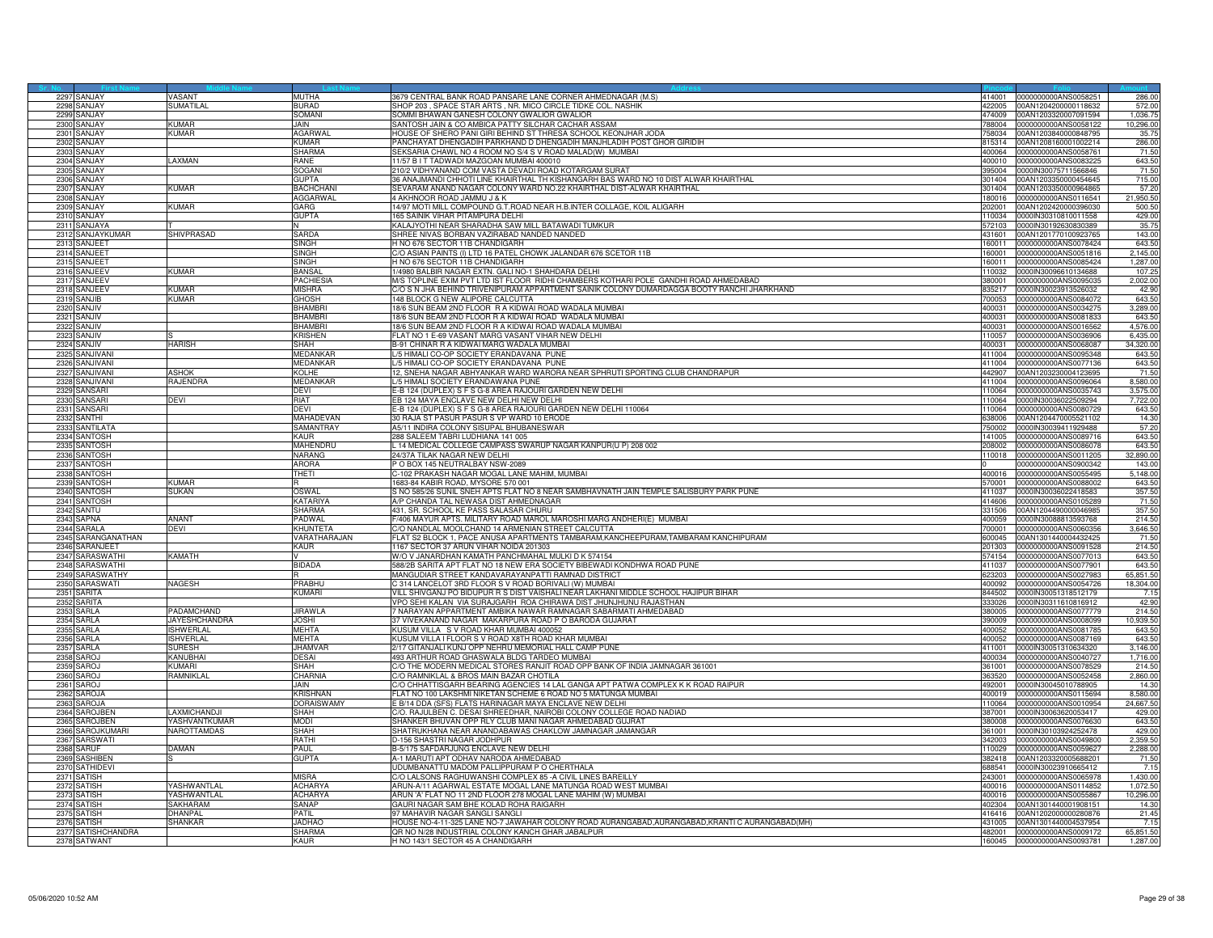| Sr. No. | First Name | Middle Name | Last Name | Address | Pincode | Folio | Amount |
|---|---|---|---|---|---|---|---|
| 2297 | SANJAY | VASANT | MUTHA | 3679 CENTRAL BANK ROAD PANSARE LANE CORNER AHMEDNAGAR (M.S) | 414001 | 0000000000ANS0058251 | 286.00 |
| 2298 | SANJAY | SUMATILAL | BURAD | SHOP 203 , SPACE STAR ARTS , NR. MICO CIRCLE TIDKE COL. NASHIK | 422005 | 00AN1204200000118632 | 572.00 |
| 2299 | SANJAY | | SOMANI | SOMMI BHAWAN GANESH COLONY GWALIOR GWALIOR | 474009 | 00AN1203320007091594 | 1,036.75 |
| 2300 | SANJAY | KUMAR | JAIN | SANTOSH JAIN & CO AMBICA PATTY SILCHAR CACHAR ASSAM | 788004 | 0000000000ANS0058122 | 10,296.00 |
| 2301 | SANJAY | KUMAR | AGARWAL | HOUSE OF SHERO PANI GIRI BEHIND ST THRESA SCHOOL KEONJHAR JODA | 758034 | 00AN1203840000848795 | 35.75 |
| 2302 | SANJAY | | KUMAR | PANCHAYAT DHENGADIH PARKHAND D DHENGADIH MANJHLADIH POST GHOR GIRIDIH | 815314 | 00AN1208160001002214 | 286.00 |
| 2303 | SANJAY | | SHARMA | SEKSARIA CHAWL NO 4 ROOM NO S/4 S V ROAD MALAD(W) MUMBAI | 400064 | 0000000000ANS0058761 | 71.50 |
| 2304 | SANJAY | LAXMAN | RANE | 11/57 B I T TADWADI MAZGOAN MUMBAI 400010 | 400010 | 0000000000ANS0083225 | 643.50 |
| 2305 | SANJAY | | SOGANI | 210/2 VIDHYANAND COM VASTA DEVADI ROAD KOTARGAM SURAT | 395004 | 0000IN30075711566846 | 71.50 |
| 2306 | SANJAY | | GUPTA | 36 ANAJMANDI CHHOTI LINE KHAIRTHAL TH KISHANGARH BAS WARD NO 10 DIST ALWAR KHAIRTHAL | 301404 | 00AN1203350000454645 | 715.00 |
| 2307 | SANJAY | KUMAR | BACHCHANI | SEVARAM ANAND NAGAR COLONY WARD NO.22 KHAIRTHAL DIST-ALWAR KHAIRTHAL | 301404 | 00AN1203350000964865 | 57.20 |
| 2308 | SANJAY | | AGGARWAL | 4 AKHNOOR ROAD JAMMU J & K | 180016 | 0000000000ANS0116541 | 21,950.50 |
| 2309 | SANJAY | KUMAR | GARG | 14/97 MOTI MILL COMPOUND G.T.ROAD NEAR H.B.INTER COLLAGE, KOIL ALIGARH | 202001 | 00AN1202420000396030 | 500.50 |
| 2310 | SANJAY | | GUPTA | 165 SAINIK VIHAR PITAMPURA DELHI | 110034 | 0000IN30310810011558 | 429.00 |
| 2311 | SANJAYA | T | N | KALAJYOTHI NEAR SHARADHA SAW MILL BATAWADI TUMKUR | 572103 | 0000IN30192630830389 | 35.75 |
| 2312 | SANJAYKUMAR | SHIVPRASAD | SARDA | SHREE NIVAS BORBAN VAZIRABAD NANDED NANDED | 431601 | 00AN1201770100923765 | 143.00 |
| 2313 | SANJEET | | SINGH | H NO 676 SECTOR 11B CHANDIGARH | 160011 | 0000000000ANS0078424 | 643.50 |
| 2314 | SANJEET | | SINGH | C/O ASIAN PAINTS (I) LTD 16 PATEL CHOWK JALANDAR 676 SCETOR 11B | 160001 | 0000000000ANS0051816 | 2,145.00 |
| 2315 | SANJEET | | SINGH | H NO 676 SECTOR 11B CHANDIGARH | 160011 | 0000000000ANS0085424 | 1,287.00 |
| 2316 | SANJEEV | KUMAR | BANSAL | 1/4980 BALBIR NAGAR EXTN. GALI NO-1 SHAHDARA DELHI | 110032 | 0000IN30096610134688 | 107.25 |
| 2317 | SANJEEV | | PACHIESIA | M/S TOPLINE EXIM PVT LTD IST FLOOR RIDHI CHAMBERS KOTHARI POLE GANDHI ROAD AHMEDABAD | 380001 | 0000000000ANS0095035 | 2,002.00 |
| 2318 | SANJEEV | KUMAR | MISHRA | C/O S N JHA BEHIND TRIVENIPURAM APPARTMENT SAINIK COLONY DUMARDAGGA BOOTY RANCHI JHARKHAND | 835217 | 0000IN30023913526032 | 42.90 |
| 2319 | SANJIB | KUMAR | GHOSH | 148 BLOCK G NEW ALIPORE CALCUTTA | 700053 | 0000000000ANS0084072 | 643.50 |
| 2320 | SANJIV | | BHAMBRI | 18/6 SUN BEAM 2ND FLOOR R A KIDWAI ROAD WADALA MUMBAI | 400031 | 0000000000ANS0034275 | 3,289.00 |
| 2321 | SANJIV | | BHAMBRI | 18/6 SUN BEAM 2ND FLOOR R A KIDWAI ROAD WADALA MUMBAI | 400031 | 0000000000ANS0081833 | 643.50 |
| 2322 | SANJIV | | BHAMBRI | 18/6 SUN BEAM 2ND FLOOR R A KIDWAI ROAD WADALA MUMBAI | 400031 | 0000000000ANS0016562 | 4,576.00 |
| 2323 | SANJIV | S | KRISHEN | FLAT NO 1 E-69 VASANT MARG VASANT VIHAR NEW DELHI | 110057 | 0000000000ANS0036906 | 6,435.00 |
| 2324 | SANJIV | HARISH | SHAH | B-91 CHINAR R A KIDWAI MARG WADALA MUMBAI | 400031 | 0000000000ANS0068087 | 34,320.00 |
| 2325 | SANJIVANI | | MEDANKAR | L/5 HIMALI CO-OP SOCIETY ERANDAVANA PUNE | 411004 | 0000000000ANS0095348 | 643.50 |
| 2326 | SANJIVANI | | MEDANKAR | L/5 HIMALI CO-OP SOCIETY ERANDAVANA PUNE | 411004 | 0000000000ANS0077136 | 643.50 |
| 2327 | SANJIVANI | ASHOK | KOLHE | 12, SNEHA NAGAR ABHYANKAR WARD WARORA NEAR SPHRUTI SPORTING CLUB CHANDRAPUR | 442907 | 00AN1203230004123695 | 71.50 |
| 2328 | SANJIVANI | RAJENDRA | MEDANKAR | L/5 HIMALI SOCIETY ERANDAWANA PUNE | 411004 | 0000000000ANS0096064 | 8,580.00 |
| 2329 | SANSARI | | DEVI | E-B 124 (DUPLEX) S F S G-8 AREA RAJOURI GARDEN NEW DELHI | 110064 | 0000000000ANS0035743 | 3,575.00 |
| 2330 | SANSARI | DEVI | RIAT | EB 124 MAYA ENCLAVE NEW DELHI NEW DELHI | 110064 | 0000IN30036022509294 | 7,722.00 |
| 2331 | SANSARI | | DEVI | E-B 124 (DUPLEX) S F S G-8 AREA RAJOURI GARDEN NEW DELHI 110064 | 110064 | 0000000000ANS0080729 | 643.50 |
| 2332 | SANTHI | | MAHADEVAN | 30 RAJA ST PASUR PASUR S VP WARD 10 ERODE | 638006 | 00AN1204470005521102 | 14.30 |
| 2333 | SANTILATA | | SAMANTRAY | A5/11 INDIRA COLONY SISUPAL BHUBANESWAR | 750002 | 0000IN30039411929488 | 57.20 |
| 2334 | SANTOSH | | KAUR | 288 SALEEM TABRI LUDHIANA 141 005 | 141005 | 0000000000ANS0089716 | 643.50 |
| 2335 | SANTOSH | | MAHENDRU | L 14 MEDICAL COLLEGE CAMPASS SWARUP NAGAR KANPUR(U P) 208 002 | 208002 | 0000000000ANS0086078 | 643.50 |
| 2336 | SANTOSH | | NARANG | 24/37A TILAK NAGAR NEW DELHI | 110018 | 0000000000ANS0011205 | 32,890.00 |
| 2337 | SANTOSH | | ARORA | P O BOX 145 NEUTRALBAY NSW-2089 | 0 | 0000000000ANS0900342 | 143.00 |
| 2338 | SANTOSH | | THETI | C-102 PRAKASH NAGAR MOGAL LANE MAHIM, MUMBAI | 400016 | 0000000000ANS0055495 | 5,148.00 |
| 2339 | SANTOSH | KUMAR | R | 1683-84 KABIR ROAD, MYSORE 570 001 | 570001 | 0000000000ANS0088002 | 643.50 |
| 2340 | SANTOSH | SUKAN | OSWAL | S NO 585/26 SUNIL SNEH APTS FLAT NO 8 NEAR SAMBHAVNATH JAIN TEMPLE SALISBURY PARK PUNE | 411037 | 0000IN30036022418583 | 357.50 |
| 2341 | SANTOSH | | KATARIYA | A/P CHANDA TAL NEWASA DIST AHMEDNAGAR | 414606 | 0000000000ANS0105289 | 71.50 |
| 2342 | SANTU | | SHARMA | 431, SR. SCHOOL KE PASS SALASAR CHURU | 331506 | 00AN1204490000046985 | 357.50 |
| 2343 | SAPNA | ANANT | PADWAL | F/406 MAYUR APTS. MILITARY ROAD MAROL MAROSHI MARG ANDHERI(E) MUMBAI | 400059 | 0000IN30088813593768 | 214.50 |
| 2344 | SARALA | DEVI | KHUNTETA | C/O NANDLAL MOOLCHAND 14 ARMENIAN STREET CALCUTTA | 700001 | 0000000000ANS0060356 | 3,646.50 |
| 2345 | SARANGANATHAN | | VARATHARAJAN | FLAT S2 BLOCK 1, PACE ANUSA APARTMENTS TAMBARAM,KANCHEEPURAM,TAMBARAM KANCHIPURAM | 600045 | 00AN1301440004432425 | 71.50 |
| 2346 | SARANJEET | | KAUR | 1167 SECTOR 37 ARUN VIHAR NOIDA 201303 | 201303 | 0000000000ANS0091528 | 214.50 |
| 2347 | SARASWATHI | KAMATH | V | W/O V JANARDHAN KAMATH PANCHMAHAL MULKI D K 574154 | 574154 | 0000000000ANS0077013 | 643.50 |
| 2348 | SARASWATHI | | BIDADA | 588/2B SARITA APT FLAT NO 18 NEW ERA SOCIETY BIBEWADI KONDHWA ROAD PUNE | 411037 | 0000000000ANS0077901 | 643.50 |
| 2349 | SARASWATHY | | R | MANGUDIAR STREET KANDAVARAYANPATTI RAMNAD DISTRICT | 623203 | 0000000000ANS0027983 | 65,851.50 |
| 2350 | SARASWATI | NAGESH | PRABHU | C 314 LANCELOT 3RD FLOOR S V ROAD BORIVALI (W) MUMBAI | 400092 | 0000000000ANS0054726 | 18,304.00 |
| 2351 | SARITA | | KUMARI | VILL SHIVGANJ PO BIDUPUR R S DIST VAISHALI NEAR LAKHANI MIDDLE SCHOOL HAJIPUR BIHAR | 844502 | 0000IN30051318512179 | 7.15 |
| 2352 | SARITA | | | VPO SEHI KALAN VIA SURAJGARH ROA CHIRAWA DIST JHUNJHUNU RAJASTHAN | 333026 | 0000IN30311610816912 | 42.90 |
| 2353 | SARLA | PADAMCHAND | JIRAWLA | 7 NARAYAN APPARTMENT AMBIKA NAWAR RAMNAGAR SABARMATI AHMEDABAD | 380005 | 0000000000ANS0077779 | 214.50 |
| 2354 | SARLA | JAYESHCHANDRA | JOSHI | 37 VIVEKANAND NAGAR MAKARPURA ROAD P O BARODA GUJARAT | 390009 | 0000000000ANS0008099 | 10,939.50 |
| 2355 | SARLA | ISHWERLAL | MEHTA | KUSUM VILLA S V ROAD KHAR MUMBAI 400052 | 400052 | 0000000000ANS0081785 | 643.50 |
| 2356 | SARLA | ISHVERLAL | MEHTA | KUSUM VILLA I FLOOR S V ROAD X8TH ROAD KHAR MUMBAI | 400052 | 0000000000ANS0087169 | 643.50 |
| 2357 | SARLA | SURESH | JHAMVAR | 2/17 GITANJALI KUNJ OPP NEHRU MEMORIAL HALL CAMP PUNE | 411001 | 0000IN30051310634320 | 3,146.00 |
| 2358 | SAROJ | KANUBHAI | DESAI | 493 ARTHUR ROAD GHASWALA BLDG TARDEO MUMBAI | 400034 | 0000000000ANS0040727 | 1,716.00 |
| 2359 | SAROJ | KUMARI | SHAH | C/O THE MODERN MEDICAL STORES RANJIT ROAD OPP BANK OF INDIA JAMNAGAR 361001 | 361001 | 0000000000ANS0078529 | 214.50 |
| 2360 | SAROJ | RAMNIKLAL | CHARNIA | C/O RAMNIKLAL & BROS MAIN BAZAR CHOTILA | 363520 | 0000000000ANS0052458 | 2,860.00 |
| 2361 | SAROJ | | JAIN | C/O CHHATTISGARH BEARING AGENCIES 14 LAL GANGA APT PATWA COMPLEX K K ROAD RAIPUR | 492001 | 0000IN30045010788905 | 14.30 |
| 2362 | SAROJA | | KRISHNAN | FLAT NO 100 LAKSHMI NIKETAN SCHEME 6 ROAD NO 5 MATUNGA MUMBAI | 400019 | 0000000000ANS0115694 | 8,580.00 |
| 2363 | SAROJA | | DORAISWAMY | E B/14 DDA (SFS) FLATS HARINAGAR MAYA ENCLAVE NEW DELHI | 110064 | 0000000000ANS0010954 | 24,667.50 |
| 2364 | SAROJBEN | LAXMICHANDJI | SHAH | C/O. RAJULBEN C. DESAI SHREEDHAR, NAIROBI COLONY COLLEGE ROAD NADIAD | 387001 | 0000IN30063620053417 | 429.00 |
| 2365 | SAROJBEN | YASHVANTKUMAR | MODI | SHANKER BHUVAN OPP RLY CLUB MANI NAGAR AHMEDABAD GUJRAT | 380008 | 0000000000ANS0076630 | 643.50 |
| 2366 | SAROJKUMARI | NAROTTAMDAS | SHAH | SHATRUKHANA NEAR ANANDABAWAS CHAKLOW JAMNAGAR JAMANGAR | 361001 | 0000IN30103924252478 | 429.00 |
| 2367 | SARSWATI | | RATHI | D-156 SHASTRI NAGAR JODHPUR | 342003 | 0000000000ANS0049800 | 2,359.50 |
| 2368 | SARUP | DAMAN | PAUL | B-5/175 SAFDARJUNG ENCLAVE NEW DELHI | 110029 | 0000000000ANS0059627 | 2,288.00 |
| 2369 | SASHIBEN | S | GUPTA | A-1 MARUTI APT ODHAV NARODA AHMEDABAD | 382418 | 00AN1203320005688201 | 71.50 |
| 2370 | SATHIDEVI | | | UDUMBANATTU MADOM PALLIPPURAM P O CHERTHALA | 688541 | 0000IN30023910665412 | 7.15 |
| 2371 | SATISH | | MISRA | C/O LALSONS RAGHUWANSHI COMPLEX 85 -A CIVIL LINES BAREILLY | 243001 | 0000000000ANS0065978 | 1,430.00 |
| 2372 | SATISH | YASHWANTLAL | ACHARYA | ARUN-A/11 AGARWAL ESTATE MOGAL LANE MATUNGA ROAD WEST MUMBAI | 400016 | 0000000000ANS0114852 | 1,072.50 |
| 2373 | SATISH | YASHWANTLAL | ACHARYA | ARUN 'A' FLAT NO 11 2ND FLOOR 278 MOGAL LANE MAHIM (W) MUMBAI | 400016 | 0000000000ANS0055867 | 10,296.00 |
| 2374 | SATISH | SAKHARAM | SANAP | GAURI NAGAR SAM BHE KOLAD ROHA RAIGARH | 402304 | 00AN1301440001908151 | 14.30 |
| 2375 | SATISH | DHANPAL | PATIL | 97 MAHAVIR NAGAR SANGLI SANGLI | 416416 | 00AN1202000000280876 | 21.45 |
| 2376 | SATISH | SHANKAR | JADHAO | HOUSE NO-4-11-325 LANE NO-7 JAWAHAR COLONY ROAD AURANGABAD,AURANGABAD,KRANTI C AURANGABAD(MH) | 431005 | 00AN1301440004537954 | 7.15 |
| 2377 | SATISHCHANDRA | | SHARMA | QR NO N/28 INDUSTRIAL COLONY KANCH GHAR JABALPUR | 482001 | 0000000000ANS0009172 | 65,851.50 |
| 2378 | SATWANT | | KAUR | H NO 143/1 SECTOR 45 A CHANDIGARH | 160045 | 0000000000ANS0093781 | 1,287.00 |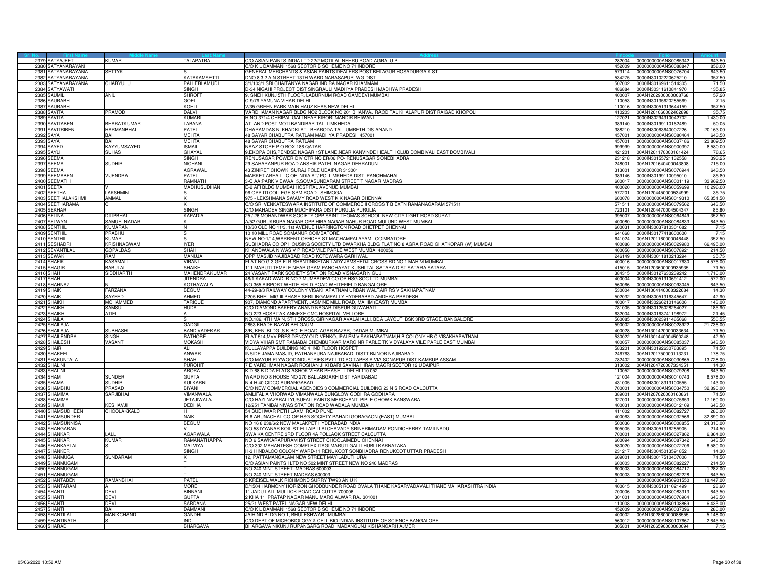| Sr. No. | First Name | Middle Name | Last Name | Address | Pincode | Folio | Amount |
|---|---|---|---|---|---|---|---|
| 2379 | SATYAJEET | KUMAR | TALAPATRA | C/O ASIAN PAINTS INDIA LTD 22/2 MOTILAL NEHRU ROAD AGRA U P | 282004 | 0000000000ANS0085342 | 643.50 |
| 2380 | SATYANARAYAN | | | C/O K L DAMMANI 1568 SECTOR B SCHEME NO 71 INDORE | 452009 | 0000000000ANS0088847 | 858.00 |
| 2381 | SATYANARAYANA | SETTYK | S | GENERAL MERCHANTS & ASIAN PAINTS DEALERS POST BELAGUR HOSADURGA K ST | 573114 | 0000000000ANS0076704 | 643.50 |
| 2382 | SATYANARAYANA | | KATAKAMSETTI | DNO 8 3 2 A N STREET 13TH WARD NARASAPUR WG DIST | 534275 | 0000IN30102220625210 | 357.50 |
| 2383 | SATYANARAYANA | CHARYULU | PALLERLAMUDI | 3/1/103/1 SRI CHAITANYA NAGAR INDIRA NAGAR KHAMMAM | 507002 | 0000IN30169611514305 | 71.50 |
| 2384 | SATYAWATI | | SINGH | D-34 NIGAHI PROJECT DIST SINGRAULI MADHYA PRADESH MADHYA PRADESH | 486884 | 0000IN30311610841970 | 135.85 |
| 2385 | SAUMIL | ANIL | SHROFF | 9, SNEH KUNJ 5TH FLOOR, LABURNUM ROAD GAMDEVI MUMBAI | 400007 | 00AN1202900000008768 | 57.20 |
| 2386 | SAURABH | | GOEL | C-9/79 YAMUNA VIHAR DELHI | 110053 | 0000IN30135620285569 | 7.15 |
| 2387 | SAURABH | | KOHLI | V/35 GREEN PARK MAIN HAUZ KHAS NEW DELHI | 110016 | 0000IN30051313644159 | 357.50 |
| 2388 | SAVITA | PRAMOD | DALVI | VARDHAMAN NAGAR BLDG NO2 BLOCK NO 201 BHANVAJ RAOD TAL KHALAPUR DIST RAIGAD KHOPOLI | 410203 | 00AN1201060002402898 | 35.75 |
| 2389 | SAVITA | | KUMARI | H.NO-371/4 CHRIPAL GALI NEAR KIRORI MANDIR BHIWANI | 127021 | 0000IN30294310042702 | 1,430.00 |
| 2390 | SAVITABEN | BHARATKUMAR | LABANA | AT. AND POST MOTI BANDIBAR TAL. LIMKHEDA | 389140 | 0000IN30199110162489 | 50.05 |
| 2391 | SAVITRIBEN | HARMANBHAI | PATEL | DHARAMDAS NI KHADKI AT - BHARODA TAL- UMRETH DIS-ANAND | 388210 | 0000IN30063640007226 | 20,163.00 |
| 2392 | SAYA | BAI | MEHTA | 48 SAYAR CHABUTRA RATLAM MADHYA PRADESH 457001 | 457001 | 0000000000ANS0080464 | 643.50 |
| 2393 | SAYA | BAI | MEHTA | 48 SAYAR CHABUTRA RATLAM | 457001 | 0000000000ANS0037186 | 23,809.50 |
| 2394 | SAYED | KAYYUMSAYED | ISMAIL | NAAZ STORE P O BOX 186 QATAR | 999999 | 0000000000ANS0900397 | 8,580.00 |
| 2395 | SAYLI | SUHAS | GHAYAL | 9,EKOPA CHS,PENDSE NAGAR 1ST LANE,NEAR KANVINDE HEALTH CLUB DOMBIVALI EAST DOMBIVALI | 421201 | 00AN1201170000161424 | 78.65 |
| 2396 | SEEMA | | SINGH | RENUSAGAR POWER DIV QTR NO ER/06 PO- RENUSAGAR SONEBHADRA | 231218 | 0000IN30155721132558 | 393.25 |
| 2397 | SEEMA | SUDHIR | NICHANI | 29 SAHARANPUR ROAD ANSHIK PATEL NAGAR DEHRADUN | 248001 | 00AN1201640000043808 | 715.00 |
| 2398 | SEEMA | | AGRAWAL | 43 ZINIRET CHOWK SURAJ POLE UDAIPUR 313001 | 313001 | 0000000000ANS0076944 | 643.50 |
| 2399 | SEEMABEN | VIJENDRA | PATEL | MARKET AREA L.I.C OF INDIA AT/ PO. LIMKHEDA DIST. PANCHMAHAL | 389146 | 0000IN30199110095010 | 85.80 |
| 2400 | SEEMATHI | | RAMNATH | 3-C AA;PARK VIEWAA; 5,SOMASUNDARAM STREET T NAGAR MADRAS | 600017 | 0000000000ANS0001119 | 33,962.50 |
| 2401 | SEETA | V | MADHUSUDHAN | E-2 AFI BLDG MUMBAI HOSPITAL AVENUE MUMBAI | 400020 | 0000000000ANS0059699 | 10,296.00 |
| 2402 | SEETHA | LAKSHMIN | S | 96 OPP ITI COLLEGE SPM ROAD . SHIMOGA | 577201 | 00AN1204450000534999 | 35.75 |
| 2403 | SEETHALAKSHMI | AMMAL | K | 975 - LEKSHMANA SWAMY ROAD WEST K K NAGAR CHENNAI | 600078 | 0000000000ANS0019310 | 65,851.50 |
| 2404 | SEETHARAMA | C | K | C/O SRI VENKATESWARA INSTITUTE OF COMMERCE II CROSS T B EXTN RAMANAGARAM 571511 | 571511 | 0000000000ANS0079562 | 643.50 |
| 2405 | SEKHAR | | SINGH | C/O MAHADEV SINGH MUCHIPARA DIST PURULIA PURULIA | 723101 | 00AN1204470004504347 | 85.80 |
| 2406 | SELINA | DILIPBHAI | KAPADIA | 25 / 26 MOHANDWAR SOCIETY OPP SAINT THOMAS SCHOOL NEW CITY LIGHT ROAD SURAT | 395007 | 0000000000ANS0064849 | 357.50 |
| 2407 | SELWYN | SAMUELNADAR | K | A/52 GURUKRUPA NAGAR OPP HIRA NAGAR NAHUR ROAD MULUND WEST MUMBAI | 400080 | 0000000000ANS0084833 | 643.50 |
| 2408 | SENTHIL | KUMARAN | N | 10/30 OLD NO 11/3, 1st AVENUE HARRINGTON ROAD CHETPET CHENNAI | 600031 | 0000IN30037810301682 | 7.15 |
| 2409 | SENTHIL | PRABHU | S | 10 10 MILL ROAD SOMANUR COIMBATORE | 641668 | 0000IN30177418600600 | 7.15 |
| 2410 | SENTHIL | KUMAR | S | NEW NO:1/14,WARRENT OFFICER ST MACHAMPALAYAM . COIMBATORE | 641024 | 00AN1201160000046448 | 357.50 |
| 2411 | SESHADRI | KRISHNASWAM | IYER | SUBHADRA CO OP HOUSING SOCIETY LTD DWARKHA BLDG FLAT NO 8 AGRA ROAD GHATKOPAR (W) MUMBAI | 400086 | 0000000000ANS0029980 | 66,495.00 |
| 2412 | SEVANTILAL | GOPALDAS | SHAH | KHANDWALA NIWAS V P ROAD VILE PARLE WEST MUMBAI 400056 | 400056 | 0000000000ANS0078921 | 214.50 |
| 2413 | SEWAK | RAM | MANUJA | OPP MASJID NAJIBABAD ROAD KOTDWARA GARHWAL | 246149 | 0000IN30011810213294 | 35.75 |
| 2414 | SHAFIK | KASAMALI | VIRANI | FLAT NO G-3 GR FLR SHANTINIKETAN LADY JAMSHEDJI CROSS RD NO 1 MAHIM MUMBAI | 400016 | 0000000000ANS0017630 | 4,576.00 |
| 2415 | SHAGIR | BABULAL | SHAIKH | 111 MARUTI TEMPLE NEAR GRAM PANCHAYAT KUSHI TAL SATARA DIST SATARA SATARA | 415015 | 00AN1203600000935935 | 71.50 |
| 2416 | SHAH | SIDDHARTH | MAHENDRAKUMAR | 24 VASANT PARK SOCIETY STATION ROAD VISNAGAR N GUJ | 384315 | 0000IN30127630239242 | 1,716.00 |
| 2417 | SHAH | | JITENDRA | 48/1 KAKAD WADI R NO 7 MUMBADEVI CO OP HSG SOC LTD MUMBAI | 400004 | 0000IN30051310691412 | 572.00 |
| 2418 | SHAHNAZ | N | KOTHAWALA | NO 365 AIRPORT WHITE FIELD ROAD WHITEFIELD BANGALORE | 560066 | 0000000000ANS0093045 | 643.50 |
| 2419 | SHAIK | FARZANA | BEGUM | 44-29-8/3 RAILWAY COLONY VISAKHAPATNAM URBAN WALTAIR RS VISAKHAPATNAM | 530004 | 00AN1304140008322684 | 14.30 |
| 2420 | SHAIK | SAYEED | AHMED | 2205 BHEL MIG III PHASE SERILINGAMPALLY HYDERABAD ANDHRA PRADESH | 502032 | 0000IN30051316345647 | 42.90 |
| 2421 | SHAIKH | MOHAMMED | TARIQUE | 907, DIAMOND APARTMENT, JASMINE MILL ROAD, MAHIM (EAST) MUMBAI | 400017 | 0000IN30266210146606 | 143.00 |
| 2422 | SHAIKH | SAMSUL | HUDA | C/O DIAMOND BAKERY ANAND NAGAR DISPUR GUWAHATI | 781005 | 0000IN30125028264027 | 185.90 |
| 2423 | SHAIKH | ATIFI | A | NO 223 HOSPITAK ANNEXE CMC HOSPITAL VELLORE | 632004 | 0000IN30163741198972 | 21.45 |
| 2424 | SHAILA | | S | NO.186, 4TH MAIN, 5TH CROSS, GIRINAGAR AVALAHALLI, BDA LAYOUT, BSK 3RD STAGE, BANGALORE | 560085 | 0000IN30023911465068 | 550.55 |
| 2425 | SHAILAJA | | GADGIL | 2853 KHADE BAZAR BELGAUM | 590002 | 0000000000ANS0028922 | 21,736.00 |
| 2426 | SHAILAJA | SUBHASH | BANDIVADEKAR | 3/B, KENI BLDG.,S.K.BOLE ROAD, AGAR BAZAR, DADAR MUMBAI | 400028 | 00AN1301420000033634 | 71.50 |
| 2427 | SHAILENDRA | SINGH | RATHORE | FLAT 514,MVV PRESIDENCY OLD VENKOJIPALEM VISAKHAPATNAM,H B COLONY,HB C VISAKHAPATNAM | 530022 | 00AN1301440004500248 | 42.90 |
| 2428 | SHAILESH | VASANT | MOKASHI | VIDYA VIHAR SMT RAMABAI CHEMBURKAR MARG NR PARLE TK VIDYALAYA VILE PARLE EAST MUMBAI | 400057 | 0000000000ANS0085037 | 643.50 |
| 2429 | SHAIR | | ALI | KULLAYAPPA BUILDING NO 4 IIND FLOOR HOSPET | 583201 | 0000IN30192630783895 | 71.50 |
| 2430 | SHAKEEL | | ANWAR | INSIDE JAMA MASJID, PATHANPURA NAJIBABAD, DISTT BIJNOR NAJIBABAD | 246763 | 00AN1201750000113231 | 178.75 |
| 2431 | SHAKUNTALA | | SHAH | C/O MAYUR PLYWOODINDUSTRIES PVT LTD PO TAPESIA VIA SONAPUR DIST KAMRUP-ASSAM | 782402 | 0000000000ANS0030865 | 13,728.00 |
| 2432 | SHALINI | | PUROHIT | 7 E VARDHMAN NAGAR ROSHAN JI KI BARI SAVINA HIRAN MAGRI SECTOR 12 UDAIPUR | 313002 | 00AN1204720007334351 | 14.30 |
| 2433 | SHALINI | | ARORA | K D 68 B DDA FLATS ASHOK VIHAR PHASE - I DELHI 110 052 | 110052 | 0000000000ANS0079208 | 643.50 |
| 2434 | SHAM | SUNDER | GUPTA | WARD NO 8 HOUSE NO 270 BALLABGARH DIST FARIDABAD | 121004 | 0000000000ANS0010743 | 6,578.00 |
| 2435 | SHAMA | SUDHIR | KULKARNI | N 4 H 40 CIDCO AURANGABAD | 431005 | 0000IN30018313100555 | 143.00 |
| 2436 | SHAMBHU | PRASAD | BIYANI | C/O NEW COMMERCIAL AGENCIES 3 COMMERCIAL BUILDING 23 N S ROAD CALCUTTA | 700001 | 0000000000ANS0034750 | 32,890.00 |
| 2437 | SHAMIMA | SARJIBHAI | VIMANWALA | AMLIFALIA VHORWAD VIMANWALA BUNGLOW GODHRA GODHARA | 389001 | 00AN1207020000160861 | 71.50 |
| 2438 | SHAMIMA | | JETAJIWALA | C/O HAZI NAZARALI YUSUFALI PAINTS MERCHANT PIPLE CHOWK BANSWARA | 327001 | 0000000000ANS0075653 | 17,160.00 |
| 2439 | SHAMJI | KESHAVJI | DEDHIA | 12/251 TANIBAI NIVAS STATION ROAD WADALA MUMBAI | 400031 | 0000000000ANS0012109 | 643.50 |
| 2440 | SHAMSUDHEEN | CHOOLAKKALC | H | 54 BUDHWAR PETH LAXMI ROAD PUNE | 411002 | 0000000000ANS0082727 | 286.00 |
| 2441 | SHAMSUNDER | | NAIK | B-6 ARUNACHAL CO-OP HSG SOCIETY PAHADI GORAGAON (EAST) MUMBAI | 400063 | 0000000000ANS0032566 | 32,890.00 |
| 2442 | SHAMSUNNISA | | BEGUM | NO 16 8 238/6/2 NEW MALAKPET HYDERABAD INDIA | 500036 | 0000000000ANS0008855 | 24,310.00 |
| 2443 | SHANGARAN | | V | NO 58 IYYANAR KOIL ST ELLAIPILLAI CHAVADY SRINERIMADAM PONDICHERRY TAMILNADU | 605005 | 0000IN30051316285905 | 214.50 |
| 2444 | SHANKAR | LALL | AGARWALA | SWAIKA CENTRE 3RD FLOOR 4A POLLACK STREET CALCUTTA | 700001 | 0000000000ANS0027862 | 6,864.00 |
| 2445 | SHANKAR | KUMAR | RAMANATHAPPA | NO 6 SAWKARAPURAM IST STREET CHOOLAIMEDU CHENNAI | 600094 | 0000000000ANS0087342 | 643.50 |
| 2446 | SHANKARLAL | S | MALVIYA | C/O 302 MAHANTESH COMPLEX ITAGI MARUTI GALLI HUBLI KARNATAKA | 580020 | 0000000000ANS0072706 | 8,580.00 |
| 2447 | SHANKER | | SINGH | H-3 HINDALCO COLONY WARD-11 RENUKOOT SONBHADRA RENUKOOT UTTAR PRADESH | 231217 | 0000IN30045013591852 | 14.30 |
| 2448 | SHANMUGA | SUNDARAM | K | 12, PATTAMANGALAM NEW STREET MAYILADUTHURAI | 609001 | 0000IN30017510407006 | 71.50 |
| 2449 | SHANMUGAM | | T | C/O ASIAN PAINTS I LTD NO 502 MINT STREET NEW NO 240 MADRAS | 600003 | 0000000000ANS0082227 | 214.50 |
| 2450 | SHANMUGAM | | T | NO 240 MINT STREET MADRAS 600003 | 600003 | 0000000000ANS0084717 | 1,287.00 |
| 2451 | SHANMUGAM | | T | NO 240 MINT STREET MADRAS 600003 | 600003 | 0000000000ANS0082228 | 643.50 |
| 2452 | SHANTABEN | RAMANBHAI | PATEL | 5 KREISEL WALK RICHMOND SURRY TW93 AN U K | 0 | 0000000000ANS0901550 | 18,447.00 |
| 2453 | SHANTARAM | A | MORE | D/1504 HARMONY HORIZON GHODBUNDER ROAD OVALA THANE KASARVADAVALI THANE MAHARASHTRA INDIA | 400615 | 0000IN30051311021499 | 28.60 |
| 2454 | SHANTI | DEVI | BINNANI | 11 JADU LALL MULLICK ROAD CALCUTTA 700006 | 700006 | 0000000000ANS0083313 | 643.50 |
| 2455 | SHANTI | DEVI | GUPTA | 2 KHA 11 PRATAP NAGAR MANU MARG ALWAR RAJ 301001 | 301001 | 0000000000ANS0076964 | 643.50 |
| 2456 | SHANTI | DEVI | SARDANA | 25/21 WEST PATEL NAGAR NEW DELHI | 110008 | 0000000000ANS0108869 | 6,435.00 |
| 2457 | SHANTI | BAI | DAMMANI | C/O K L DAMMANI 1568 SECTOR B SCHEME NO 71 INDORE | 452009 | 0000000000ANS0037096 | 286.00 |
| 2458 | SHANTILAL | MANIKCHAND | GANDHI | JAIHIND BLDG NO 1, BHULESHWAR . MUMBAI | 400002 | 00AN1302860000088555 | 5,148.00 |
| 2459 | SHANTINATH | S | INDI | C/O DEPT OF MICROBIOLOGY & CELL BIO INDIAN INSTITUTE OF SCIENCE BANGALORE | 560012 | 0000000000ANS0107667 | 2,645.50 |
| 2460 | SHARAD | | BHARGAVA | BHARGAVA NIKUNJ RUPANGARG ROAD, MADANGUNJ KISHANGARH AJMER | 305801 | 00AN1206590000000094 | 7.15 |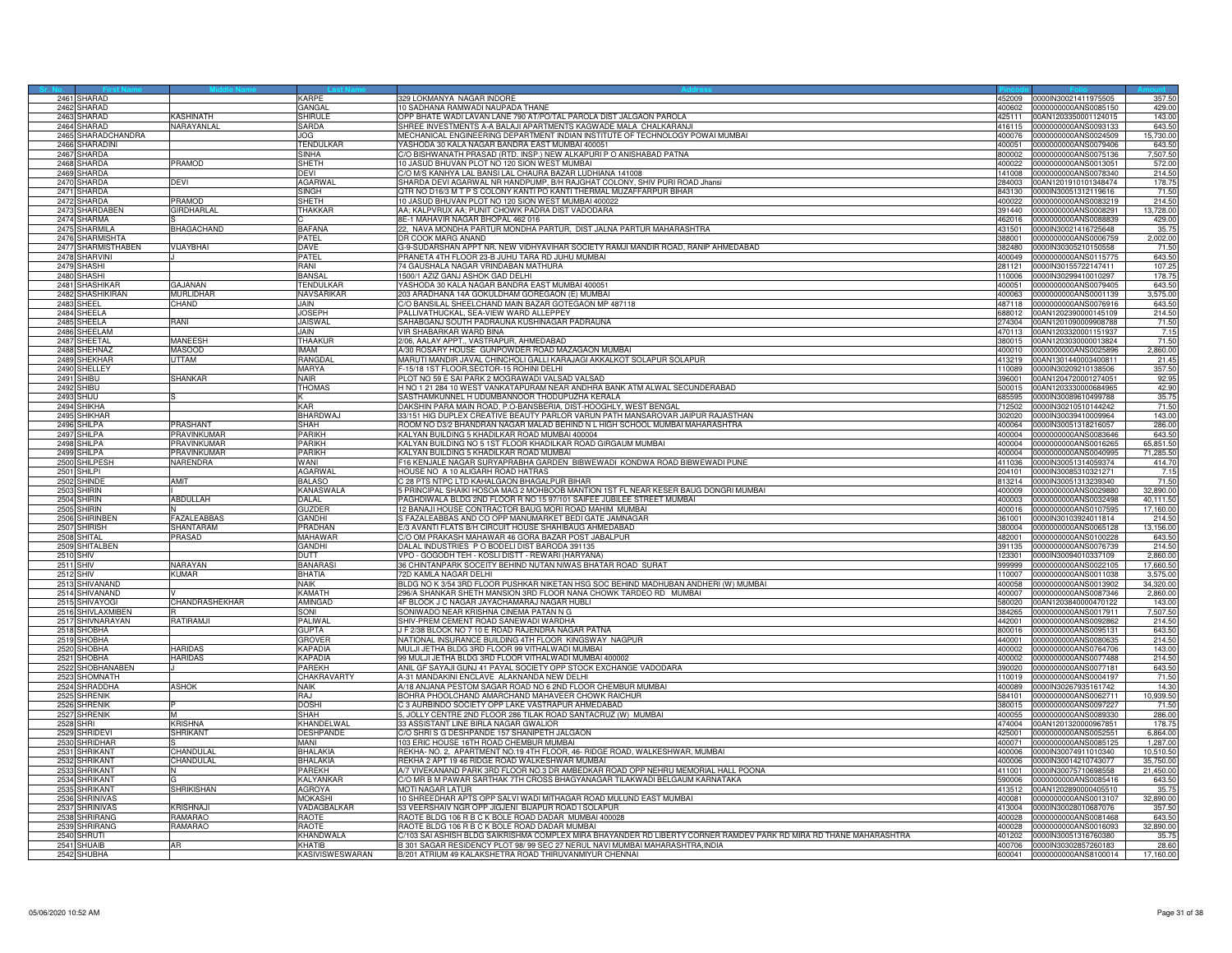| Sr. No. | First Name | Middle Name | Last Name | Address | Pincode | Folio | Amount |
|---|---|---|---|---|---|---|---|
| 2461 | SHARAD | | KARPE | 329 LOKMANYA NAGAR INDORE | 452009 | 0000IN30021411975505 | 357.50 |
| 2462 | SHARAD | | GANGAL | 10 SADHANA RAMWADI NAUPADA THANE | 400602 | 0000000000ANS0085150 | 429.00 |
| 2463 | SHARAD | KASHINATH | SHIRULE | OPP BHATE WADI LAVAN LANE 790 AT/PO/TAL PAROLA DIST JALGAON PAROLA | 425111 | 00AN1203350001124015 | 143.00 |
| 2464 | SHARAD | NARAYANLAL | SARDA | SHREE INVESTMENTS A-A BALAJI APARTMENTS KAGWADE MALA CHALKARANJI | 416115 | 0000000000ANS0093133 | 643.50 |
| 2465 | SHARADCHANDRA | | JOG | MECHANICAL ENGINEERING DEPARTMENT INDIAN INSTITUTE OF TECHNOLOGY POWAI MUMBAI | 400076 | 0000000000ANS0024509 | 15,730.00 |
| 2466 | SHARADINI | | TENDULKAR | YASHODA 30 KALA NAGAR BANDRA EAST MUMBAI 400051 | 400051 | 0000000000ANS0079406 | 643.50 |
| 2467 | SHARDA | | SINHA | C/O BISHWANATH PRASAD (RTD. INSP.) NEW ALKAPURI P O ANISHABAD PATNA | 800002 | 0000000000ANS0075136 | 7,507.50 |
| 2468 | SHARDA | PRAMOD | SHETH | 10 JASUD BHUVAN PLOT NO 120 SION WEST MUMBAI | 400022 | 0000000000ANS0013051 | 572.00 |
| 2469 | SHARDA | | DEVI | C/O M/S KANHYA LAL BANSI LAL CHAURA BAZAR LUDHIANA 141008 | 141008 | 0000000000ANS0078340 | 214.50 |
| 2470 | SHARDA | DEVI | AGARWAL | SHARDA DEVI AGARWAL NR HANDPUMP, B/H RAJGHAT COLONY, SHIV PURI ROAD Jhansi | 284003 | 00AN1201910101348474 | 178.75 |
| 2471 | SHARDA | | SINGH | QTR NO D16/3 M T P S COLONY KANTI PO KANTI THERMAL MUZAFFARPUR BIHAR | 843130 | 0000IN30051312119616 | 71.50 |
| 2472 | SHARDA | PRAMOD | SHETH | 10 JASUD BHUVAN PLOT NO 120 SION WEST MUMBAI 400022 | 400022 | 0000000000ANS0083219 | 214.50 |
| 2473 | SHARDABEN | GIRDHARLAL | THAKKAR | AA; KALPVRUX AA; PUNIT CHOWK PADRA DIST VADODARA | 391440 | 0000000000ANS0008291 | 13,728.00 |
| 2474 | SHARMA | S | C | 8E-1 MAHAVIR NAGAR BHOPAL 462 016 | 462016 | 0000000000ANS0088839 | 429.00 |
| 2475 | SHARMILA | BHAGACHAND | BAFANA | 22, NAVA MONDHA PARTUR MONDHA PARTUR, DIST JALNA PARTUR MAHARASHTRA | 431501 | 0000IN30021416725648 | 35.75 |
| 2476 | SHARMISHTA | | PATEL | DR COOK MARG ANAND | 388001 | 0000000000ANS0006759 | 2,002.00 |
| 2477 | SHARMISTHABEN | VIJAYBHAI | DAVE | G-9-SUDARSHAN APPT NR. NEW VIDHYAVIHAR SOCIETY RAMJI MANDIR ROAD, RANIP AHMEDABAD | 382480 | 0000IN30305210150558 | 71.50 |
| 2478 | SHARVINI | J | PATEL | PRANETA 4TH FLOOR 23-B JUHU TARA RD JUHU MUMBAI | 400049 | 0000000000ANS0115775 | 643.50 |
| 2479 | SHASHI | | RANI | 74 GAUSHALA NAGAR VRINDABAN MATHURA | 281121 | 0000IN30155722147411 | 107.25 |
| 2480 | SHASHI | | BANSAL | 1500/1 AZIZ GANJ ASHOK GAD DELHI | 110006 | 0000IN30299410010297 | 178.75 |
| 2481 | SHASHIKAR | GAJANAN | TENDULKAR | YASHODA 30 KALA NAGAR BANDRA EAST MUMBAI 400051 | 400051 | 0000000000ANS0079405 | 643.50 |
| 2482 | SHASHIKIRAN | MURLIDHAR | NAVSARIKAR | 203 ARADHANA 14A GOKULDHAM GOREGAON (E) MUMBAI | 400063 | 0000000000ANS0001139 | 3,575.00 |
| 2483 | SHEEL | CHAND | JAIN | C/O BANSILAL SHEELCHAND MAIN BAZAR GOTEGAON MP 487118 | 487118 | 0000000000ANS0076916 | 643.50 |
| 2484 | SHEELA | | JOSEPH | PALLIVATHUCKAL, SEA-VIEW WARD ALLEPPEY | 688012 | 00AN1202390000145109 | 214.50 |
| 2485 | SHEELA | RANI | JAISWAL | SAHABGANJ SOUTH PADRAUNA KUSHINAGAR PADRAUNA | 274304 | 00AN1201090009908788 | 71.50 |
| 2486 | SHEELAM | | JAIN | VIR SHABARKAR WARD BINA | 470113 | 00AN1203320001151937 | 7.15 |
| 2487 | SHEETAL | MANEESH | THAAKUR | 2/06, AALAY APPT., VASTRAPUR, AHMEDABAD | 380015 | 00AN1203030000013824 | 71.50 |
| 2488 | SHEHNAZ | MASOOD | IMAM | A/30 ROSARY HOUSE GUNPOWDER ROAD MAZAGAON MUMBAI | 400010 | 0000000000ANS0025896 | 2,860.00 |
| 2489 | SHEKHAR | UTTAM | RANGDAL | MARUTI MANDIR JAVAL CHINCHOLI GALLI KARAJAGI AKKALKOT SOLAPUR SOLAPUR | 413219 | 00AN1301440003400811 | 21.45 |
| 2490 | SHELLEY | | MARYA | F-15/18 1ST FLOOR,SECTOR-15 ROHINI DELHI | 110089 | 0000IN30209210138506 | 357.50 |
| 2491 | SHIBU | SHANKAR | NAIR | PLOT NO 59 E SAI PARK 2 MOGRAWADI VALSAD VALSAD | 396001 | 00AN1204720001274051 | 92.95 |
| 2492 | SHIBU | | THOMAS | H NO 1 21 284 10 WEST VANKATAPURAM NEAR ANDHRA BANK ATM ALWAL SECUNDERABAD | 500015 | 00AN1203330000684965 | 42.90 |
| 2493 | SHIJU | S | K | SASTHAMKUNNEL H UDUMBANNOOR THODUPUZHA KERALA | 685595 | 0000IN30089610499788 | 35.75 |
| 2494 | SHIKHA | | KAR | DAKSHIN PARA MAIN ROAD, P.O-BANSBERIA, DIST-HOOGHLY, WEST BENGAL | 712502 | 0000IN30210510144242 | 71.50 |
| 2495 | SHIKHAR | | BHARDWAJ | 33/151 HIG DUPLEX CREATIVE BEAUTY PARLOR VARUN PATH MANSAROVAR JAIPUR RAJASTHAN | 302020 | 0000IN30039410009964 | 143.00 |
| 2496 | SHILPA | PRASHANT | SHAH | ROOM NO D3/2 BHANDRAN NAGAR MALAD BEHIND N L HIGH SCHOOL MUMBAI MAHARASHTRA | 400064 | 0000IN30051318216057 | 286.00 |
| 2497 | SHILPA | PRAVINKUMAR | PARIKH | KALYAN BUILDING 5 KHADILKAR ROAD MUMBAI 400004 | 400004 | 0000000000ANS0083646 | 643.50 |
| 2498 | SHILPA | PRAVINKUMAR | PARIKH | KALYAN BUILDING NO 5 1ST FLOOR KHADILKAR ROAD GIRGAUM MUMBAI | 400004 | 0000000000ANS0016265 | 65,851.50 |
| 2499 | SHILPA | PRAVINKUMAR | PARIKH | KALYAN BUILDING 5 KHADILKAR ROAD MUMBAI | 400004 | 0000000000ANS0040995 | 71,285.50 |
| 2500 | SHILPESH | NARENDRA | WANI | F16 KENJALE NAGAR SURYAPRABHA GARDEN BIBWEWADI KONDWA ROAD BIBWEWADI PUNE | 411036 | 0000IN30051314059374 | 414.70 |
| 2501 | SHILPI | | AGARWAL | HOUSE NO A 10 ALIGARH ROAD HATRAS | 204101 | 0000IN30085310321271 | 7.15 |
| 2502 | SHINDE | AMIT | BALASO | C 28 PTS NTPC LTD KAHALGAON BHAGALPUR BIHAR | 813214 | 0000IN30051313239340 | 71.50 |
| 2503 | SHIRIN | | KANASWALA | 5 PRINCIPAL SHAIKI HOSOA MAG 2 MOHBOOB MANTION 1ST FL NEAR KESER BAUG DONGRI MUMBAI | 400009 | 0000000000ANS0029880 | 32,890.00 |
| 2504 | SHIRIN | ABDULLAH | DALAL | PAGHDIWALA BLDG 2ND FLOOR R NO 15 97/101 SAIFEE JUBILEE STREET MUMBAI | 400003 | 0000000000ANS0032498 | 40,111.50 |
| 2505 | SHIRIN | N | GUZDER | 12 BANAJI HOUSE CONTRACTOR BAUG MORI ROAD MAHIM MUMBAI | 400016 | 0000000000ANS0107595 | 17,160.00 |
| 2506 | SHIRINBEN | FAZALEABBAS | GANDHI | S FAZALEABBAS AND CO OPP MANUMARKET BEDI GATE JAMNAGAR | 361001 | 0000IN30103924011814 | 214.50 |
| 2507 | SHIRISH | SHANTARAM | PRADHAN | E/3 AVANTI FLATS B/H CIRCUIT HOUSE SHAHIBAUG AHMEDABAD | 380004 | 0000000000ANS0065128 | 13,156.00 |
| 2508 | SHITAL | PRASAD | MAHAWAR | C/O OM PRAKASH MAHAWAR 46 GORA BAZAR POST JABALPUR | 482001 | 0000000000ANS0100228 | 643.50 |
| 2509 | SHITALBEN | | GANDHI | DALAL INDUSTRIES P O BODELI DIST BARODA 391135 | 391135 | 0000000000ANS0076739 | 214.50 |
| 2510 | SHIV | | DUTT | VPO - GOGODH TEH - KOSLI DISTT - REWARI (HARYANA) | 123301 | 0000IN30094010337109 | 2,860.00 |
| 2511 | SHIV | NARAYAN | BANARASI | 36 CHINTANPARK SOCEITY BEHIND NUTAN NIWAS BHATAR ROAD SURAT | 999999 | 0000000000ANS0022105 | 17,660.50 |
| 2512 | SHIV | KUMAR | BHATIA | 72D KAMLA NAGAR DELHI | 110007 | 0000000000ANS0011038 | 3,575.00 |
| 2513 | SHIVANAND | | NAIK | BLDG NO K 3/54 3RD FLOOR PUSHKAR NIKETAN HSG SOC BEHIND MADHUBAN ANDHERI (W) MUMBAI | 400058 | 0000000000ANS0013902 | 34,320.00 |
| 2514 | SHIVANAND | V | KAMATH | 296/A SHANKAR SHETH MANSION 3RD FLOOR NANA CHOWK TARDEO RD MUMBAI | 400007 | 0000000000ANS0087346 | 2,860.00 |
| 2515 | SHIVAYOGI | CHANDRASHEKHAR | AMINGAD | 4F BLOCK J C NAGAR JAYACHAMARAJ NAGAR HUBLI | 580020 | 00AN1203840000470122 | 143.00 |
| 2516 | SHIVLAXMIBEN | R | SONI | SONIWADO NEAR KRISHNA CINEMA PATAN N G | 384265 | 0000000000ANS0017911 | 7,507.50 |
| 2517 | SHIVNARAYAN | RATIRAMJI | PALIWAL | SHIV-PREM CEMENT ROAD SANEWADI WARDHA | 442001 | 0000000000ANS0092862 | 214.50 |
| 2518 | SHOBHA | | GUPTA | J F 2/38 BLOCK NO 7 10 E ROAD RAJENDRA NAGAR PATNA | 800016 | 0000000000ANS0095131 | 643.50 |
| 2519 | SHOBHA | | GROVER | NATIONAL INSURANCE BUILDING 4TH FLOOR KINGSWAY NAGPUR | 440001 | 0000000000ANS0080635 | 214.50 |
| 2520 | SHOBHA | HARIDAS | KAPADIA | MULJI JETHA BLDG 3RD FLOOR 99 VITHALWADI MUMBAI | 400002 | 0000000000ANS0764706 | 143.00 |
| 2521 | SHOBHA | HARIDAS | KAPADIA | 99 MULJI JETHA BLDG 3RD FLOOR VITHALWADI MUMBAI 400002 | 400002 | 0000000000ANS0077488 | 214.50 |
| 2522 | SHOBHANABEN | J | PAREKH | ANIL GF SAYAJI GUNJ 41 PAYAL SOCIETY OPP STOCK EXCHANGE VADODARA | 390020 | 0000000000ANS0077181 | 643.50 |
| 2523 | SHOMNATH | | CHAKRAVARTY | A-31 MANDAKINI ENCLAVE ALAKNANDA NEW DELHI | 110019 | 0000000000ANS0004197 | 71.50 |
| 2524 | SHRADDHA | ASHOK | NAIK | A/18 ANJANA PESTOM SAGAR ROAD NO 6 2ND FLOOR CHEMBUR MUMBAI | 400089 | 0000IN30267935161742 | 14.30 |
| 2525 | SHRENIK | | RAJ | BOHRA PHOOLCHAND AMARCHAND MAHAVEER CHOWK RAICHUR | 584101 | 0000000000ANS0062711 | 10,939.50 |
| 2526 | SHRENIK | P | DOSHI | C 3 AURBINDO SOCIETY OPP LAKE VASTRAPUR AHMEDABAD | 380015 | 0000000000ANS0097227 | 71.50 |
| 2527 | SHRENIK | M | SHAH | 5, JOLLY CENTRE 2ND FLOOR 286 TILAK ROAD SANTACRUZ (W) MUMBAI | 400055 | 0000000000ANS0089330 | 286.00 |
| 2528 | SHRI | KRISHNA | KHANDELWAL | 33 ASSISTANT LINE BIRLA NAGAR GWALIOR | 474004 | 00AN1201320000967851 | 178.75 |
| 2529 | SHRIDEVI | SHRIKANT | DESHPANDE | C/O SHRI S G DESHPANDE 157 SHANIPETH JALGAON | 425001 | 0000000000ANS0052551 | 6,864.00 |
| 2530 | SHRIDHAR | S | MANI | 103 ERIC HOUSE 16TH ROAD CHEMBUR MUMBAI | 400071 | 0000000000ANS0085125 | 1,287.00 |
| 2531 | SHRIKANT | CHANDULAL | BHALAKIA | REKHA- NO. 2, APARTMENT NO.19 4TH FLOOR, 46- RIDGE ROAD, WALKESHWAR, MUMBAI | 400006 | 0000IN30074911010340 | 10,510.50 |
| 2532 | SHRIKANT | CHANDULAL | BHALAKIA | REKHA 2 APT 19 46 RIDGE ROAD WALKESHWAR MUMBAI | 400006 | 0000IN30014210743077 | 35,750.00 |
| 2533 | SHRIKANT | N | PAREKH | A/7 VIVEKANAND PARK 3RD FLOOR NO.3 DR AMBEDKAR ROAD OPP NEHRU MEMORIAL HALL POONA | 411001 | 0000IN30075710698558 | 21,450.00 |
| 2534 | SHRIKANT | G | KALYANKAR | C/O MR B M PAWAR SARTHAK 7TH CROSS BHAGYANAGAR TILAKWADI BELGAUM KARNATAKA | 590006 | 0000000000ANS0085416 | 643.50 |
| 2535 | SHRIKANT | SHRIKISHAN | AGROYA | MOTI NAGAR LATUR | 413512 | 00AN1202890000405510 | 35.75 |
| 2536 | SHRINIVAS | | MOKASHI | 10 SHREEDHAR APTS OPP SALVI WADI MITHAGAR ROAD MULUND EAST MUMBAI | 400081 | 0000000000ANS0013107 | 32,890.00 |
| 2537 | SHRINIVAS | KRISHNAJI | VADAGBALKAR | 53 VEERSHAIV NGR OPP JIGJENI BIJAPUR ROAD I SOLAPUR | 413004 | 0000IN30028010687076 | 357.50 |
| 2538 | SHRIRANG | RAMARAO | RAOTE | RAOTE BLDG 106 R B C K BOLE ROAD DADAR MUMBAI 400028 | 400028 | 0000000000ANS0081468 | 643.50 |
| 2539 | SHRIRANG | RAMARAO | RAOTE | RAOTE BLDG 106 R B C K BOLE ROAD DADAR MUMBAI | 400028 | 0000000000ANS0016093 | 32,890.00 |
| 2540 | SHRUTI | | KHANDWALA | C/103 SAI ASHISH BLDG SAIKRISHMA COMPLEX MIRA BHAYANDER RD LIBERTY CORNER RAMDEV PARK RD MIRA RD THANE MAHARASHTRA | 401202 | 0000IN30051316760380 | 35.75 |
| 2541 | SHUAIB | AR | KHATIB | B 301 SAGAR RESIDENCY PLOT 98/ 99 SEC 27 NERUL NAVI MUMBAI MAHARASHTRA,INDIA | 400706 | 0000IN30302857260183 | 28.60 |
| 2542 | SHUBHA | | KASIVISWESWARAN | B/201 ATRIUM 49 KALAKSHETRA ROAD THIRUVANMIYUR CHENNAI | 600041 | 0000000000ANS8100014 | 17,160.00 |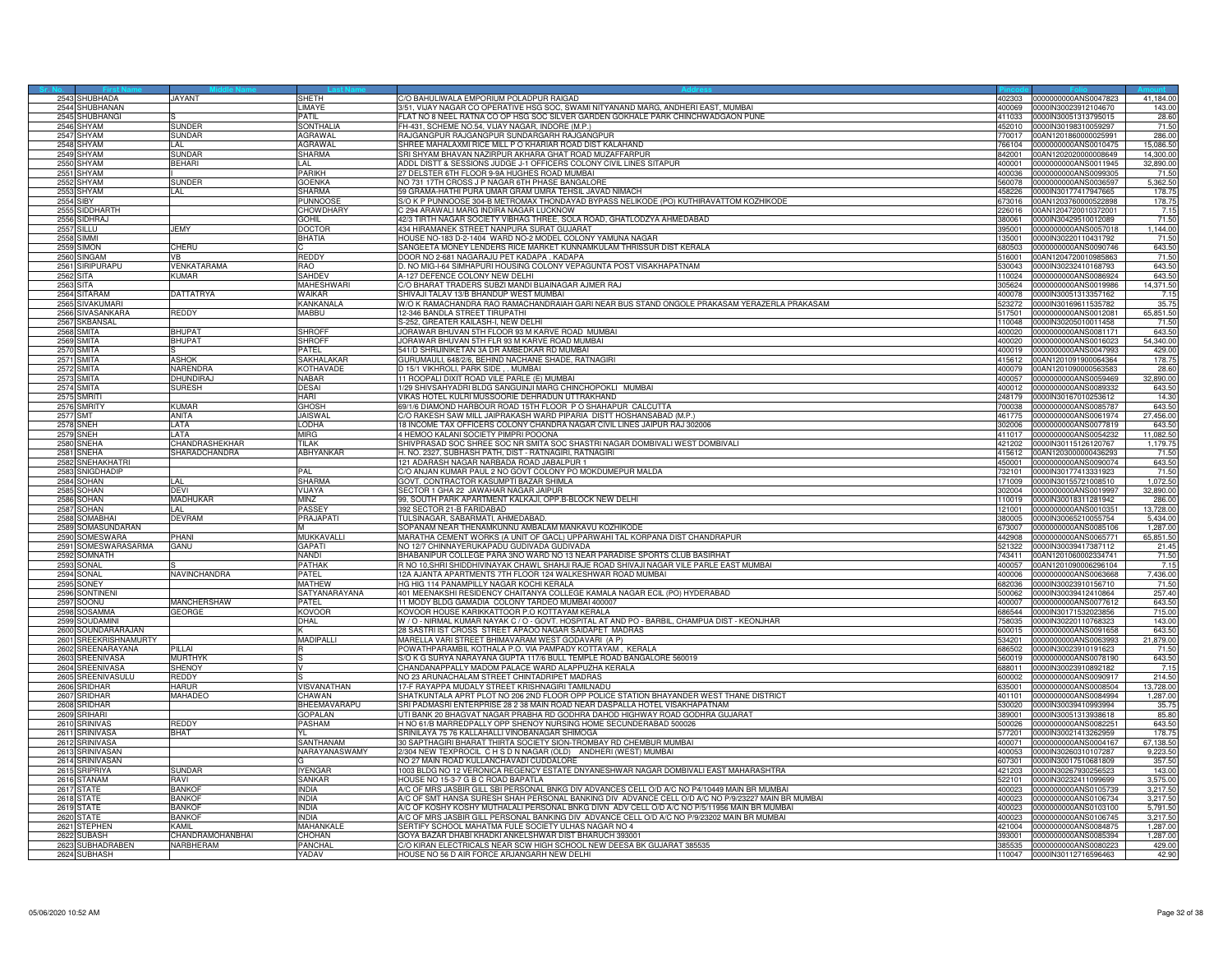| Sr. No. | First Name | Middle Name | Last Name | Address | Pincode | Folio | Amount |
|---|---|---|---|---|---|---|---|
| 2543 | SHUBHADA | JAYANT | SHETH | C/O BAHULIWALA EMPORIUM POLADPUR RAIGAD | 402303 | 0000000000ANS0047823 | 41,184.00 |
| 2544 | SHUBHANAN | | LIMAYE | 3/51, VIJAY NAGAR CO OPERATIVE HSG SOC, SWAMI NITYANAND MARG, ANDHERI EAST, MUMBAI | 400069 | 0000IN30023912104670 | 143.00 |
| 2545 | SHUBHANGI | S | PATIL | FLAT NO 8 NEEL RATNA CO OP HSG SOC SILVER GARDEN GOKHALE PARK CHINCHWADGAON PUNE | 411033 | 0000IN30051313795015 | 28.60 |
| 2546 | SHYAM | SUNDER | SONTHALIA | FH-431, SCHEME NO.54, VIJAY NAGAR, INDORE (M.P.) | 452010 | 0000IN30198310059297 | 71.50 |
| 2547 | SHYAM | SUNDAR | AGRAWAL | RAJGANGPUR RAJGANGPUR SUNDARGARH RAJGANGPUR | 770017 | 00AN1201860000025991 | 286.00 |
| 2548 | SHYAM | LAL | AGRAWAL | SHREE MAHALAXMI RICE MILL P O KHARIAR ROAD DIST KALAHAND | 766104 | 0000000000ANS0010475 | 15,086.50 |
| 2549 | SHYAM | SUNDAR | SHARMA | SRI SHYAM BHAVAN NAZIRPUR AKHARA GHAT ROAD MUZAFFARPUR | 842001 | 00AN1202020000008649 | 14,300.00 |
| 2550 | SHYAM | BEHARI | LAL | ADDL DISTT & SESSIONS JUDGE J-1 OFFICERS COLONY CIVIL LINES SITAPUR | 400001 | 0000000000ANS0011945 | 32,890.00 |
| 2551 | SHYAM | I | PARIKH | 27 DELSTER 6TH FLOOR 9-9A HUGHES ROAD MUMBAI | 400036 | 0000000000ANS0099305 | 71.50 |
| 2552 | SHYAM | SUNDER | GOENKA | NO 731 17TH CROSS J P NAGAR 6TH PHASE BANGALORE | 560078 | 0000000000ANS0036597 | 5,362.50 |
| 2553 | SHYAM | LAL | SHARMA | 59 GRAMA-HATHI PURA UMAR GRAM UMRA TEHSIL JAVAD NIMACH | 458226 | 0000IN30177417947665 | 178.75 |
| 2554 | SIBY | | PUNNOOSE | S/O K P PUNNOOSE 304-B METROMAX THONDAYAD BYPASS NELIKODE (PO) KUTHIRAVATTOM KOZHIKODE | 673016 | 00AN1203760000522898 | 178.75 |
| 2555 | SIDDHARTH | | CHOWDHARY | C 294 ARAWALI MARG INDIRA NAGAR LUCKNOW | 226016 | 00AN1204720010372001 | 7.15 |
| 2556 | SIDHRAJ | | GOHIL | 42/3 TIRTH NAGAR SOCIETY VIBHAG THREE, SOLA ROAD, GHATLODZYA AHMEDABAD | 380061 | 0000IN30429510012089 | 71.50 |
| 2557 | SILLU | JEMY | DOCTOR | 434 HIRAMANEK STREET NANPURA SURAT GUJARAT | 395001 | 0000000000ANS0057018 | 1,144.00 |
| 2558 | SIMMI | | BHATIA | HOUSE NO-183 D-2-1404 WARD NO-2 MODEL COLONY YAMUNA NAGAR | 135001 | 0000IN30220110431792 | 71.50 |
| 2559 | SIMON | CHERU | C | SANGEETA MONEY LENDERS RICE MARKET KUNNAMKULAM THRISSUR DIST KERALA | 680503 | 0000000000ANS0090746 | 643.50 |
| 2560 | SINGAM | VB | REDDY | DOOR NO 2-681 NAGARAJU PET KADAPA . KADAPA | 516001 | 00AN1204720010985863 | 71.50 |
| 2561 | SIRIPURAPU | VENKATARAMA | RAO | D. NO MIG-I-64 SIMHAPURI HOUSING COLONY VEPAGUNTA POST VISAKHAPATNAM | 530043 | 0000IN30232410168793 | 643.50 |
| 2562 | SITA | KUMAR | SAHDEV | A-127 DEFENCE COLONY NEW DELHI | 110024 | 0000000000ANS0086924 | 643.50 |
| 2563 | SITA | | MAHESHWARI | C/O BHARAT TRADERS SUBZI MANDI BIJAINAGAR AJMER RAJ | 305624 | 0000000000ANS0019986 | 14,371.50 |
| 2564 | SITARAM | DATTATRYA | WAIKAR | SHIVAJI TALAV 13/B BHANDUP WEST MUMBAI | 400078 | 0000IN30051313357162 | 7.15 |
| 2565 | SIVAKUMARI | | KANKANALA | W/O K RAMACHANDRA RAO RAMACHANDRAIAH GARI NEAR BUS STAND ONGOLE PRAKASAM YERAZERLA PRAKASAM | 523272 | 0000IN30169611535782 | 35.75 |
| 2566 | SIVASANKARA | REDDY | MABBU | 12-346 BANDLA STREET TIRUPATHI | 517501 | 0000000000ANS0012081 | 65,851.50 |
| 2567 | SKBANSAL | | | S-252, GREATER KAILASH-I, NEW DELHI | 110048 | 0000IN30205010011458 | 71.50 |
| 2568 | SMITA | BHUPAT | SHROFF | JORAWAR BHUVAN 5TH FLOOR 93 M KARVE ROAD MUMBAI | 400020 | 0000000000ANS0081171 | 643.50 |
| 2569 | SMITA | BHUPAT | SHROFF | JORAWAR BHUVAN 5TH FLR 93 M KARVE ROAD MUMBAI | 400020 | 0000000000ANS0016023 | 54,340.00 |
| 2570 | SMITA | S | PATEL | 541/D SHRIJINIKETAN 3A DR AMBEDKAR RD MUMBAI | 400019 | 0000000000ANS0047993 | 429.00 |
| 2571 | SMITA | ASHOK | SAKHALAKAR | GURUMAULI, 648/2/6, BEHIND NACHANE SHADE, RATNAGIRI | 415612 | 00AN1201091900064364 | 178.75 |
| 2572 | SMITA | NARENDRA | KOTHAVADE | D 15/1 VIKHROLI, PARK SIDE , . MUMBAI | 400079 | 00AN1201090000563583 | 28.60 |
| 2573 | SMITA | DHUNDIRAJ | NABAR | 11 ROOPALI DIXIT ROAD VILE PARLE (E) MUMBAI | 400057 | 0000000000ANS0059469 | 32,890.00 |
| 2574 | SMITA | SURESH | DESAI | 1/29 SHIVSAHYADRI BLDG SANGUINJI MARG CHINCHOPOKLI MUMBAI | 400012 | 0000000000ANS0089332 | 643.50 |
| 2575 | SMRITI | | HARI | VIKAS HOTEL KULRI MUSSOORIE DEHRADUN UTTRAKHAND | 248179 | 0000IN30167010253612 | 14.30 |
| 2576 | SMRITY | KUMAR | GHOSH | 69/1/6 DIAMOND HARBOUR ROAD 15TH FLOOR P O SHAHAPUR CALCUTTA | 700038 | 0000000000ANS0085787 | 643.50 |
| 2577 | SMT | ANITA | JAISWAL | C/O RAKESH SAW MILL JAIPRAKASH WARD PIPARIA DISTT HOSHANSABAD (M.P.) | 461775 | 0000000000ANS0061974 | 27,456.00 |
| 2578 | SNEH | LATA | LODHA | 18 INCOME TAX OFFICERS COLONY CHANDRA NAGAR CIVIL LINES JAIPUR RAJ 302006 | 302006 | 0000000000ANS0077819 | 643.50 |
| 2579 | SNEH | LATA | MIRG | 4 HEMOO KALANI SOCIETY PIMPRI POOONA | 411017 | 0000000000ANS0054232 | 11,082.50 |
| 2580 | SNEHA | CHANDRASHEKHAR | TILAK | SHIVPRASAD SOC SHREE SOC NR SMITA SOC SHASTRI NAGAR DOMBIVALI WEST DOMBIVALI | 421202 | 0000IN30115126120767 | 1,179.75 |
| 2581 | SNEHA | SHARADCHANDRA | ABHYANKAR | H. NO. 2327, SUBHASH PATH, DIST - RATNAGIRI, RATNAGIRI | 415612 | 00AN1203000000436293 | 71.50 |
| 2582 | SNEHAKHATRI | | | 121 ADARASH NAGAR NARBADA ROAD JABALPUR 1 | 450001 | 0000000000ANS0090074 | 643.50 |
| 2583 | SNIGDHADIP | | PAL | C/O ANJAN KUMAR PAUL 2 NO GOVT COLONY PO MOKDUMEPUR MALDA | 732101 | 0000IN30177413331923 | 71.50 |
| 2584 | SOHAN | LAL | SHARMA | GOVT. CONTRACTOR KASUMPTI BAZAR SHIMLA | 171009 | 0000IN30155721008510 | 1,072.50 |
| 2585 | SOHAN | DEVI | VIJAYA | SECTOR 1 GHA 22 JAWAHAR NAGAR JAIPUR | 302004 | 0000000000ANS0019997 | 32,890.00 |
| 2586 | SOHAN | MADHUKAR | MINZ | 99, SOUTH PARK APARTMENT KALKAJI, OPP.B-BLOCK NEW DELHI | 110019 | 0000IN30018311281942 | 286.00 |
| 2587 | SOHAN | LAL | PASSEY | 392 SECTOR 21-B FARIDABAD | 121001 | 0000000000ANS0010351 | 13,728.00 |
| 2588 | SOMABHAI | DEVRAM | PRAJAPATI | TULSINAGAR, SABARMATI, AHMEDABAD. | 380005 | 0000IN30065210055754 | 5,434.00 |
| 2589 | SOMASUNDARAN | | M | SOPANAM NEAR THENAMKUNNU AMBALAM MANKAVU KOZHIKODE | 673007 | 0000000000ANS0085106 | 1,287.00 |
| 2590 | SOMESWARA | PHANI | MUKKAVALLI | MARATHA CEMENT WORKS (A UNIT OF GACL) UPPARWAHI TAL KORPANA DIST CHANDRAPUR | 442908 | 0000000000ANS0065771 | 65,851.50 |
| 2591 | SOMESWARASARMA | GANU | GAPATI | NO 12/7 CHINNAYERUKAPADU GUDIVADA GUDIVADA | 521322 | 0000IN30039417387112 | 21.45 |
| 2592 | SOMNATH | | NANDI | BHABANIPUR COLLEGE PARA 3NO WARD NO 13 NEAR PARADISE SPORTS CLUB BASIRHAT | 743411 | 00AN1201060002334741 | 71.50 |
| 2593 | SONAL | S | PATHAK | R NO 10,SHRI SHIDDHIVINAYAK CHAWL SHAHJI RAJE ROAD SHIVAJI NAGAR VILE PARLE EAST MUMBAI | 400057 | 00AN1201090006296104 | 7.15 |
| 2594 | SONAL | NAVINCHANDRA | PATEL | 12A AJANTA APARTMENTS 7TH FLOOR 124 WALKESHWAR ROAD MUMBAI | 400006 | 0000000000ANS0063668 | 7,436.00 |
| 2595 | SONEY | | MATHEW | HG HIG 114 PANAMPILLY NAGAR KOCHI KERALA | 682036 | 0000IN30023910156710 | 71.50 |
| 2596 | SONTINENI | | SATYANARAYANA | 401 MEENAKSHI RESIDENCY CHAITANYA COLLEGE KAMALA NAGAR ECIL (PO) HYDERABAD | 500062 | 0000IN30039412410864 | 257.40 |
| 2597 | SOONU | MANCHERSHAW | PATEL | 11 MODY BLDG GAMADIA COLONY TARDEO MUMBAI 400007 | 400007 | 0000000000ANS0077612 | 643.50 |
| 2598 | SOSAMMA | GEORGE | KOVOOR | KOVOOR HOUSE KARIKKATTOOR P.O KOTTAYAM KERALA | 686544 | 0000IN30171532023856 | 715.00 |
| 2599 | SOUDAMINI | | DHAL | W / O - NIRMAL KUMAR NAYAK C / O - GOVT. HOSPITAL AT AND PO - BARBIL, CHAMPUA DIST - KEONJHAR | 758035 | 0000IN30220110768323 | 143.00 |
| 2600 | SOUNDARARAJAN | | K | 28 SASTRI IST CROSS STREET APAOO NAGAR SAIDAPET MADRAS | 600015 | 0000000000ANS0091658 | 643.50 |
| 2601 | SREEKRISHNAMURTY | | MADIPALLI | MARELLA VARI STREET BHIMAVARAM WEST GODAVARI (A P) | 534201 | 0000000000ANS0063993 | 21,879.00 |
| 2602 | SREENARAYANA | PILLAI | R | POWATHPARAMBIL KOTHALA P.O. VIA PAMPADY KOTTAYAM , KERALA | 686502 | 0000IN30023910191623 | 71.50 |
| 2603 | SREENIVASA | MURTHYK | S | S/O K G SURYA NARAYANA GUPTA 117/6 BULL TEMPLE ROAD BANGALORE 560019 | 560019 | 0000000000ANS0078190 | 643.50 |
| 2604 | SREENIVASA | SHENOY | V | CHANDANAPPALLY MADOM PALACE WARD ALAPPUZHA KERALA | 688011 | 0000IN30023910892182 | 7.15 |
| 2605 | SREENIVASULU | REDDY | S | NO 23 ARUNACHALAM STREET CHINTADRIPET MADRAS | 600002 | 0000000000ANS0090917 | 214.50 |
| 2606 | SRIDHAR | HARUR | VISVANATHAN | 17-F RAYAPPA MUDALY STREET KRISHNAGIRI TAMILNADU | 635001 | 0000000000ANS0008504 | 13,728.00 |
| 2607 | SRIDHAR | MAHADEO | CHAWAN | SHATKUNTALA APRT PLOT NO 206 2ND FLOOR OPP POLICE STATION BHAYANDER WEST THANE DISTRICT | 401101 | 0000000000ANS0084994 | 1,287.00 |
| 2608 | SRIDHAR | | BHEEMAVARAPU | SRI PADMASRI ENTERPRISE 28 2 38 MAIN ROAD NEAR DASPALLA HOTEL VISAKHAPATNAM | 530020 | 0000IN30039410993994 | 35.75 |
| 2609 | SRIHARI | | GOPALAN | UTI BANK 20 BHAGVAT NAGAR PRABHA RD GODHRA DAHOD HIGHWAY ROAD GODHRA GUJARAT | 389001 | 0000IN30051313938618 | 85.80 |
| 2610 | SRINIVAS | REDDY | PASHAM | H NO 61/B MARREDPALLY OPP SHENOY NURSING HOME SECUNDERABAD 500026 | 500026 | 0000000000ANS0082251 | 643.50 |
| 2611 | SRINIVASA | BHAT | YL | SRINILAYA 75 76 KALLAHALLI VINOBANAGAR SHIMOGA | 577201 | 0000IN30021413262959 | 178.75 |
| 2612 | SRINIVASA | | SANTHANAM | 30 SAPTHAGIRI BHARAT THIRTA SOCIETY SION-TROMBAY RD CHEMBUR MUMBAI | 400071 | 0000000000ANS0004167 | 67,138.50 |
| 2613 | SRINIVASAN | | NARAYANASWAMY | 2/304 NEW TEXPROCIL C H S D N NAGAR (OLD) ANDHERI (WEST) MUMBAI | 400053 | 0000IN30260310107287 | 9,223.50 |
| 2614 | SRINIVASAN | | G | NO 27 MAIN ROAD KULLANCHAVADI CUDDALORE | 607301 | 0000IN30017510681809 | 357.50 |
| 2615 | SRIPRIYA | SUNDAR | IYENGAR | 1003 BLDG NO 12 VERONICA REGENCY ESTATE DNYANESHWAR NAGAR DOMBIVALI EAST MAHARASHTRA | 421203 | 0000IN30267930256523 | 143.00 |
| 2616 | STANAM | RAVI | SANKAR | HOUSE NO 15-3-7 G B C ROAD BAPATLA | 522101 | 0000IN30232411099699 | 3,575.00 |
| 2617 | STATE | BANKOF | INDIA | A/C OF MRS JASBIR GILL SBI PERSONAL BNKG DIV ADVANCES CELL O/D A/C NO P4/10449 MAIN BR MUMBAI | 400023 | 0000000000ANS0105739 | 3,217.50 |
| 2618 | STATE | BANKOF | INDIA | A/C OF SMT HANSA SURESH SHAH PERSONAL BANKING DIV ADVANCE CELL O/D A/C NO P/9/23227 MAIN BR MUMBAI | 400023 | 0000000000ANS0106734 | 3,217.50 |
| 2619 | STATE | BANKOF | INDIA | A/C OF KOSHY KOSHY MUTHALALI PERSONAL BNKG DIVN ADV CELL O/D A/C NO P/5/11956 MAIN BR MUMBAI | 400023 | 0000000000ANS0103100 | 5,791.50 |
| 2620 | STATE | BANKOF | INDIA | A/C OF MRS JASBIR GILL PERSONAL BANKING DIV ADVANCE CELL O/D A/C NO P/9/23202 MAIN BR MUMBAI | 400023 | 0000000000ANS0106745 | 3,217.50 |
| 2621 | STEPHEN | KAMIL | MAHANKALE | SERTIFY SCHOOL MAHATMA FULE SOCIETY ULHAS NAGAR NO 4 | 421004 | 0000000000ANS0084875 | 1,287.00 |
| 2622 | SUBASH | CHANDRAMOHANBHAI | CHOHAN | GOYA BAZAR DHABI KHADKI ANKELSHWAR DIST BHARUCH 393001 | 393001 | 0000000000ANS0085394 | 1,287.00 |
| 2623 | SUBHADRABEN | NARBHERAM | PANCHAL | C/O KIRAN ELECTRICALS NEAR SCW HIGH SCHOOL NEW DEESA BK GUJARAT 385535 | 385535 | 0000000000ANS0080223 | 429.00 |
| 2624 | SUBHASH | | YADAV | HOUSE NO 56 D AIR FORCE ARJANGARH NEW DELHI | 110047 | 0000IN30112716596463 | 42.90 |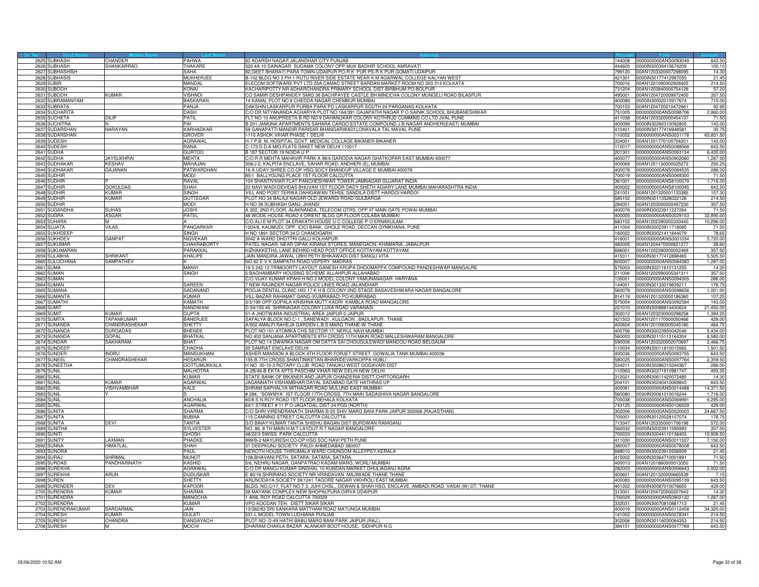| Sr. No. | First Name | Middle Name | Last Name | Address | Pincode | Folio | Amount |
|---|---|---|---|---|---|---|---|
| 2625 | SUBHASH | CHANDER | PAHWA | 83 ADARSH NAGAR JALANDHAR CITY PUNJAB | 144008 | 0000000000ANS0093049 | 643.50 |
| 2626 | SUBHASH | SHANKARRAO | THAKARE | 320 4A 10 SAINAGAR SUDAMA COLONY OPP MUK BADHIR SCHOOL AMRAVATI | 444605 | 0000IN30039415674209 | 100.10 |
| 2627 | SUBHASHISH | | SAHA | 82,GEET BHARATI PARA TOWN-UDAIPUR PO-R K PUR PS-R K PUR,GOMATI UDAIPUR | 799120 | 00AN1203320007298095 | 14.30 |
| 2628 | SUBHASIS | | MUKHERJEE | B-102 BLDG NO 3 PH-1 RUTU RIVER SIDE ESTATE NEAR K M AGARWAL COLLEGE KALYAN WEST | 421301 | 0000IN30177412997055 | 21.45 |
| 2629 | SUBIR | | MANDAL | ELECOM SOFTWARE PVT LTD 25A,CAMAC STREET BARDAN MARKET ROOM NO 303 314 KOLKATA | 700016 | 00AN1201090002928405 | 214.50 |
| 2630 | SUBODH | | KONAI | KACHARIPOTTY NR ADHARCHANDRA PRIMARY SCHOOL DIST-BIRBHUM PO-BOLPUR | 731204 | 00AN1203840000754126 | 57.20 |
| 2631 | SUBODH | KUMAR | VISHNOI | CO SAMIR DESHPANDEY SMIG 38 BACHPAYEE CASTLE BH MINOCHA COLONY MUNGELI ROAD BILASPUR | 495001 | 00AN1204720009972400 | 357.50 |
| 2632 | SUBRAMANYAM | | BASKARAN | 14 KAMAL PLOT NO 8 CHEDDA NAGAR CHEMBUR MUMBAI | 400089 | 0000IN30002010917674 | 715.00 |
| 2633 | SUBRATA | | PANJA | DAKSHIN LASKARPUR PURBA PARA PO LASKARPUR SOUTH 24 PARGANAS KOLKATA | 700153 | 00AN1204720010472661 | 92.95 |
| 2634 | SUCHARITA | | DASH | C/O DR NITYANANDA ACHARYA PLOT NO 164/391 GAJAPATHI NAGAR P O SAINIK SCHOOL BHUBANESHWAR | 751005 | 0000000000ANS0098706 | 2,860.00 |
| 2635 | SUCHETA | DILIP | PATIL | FLT NO 10 ANUPREETA B RD NO 9 DAHANUKAR COLONY KOTHRUD CUMMINS CO LTD JVAL PUNE | 411038 | 00AN1203320000454137 | 71.50 |
| 2636 | SUCHITRA | N | PAI | B 201 JAMUNA APARTMENTS SAHARA CARGO ESTATE COMPOUND J B NAGAR ANDHERI(EAST) MUMBAI | 400099 | 0000IN30260310092805 | 143.00 |
| 2637 | SUDARSHAN | NARAYAN | KARHADKAR | 59 GANAPATTI MANDIR PARISAR BHANGARWADI LONAVALA TAL MAVAL PUNE | 410401 | 0000IN30177416948581 | 35.75 |
| 2638 | SUDARSHAN | | GROVER | I-110 ASHOK VIHAR PHASE I DELHI | 110052 | 0000000000ANS0031178 | 65,851.50 |
| 2639 | SUDESH | | AGRAWAL | H-7 P.B. M. HOSPITAL GOVT. MEDICAL COLLAGE BIKANER BIKANER | 334001 | 00AN1201770100704201 | 143.00 |
| 2640 | SUDESH | | RANA | C-173 D.D.A MIG-FLATS SAKET NEW DELHI 110017 | 110017 | 0000000000ANS0088568 | 643.50 |
| 2641 | SUDHA | | GURTOO | B 187 SECTOR 19 NOIDA U P | 201301 | 0000000000ANS0063134 | 6,435.00 |
| 2642 | SUDHA | JAYSUKHRAI | MEHTA | C/O R R MEHTA MAHAVIR PARK A 98/4 GARODIA NAGAR GHATKOPAR EAST MUMBAI 400077 | 400077 | 0000000000ANS0902060 | 1,287.00 |
| 2643 | SUDHAKAR | KESHAV | MAHAJAN | 306/J-2, KALPITA ENCLAVE, SAHAR ROAD, ANDHERI (E), MUMBAI | 400069 | 00AN1201130000052272 | 250.25 |
| 2644 | SUDHAKAR | GAJANAN | PATWARDHAN | 16 A UDAY SHREE CO OP HSG SOCY BHANDUP VILLAGE E MUMBAI 400078 | 400078 | 0000000000ANS0084535 | 286.00 |
| 2645 | SUDHIR | | MODI | 85/1 BALLYGUNG PLACE 1ST FLOOR CALCUTTA | 700019 | 0000000000ANS0069300 | 71.50 |
| 2646 | SUDHIR | P | RAVAL | 104 SHANTIVIHAR FLAT PANCHESHWAR TOWER JAMNAGAR GUJARAT INDIA | 361001 | 0000000000ANS8100079 | 1,716.00 |
| 2647 | SUDHIR | GOKULDAS | SHAH | 23 NAVI WADI DEVIDAS BHUVAN 1ST FLOOR DADY SHETH AGIARY LANE MUMBAI MAHARASHTRA INDIA | 400002 | 0000000000ANS8100045 | 643.50 |
| 2648 | SUDHIR | KUMAR | SINGH | VILL AND POST TERWA DAHIGAWAN TEHSIL SANDILA DISTT HARDOI HARDOI | 241001 | 00AN1201320001133385 | 157.30 |
| 2649 | SUDHIR | KUMAR | GUTTEDAR | PLOT NO 34 BALAJI NAGAR OLD JEWARGI ROAD GULBARGA | 585102 | 0000IN30113526022128 | 214.50 |
| 2650 | SUDHIR | | MODI | H NO 39 SUBHASH GANJ, JHANSI | 284001 | 00AN1203000000497230 | 357.50 |
| 2651 | SUGANDHA | SUHAS | JOSHI | A 302, 2ND FLOOR, ALAKNANDA, TELECOM QTRS, OPP IIT MAIN GATE POWAI MUMBAI | 400076 | 0000IN30023911227264 | 71.50 |
| 2652 | SUGRA | ASGAR | PATEL | 48 WODE HOUSE ROAD 4 ORIENT BLDG GR FLOOR COLABA MUMBAI | 400005 | 0000000000ANS0029153 | 32,890.00 |
| 2653 | SUHARA | M | A | C/O ALI E M PLOT 34 ERAKATH HOUSE U C COLLEGE P O ERNAKULAM | 683102 | 00AN1202390000330440 | 10,296.00 |
| 2654 | SUJATA | VILAS | PANGARKAR | 1204/8, KAUMUDI, OPP. ICICI BANK, GHOLE ROAD, DECCAN GYMKHANA, PUNE | 411004 | 0000IN30023911718085 | 71.50 |
| 2655 | SUKHDEEP | | SINGH | H NO 1891 SECTOR 34 D CHANDIGARH | 160022 | 0000IN30021411844079 | 78.65 |
| 2656 | SUKHDEV | GANPAT | NIGVEKAR | 2042 A WARD DHOTTRI GALLI KOLHAPUR | 416001 | 0000000000ANS0001034 | 5,720.00 |
| 2657 | SUKUMAR | | CHAKRABORTY | PATEL NAGAR, NEAR DIPAK KIRANA STORES, MANEGAON, KHAMARIA, JABALPUR | 482005 | 00AN1204470000821277 | 28.60 |
| 2658 | SUKUMARAN | | PARAKKAL | KIZHAKKETHIL LANE BEHIND HEAD POST OFFICE KOTTAYAM KOTTAYAM | 686001 | 00AN1202390000002469 | 357.50 |
| 2659 | SULABHA | SHRIKANT | KHALIPE | JAIN MANDIRA JAWAL UBHI PETH BHIKAWADI DIST SANGLI VITA | 415311 | 0000IN30177412898465 | 5,505.50 |
| 2660 | SULOCHANA | SAMPATHEV | K | NO 62 E V K SAMPATH ROAD VEPERY MADRAS | 600007 | 0000000000ANS0084383 | 1,287.00 |
| 2661 | SUMA | | MANVI | 19 5 242 13 TRIMOORTY LAYOUT GANESH KRUPA DHOOMAPPA COMPOUND PANDESHWAR MANGALRE | 575003 | 0000IN30311610131255 | 14.30 |
| 2662 | SUMAN | | SINGH | 5 BAGHAMBARY HOUSING SCHEME ALLAHPUR ALLAHABAD | 211006 | 00AN1202990005341311 | 357.50 |
| 2663 | SUMAN | | | C/O VIJAY KUMAR KPAHI H NO 2 MODEL COLONY YAMUNANAGAR HARYANA | 135001 | 0000000000ANS0094305 | 286.00 |
| 2664 | SUMAN | | SAREEN | 7 NEW RAJINDER NAGAR POLICE LINES ROAD JALANDHAR | 144001 | 0000IN30133019839211 | 178.75 |
| 2665 | SUMANA | | SADANAND | POOJA DENTAL CLINIC HIG 17 K H B COLONY 2ND STAGE BASAVESHWARA NAGAR BANGALORE | 560079 | 0000000000ANS0098656 | 1,001.00 |
| 2666 | SUMANTA | | KUMAR | VILL:BAZAR RAHAMAT GANG (KUMRABAD) PO-KUMRABAD | 814119 | 00AN1201320000186360 | 107.25 |
| 2667 | SUMATHI | | KAMATH | 3/3/199 OPP:GOPALA KRISHNA MUTT KADRI KAMBLA ROAD MANGALORE | 575004 | 0000000000ANS0092584 | 143.00 |
| 2668 | SUMIT | | NANDWANI | D 54/155 45 SHRINAGAR COLONY LUXA ROAD VARANASI | 221010 | 0000IN30088814430624 | 21,450.00 |
| 2669 | SUMIT | KUMAR | GUPTA | 51-A JHOTWARA INDUSTRIAL AREA JAIPUR 0 JAIPUR | 302012 | 00AN1203230000298258 | 1,394.25 |
| 2670 | SUMITA | TAPANKUMAR | BANERJEE | SAFALYA BLOCK NO.C-1 , SANEWADI , KULGAON , BADLAPUR . THANE | 421503 | 00AN1201170000050466 | 429.00 |
| 2671 | SUNANDA | CHANDRASHEKAR | SHETTY | A/502 AMALFI RAHEJA GARDEN L.B.S MARG THANE-W THANE | 400604 | 00AN1201090005045180 | 464.75 |
| 2672 | SUNANDA | DURGADAS | BHENDE | PLOT NO 101 ATOMIKA CHS SECTOR 17, NERUL NAVI MUMBAI | 400706 | 0000IN30023950042046 | 5,434.00 |
| 2673 | SUNANDA | GOPAL | BHATKAL | NO 402 SANJANA APARTMENTS 9TH CROSS 11TH MAIN ROAD MALLESHWARAM BANGALORE | 560003 | 0000IN30115113164304 | 8,580.00 |
| 2674 | SUNDAR | SAKHARAM | BHAT | PLOT NO 14 DWARKA NAGAR OM DATTA SAI CHOUGULEWADI MANDOLI ROAD BELGAUM | 590006 | 00AN1203320002070697 | 2,466.75 |
| 2675 | SUNDEEP | | CHADHA | 20 SAMRAT ENCLAVE DELHI | 110034 | 0000IN30011810015565 | 1,501.50 |
| 2676 | SUNDER | INDRU | MANSUKHANI | ASHER MANSION A BLOCK 4TH FLOOR FORJET STREET GOWALIA TANK MUMBAI 400036 | 400036 | 0000000000ANS0083755 | 643.50 |
| 2677 | SUNEEL | CHANDRASHEKAR | HESARUR | 155-B 7TH CROSS SHANTINIKETAN BHAIRIDEVARKOPPA HUBLI | 580025 | 0000000000ANS0057764 | 2,359.50 |
| 2678 | SUNEETHA | | GOTTUMUKKALA | H NO 30-10-3 ROTARY CLUB ROAD TANUKU WEST GODAVARI DIST | 534211 | 0000IN30286310244367 | 286.00 |
| 2679 | SUNIL | | MALHOTRA | A-2B/46-B EKTA APTS PASCHIM VIHAR NEW DELHI NEW DELHI | 110063 | 0000IN30371910981747 | 493.35 |
| 2680 | SUNIL | | KUMAR | STATE BANK OF BIKANER AND JAIPUR CHANDERIA DISTT.CHITTORGARH | 312021 | 0000IN30611420072485 | 14.30 |
| 2681 | SUNIL | KUMAR | AGARWAL | JAGANNATH VISHAMBHAR DAYAL SADABAD GATE HATHRAS UP | 204101 | 0000IN30240410069843 | 643.50 |
| 2682 | SUNIL | VISHVAMBHAR | KALE | SHRAM SAPHALYA MITHAGAR ROAD MULUND EAST MUMBAI | 400081 | 0000000000ANS0014488 | 14,371.50 |
| 2683 | SUNIL | Y | S | # 284, 'SOWMYA' IST FLOOR 17TH CROSS, 7TH MAIN SADASHIVA NAGAR BANGALORE | 560080 | 0000IN30061010016244 | 1,716.00 |
| 2684 | SUNIL | | ANCHALIA | 60/8 S N ROY ROAD 1ST FLOOR BEHALA KOLKATA | 700038 | 0000000000ANS0069991 | 9,295.00 |
| 2685 | SUNIL | | AGARWAL | 64/1 STREET # 11 P O JAGATDAL DIST 24 PGS (NORTH) | 743125 | 0000000000ANS0106529 | 429.00 |
| 2686 | SUNITA | | SHARMA | C/O SHRI VIRENDRANATH SHARMA B-20 SHIV MARG BANI PARK JAIPUR 302006 (RAJASTHAN) | 302006 | 0000000000ANS0020003 | 24,667.50 |
| 2687 | SUNITA | | BUBNA | 115 CANNING STREET CALCUTTA CALCUTTA | 700001 | 0000IN30125028107074 | 178.75 |
| 2688 | SUNITA | DEVI | TANTIA | S/O BINAY KUMAR TANTIA SHISHU BAGAN DIST BURDWAN RANIGANJ | 713347 | 00AN1203350001706198 | 572.00 |
| 2689 | SUNITHA | | SYLVESTER | NO. 86, 8 TH MAIN H.M.T LAYOUT R.T NAGAR BANGALORE | 560032 | 0000IN30023911595993 | 357.50 |
| 2690 | SUNITI | | GHOSH | 48/22/3 SWISS PARK CALCUTTA | 700033 | 0000IN30044110138403 | 10,939.50 |
| 2691 | SUNITY | LAXMAN | PHADKE | 999/B-2 MAYURESH CO-OP HSG SOC NAVI PETH PUNE | 411030 | 0000000000ANS0011537 | 7,150.00 |
| 2692 | SUNNA | HIMATLAL | SHAH | 31 DEEPKUNJ SOCIETY PALDI AHMEDABAD 380007 | 380007 | 0000000000ANS0078008 | 643.50 |
| 2693 | SUNORA | | PAUL | NEROTH HOUSE THIRUMALA WARD CHUNGOM ALLEPPEY,KERALA | 688010 | 0000IN30023910556959 | 21.45 |
| 2694 | SURAJ | SHRIMAL | MUNOT | 108,BHAVANI PETH, SATARA, SATARA, SATARA, | 415002 | 0000IN30364710001891 | 71.50 |
| 2695 | SURDAS | PANDHARINATH | KASHID | 5/6, NEHRU NAGAR, GANPATRAO KADAM MARG, WORLI MUMBAI | 400013 | 00AN1201860000013350 | 71.50 |
| 2696 | SUREKHA | | AGRAWAL | C/O DR MANOJ KUMAR SINGHAL 10 KUNDAN MARKET DHULIAGANJ AGRA | 282003 | 0000000000ANS0006643 | 2,002.00 |
| 2697 | SUREKHA | ARUN | DUDUSKAR | E 80/16 SHRIRANG SOCIETY NR VRINDAVAN MAJIWADE THANE THANE | 400601 | 00AN1201320000665539 | 7.15 |
| 2698 | SUREN | | SHETTY | ARUNODAYA SOCIETY 39/1241 TAGORE NAGAR VIKHROLI EAST MUMBAI | 400083 | 0000000000ANS0095139 | 643.50 |
| 2699 | SURENDER | DEV | KAPOOR | BLDG. NO.C/17, FLAT NO.T 3, JUHI CHSL., DEWAN & SHAH HSG. ENCLAVE, AMBADI ROAD, VASAI (W) DT. THANE | 401202 | 0000IN30087010076655 | 429.00 |
| 2700 | SURENDRA | KUMAR | SHARMA | 38 MAYANK COMPLEX NEW BHOPALPURA GIRVA UDAIPUR | 313001 | 00AN1204720000207643 | 14.30 |
| 2701 | SURENDRA | | MANOCHA | 1 ANIL ROY ROAD CALCUTTA 700029 | 700029 | 0000000000ANS0902122 | 1,287.00 |
| 2702 | SURENDRA | | KUMAR | VPO KOODAN TEH. DISTT SIKAR SIKAR | 332031 | 0000IN30070810881713 | 21.45 |
| 2703 | SURENDRAKUMAR | SARDARMAL | JAIN | 13/382/83 SRI SANKARA MATTHAM ROAD MATUNGA MUMBAI | 400019 | 0000000000ANS0112458 | 34,320.00 |
| 2704 | SURESH | KUMAR | GULATI | 531-L MODEL TOWN LUDHIANA PUNJAB | 141002 | 0000000000ANS0078341 | 214.50 |
| 2705 | SURESH | CHANDRA | DANGAYACH | PLOT NO- D-49 HATHI BABU MARG BANI PARK JAIPUR (RAJ.) | 302006 | 0000IN30116030064353 | 214.50 |
| 2706 | SURESH | M | MOCHI | DHARAM CHAKLA BAZAR ALANKAR BOOT HOUSE, SIDHPUR N G | 384151 | 0000000000ANS0077769 | 643.50 |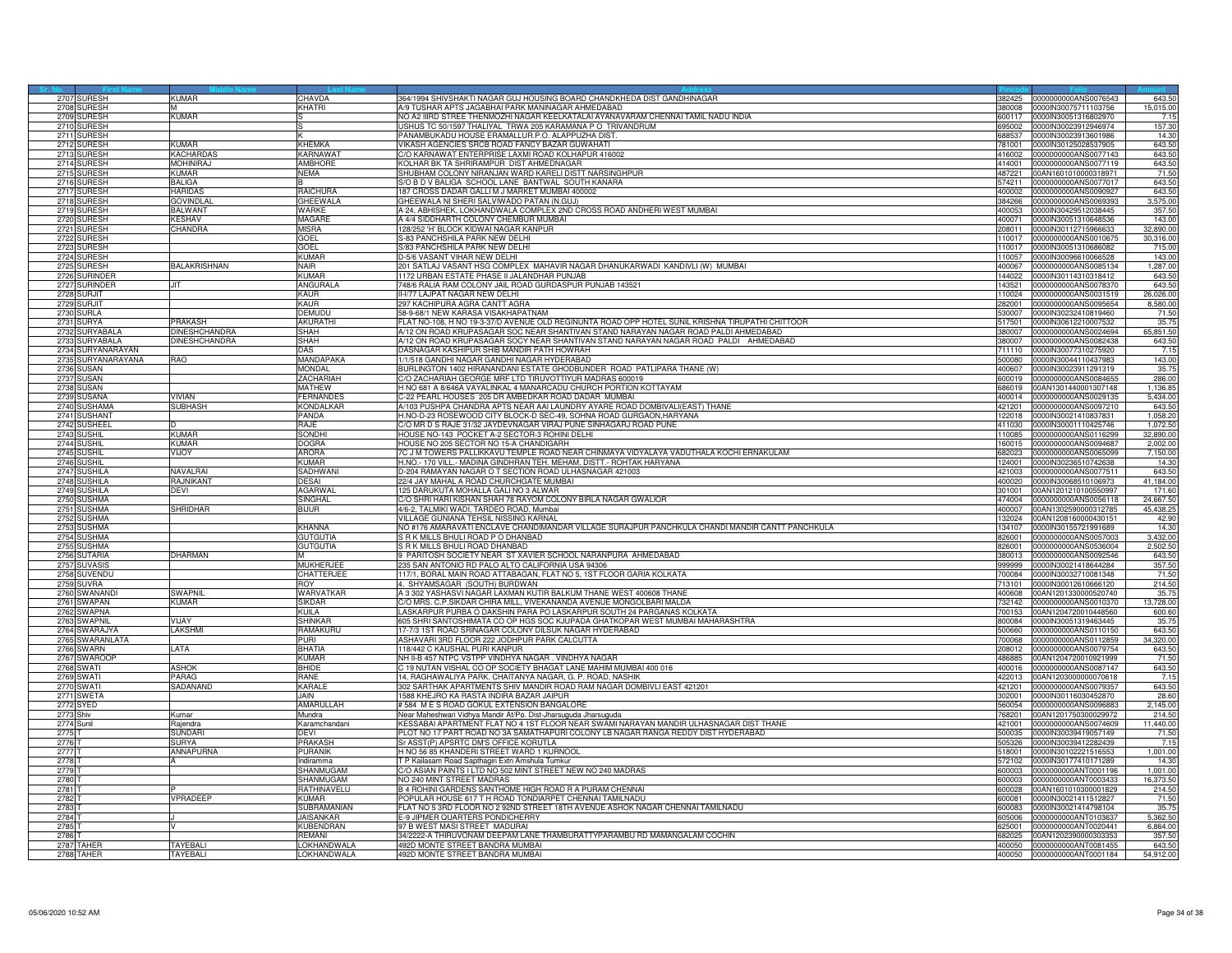| Sr. No. | First Name | Middle Name | Last Name | Address | Pincode | Folio | Amount |
|---|---|---|---|---|---|---|---|
| 2707 | SURESH | KUMAR | CHAVDA | 364/1994 SHIVSHAKTI NAGAR GUJ HOUSING BOARD CHANDKHEDA DIST GANDHINAGAR | 382425 | 0000000000ANS0076543 | 643.50 |
| 2708 | SURESH | M | KHATRI | A/9 TUSHAR APTS JAGABHAI PARK MANINAGAR AHMEDABAD | 380008 | 0000IN30075711103756 | 15,015.00 |
| 2709 | SURESH | KUMAR | S | NO A2 IIIRD STREE THENMOZHI NAGAR KEELKATALAI AYANAVARAM CHENNAI TAMIL NADU INDIA | 600117 | 0000IN30051316802970 | 7.15 |
| 2710 | SURESH | | S | USHUS TC 50/1597 THALIYAL TRWA 205 KARAMANA P O TRIVANDRUM | 695002 | 0000IN30023912946974 | 157.30 |
| 2711 | SURESH | | K | PANAMBUKADU HOUSE ERAMALLUR.P.O. ALAPPUZHA DIST. | 688537 | 0000IN30023913601986 | 14.30 |
| 2712 | SURESH | KUMAR | KHEMKA | VIKASH AGENCIES SRCB ROAD FANCY BAZAR GUWAHATI | 781001 | 0000IN30125028537905 | 643.50 |
| 2713 | SURESH | KACHARDAS | KARNAWAT | C/O KARNAWAT ENTERPRISE LAXMI ROAD KOLHAPUR 416002 | 416002 | 0000000000ANS0077143 | 643.50 |
| 2714 | SURESH | MOHINIRAJ | AMBHORE | KOLHAR BK TA SHRIRAMPUR DIST AHMEDNAGAR | 414001 | 0000000000ANS0077119 | 643.50 |
| 2715 | SURESH | KUMAR | NEMA | SHUBHAM COLONY NIRANJAN WARD KARELI DISTT NARSINGHPUR | 487221 | 00AN1601010000318971 | 71.50 |
| 2716 | SURESH | BALIGA | B | S/O B D V BALIGA SCHOOL LANE BANTWAL SOUTH KANARA | 574211 | 0000000000ANS0077017 | 643.50 |
| 2717 | SURESH | HARIDAS | RAICHURA | 187 CROSS DADAR GALLI M J MARKET MUMBAI 400002 | 400002 | 0000000000ANS0090927 | 643.50 |
| 2718 | SURESH | GOVINDLAL | GHEEWALA | GHEEWALA NI SHERI SALVIWADO PATAN (N.GUJ) | 384266 | 0000000000ANS0069393 | 3,575.00 |
| 2719 | SURESH | BALWANT | WARKE | A 24, ABHISHEK, LOKHANDWALA COMPLEX 2ND CROSS ROAD ANDHERI WEST MUMBAI | 400053 | 0000IN30429512038445 | 357.50 |
| 2720 | SURESH | KESHAV | MAGARE | A 4/4 SIDDHARTH COLONY CHEMBUR MUMBAI | 400071 | 0000IN30051310648536 | 143.00 |
| 2721 | SURESH | CHANDRA | MISRA | 128/252 'H' BLOCK KIDWAI NAGAR KANPUR | 208011 | 0000IN30112715966633 | 32,890.00 |
| 2722 | SURESH | | GOEL | S-83 PANCHSHILA PARK NEW DELHI | 110017 | 0000000000ANS0010675 | 30,316.00 |
| 2723 | SURESH | | GOEL | S/83 PANCHSHILA PARK NEW DELHI | 110017 | 0000IN30051310686082 | 715.00 |
| 2724 | SURESH | | KUMAR | D-5/6 VASANT VIHAR NEW DELHI | 110057 | 0000IN30096610066528 | 143.00 |
| 2725 | SURESH | BALAKRISHNAN | NAIR | 201 SATLAJ VASANT HSG COMPLEX MAHAVIR NAGAR DHANUKARWADI KANDIVLI (W) MUMBAI | 400067 | 0000000000ANS0085134 | 1,287.00 |
| 2726 | SURINDER | | KUMAR | 1172 URBAN ESTATE PHASE II JALANDHAR PUNJAB | 144022 | 0000IN30114310318412 | 643.50 |
| 2727 | SURINDER | JIT | ANGURALA | 748/6 RALIA RAM COLONY JAIL ROAD GURDASPUR PUNJAB 143521 | 143521 | 0000000000ANS0078370 | 643.50 |
| 2728 | SURJIT | | KAUR | II-I/77 LAJPAT NAGAR NEW DELHI | 110024 | 0000000000ANS0031519 | 26,026.00 |
| 2729 | SURJIT | | KAUR | 297 KACHIPURA AGRA CANTT AGRA | 282001 | 0000000000ANS0095654 | 8,580.00 |
| 2730 | SURLA | | DEMUDU | 58-9-68/1 NEW KARASA VISAKHAPATNAM | 530007 | 0000IN30232410819460 | 71.50 |
| 2731 | SURYA | PRAKASH | AKURATHI | FLAT NO-108, H NO 19-3-37/D AVENUE OLD REGINUNTA ROAD OPP HOTEL SUNIL KRISHNA TIRUPATHI CHITTOOR | 517501 | 0000IN30612210007532 | 35.75 |
| 2732 | SURYABALA | DINESHCHANDRA | SHAH | A/12 ON ROAD KRUPASAGAR SOC NEAR SHANTIVAN STAND NARAYAN NAGAR ROAD PALDI AHMEDABAD | 380007 | 0000000000ANS0024694 | 65,851.50 |
| 2733 | SURYABALA | DINESHCHANDRA | SHAH | A/12 ON ROAD KRUPASAGAR SOCY NEAR SHANTIVAN STAND NARAYAN NAGAR ROAD PALDI AHMEDABAD | 380007 | 0000000000ANS0082438 | 643.50 |
| 2734 | SURYANARAYAN | | DAS | DASNAGAR KASHIPUR SHIB MANDIR PATH HOWRAH | 711110 | 0000IN30077310275920 | 7.15 |
| 2735 | SURYANARAYANA | RAO | MANDAPAKA | 1/1/518 GANDHI NAGAR GANDHI NAGAR HYDERABAD | 500080 | 0000IN30044110437983 | 143.00 |
| 2736 | SUSAN | | MONDAL | BURLINGTON 1402 HIRANANDANI ESTATE GHODBUNDER ROAD PATLIPARA THANE (W) | 400607 | 0000IN30023911291319 | 35.75 |
| 2737 | SUSAN | | ZACHARIAH | C/O ZACHARIAH GEORGE MRF LTD TIRUVOTTIYUR MADRAS 600019 | 600019 | 0000000000ANS0084655 | 286.00 |
| 2738 | SUSAN | | MATHEW | H NO 681 A 8/646A VAYALINKAL 4 MANARCADU CHURCH PORTION KOTTAYAM | 686019 | 00AN1301440001307148 | 1,136.85 |
| 2739 | SUSANA | VIVIAN | FERNANDES | C-22 PEARL HOUSES 205 DR AMBEDKAR ROAD DADAR MUMBAI | 400014 | 0000000000ANS0029135 | 5,434.00 |
| 2740 | SUSHAMA | SUBHASH | KONDALKAR | A/103 PUSHPA CHANDRA APTS NEAR AAI LAUNDRY AYARE ROAD DOMBIVALI(EAST) THANE | 421201 | 0000000000ANS0097210 | 643.50 |
| 2741 | SUSHANT | | PANDA | H.NO-D-23 ROSEWOOD CITY BLOCK-D SEC-49, SOHNA ROAD GURGAON,HARYANA | 122018 | 0000IN30021410837831 | 1,058.20 |
| 2742 | SUSHEEL | D | RAJE | C/O MR D S RAJE 31/32 JAYDEVNAGAR VIRAJ PUNE SINHAGARJ ROAD PUNE | 411030 | 0000IN30001110425746 | 1,072.50 |
| 2743 | SUSHIL | KUMAR | SONDHI | HOUSE NO-143 POCKET A-2 SECTOR-3 ROHINI DELHI | 110085 | 0000000000ANS0116299 | 32,890.00 |
| 2744 | SUSHIL | KUMAR | DOGRA | HOUSE NO 205 SECTOR NO 15-A CHANDIGARH | 160015 | 0000000000ANS0094687 | 2,002.00 |
| 2745 | SUSHIL | VIJOY | ARORA | 7C J M TOWERS PALLIKKAVU TEMPLE ROAD NEAR CHINMAYA VIDYALAYA VADUTHALA KOCHI ERNAKULAM | 682023 | 0000000000ANS0065099 | 7,150.00 |
| 2746 | SUSHIL | | KUMAR | H.NO.- 170 VILL.- MADINA GINDHRAN TEH. MEHAM, DISTT.- ROHTAK HARYANA | 124001 | 0000IN30236510742638 | 14.30 |
| 2747 | SUSHILA | NAVALRAI | SADHWANI | D-204 RAMAYAN NAGAR O T SECTION ROAD ULHASNAGAR 421003 | 421003 | 0000000000ANS0077511 | 643.50 |
| 2748 | SUSHILA | RAJNIKANT | DESAI | 22/4 JAY MAHAL A ROAD CHURCHGATE MUMBAI | 400020 | 0000IN30068510106973 | 41,184.00 |
| 2749 | SUSHILA | DEVI | AGARWAL | 125 DARUKUTA MOHALLA GALI NO 3 ALWAR | 301001 | 00AN1201210100550997 | 171.60 |
| 2750 | SUSHMA | | SINGHAL | C/O SHRI HARI KISHAN SHAH 78 RAYOM COLONY BIRLA NAGAR GWALIOR | 474004 | 0000000000ANS0056118 | 24,667.50 |
| 2751 | SUSHMA | SHRIDHAR | BIJUR | 4/6-2, TALMIKI WADI, TARDEO ROAD, Mumbai | 400007 | 00AN1302590000312785 | 45,438.25 |
| 2752 | SUSHMA | | | VILLAGE GUNIANA TEHSIL NISSING KARNAL | 132024 | 00AN1208160000430151 | 42.90 |
| 2753 | SUSHMA | | KHANNA | NO #176 AMARAVATI ENCLAVE CHANDIMANDAR VILLAGE SURAJPUR PANCHKULA CHANDI MANDIR CANTT PANCHKULA | 134107 | 0000IN30155721991689 | 14.30 |
| 2754 | SUSHMA | | GUTGUTIA | S R K MILLS BHULI ROAD P O DHANBAD | 826001 | 0000000000ANS0057003 | 3,432.00 |
| 2755 | SUSHMA | | GUTGUTIA | S R K MILLS BHULI ROAD DHANBAD | 826001 | 0000000000ANS0536004 | 2,502.50 |
| 2756 | SUTARIA | DHARMAN | M | 9 PARITOSH SOCIETY NEAR ST XAVIER SCHOOL NARANPURA AHMEDABAD | 380013 | 0000000000ANS0092546 | 643.50 |
| 2757 | SUVASIS | | MUKHERJEE | 235 SAN ANTONIO RD PALO ALTO CALIFORNIA USA 94306 | 999999 | 0000IN30021418644284 | 357.50 |
| 2758 | SUVENDU | | CHATTERJEE | 117/1, BORAL MAIN ROAD ATTABAGAN, FLAT NO 5, 1ST FLOOR GARIA KOLKATA | 700084 | 0000IN30032710081348 | 71.50 |
| 2759 | SUVRA | | ROY | 4, SHYAMSAGAR (SOUTH) BURDWAN | 713101 | 0000IN30012610666120 | 214.50 |
| 2760 | SWANANDI | SWAPNIL | WARVATKAR | A 3 302 YASHASVI NAGAR LAXMAN KUTIR BALKUM THANE WEST 400608 THANE | 400608 | 00AN1201330000520740 | 35.75 |
| 2761 | SWAPAN | KUMAR | SIKDAR | C/O MRS. C.P.SIKDAR CHIRA MILL, VIVEKANANDA AVENUE MONGOLBARI MALDA | 732142 | 0000000000ANS0010370 | 13,728.00 |
| 2762 | SWAPNA | | KUILA | LASKARPUR PURBA O DAKSHIN PARA PO LASKARPUR SOUTH 24 PARGANAS KOLKATA | 700153 | 00AN1204720010448560 | 600.60 |
| 2763 | SWAPNIL | VIJAY | SHINKAR | 605 SHRI SANTOSHIMATA CO OP HGS SOC KJUPADA GHATKOPAR WEST MUMBAI MAHARASHTRA | 800084 | 0000IN30051319463445 | 35.75 |
| 2764 | SWARAJYA | LAKSHMI | RAMAKURU | 17-7/3 1ST ROAD SRINAGAR COLONY DILSUK NAGAR HYDERABAD | 500660 | 0000000000ANS0110150 | 643.50 |
| 2765 | SWARANLATA | | PURI | ASHAVARI 3RD FLOOR 222 JODHPUR PARK CALCUTTA | 700068 | 0000000000ANS0112859 | 34,320.00 |
| 2766 | SWARN | LATA | BHATIA | 118/442 C KAUSHAL PURI KANPUR | 208012 | 0000000000ANS0079754 | 643.50 |
| 2767 | SWAROOP | | KUMAR | NH II-B 457 NTPC VSTPP VINDHYA NAGAR , VINDHYA NAGAR | 486885 | 00AN1204720010921999 | 71.50 |
| 2768 | SWATI | ASHOK | BHIDE | C 19 NUTAN VISHAL CO OP SOCIETY BHAGAT LANE MAHIM MUMBAI 400 016 | 400016 | 0000000000ANS0087147 | 643.50 |
| 2769 | SWATI | PARAG | RANE | 14, RAGHAWALIYA PARK, CHAITANYA NAGAR, G. P. ROAD, NASHIK | 422013 | 00AN1203000000070618 | 7.15 |
| 2770 | SWATI | SADANAND | KARALE | 302 SARTHAK APARTMENTS SHIV MANDIR ROAD RAM NAGAR DOMBIVLI EAST 421201 | 421201 | 0000000000ANS0079357 | 643.50 |
| 2771 | SWETA | | JAIN | 1588 KHEJRO KA RASTA INDIRA BAZAR JAIPUR | 302001 | 0000IN30116030452870 | 28.60 |
| 2772 | SYED | | AMARULLAH | # 584 M E S ROAD GOKUL EXTENSION BANGALORE | 560054 | 0000000000ANS0096883 | 2,145.00 |
| 2773 | Shiv | Kumar | Mundra | Near Maheshwari Vidhya Mandir At/Po. Dist-Jharsuguda Jharsuguda | 768201 | 00AN1201750300029972 | 214.50 |
| 2774 | Sunil | Rajendra | Karamchandani | KESSABAI APARTMENT FLAT NO 4 1ST FLOOR NEAR SWAMI NARAYAN MANDIR ULHASNAGAR DIST THANE | 421001 | 0000000000ANS0074609 | 11,440.00 |
| 2775 | T | SUNDARI | DEVI | PLOT NO 17 PART ROAD NO 3A SAMATHAPURI COLONY LB NAGAR RANGA REDDY DIST HYDERABAD | 500035 | 0000IN30039419057149 | 71.50 |
| 2776 | T | SURYA | PRAKASH | Sr ASST(P) APSRTC DM'S OFFICE KORUTLA | 505326 | 0000IN30039412282439 | 7.15 |
| 2777 | T | ANNAPURNA | PURANIK | H NO 56 85 KHANDERI STREET WARD 1 KURNOOL | 518001 | 0000IN30102221516553 | 1,001.00 |
| 2778 | T | A | Indiramma | T P Kailasam Road Sapthagiri Extn Amshula Tumkur | 572102 | 0000IN30177410171289 | 14.30 |
| 2779 | T | | SHANMUGAM | C/O ASIAN PAINTS I LTD NO 502 MINT STREET NEW NO 240 MADRAS | 600003 | 0000000000ANT0001196 | 1,001.00 |
| 2780 | T | | SHANMUGAM | NO 240 MINT STREET MADRAS | 600003 | 0000000000ANT0003433 | 16,373.50 |
| 2781 | T | | RATHINAVELU | B 4 ROHINI GARDENS SANTHOME HIGH ROAD R A PURAM CHENNAI | 600028 | 00AN1601010300001829 | 214.50 |
| 2782 | T | VPRADEEP | KUMAR | POPULAR HOUSE 617 T H ROAD TONDIARPET CHENNAI TAMILNADU | 600081 | 0000IN30021411512827 | 71.50 |
| 2783 | T | | SUBRAMANIAN | FLAT NO 5 3RD FLOOR NO 2 92ND STREET 18TH AVENUE ASHOK NAGAR CHENNAI TAMILNADU | 600083 | 0000IN30021414798104 | 35.75 |
| 2784 | T | J | JAISANKAR | E-9 JIPMER QUARTERS PONDICHERRY | 605006 | 0000000000ANT0103637 | 5,362.50 |
| 2785 | T | V | KUBENDRAN | 97 B WEST MASI STREET MADURAI | 625001 | 0000000000ANT0020441 | 6,864.00 |
| 2786 | T | | REMANI | 34/2222-A THIRUVONAM DEEPAM LANE THAMBURATTYPARAMBU RD MAMANGALAM COCHIN | 682025 | 00AN1202390000303353 | 357.50 |
| 2787 | TAHER | TAYEBALI | LOKHANDWALA | 492D MONTE STREET BANDRA MUMBAI | 400050 | 0000000000ANT0081455 | 643.50 |
| 2788 | TAHER | TAYEBALI | LOKHANDWALA | 492D MONTE STREET BANDRA MUMBAI | 400050 | 0000000000ANT0001184 | 54,912.00 |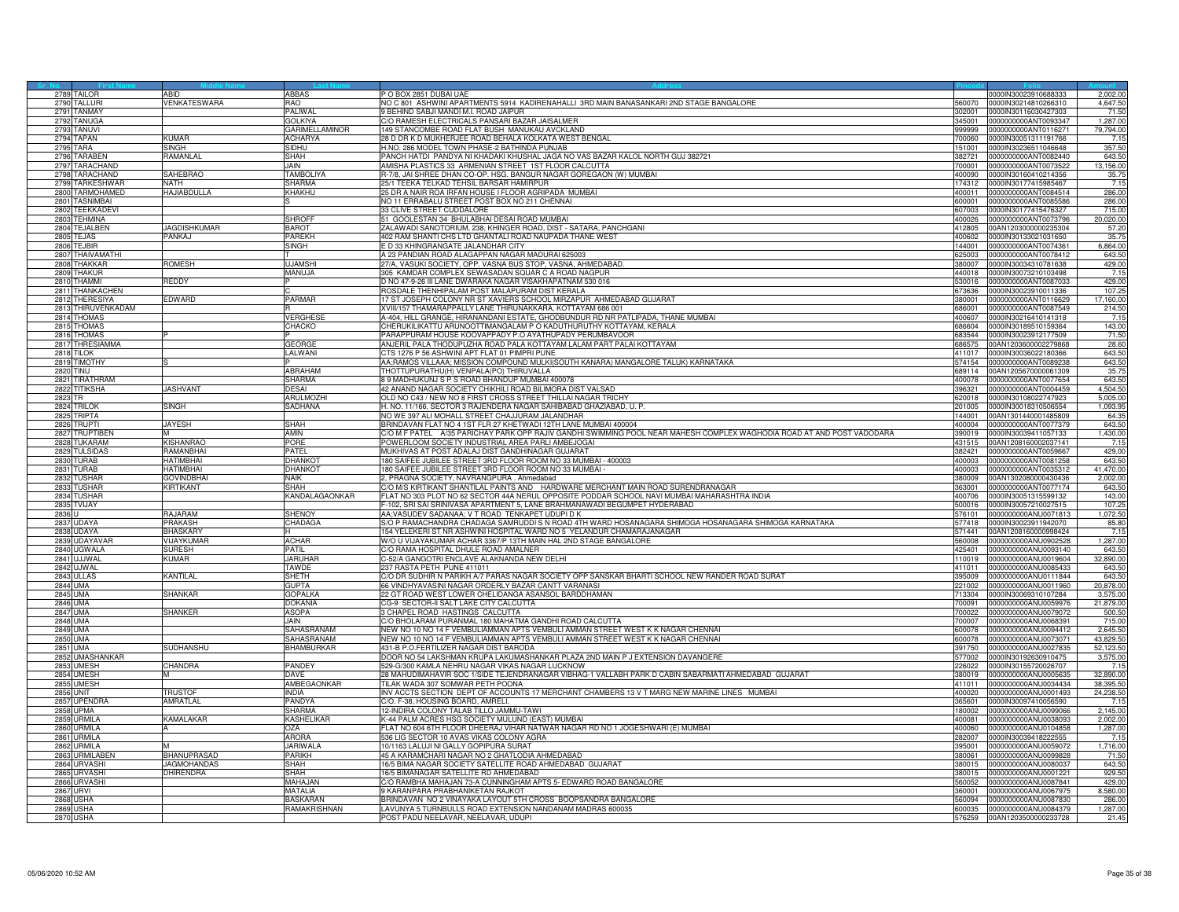| Sr. No. | First Name | Middle Name | Last Name | Address | Pincode | Folio | Amount |
|---|---|---|---|---|---|---|---|
| 2789 | TAILOR | ABID | ABBAS | P O BOX 2851 DUBAI UAE | | 0000IN30023910688333 | 2,002.00 |
| 2790 | TALLURI | VENKATESWARA | RAO | NO C 801 ASHWINI APARTMENTS 5914 KADIRENAHALLI 3RD MAIN BANASANKARI 2ND STAGE BANGALORE | 560070 | 0000IN30214810266310 | 4,647.50 |
| 2791 | TANMAY | | PALIWAL | 9 BEHIND SABJI MANDI M.I. ROAD JAIPUR | 302001 | 0000IN30116030427303 | 71.50 |
| 2792 | TANUGA | | GOLKIYA | C/O RAMESH ELECTRICALS PANSARI BAZAR JAISALMER | 345001 | 0000000000ANT0093347 | 1,287.00 |
| 2793 | TANUVI | | GARIMELLAMINOR | 149 STANCOMBE ROAD FLAT BUSH MANUKAU AVCKLAND | 999999 | 0000000000ANT0116271 | 79,794.00 |
| 2794 | TAPAN | KUMAR | ACHARYA | 28 D DR K D MUKHERJEE ROAD BEHALA KOLKATA WEST BENGAL | 700060 | 0000IN30051311191766 | 7.15 |
| 2795 | TARA | SINGH | SIDHU | H.NO. 286 MODEL TOWN PHASE-2 BATHINDA PUNJAB | 151001 | 0000IN30236511046648 | 357.50 |
| 2796 | TARABEN | RAMANLAL | SHAH | PANCH HATDI PANDYA NI KHADAKI KHUSHAL JAGA NO VAS BAZAR KALOL NORTH GUJ 382721 | 382721 | 0000000000ANT0082440 | 643.50 |
| 2797 | TARACHAND | | JAIN | AMISHA PLASTICS 33 ARMENIAN STREET 1ST FLOOR CALCUTTA | 700001 | 0000000000ANT0073522 | 13,156.00 |
| 2798 | TARACHAND | SAHEBRAO | TAMBOLIYA | R-7/8, JAI SHREE DHAN CO-OP. HSG. BANGUR NAGAR GOREGAON (W) MUMBAI | 400090 | 0000IN30160410214356 | 35.75 |
| 2799 | TARKESHWAR | NATH | SHARMA | 25/1 TEEKA TELKAD TEHSIL BARSAR HAMIRPUR | 174312 | 0000IN30177415985467 | 7.15 |
| 2800 | TARMOHAMED | HAJIABDULLA | KHAKHU | 25 DR A NAIR ROA IRFAN HOUSE I FLOOR AGRIPADA MUMBAI | 400011 | 0000000000ANT0084514 | 286.00 |
| 2801 | TASNIMBAI | | S | NO 11 ERRABALU STREET POST BOX NO 211 CHENNAI | 600001 | 0000000000ANT0085586 | 286.00 |
| 2802 | TEEKKADEVI | | | 33 CLIVE STREET CUDDALORE | 607003 | 0000IN30177415476327 | 715.00 |
| 2803 | TEHMINA | | SHROFF | 51 GOOLESTAN 34 BHULABHAI DESAI ROAD MUMBAI | 400026 | 0000000000ANT0073796 | 20,020.00 |
| 2804 | TEJALBEN | JAGDISHKUMAR | BAROT | ZALAWADI SANOTORIUM, 238, KHINGER ROAD, DIST - SATARA, PANCHGANI | 412805 | 00AN1203000000235304 | 57.20 |
| 2805 | TEJAS | PANKAJ | PAREKH | 402 RAM SHANTI CHS LTD GHANTALI ROAD NAUPADA THANE WEST | 400602 | 0000IN30133021031650 | 35.75 |
| 2806 | TEJBIR | | SINGH | E D 33 KHINGRANGATE JALANDHAR CITY | 144001 | 0000000000ANT0074361 | 6,864.00 |
| 2807 | THAIVAMATHI | | T | A 23 PANDIAN ROAD ALAGAPPAN NAGAR MADURAI 625003 | 625003 | 0000000000ANT0078412 | 643.50 |
| 2808 | THAKKAR | ROMESH | UJAMSHI | 27/A, VASUKI SOCIETY, OPP. VASNA BUS STOP, VASNA, AHMEDABAD. | 380007 | 0000IN30034310781638 | 429.00 |
| 2809 | THAKUR | | MANUJA | 305 KAMDAR COMPLEX SEWASADAN SQUAR C A ROAD NAGPUR | 440018 | 0000IN30073210103498 | 7.15 |
| 2810 | THAMMI | REDDY | P | D NO 47-9-26 III LANE DWARAKA NAGAR VISAKHAPATNAM 530 016 | 530016 | 0000000000ANT0087033 | 429.00 |
| 2811 | THANKACHEN | | C | ROSDALE THENHIPALAM POST MALAPURAM DIST KERALA | 673636 | 0000IN30023910011336 | 107.25 |
| 2812 | THERESIYA | EDWARD | PARMAR | 17 ST JOSEPH COLONY NR ST XAVIERS SCHOOL MIRZAPUR AHMEDABAD GUJARAT | 380001 | 0000000000ANT0116629 | 17,160.00 |
| 2813 | THIRUVENKADAM | | R | XVIII/157 THAMARAPPALLY LANE THIRUNAKKARA, KOTTAYAM 686 001 | 686001 | 0000000000ANT0087549 | 214.50 |
| 2814 | THOMAS | | VERGHESE | A-404, HILL GRANGE, HIRANANDANI ESTATE, GHODBUNDUR RD NR PATLIPADA, THANE MUMBAI | 400607 | 0000IN30216410141318 | 7.15 |
| 2815 | THOMAS | | CHACKO | CHERUKILIKATTU ARUNOOTTIMANGALAM P O KADUTHURUTHY KOTTAYAM, KERALA | 686604 | 0000IN30189510159364 | 143.00 |
| 2816 | THOMAS | P | P | PARAPPURAM HOUSE KOOVAPPADY P.O AYATHUPADY PERUMBAVOOR | 683544 | 0000IN30023912177509 | 71.50 |
| 2817 | THRESIAMMA | | GEORGE | ANJERIL PALA THODUPUZHA ROAD PALA KOTTAYAM LALAM PART PALAI KOTTAYAM | 686575 | 00AN1203600002279868 | 28.60 |
| 2818 | TILOK | | LALWANI | CTS 1276 P 56 ASHWINI APT FLAT 01 PIMPRI PUNE | 411017 | 0000IN30036022180366 | 643.50 |
| 2819 | TIMOTHY | S | P | AA;RAMOS VILLAAA; MISSION COMPOUND MULKI(SOUTH KANARA) MANGALORE TALUK) KARNATAKA | 574154 | 0000000000ANT0089238 | 643.50 |
| 2820 | TINU | | ABRAHAM | THOTTUPURATHU(H) VENPALA(PO) THIRUVALLA | 689114 | 00AN1205670000061309 | 35.75 |
| 2821 | TIRATHRAM | | SHARMA | 8 9 MADHUKUNJ S P S ROAD BHANDUP MUMBAI 400078 | 400078 | 0000000000ANT0077654 | 643.50 |
| 2822 | TITIKSHA | JASHVANT | DESAI | 42 ANAND NAGAR SOCIETY CHIKHILI ROAD BILIMORA DIST VALSAD | 396321 | 0000000000ANT0004459 | 4,504.50 |
| 2823 | TR | | ARULMOZHI | OLD NO C43 / NEW NO 8 FIRST CROSS STREET THILLAI NAGAR TRICHY | 620018 | 0000IN30108022747923 | 5,005.00 |
| 2824 | TRILOK | SINGH | SADHANA | H. NO. 11/166, SECTOR 3 RAJENDERA NAGAR SAHIBABAD GHAZIABAD, U. P. | 201005 | 0000IN30018310506554 | 1,093.95 |
| 2825 | TRIPTA | | | NO WE 397 ALI MOHALL STREET CHAJJURAM JALANDHAR | 144001 | 00AN1301440001485809 | 64.35 |
| 2826 | TRUPTI | JAYESH | SHAH | BRINDAVAN FLAT NO 4 1ST FLR 27 KHETWADI 12TH LANE MUMBAI 400004 | 400004 | 0000000000ANT0077379 | 643.50 |
| 2827 | TRUPTIBEN | M | AMIN | C/O M F PATEL A/35 PARICHAY PARK OPP RAJIV GANDHI SWIMMING POOL NEAR MAHESH COMPLEX WAGHODIA ROAD AT AND POST VADODARA | 390019 | 0000IN30039411057133 | 1,430.00 |
| 2828 | TUKARAM | KISHANRAO | PORE | POWERLOOM SOCIETY INDUSTRIAL AREA PARLI AMBEJOGAI | 431515 | 00AN1208160002037141 | 7.15 |
| 2829 | TULSIDAS | RAMANBHAI | PATEL | MUKHIVAS AT POST ADALAJ DIST GANDHINAGAR GUJARAT | 382421 | 0000000000ANT0059667 | 429.00 |
| 2830 | TURAB | HATIMBHAI | DHANKOT | 180 SAIFEE JUBILEE STREET 3RD FLOOR ROOM NO 33 MUMBAI - 400003 | 400003 | 0000000000ANT0081258 | 643.50 |
| 2831 | TURAB | HATIMBHAI | DHANKOT | 180 SAIFEE JUBILEE STREET 3RD FLOOR ROOM NO 33 MUMBAI - | 400003 | 0000000000ANT0035312 | 41,470.00 |
| 2832 | TUSHAR | GOVINDBHAI | NAIK | 2, PRAGNA SOCIETY, NAVRANGPURA . Ahmedabad | 380009 | 00AN1302080000430436 | 2,002.00 |
| 2833 | TUSHAR | KIRTIKANT | SHAH | C/O M/S KIRTIKANT SHANTILAL PAINTS AND HARDWARE MERCHANT MAIN ROAD SURENDRANAGAR | 363001 | 0000000000ANT0077174 | 643.50 |
| 2834 | TUSHAR | | KANDALAGAONKAR | FLAT NO 303 PLOT NO 62 SECTOR 44A NERUL OPPOSITE PODDAR SCHOOL NAVI MUMBAI MAHARASHTRA INDIA | 400706 | 0000IN30051315599132 | 143.00 |
| 2835 | TVIJAY | | | F-102, SRI SAI SRINIVASA APARTMENT 5, LANE BRAHMANAWADI BEGUMPET HYDERABAD | 500016 | 0000IN30057210027515 | 107.25 |
| 2836 | U | RAJARAM | SHENOY | AA;VASUDEV SADANAA; V T ROAD TENKAPET UDUPI D K | 576101 | 0000000000ANU0071813 | 1,072.50 |
| 2837 | UDAYA | PRAKASH | CHADAGA | S/O P RAMACHANDRA CHADAGA SAMRUDDI S N ROAD 4TH WARD HOSANAGARA SHIMOGA HOSANAGARA SHIMOGA KARNATAKA | 577418 | 0000IN30023911942070 | 85.80 |
| 2838 | UDAYA | BHASKARY | H | 154 YELEKERI ST NR ASHWINI HOSPITAL WARD NO 5 YELANDUR CHAMARAJANAGAR | 571441 | 00AN1208160000998424 | 7.15 |
| 2839 | UDAYAVAR | VIJAYKUMAR | ACHAR | W/O U VIJAYAKUMAR ACHAR 3367/P 13TH MAIN HAL 2ND STAGE BANGALORE | 560008 | 0000000000ANU0902528 | 1,287.00 |
| 2840 | UGWALA | SURESH | PATIL | C/O RAMA HOSPITAL DHULE ROAD AMALNER | 425401 | 0000000000ANU0093140 | 643.50 |
| 2841 | UJJWAL | KUMAR | JARUHAR | C-52/A GANGOTRI ENCLAVE ALAKNANDA NEW DELHI | 110019 | 0000000000ANU0019604 | 32,890.00 |
| 2842 | UJWAL | | TAWDE | 237 RASTA PETH PUNE 411011 | 411011 | 0000000000ANU0085433 | 643.50 |
| 2843 | ULLAS | KANTILAL | SHETH | C/O DR SUDHIR N PARIKH A/7 PARAS NAGAR SOCIETY OPP SANSKAR BHARTI SCHOOL NEW RANDER ROAD SURAT | 395009 | 0000000000ANU0111844 | 643.50 |
| 2844 | UMA | | GUPTA | 66 VINDHYAVASINI NAGAR ORDERLY BAZAR CANTT VARANASI | 221002 | 0000000000ANU0011960 | 20,878.00 |
| 2845 | UMA | SHANKAR | GOPALKA | 22 GT ROAD WEST LOWER CHELIDANGA ASANSOL BARDDHAMAN | 713304 | 0000IN30069310107284 | 3,575.00 |
| 2846 | UMA | | DOKANIA | CG-9 SECTOR-II SALT LAKE CITY CALCUTTA | 700091 | 0000000000ANU0059976 | 21,879.00 |
| 2847 | UMA | SHANKER | ASOPA | 3 CHAPEL ROAD HASTINGS CALCUTTA | 700022 | 0000000000ANU0079072 | 500.50 |
| 2848 | UMA | | JAIN | C/O BHOLARAM PURANMAL 180 MAHATMA GANDHI ROAD CALCUTTA | 700007 | 0000000000ANU0068391 | 715.00 |
| 2849 | UMA | | SAHASRANAM | NEW NO 10 NO 14 F VEMBULIAMMAN APTS VEMBULI AMMAN STREET WEST K K NAGAR CHENNAI | 600078 | 0000000000ANU0094412 | 2,645.50 |
| 2850 | UMA | | SAHASRANAM | NEW NO 10 NO 14 F VEMBULIAMMAN APTS VEMBULI AMMAN STREET WEST K K NAGAR CHENNAI | 600078 | 0000000000ANU0073071 | 43,829.50 |
| 2851 | UMA | SUDHANSHU | BHAMBURKAR | 431-B P.O.FERTILIZER NAGAR DIST BARODA | 391750 | 0000000000ANU0027835 | 52,123.50 |
| 2852 | UMASHANKAR | | | DOOR NO 54 LAKSHMAN KRUPA LAKUMASHANKAR PLAZA 2ND MAIN P J EXTENSION DAVANGERE | 577002 | 0000IN30192630910475 | 3,575.00 |
| 2853 | UMESH | CHANDRA | PANDEY | 529-G/300 KAMLA NEHRU NAGAR VIKAS NAGAR LUCKNOW | 226022 | 0000IN30155720026707 | 7.15 |
| 2854 | UMESH | M | DAVE | 28 MAHUDIMAHAVIR SOC 1/SIDE TEJENDRANAGAR VIBHAG-1 VALLABH PARK D CABIN SABARMATI AHMEDABAD GUJARAT | 380019 | 0000000000ANU0005635 | 32,890.00 |
| 2855 | UMESH | | AMBEGAONKAR | TILAK WADA 307 SOMWAR PETH POONA | 411011 | 0000000000ANU0034434 | 38,395.50 |
| 2856 | UNIT | TRUSTOF | INDIA | INV ACCTS SECTION DEPT OF ACCOUNTS 17 MERCHANT CHAMBERS 13 V T MARG NEW MARINE LINES MUMBAI | 400020 | 0000000000ANU0001493 | 24,238.50 |
| 2857 | UPENDRA | AMRATLAL | PANDYA | C/O. F-38, HOUSING BOARD, AMRELI. | 365601 | 0000IN30097410056590 | 7.15 |
| 2858 | UPMA | | SHARMA | 12-INDIRA COLONY TALAB TILLO JAMMU-TAWI | 180002 | 0000000000ANU0099066 | 2,145.00 |
| 2859 | URMILA | KAMALAKAR | KASHELIKAR | K-44 PALM ACRES HSG SOCIETY MULUND (EAST) MUMBAI | 400081 | 0000000000ANU0038093 | 2,002.00 |
| 2860 | URMILA | A | OZA | FLAT NO 604 6TH FLOOR DHEERAJ VIHAR NATWAR NAGAR RD NO 1 JOGESHWARI (E) MUMBAI | 400060 | 0000000000ANU0104858 | 1,287.00 |
| 2861 | URMILA | | ARORA | 536 LIG SECTOR 10 AVAS VIKAS COLONY AGRA | 282007 | 0000IN30039418222555 | 7.15 |
| 2862 | URMILA | M | JARIWALA | 10/1163 LALUJI NI GALLY GOPIPURA SURAT | 395001 | 0000000000ANU0059072 | 1,716.00 |
| 2863 | URMILABEN | BHANUPRASAD | PARIKH | 45 A KARAMCHARI NAGAR NO 2 GHATLODIA AHMEDABAD | 380061 | 0000000000ANU0099828 | 71.50 |
| 2864 | URVASHI | JAGMOHANDAS | SHAH | 16/5 BIMA NAGAR SOCIETY SATELLITE ROAD AHMEDABAD GUJARAT | 380015 | 0000000000ANU0080037 | 643.50 |
| 2865 | URVASHI | DHIRENDRA | SHAH | 16/5 BIMANAGAR SATELLITE RD AHMEDABAD | 380015 | 0000000000ANU0001221 | 929.50 |
| 2866 | URVASHI | | MAHAJAN | C/O RAMBHA MAHAJAN 73-A CUNNINGHAM APTS 5- EDWARD ROAD BANGALORE | 560052 | 0000000000ANU0087841 | 429.00 |
| 2867 | URVI | | MATALIA | 9 KARANPARA PRABHANIKETAN RAJKOT | 360001 | 0000000000ANU0067975 | 8,580.00 |
| 2868 | USHA | | BASKARAN | BRINDAVAN NO 2 VINAYAKA LAYOUT 5TH CROSS BOOPSANDRA BANGALORE | 560094 | 0000000000ANU0087830 | 286.00 |
| 2869 | USHA | | RAMAKRISHNAN | LAVUNYA 5 TURNBULLS ROAD EXTENSION NANDANAM MADRAS 600035 | 600035 | 0000000000ANU0084379 | 1,287.00 |
| 2870 | USHA | | | POST PADU NEELAVAR, NEELAVAR, UDUPI | 576259 | 00AN1203500000233728 | 21.45 |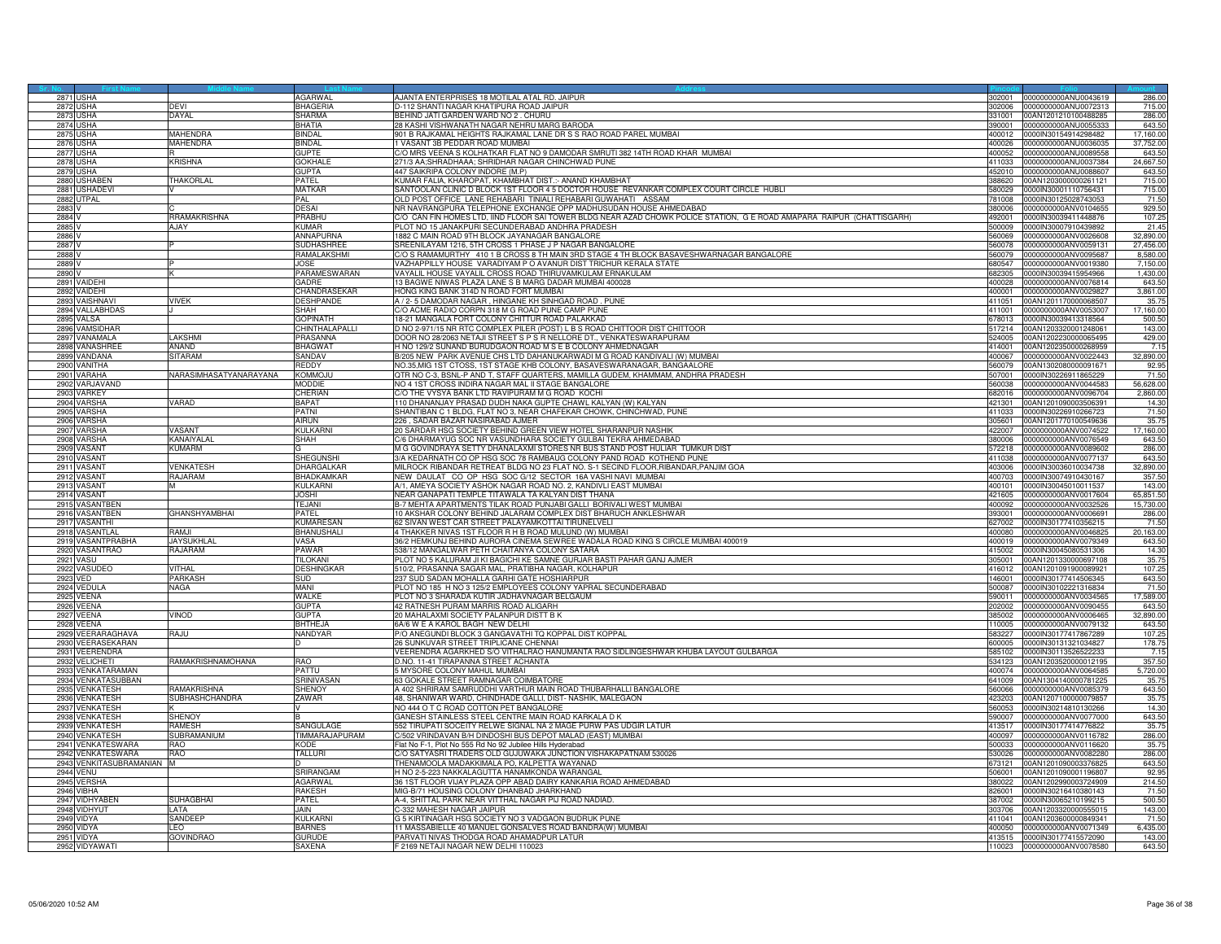| Sr. No. | First Name | Middle Name | Last Name | Address | Pincode | Folio | Amount |
|---|---|---|---|---|---|---|---|
| 2871 | USHA | | AGARWAL | AJANTA ENTERPRISES 18 MOTILAL ATAL RD. JAIPUR | 302001 | 0000000000ANU0043619 | 286.00 |
| 2872 | USHA | DEVI | BHAGERIA | D-112 SHANTI NAGAR KHATIPURA ROAD JAIPUR | 302006 | 0000000000ANU0072313 | 715.00 |
| 2873 | USHA | DAYAL | SHARMA | BEHIND JATI GARDEN WARD NO 2 . CHURU | 331001 | 00AN1201210100488285 | 286.00 |
| 2874 | USHA | | BHATIA | 28 KASHI VISHWANATH NAGAR NEHRU MARG BARODA | 390001 | 0000000000ANU0055333 | 643.50 |
| 2875 | USHA | MAHENDRA | BINDAL | 901 B RAJKAMAL HEIGHTS RAJKAMAL LANE DR S S RAO ROAD PAREL MUMBAI | 400012 | 0000IN30154914298482 | 17,160.00 |
| 2876 | USHA | MAHENDRA | BINDAL | 1 VASANT 3B PEDDAR ROAD MUMBAI | 400026 | 0000000000ANU0036035 | 37,752.00 |
| 2877 | USHA | R | GUPTE | C/O MRS VEENA S KOLHATKAR FLAT NO 9 DAMODAR SMRUTI 382 14TH ROAD KHAR MUMBAI | 400052 | 0000000000ANU0089558 | 643.50 |
| 2878 | USHA | KRISHNA | GOKHALE | 271/3 AA;SHRADHAAA; SHRIDHAR NAGAR CHINCHWAD PUNE | 411033 | 0000000000ANU0037384 | 24,667.50 |
| 2879 | USHA | | GUPTA | 447 SAIKRIPA COLONY INDORE (M.P) | 452010 | 0000000000ANU0088607 | 643.50 |
| 2880 | USHABEN | THAKORLAL | PATEL | KUMAR FALIA, KHAROPAT, KHAMBHAT DIST.:- ANAND KHAMBHAT | 388620 | 00AN1203000000261121 | 715.00 |
| 2881 | USHADEVI | V | MATKAR | SANTOOLAN CLINIC D BLOCK 1ST FLOOR 4 5 DOCTOR HOUSE REVANKAR COMPLEX COURT CIRCLE HUBLI | 580029 | 0000IN30001110756431 | 715.00 |
| 2882 | UTPAL | | PAL | OLD POST OFFICE LANE REHABARI TINIALI REHABARI GUWAHATI ASSAM | 781008 | 0000IN30125028743053 | 71.50 |
| 2883 | V | | DESAI | NR NAVRANGPURA TELEPHONE EXCHANGE OPP MADHUSUDAN HOUSE AHMEDABAD | 380006 | 0000000000ANV0104655 | 929.50 |
| 2884 | V | RRAMAKRISHNA | PRABHU | C/O CAN FIN HOMES LTD, IIND FLOOR SAI TOWER BLDG NEAR AZAD CHOWK POLICE STATION, G E ROAD AMAPARA RAIPUR (CHATTISGARH) | 492001 | 0000IN30039411448876 | 107.25 |
| 2885 | V | AJAY | KUMAR | PLOT NO 15 JANAKPURI SECUNDERABAD ANDHRA PRADESH | 500009 | 0000IN30007910439892 | 21.45 |
| 2886 | V | | ANNAPURNA | 1882 C MAIN ROAD 9TH BLOCK JAYANAGAR BANGALORE | 560069 | 0000000000ANV0026608 | 32,890.00 |
| 2887 | V | P | SUDHASHREE | SREENILAYAM 1216, 5TH CROSS 1 PHASE J P NAGAR BANGALORE | 560078 | 0000000000ANV0059131 | 27,456.00 |
| 2888 | V | | RAMALAKSHMI | C/O S RAMAMURTHY 410 1 B CROSS 8 TH MAIN 3RD STAGE 4 TH BLOCK BASAVESHWARNAGAR BANGALORE | 560079 | 0000000000ANV0095687 | 8,580.00 |
| 2889 | V | P | JOSE | VAZHAPPILLY HOUSE VARADIYAM P O AVANUR DIST TRICHUR KERALA STATE | 680547 | 0000000000ANV0019380 | 7,150.00 |
| 2890 | V | K | PARAMESWARAN | VAYALIL HOUSE VAYALIL CROSS ROAD THIRUVAMKULAM ERNAKULAM | 682305 | 0000IN30039415954966 | 1,430.00 |
| 2891 | VAIDEHI | | GADRE | 13 BAGWE NIWAS PLAZA LANE S B MARG DADAR MUMBAI 400028 | 400028 | 0000000000ANV0076814 | 643.50 |
| 2892 | VAIDEHI | | CHANDRASEKAR | HONG KING BANK 314D N ROAD FORT MUMBAI | 400001 | 0000000000ANV0029827 | 3,861.00 |
| 2893 | VAISHNAVI | VIVEK | DESHPANDE | A / 2- 5 DAMODAR NAGAR , HINGANE KH SINHGAD ROAD . PUNE | 411051 | 00AN1201170000068507 | 35.75 |
| 2894 | VALLABHDAS | J | SHAH | C/O ACME RADIO CORPN 318 M G ROAD PUNE CAMP PUNE | 411001 | 0000000000ANV0053007 | 17,160.00 |
| 2895 | VALSA | | GOPINATH | 18-21 MANGALA FORT COLONY CHITTUR ROAD PALAKKAD | 678013 | 0000IN30039413318564 | 500.50 |
| 2896 | VAMSIDHAR | | CHINTHALAPALLI | D NO 2-971/15 NR RTC COMPLEX PILER (POST) L B S ROAD CHITTOOR DIST CHITTOOR | 517214 | 00AN1203320001248061 | 143.00 |
| 2897 | VANAMALA | LAKSHMI | PRASANNA | DOOR NO 28/2063 NETAJI STREET S P S R NELLORE DT., VENKATESWARAPURAM | 524005 | 00AN1202230000065495 | 429.00 |
| 2898 | VANASHREE | ANAND | BHAGWAT | H NO 129/2 SUNAND BURUDGAON ROAD M S E B COLONY AHMEDNAGAR | 414001 | 00AN1202350000268959 | 7.15 |
| 2899 | VANDANA | SITARAM | SANDAV | B/205 NEW PARK AVENUE CHS LTD DAHANUKARWADI M G ROAD KANDIVALI (W) MUMBAI | 400067 | 0000000000ANV0022443 | 32,890.00 |
| 2900 | VANITHA | | REDDY | NO.35,MIG 1ST CTOSS, 1ST STAGE KHB COLONY, BASAVESWARANAGAR, BANGAALORE | 560079 | 00AN1302080000091671 | 92.95 |
| 2901 | VARAHA | NARASIMHASATYANARAYANA | KOMMOJU | QTR NO C-3, BSNL-P AND T, STAFF QUARTERS, MAMILLA GUDEM, KHAMMAM, ANDHRA PRADESH | 507001 | 0000IN30226911865229 | 71.50 |
| 2902 | VARJAVAND | | MODDIE | NO 4 1ST CROSS INDIRA NAGAR MAL II STAGE BANGALORE | 560038 | 0000000000ANV0044583 | 56,628.00 |
| 2903 | VARKEY | | CHERIAN | C/O THE VYSYA BANK LTD RAVIPURAM M G ROAD KOCHI | 682016 | 0000000000ANV0096704 | 2,860.00 |
| 2904 | VARSHA | VARAD | BAPAT | 110 DHANANJAY PRASAD DUDH NAKA GUPTE CHAWL KALYAN (W) KALYAN | 421301 | 00AN1201090003506391 | 14.30 |
| 2905 | VARSHA | | PATNI | SHANTIBAN C 1 BLDG, FLAT NO 3, NEAR CHAFEKAR CHOWK, CHINCHWAD, PUNE | 411033 | 0000IN30226910266723 | 71.50 |
| 2906 | VARSHA | | AIRUN | 226 , SADAR BAZAR NASIRABAD AJMER | 305601 | 00AN1201770100549636 | 35.75 |
| 2907 | VARSHA | VASANT | KULKARNI | 20 SARDAR HSG SOCIETY BEHIND GREEN VIEW HOTEL SHARANPUR NASHIK | 422007 | 0000000000ANV0074522 | 17,160.00 |
| 2908 | VARSHA | KANAIYALAL | SHAH | C/6 DHARMAYUG SOC NR VASUNDHARA SOCIETY GULBAI TEKRA AHMEDABAD | 380006 | 0000000000ANV0076549 | 643.50 |
| 2909 | VASANT | KUMARM | G | M G GOVINDRAYA SETTY DHANALAXMI STORES NR BUS STAND POST HULIAR TUMKUR DIST | 572218 | 0000000000ANV0089602 | 286.00 |
| 2910 | VASANT | | SHEGUNSHI | 3/A KEDARNATH CO OP HSG SOC 78 RAMBAUG COLONY PAND ROAD KOTHEND PUNE | 411038 | 0000000000ANV0077137 | 643.50 |
| 2911 | VASANT | VENKATESH | DHARGALKAR | MILROCK RIBANDAR RETREAT BLDG NO 23 FLAT NO. S-1 SECIND FLOOR,RIBANDAR,PANJIM GOA | 403006 | 0000IN30036010034738 | 32,890.00 |
| 2912 | VASANT | RAJARAM | BHADKAMKAR | NEW DAULAT CO OP HSG SOC G/12 SECTOR 16A VASHI NAVI MUMBAI | 400703 | 0000IN30074910430167 | 357.50 |
| 2913 | VASANT | M | KULKARNI | A/1, AMEYA SOCIETY ASHOK NAGAR ROAD NO. 2, KANDIVLI EAST MUMBAI | 400101 | 0000IN30045010011537 | 143.00 |
| 2914 | VASANT | | JOSHI | NEAR GANAPATI TEMPLE TITAWALA TA KALYAN DIST THANA | 421605 | 0000000000ANV0017604 | 65,851.50 |
| 2915 | VASANTBEN | | TEJANI | B-7 MEHTA APARTMENTS TILAK ROAD PUNJABI GALLI BORIVALI WEST MUMBAI | 400092 | 0000000000ANV0032526 | 15,730.00 |
| 2916 | VASANTBEN | GHANSHYAMBHAI | PATEL | 10 AKSHAR COLONY BEHIND JALARAM COMPLEX DIST BHARUCH ANKLESHWAR | 393001 | 0000000000ANV0006691 | 286.00 |
| 2917 | VASANTHI | | KUMARESAN | 62 SIVAN WEST CAR STREET PALAYAMKOTTAI TIRUNELVELI | 627002 | 0000IN30177410356215 | 71.50 |
| 2918 | VASANTLAL | RAMJI | BHANUSHALI | 4 THAKKER NIVAS 1ST FLOOR R H B ROAD MULUND (W) MUMBAI | 400080 | 0000000000ANV0046825 | 20,163.00 |
| 2919 | VASANTPRABHA | JAYSUKHLAL | VASA | 36/2 HEMKUNJ BEHIND AURORA CINEMA SEWREE WADALA ROAD KING S CIRCLE MUMBAI 400019 | 400019 | 0000000000ANV0079349 | 643.50 |
| 2920 | VASANTRAO | RAJARAM | PAWAR | 538/12 MANGALWAR PETH CHAITANYA COLONY SATARA | 415002 | 0000IN30045080531306 | 14.30 |
| 2921 | VASU | | TILOKANI | PLOT NO 5 KALURAM JI KI BAGICHI KE SAMNE GURJAR BASTI PAHAR GANJ AJMER | 305001 | 00AN1201330000697108 | 35.75 |
| 2922 | VASUDEO | VITHAL | DESHINGKAR | 510/2, PRASANNA SAGAR MAL, PRATIBHA NAGAR, KOLHAPUR | 416012 | 00AN1201091900089921 | 107.25 |
| 2923 | VED | PARKASH | SUD | 237 SUD SADAN MOHALLA GARHI GATE HOSHIARPUR | 146001 | 0000IN30177414506345 | 643.50 |
| 2924 | VEDULA | NAGA | MANI | PLOT NO 185 H NO 3 125/2 EMPLOYEES COLONY YAPRAL SECUNDERABAD | 500087 | 0000IN30102221316834 | 71.50 |
| 2925 | VEENA | | WALKE | PLOT NO 3 SHARADA KUTIR JADHAVNAGAR BELGAUM | 590011 | 0000000000ANV0034565 | 17,589.00 |
| 2926 | VEENA | | GUPTA | 42 RATNESH PURAM MARRIS ROAD ALIGARH | 202002 | 0000000000ANV0090455 | 643.50 |
| 2927 | VEENA | VINOD | GUPTA | 20 MAHALAXMI SOCIETY PALANPUR DISTT B K | 385002 | 0000000000ANV0006465 | 32,890.00 |
| 2928 | VEENA | | BHTHEJA | 6A/6 W E A KAROL BAGH NEW DELHI | 110005 | 0000000000ANV0079132 | 643.50 |
| 2929 | VEERARAGHAVA | RAJU | NANDYAR | P/O ANEGUNDI BLOCK 3 GANGAVATHI TQ KOPPAL DIST KOPPAL | 583227 | 0000IN30177417867289 | 107.25 |
| 2930 | VEERASEKARAN | | D | 26 SUNKUVAR STREET TRIPLICANE CHENNAI | 600005 | 0000IN30131321034827 | 178.75 |
| 2931 | VEERENDRA | | | VEERENDRA AGARKHED S/O VITHALRAO HANUMANTA RAO SIDLINGESHWAR KHUBA LAYOUT GULBARGA | 585102 | 0000IN30113526522233 | 7.15 |
| 2932 | VELICHETI | RAMAKRISHNAMOHANA | RAO | D.NO. 11-41 TIRAPANNA STREET ACHANTA | 534123 | 00AN1203520000012195 | 357.50 |
| 2933 | VENKATARAMAN | | PATTU | 5 MYSORE COLONY MAHUL MUMBAI | 400074 | 0000000000ANV0064585 | 5,720.00 |
| 2934 | VENKATASUBBAN | | SRINIVASAN | 63 GOKALE STREET RAMNAGAR COIMBATORE | 641009 | 00AN1304140000781225 | 35.75 |
| 2935 | VENKATESH | RAMAKRISHNA | SHENOY | A 402 SHRIRAM SAMRUDDHI VARTHUR MAIN ROAD THUBARHALLI BANGALORE | 560066 | 0000000000ANV0085379 | 643.50 |
| 2936 | VENKATESH | SUBHASHCHANDRA | ZAWAR | 48, SHANIWAR WARD, CHINDHADE GALLI, DIST- NASHIK, MALEGAON | 423203 | 00AN1207100000079857 | 35.75 |
| 2937 | VENKATESH | K | V | NO 444 O T C ROAD COTTON PET BANGALORE | 560053 | 0000IN30214810130266 | 14.30 |
| 2938 | VENKATESH | SHENOY | B | GANESH STAINLESS STEEL CENTRE MAIN ROAD KARKALA D K | 590007 | 0000000000ANV0077000 | 643.50 |
| 2939 | VENKATESH | RAMESH | SANGULAGE | 552 TIRUPATI SOCEITY RELWE SIGNAL NA 2 MAGE PURW PAS UDGIR LATUR | 413517 | 0000IN30177414776822 | 35.75 |
| 2940 | VENKATESH | SUBRAMANIUM | TIMMARAJAPURAM | C/502 VRINDAVAN B/H DINDOSHI BUS DEPOT MALAD (EAST) MUMBAI | 400097 | 0000000000ANV0116782 | 286.00 |
| 2941 | VENKATESWARA | RAO | KODE | Flat No F-1, Plot No 555 Rd No 92 Jubilee Hills Hyderabad | 500033 | 0000000000ANV0116620 | 35.75 |
| 2942 | VENKATESWARA | RAO | TALLURI | C/O SATYASRI TRADERS OLD GUJUWAKA JUNCTION VISHAKAPATNAM 530026 | 530026 | 0000000000ANV0082280 | 286.00 |
| 2943 | VENKITASUBRAMANIAN | M | D | THENAMOOLA MADAKKIMALA PO, KALPETTA WAYANAD | 673121 | 00AN1201090003376825 | 643.50 |
| 2944 | VENU | | SRIRANGAM | H NO 2-5-223 NAKKALAGUTTA HANAMKONDA WARANGAL | 506001 | 00AN1201090001196807 | 92.95 |
| 2945 | VERSHA | | AGARWAL | 36 1ST FLOOR VIJAY PLAZA OPP ABAD DAIRY KANKARIA ROAD AHMEDABAD | 380022 | 00AN1202990003724909 | 214.50 |
| 2946 | VIBHA | | RAKESH | MIG-B/71 HOUSING COLONY DHANBAD JHARKHAND | 826001 | 0000IN30216410380143 | 71.50 |
| 2947 | VIDHYABEN | SUHAGBHAI | PATEL | A-4, SHITTAL PARK NEAR VITTHAL NAGAR PIJ ROAD NADIAD. | 387002 | 0000IN30065210199215 | 500.50 |
| 2948 | VIDHYUT | LATA | JAIN | C-332 MAHESH NAGAR JAIPUR | 303706 | 00AN1203320000555015 | 143.00 |
| 2949 | VIDYA | SANDEEP | KULKARNI | G 5 KIRTINAGAR HSG SOCIETY NO 3 VADGAON BUDRUK PUNE | 411041 | 00AN1203600000849341 | 71.50 |
| 2950 | VIDYA | LEO | BARNES | 11 MASSABIELLE 40 MANUEL GONSALVES ROAD BANDRA(W) MUMBAI | 400050 | 0000000000ANV0071349 | 6,435.00 |
| 2951 | VIDYA | GOVINDRAO | GURUDE | PARVATI NIVAS THODGA ROAD AHAMADPUR LATUR | 413515 | 0000IN30177415572090 | 143.00 |
| 2952 | VIDYAWATI | | SAXENA | F 2169 NETAJI NAGAR NEW DELHI 110023 | 110023 | 0000000000ANV0078580 | 643.50 |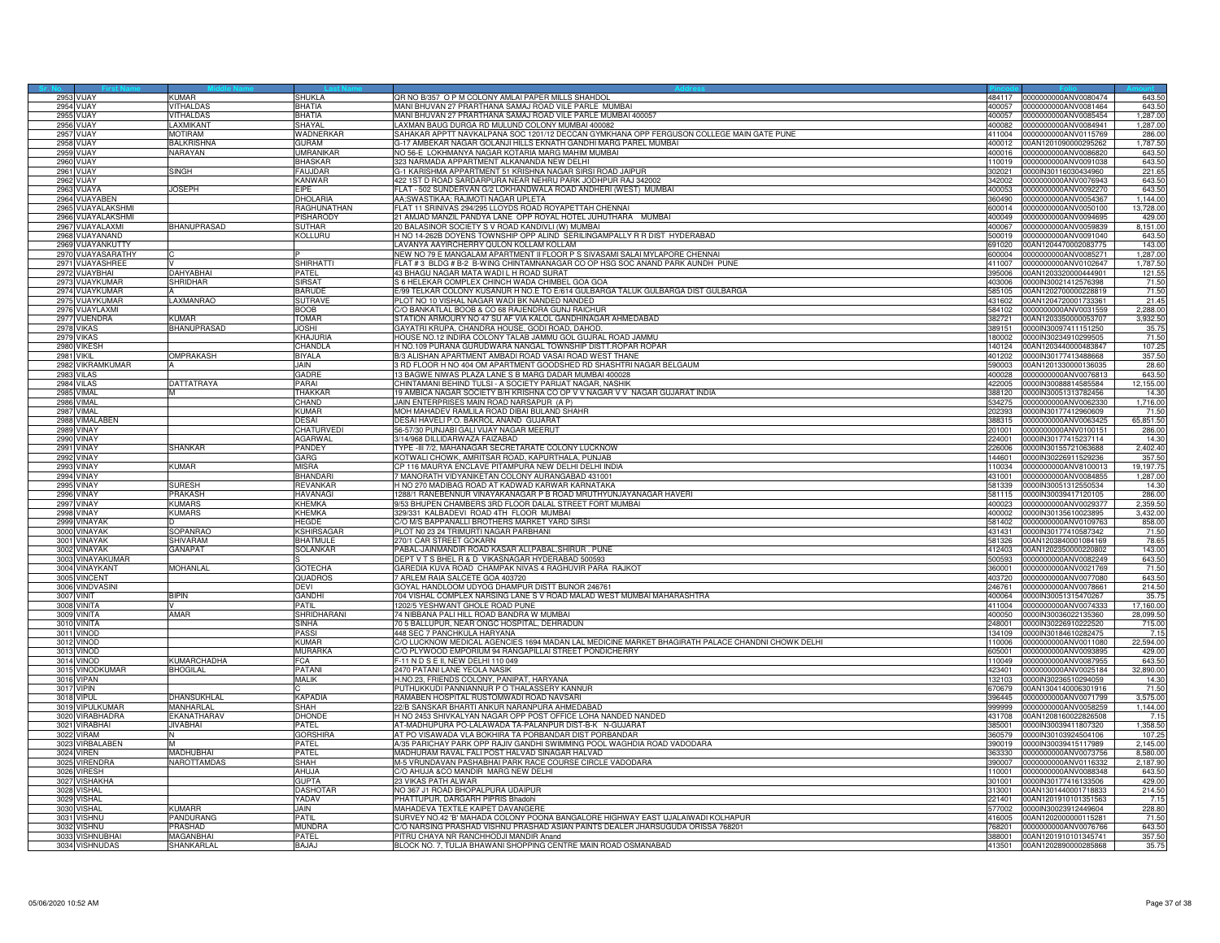| Sr. No. | First Name | Middle Name | Last Name | Address | Pincode | Folio | Amount |
|---|---|---|---|---|---|---|---|
| 2953 | VIJAY | KUMAR | SHUKLA | QR NO B/357 O P M COLONY AMLAI PAPER MILLS SHAHDOL | 484117 | 0000000000ANV0080474 | 643.50 |
| 2954 | VIJAY | VITHALDAS | BHATIA | MANI BHUVAN 27 PRARTHANA SAMAJ ROAD VILE PARLE MUMBAI | 400057 | 0000000000ANV0081464 | 643.50 |
| 2955 | VIJAY | VITHALDAS | BHATIA | MANI BHUVAN 27 PRARTHANA SAMAJ ROAD VILE PARLE MUMBAI 400057 | 400057 | 0000000000ANV0085454 | 1,287.00 |
| 2956 | VIJAY | LAXMIKANT | SHAYAL | LAXMAN BAUG DURGA RD MULUND COLONY MUMBAI 400082 | 400082 | 0000000000ANV0084941 | 1,287.00 |
| 2957 | VIJAY | MOTIRAM | WADNERKAR | SAHAKAR APPTT NAVKALPANA SOC 1201/12 DECCAN GYMKHANA OPP FERGUSON COLLEGE MAIN GATE PUNE | 411004 | 0000000000ANV0115769 | 286.00 |
| 2958 | VIJAY | BALKRISHNA | GURAM | G-17 AMBEKAR NAGAR GOLANJI HILLS EKNATH GANDHI MARG PAREL MUMBAI | 400012 | 00AN1201090000295262 | 1,787.50 |
| 2959 | VIJAY | NARAYAN | UMRANIKAR | NO 56-E LOKHMANYA NAGAR KOTARIA MARG MAHIM MUMBAI | 400016 | 0000000000ANV0086820 | 643.50 |
| 2960 | VIJAY | | BHASKAR | 323 NARMADA APPARTMENT ALKANANDA NEW DELHI | 110019 | 0000000000ANV0091038 | 643.50 |
| 2961 | VIJAY | SINGH | FAUJDAR | G-1 KARISHMA APPARTMENT 51 KRISHNA NAGAR SIRSI ROAD JAIPUR | 302021 | 0000IN30116030434960 | 221.65 |
| 2962 | VIJAY | | KANWAR | 422 1ST D ROAD SARDARPURA NEAR NEHRU PARK JODHPUR RAJ 342002 | 342002 | 0000000000ANV0076943 | 643.50 |
| 2963 | VIJAYA | JOSEPH | EIPE | FLAT - 502 SUNDERVAN G/2 LOKHANDWALA ROAD ANDHERI (WEST) MUMBAI | 400053 | 0000000000ANV0092270 | 643.50 |
| 2964 | VIJAYABEN | | DHOLARIA | AA;SWASTIKAA; RAJMOTI NAGAR UPLETA | 360490 | 0000000000ANV0054367 | 1,144.00 |
| 2965 | VIJAYALAKSHMI | | RAGHUNATHAN | FLAT 11 SRINIVAS 294/295 LLOYDS ROAD ROYAPETTAH CHENNAI | 600014 | 0000000000ANV0050100 | 13,728.00 |
| 2966 | VIJAYALAKSHMI | | PISHARODY | 21 AMJAD MANZIL PANDYA LANE OPP ROYAL HOTEL JUHUTHARA MUMBAI | 400049 | 0000000000ANV0094695 | 429.00 |
| 2967 | VIJAYALAXMI | BHANUPRASAD | SUTHAR | 20 BALASINOR SOCIETY S V ROAD KANDIVLI (W) MUMBAI | 400067 | 0000000000ANV0059839 | 8,151.00 |
| 2968 | VIJAYANAND | | KOLLURU | H NO 14-262B DOYENS TOWNSHIP OPP ALIND SERILINGAMPALLY R R DIST HYDERABAD | 500019 | 0000000000ANV0091040 | 643.50 |
| 2969 | VIJAYANKUTTY | | | LAVANYA AAYIRCHERRY QULON KOLLAM KOLLAM | 691020 | 00AN1204470002083775 | 143.00 |
| 2970 | VIJAYASARATHY | C | P | NEW NO 79 E MANGALAM APARTMENT II FLOOR P S SIVASAMI SALAI MYLAPORE CHENNAI | 600004 | 0000000000ANV0085271 | 1,287.00 |
| 2971 | VIJAYASHREE | V | SHIRHATTI | FLAT # 3 BLDG # B-2 B-WING CHINTAMNANAGAR CO OP HSG SOC ANAND PARK AUNDH PUNE | 411007 | 0000000000ANV0102647 | 1,787.50 |
| 2972 | VIJAYBHAI | DAHYABHAI | PATEL | 43 BHAGU NAGAR MATA WADI L H ROAD SURAT | 395006 | 00AN1203320000444901 | 121.55 |
| 2973 | VIJAYKUMAR | SHRIDHAR | SIRSAT | S 6 HELEKAR COMPLEX CHINCH WADA CHIMBEL GOA GOA | 403006 | 0000IN30021412576398 | 71.50 |
| 2974 | VIJAYKUMAR | A | BARUDE | E/99 TELKAR COLONY KUSANUR H NO.E TO E/614 GULBARGA TALUK GULBARGA DIST GULBARGA | 585105 | 00AN1202700000228819 | 71.50 |
| 2975 | VIJAYKUMAR | LAXMANRAO | SUTRAVE | PLOT NO 10 VISHAL NAGAR WADI BK NANDED NANDED | 431602 | 00AN1204720001733361 | 21.45 |
| 2976 | VIJAYLAXMI | | BOOB | C/O BANKATLAL BOOB & CO 68 RAJENDRA GUNJ RAICHUR | 584102 | 0000000000ANV0031559 | 2,288.00 |
| 2977 | VIJENDRA | KUMAR | TOMAR | STATION ARMOURY NO 47 SU AF VIA KALOL GANDHINAGAR AHMEDABAD | 382721 | 00AN1203350000053707 | 3,932.50 |
| 2978 | VIKAS | BHANUPRASAD | JOSHI | GAYATRI KRUPA, CHANDRA HOUSE, GODI ROAD, DAHOD. | 389151 | 0000IN30097411151250 | 35.75 |
| 2979 | VIKAS | | KHAJURIA | HOUSE NO.12 INDIRA COLONY TALAB JAMMU GOL GUJRAL ROAD JAMMU | 180002 | 0000IN30234910299505 | 71.50 |
| 2980 | VIKESH | | CHANDLA | H NO.109 PURANA GURUDWARA NANGAL TOWNSHIP DISTT.ROPAR ROPAR | 140124 | 00AN1203440000483847 | 107.25 |
| 2981 | VIKIL | OMPRAKASH | BIYALA | B/3 ALISHAN APARTMENT AMBADI ROAD VASAI ROAD WEST THANE | 401202 | 0000IN30177413488668 | 357.50 |
| 2982 | VIKRAMKUMAR | A | JAIN | 3 RD FLOOR H NO 404 OM APARTMENT GOODSHED RD SHASHTRI NAGAR BELGAUM | 590003 | 00AN1201330000136035 | 28.60 |
| 2983 | VILAS | | GADRE | 13 BAGWE NIWAS PLAZA LANE S B MARG DADAR MUMBAI 400028 | 400028 | 0000000000ANV0076813 | 643.50 |
| 2984 | VILAS | DATTATRAYA | PARAI | CHINTAMANI BEHIND TULSI - A SOCIETY PARIJAT NAGAR, NASHIK | 422005 | 0000IN30088814585584 | 12,155.00 |
| 2985 | VIMAL | M | THAKKAR | 19 AMBICA NAGAR SOCIETY B/H KRISHNA CO OP V V NAGAR V V NAGAR GUJARAT INDIA | 388120 | 0000IN30051313782456 | 14.30 |
| 2986 | VIMAL | | CHAND | JAIN ENTERPRISES MAIN ROAD NARSAPUR (A P) | 534275 | 0000000000ANV0062330 | 1,716.00 |
| 2987 | VIMAL | | KUMAR | MOH MAHADEV RAMLILA ROAD DIBAI BULAND SHAHR | 202393 | 0000IN30177412960609 | 71.50 |
| 2988 | VIMALABEN | | DESAI | DESAI HAVELI P.O. BAKROL ANAND GUJARAT | 388315 | 0000000000ANV0063425 | 65,851.50 |
| 2989 | VINAY | | CHATURVEDI | 56-57/30 PUNJABI GALI VIJAY NAGAR MEERUT | 201001 | 0000000000ANV0100151 | 286.00 |
| 2990 | VINAY | | AGARWAL | 3/14/968 DILLIDARWAZA FAIZABAD | 224001 | 0000IN30177415237114 | 14.30 |
| 2991 | VINAY | SHANKAR | PANDEY | TYPE -III 7/2, MAHANAGAR SECRETARATE COLONY LUCKNOW | 226006 | 0000IN30155721063688 | 2,402.40 |
| 2992 | VINAY | | GARG | KOTWALI CHOWK, AMRITSAR ROAD, KAPURTHALA, PUNJAB | 144601 | 0000IN30226911529236 | 357.50 |
| 2993 | VINAY | KUMAR | MISRA | CP 116 MAURYA ENCLAVE PITAMPURA NEW DELHI DELHI INDIA | 110034 | 0000000000ANV8100013 | 19,197.75 |
| 2994 | VINAY | | BHANDARI | 7 MANORATH VIDYANIKETAN COLONY AURANGABAD 431001 | 431001 | 0000000000ANV0084855 | 1,287.00 |
| 2995 | VINAY | SURESH | REVANKAR | H NO 270 MADIBAG ROAD AT KADWAD KARWAR KARNATAKA | 581339 | 0000IN30051312550534 | 14.30 |
| 2996 | VINAY | PRAKASH | HAVANAGI | 1288/1 RANEBENNUR VINAYAKANAGAR P B ROAD MRUTHYUNJAYANAGAR HAVERI | 581115 | 0000IN30039417120105 | 286.00 |
| 2997 | VINAY | KUMARS | KHEMKA | 9/53 BHUPEN CHAMBERS 3RD FLOOR DALAL STREET FORT MUMBAI | 400023 | 0000000000ANV0029377 | 2,359.50 |
| 2998 | VINAY | KUMARS | KHEMKA | 329/331 KALBADEVI ROAD 4TH FLOOR MUMBAI | 400002 | 0000IN30135610023895 | 3,432.00 |
| 2999 | VINAYAK | D | HEGDE | C/O M/S BAPPANALLI BROTHERS MARKET YARD SIRSI | 581402 | 0000000000ANV0109763 | 858.00 |
| 3000 | VINAYAK | SOPANRAO | KSHIRSAGAR | PLOT N0 23 24 TRIMURTI NAGAR PARBHANI | 431431 | 0000IN30177410587342 | 71.50 |
| 3001 | VINAYAK | SHIVARAM | BHATMULE | 270/1 CAR STREET GOKARN | 581326 | 00AN1203840001084169 | 78.65 |
| 3002 | VINAYAK | GANAPAT | SOLANKAR | PABAL-JAINMANDIR ROAD KASAR ALI,PABAL,SHIRUR . PUNE | 412403 | 00AN1202350000220802 | 143.00 |
| 3003 | VINAYAKUMAR | | S | DEPT V T S BHEL R & D VIKASNAGAR HYDERABAD 500593 | 500593 | 0000000000ANV0082249 | 643.50 |
| 3004 | VINAYKANT | MOHANLAL | GOTECHA | GAREDIA KUVA ROAD CHAMPAK NIVAS 4 RAGHUVIR PARA RAJKOT | 360001 | 0000000000ANV0021769 | 71.50 |
| 3005 | VINCENT | | QUADROS | 7 ARLEM RAIA SALCETE GOA 403720 | 403720 | 0000000000ANV0077080 | 643.50 |
| 3006 | VINDVASINI | | DEVI | GOYAL HANDLOOM UDYOG DHAMPUR DISTT BIJNOR 246761 | 246761 | 0000000000ANV0078661 | 214.50 |
| 3007 | VINIT | BIPIN | GANDHI | 704 VISHAL COMPLEX NARSING LANE S V ROAD MALAD WEST MUMBAI MAHARASHTRA | 400064 | 0000IN30051315470267 | 35.75 |
| 3008 | VINITA | V | PATIL | 1202/5 YESHWANT GHOLE ROAD PUNE | 411004 | 0000000000ANV0074333 | 17,160.00 |
| 3009 | VINITA | AMAR | SHRIDHARANI | 74 NIBBANA PALI HILL ROAD BANDRA W MUMBAI | 400050 | 0000IN30036022135360 | 28,099.50 |
| 3010 | VINITA | | SINHA | 70 5 BALLUPUR, NEAR ONGC HOSPITAL, DEHRADUN | 248001 | 0000IN30226910222520 | 715.00 |
| 3011 | VINOD | | PASSI | 448 SEC 7 PANCHKULA HARYANA | 134109 | 0000IN30184610282475 | 7.15 |
| 3012 | VINOD | | KUMAR | C/O LUCKNOW MEDICAL AGENCIES 1694 MADAN LAL MEDICINE MARKET BHAGIRATH PALACE CHANDNI CHOWK DELHI | 110006 | 0000000000ANV0011080 | 22,594.00 |
| 3013 | VINOD | | MURARKA | C/O PLYWOOD EMPORIUM 94 RANGAPILLAI STREET PONDICHERRY | 605001 | 0000000000ANV0093895 | 429.00 |
| 3014 | VINOD | KUMARCHADHA | FCA | F-11 N D S E II, NEW DELHI 110 049 | 110049 | 0000000000ANV0087955 | 643.50 |
| 3015 | VINODKUMAR | BHOGILAL | PATANI | 2470 PATANI LANE YEOLA NASIK | 423401 | 0000000000ANV0025184 | 32,890.00 |
| 3016 | VIPAN | | MALIK | H.NO.23, FRIENDS COLONY, PANIPAT, HARYANA | 132103 | 0000IN30236510294059 | 14.30 |
| 3017 | VIPIN | | C | PUTHUKKUDI PANNIANNUR P O THALASSERY KANNUR | 670679 | 00AN1304140006301916 | 71.50 |
| 3018 | VIPUL | DHANSUKHLAL | KAPADIA | RAMABEN HOSPITAL RUSTOMWADI ROAD NAVSARI | 396445 | 0000000000ANV0071799 | 3,575.00 |
| 3019 | VIPULKUMAR | MANHARLAL | SHAH | 22/B SANSKAR BHARTI ANKUR NARANPURA AHMEDABAD | 999999 | 0000000000ANV0058259 | 1,144.00 |
| 3020 | VIRABHADRA | EKANATHARAV | DHONDE | H NO 2453 SHIVKALYAN NAGAR OPP POST OFFICE LOHA NANDED NANDED | 431708 | 00AN1208160022826508 | 7.15 |
| 3021 | VIRABHAI | JIVABHAI | PATEL | AT-MADHUPURA PO-LALAWADA TA-PALANPUR DIST-B-K N-GUJARAT | 385001 | 0000IN30039411807320 | 1,358.50 |
| 3022 | VIRAM | N | GORSHIRA | AT PO VISAWADA VLA BOKHIRA TA PORBANDAR DIST PORBANDAR | 360579 | 0000IN30103924504106 | 107.25 |
| 3023 | VIRBALABEN | M | PATEL | A/35 PARICHAY PARK OPP RAJIV GANDHI SWIMMING POOL WAGHDIA ROAD VADODARA | 390019 | 0000IN30039415117989 | 2,145.00 |
| 3024 | VIREN | MADHUBHAI | PATEL | MADHURAM RAVAL FALI POST HALVAD SINAGAR HALVAD | 363330 | 0000000000ANV0073756 | 8,580.00 |
| 3025 | VIRENDRA | NAROTTAMDAS | SHAH | M-5 VRUNDAVAN PASHABHAI PARK RACE COURSE CIRCLE VADODARA | 390007 | 0000000000ANV0116332 | 2,187.90 |
| 3026 | VIRESH | | AHUJA | C/O AHUJA &CO MANDIR MARG NEW DELHI | 110001 | 0000000000ANV0088348 | 643.50 |
| 3027 | VISHAKHA | | GUPTA | 23 VIKAS PATH ALWAR | 301001 | 0000IN30177416133506 | 429.00 |
| 3028 | VISHAL | | DASHOTAR | NO 367 J1 ROAD BHOPALPURA UDAIPUR | 313001 | 00AN1301440001718833 | 214.50 |
| 3029 | VISHAL | | YADAV | PHATTUPUR, DARGARH PIPRIS Bhadohi | 221401 | 00AN1201910101351563 | 7.15 |
| 3030 | VISHAL | KUMARR | JAIN | MAHADEVA TEXTILE KAIPET DAVANGERE | 577002 | 0000IN30023912449604 | 228.80 |
| 3031 | VISHNU | PANDURANG | PATIL | SURVEY NO.42 'B' MAHADA COLONY POONA BANGALORE HIGHWAY EAST UJALAIWADI KOLHAPUR | 416005 | 00AN1202000000115281 | 71.50 |
| 3032 | VISHNU | PRASHAD | MUNDRA | C/O NARSING PRASHAD VISHNU PRASHAD ASIAN PAINTS DEALER JHARSUGUDA ORISSA 768201 | 768201 | 0000000000ANV0076766 | 643.50 |
| 3033 | VISHNUBHAI | MAGANBHAI | PATEL | PITRU CHAYA NR RANCHHODJI MANDIR Anand | 388001 | 00AN1201910101345741 | 357.50 |
| 3034 | VISHNUDAS | SHANKARLAL | BAJAJ | BLOCK NO. 7, TULJA BHAWANI SHOPPING CENTRE MAIN ROAD OSMANABAD | 413501 | 00AN1202890000285868 | 35.75 |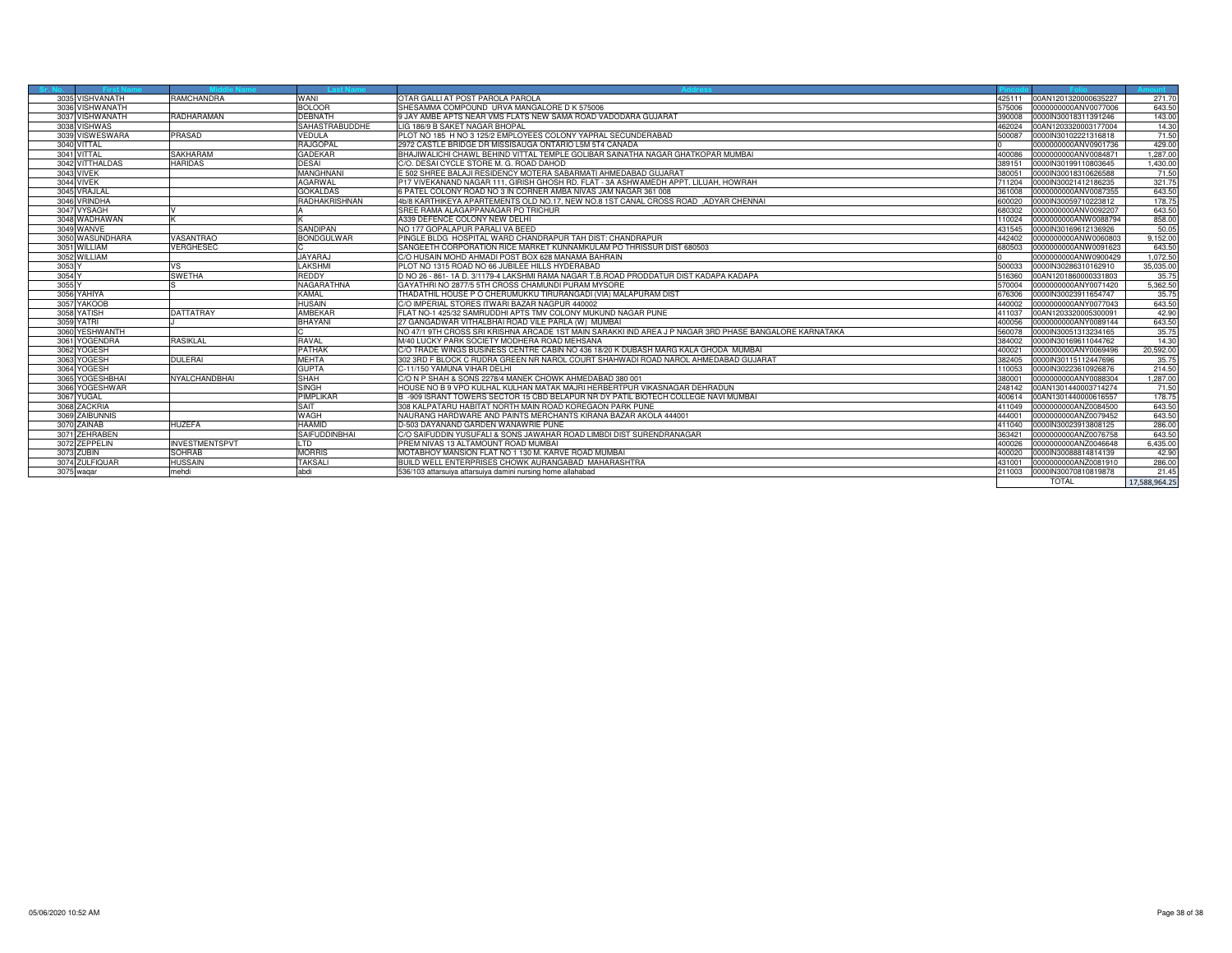| Sr. No. | First Name | Middle Name | Last Name | Address | Pincode | Folio | Amount |
|---|---|---|---|---|---|---|---|
| 3035 | VISHVANATH | RAMCHANDRA | WANI | OTAR GALLI AT POST PAROLA PAROLA | 425111 | 00AN1201320000635227 | 271.70 |
| 3036 | VISHWANATH | | BOLOOR | SHESAMMA COMPOUND URVA MANGALORE D K 575006 | 575006 | 0000000000ANV0077006 | 643.50 |
| 3037 | VISHWANATH | RADHARAMAN | DEBNATH | 9 JAY AMBE APTS NEAR VMS FLATS NEW SAMA ROAD VADODARA GUJARAT | 390008 | 0000IN30018311391246 | 143.00 |
| 3038 | VISHWAS | | SAHASTRABUDDHE | LIG 186/9 B SAKET NAGAR BHOPAL | 462024 | 00AN1203320003177004 | 14.30 |
| 3039 | VISWESWARA | PRASAD | VEDULA | PLOT NO 185 H NO 3 125/2 EMPLOYEES COLONY YAPRAL SECUNDERABAD | 500087 | 0000IN30102221316818 | 71.50 |
| 3040 | VITTAL | | RAJGOPAL | 2972 CASTLE BRIDGE DR MISSISAUGA ONTARIO L5M 5T4 CANADA | 0 | 0000000000ANV0901736 | 429.00 |
| 3041 | VITTAL | SAKHARAM | GADEKAR | BHAJIWALICHI CHAWL BEHIND VITTAL TEMPLE GOLIBAR SAINATHA NAGAR GHATKOPAR MUMBAI | 400086 | 0000000000ANV0084871 | 1,287.00 |
| 3042 | VITTHALDAS | HARIDAS | DESAI | C/O. DESAI CYCLE STORE M. G. ROAD DAHOD | 389151 | 0000IN30199110803645 | 1,430.00 |
| 3043 | VIVEK | | MANGHNANI | E 502 SHREE BALAJI RESIDENCY MOTERA SABARMATI AHMEDABAD GUJARAT | 380051 | 0000IN30018310626588 | 71.50 |
| 3044 | VIVEK | | AGARWAL | P17 VIVEKANAND NAGAR 111, GIRISH GHOSH RD. FLAT - 3A ASHWAMEDH APPT. LILUAH, HOWRAH | 711204 | 0000IN30021412186235 | 321.75 |
| 3045 | VRAJLAL | | GOKALDAS | 6 PATEL COLONY ROAD NO 3 IN CORNER AMBA NIVAS JAM NAGAR 361 008 | 361008 | 0000000000ANV0087355 | 643.50 |
| 3046 | VRINDHA | | RADHAKRISHNAN | 4b/8 KARTHIKEYA APARTEMENTS OLD NO.17, NEW NO.8 1ST CANAL CROSS ROAD ,ADYAR CHENNAI | 600020 | 0000IN30059710223812 | 178.75 |
| 3047 | VYSAGH | V | A | SREE RAMA ALAGAPPANAGAR PO TRICHUR | 680302 | 0000000000ANV0092207 | 643.50 |
| 3048 | WADHAWAN | K | K | A339 DEFENCE COLONY NEW DELHI | 110024 | 0000000000ANW0088794 | 858.00 |
| 3049 | WANVE | | SANDIPAN | NO 177 GOPALAPUR PARALI VA BEED | 431545 | 0000IN30169612136926 | 50.05 |
| 3050 | WASUNDHARA | VASANTRAO | BONDGULWAR | PINGLE BLDG HOSPITAL WARD CHANDRAPUR TAH DIST: CHANDRAPUR | 442402 | 0000000000ANW0060803 | 9,152.00 |
| 3051 | WILLIAM | VERGHESEC | C | SANGEETH CORPORATION RICE MARKET KUNNAMKULAM PO THRISSUR DIST 680503 | 680503 | 0000000000ANW0091623 | 643.50 |
| 3052 | WILLIAM | | JAYARAJ | C/O HUSAIN MOHD AHMADI POST BOX 628 MANAMA BAHRAIN | 0 | 0000000000ANW0900429 | 1,072.50 |
| 3053 | Y | VS | LAKSHMI | PLOT NO 1315 ROAD NO 66 JUBILEE HILLS HYDERABAD | 500033 | 0000IN30286310162910 | 35,035.00 |
| 3054 | Y | SWETHA | REDDY | D NO 26 - 861- 1A D. 3/1179-4 LAKSHMI RAMA NAGAR T.B.ROAD PRODDATUR DIST KADAPA KADAPA | 516360 | 00AN1201860000331803 | 35.75 |
| 3055 | Y | S | NAGARATHNA | GAYATHRI NO 2877/5 5TH CROSS CHAMUNDI PURAM MYSORE | 570004 | 0000000000ANY0071420 | 5,362.50 |
| 3056 | YAHIYA | | KAMAL | THADATHIL HOUSE P O CHERUMUKKU TIRURANGADI (VIA) MALAPURAM DIST | 676306 | 0000IN30023911654747 | 35.75 |
| 3057 | YAKOOB | | HUSAIN | C/O IMPERIAL STORES ITWARI BAZAR NAGPUR 440002 | 440002 | 0000000000ANY0077043 | 643.50 |
| 3058 | YATISH | DATTATRAY | AMBEKAR | FLAT NO-1 425/32 SAMRUDDHI APTS TMV COLONY MUKUND NAGAR PUNE | 411037 | 00AN1203320005300091 | 42.90 |
| 3059 | YATRI | J | BHAYANI | 27 GANGADWAR VITHALBHAI ROAD VILE PARLA (W) MUMBAI | 400056 | 0000000000ANY0089144 | 643.50 |
| 3060 | YESHWANTH | | C | NO 47/1 9TH CROSS SRI KRISHNA ARCADE 1ST MAIN SARAKKI IND AREA J P NAGAR 3RD PHASE BANGALORE KARNATAKA | 560078 | 0000IN30051313234165 | 35.75 |
| 3061 | YOGENDRA | RASIKLAL | RAVAL | M/40 LUCKY PARK SOCIETY MODHERA ROAD MEHSANA | 384002 | 0000IN30169611044762 | 14.30 |
| 3062 | YOGESH | | PATHAK | C/O TRADE WINGS BUSINESS CENTRE CABIN NO 436 18/20 K DUBASH MARG KALA GHODA MUMBAI | 400021 | 0000000000ANY0069496 | 20,592.00 |
| 3063 | YOGESH | DULERAI | MEHTA | 302 3RD F BLOCK C RUDRA GREEN NR NAROL COURT SHAHWADI ROAD NAROL AHMEDABAD GUJARAT | 382405 | 0000IN30115112447696 | 35.75 |
| 3064 | YOGESH | | GUPTA | C-11/150 YAMUNA VIHAR DELHI | 110053 | 0000IN30223610926876 | 214.50 |
| 3065 | YOGESHBHAI | NYALCHANDBHAI | SHAH | C/O N P SHAH & SONS 2278/4 MANEK CHOWK AHMEDABAD 380 001 | 380001 | 0000000000ANY0088304 | 1,287.00 |
| 3066 | YOGESHWAR | | SINGH | HOUSE NO B 9 VPO KULHAL KULHAN MATAK MAJRI HERBERTPUR VIKASNAGAR DEHRADUN | 248142 | 00AN1301440003714274 | 71.50 |
| 3067 | YUGAL | | PIMPLIKAR | B -909 ISRANT TOWERS SECTOR 15 CBD BELAPUR NR DY PATIL BIOTECH COLLEGE NAVI MUMBAI | 400614 | 00AN1301440000616557 | 178.75 |
| 3068 | ZACKRIA | | SAIT | 308 KALPATARU HABITAT NORTH MAIN ROAD KOREGAON PARK PUNE | 411049 | 0000000000ANZ0084500 | 643.50 |
| 3069 | ZAIBUNNIS | | WAGH | NAURANG HARDWARE AND PAINTS MERCHANTS KIRANA BAZAR AKOLA 444001 | 444001 | 0000000000ANZ0079452 | 643.50 |
| 3070 | ZAINAB | HUZEFA | HAAMID | D-503 DAYANAND GARDEN WANAWRIE PUNE | 411040 | 0000IN30023913808125 | 286.00 |
| 3071 | ZEHRABEN | | SAIFUDDINBHAI | C/O SAIFUDDIN YUSUFALI & SONS JAWAHAR ROAD LIMBDI DIST SURENDRANAGAR | 363421 | 0000000000ANZ0076758 | 643.50 |
| 3072 | ZEPPELIN | INVESTMENTSPVT | LTD | PREM NIVAS 13 ALTAMOUNT ROAD MUMBAI | 400026 | 0000000000ANZ0046648 | 6,435.00 |
| 3073 | ZUBIN | SOHRAB | MORRIS | MOTABHOY MANSION FLAT NO 1 130 M. KARVE ROAD MUMBAI | 400020 | 0000IN30088814814139 | 42.90 |
| 3074 | ZULFIQUAR | HUSSAIN | TAKSALI | BUILD WELL ENTERPRISES CHOWK AURANGABAD MAHARASHTRA | 431001 | 0000000000ANZ0081910 | 286.00 |
| 3075 | waqar | mehdi | abdi | 536/103 attarsuiya attarsuiya damini nursing home allahabad | 211003 | 0000IN30070810819878 | 21.45 |
| | | | | | | TOTAL | 17,588,964.25 |

05/06/2020 10:52 AM